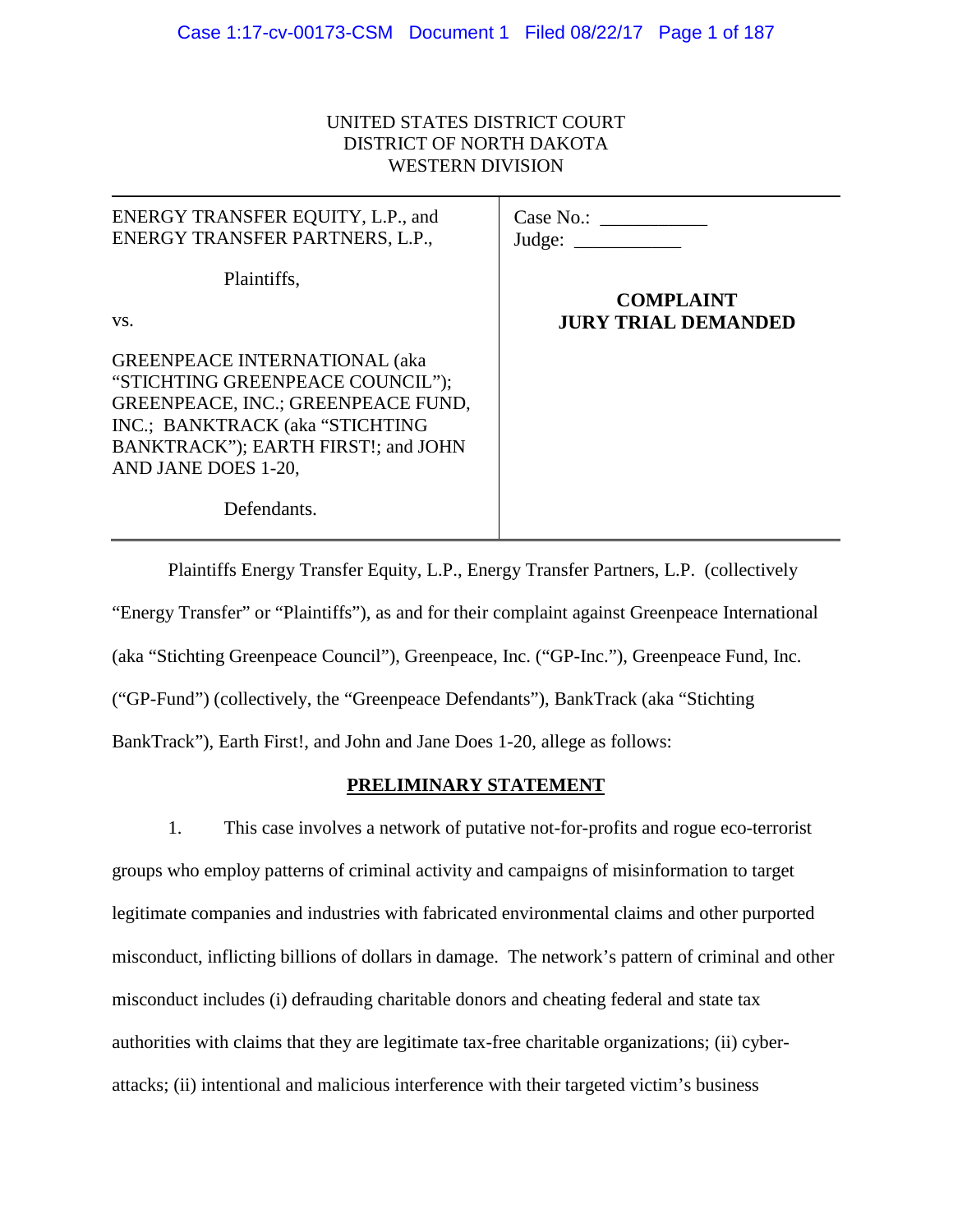UNITED STATES DISTRICT COURT
DISTRICT OF NORTH DAKOTA
WESTERN DIVISION

| | |
|---|---|
| ENERGY TRANSFER EQUITY, L.P., and ENERGY TRANSFER PARTNERS, L.P.,<br><br>Plaintiffs,<br><br>vs.<br><br>GREENPEACE INTERNATIONAL (aka "STICHTING GREENPEACE COUNCIL"); GREENPEACE, INC.; GREENPEACE FUND, INC.; BANKTRACK (aka "STICHTING BANKTRACK"); EARTH FIRST!; and JOHN AND JANE DOES 1-20,<br><br>Defendants. | Case No.: ___________<br>Judge: ___________<br><br>**COMPLAINT**<br>**JURY TRIAL DEMANDED** |

Plaintiffs Energy Transfer Equity, L.P., Energy Transfer Partners, L.P. (collectively "Energy Transfer" or "Plaintiffs"), as and for their complaint against Greenpeace International (aka "Stichting Greenpeace Council"), Greenpeace, Inc. ("GP-Inc."), Greenpeace Fund, Inc. ("GP-Fund") (collectively, the "Greenpeace Defendants"), BankTrack (aka "Stichting BankTrack"), Earth First!, and John and Jane Does 1-20, allege as follows:

## PRELIMINARY STATEMENT

1. This case involves a network of putative not-for-profits and rogue eco-terrorist groups who employ patterns of criminal activity and campaigns of misinformation to target legitimate companies and industries with fabricated environmental claims and other purported misconduct, inflicting billions of dollars in damage. The network's pattern of criminal and other misconduct includes (i) defrauding charitable donors and cheating federal and state tax authorities with claims that they are legitimate tax-free charitable organizations; (ii) cyber-attacks; (ii) intentional and malicious interference with their targeted victim's business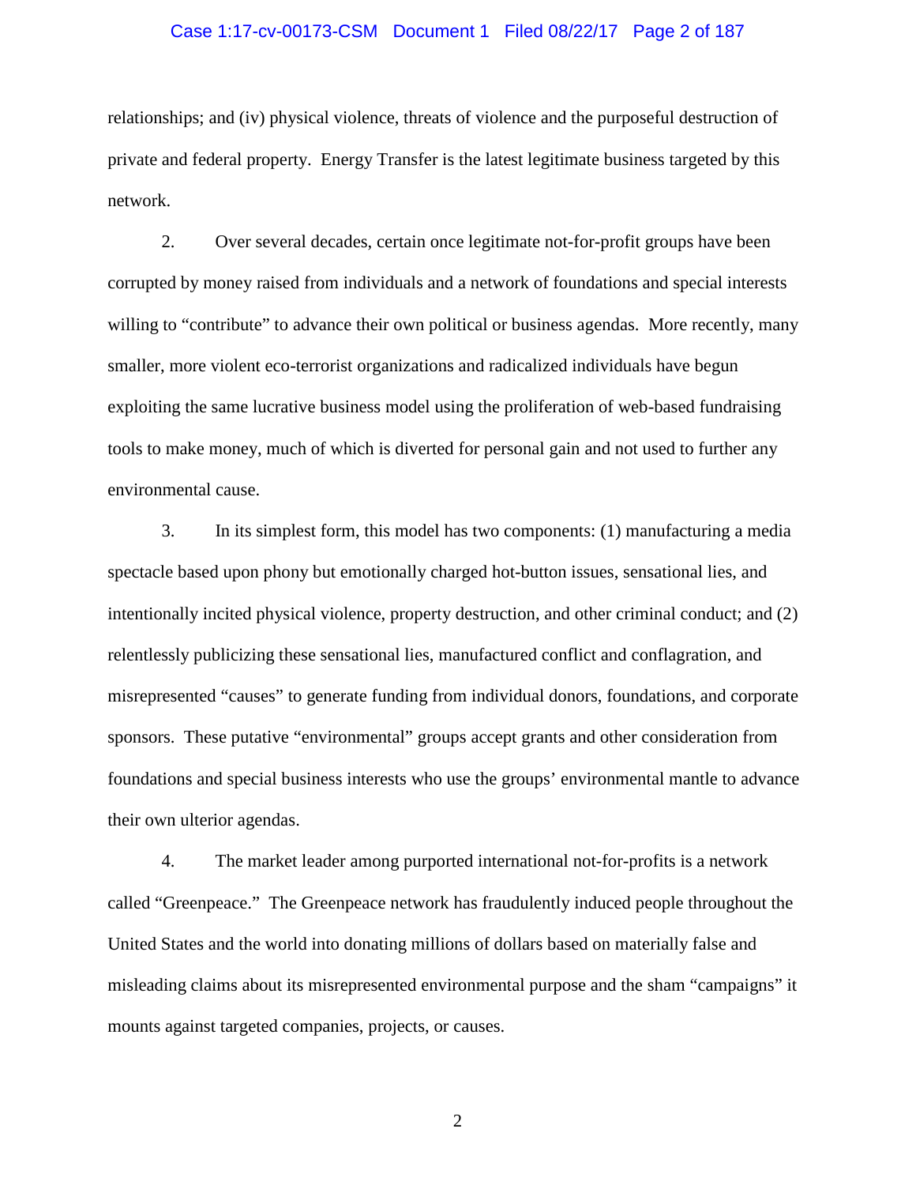relationships; and (iv) physical violence, threats of violence and the purposeful destruction of private and federal property. Energy Transfer is the latest legitimate business targeted by this network.

2. Over several decades, certain once legitimate not-for-profit groups have been corrupted by money raised from individuals and a network of foundations and special interests willing to "contribute" to advance their own political or business agendas. More recently, many smaller, more violent eco-terrorist organizations and radicalized individuals have begun exploiting the same lucrative business model using the proliferation of web-based fundraising tools to make money, much of which is diverted for personal gain and not used to further any environmental cause.

3. In its simplest form, this model has two components: (1) manufacturing a media spectacle based upon phony but emotionally charged hot-button issues, sensational lies, and intentionally incited physical violence, property destruction, and other criminal conduct; and (2) relentlessly publicizing these sensational lies, manufactured conflict and conflagration, and misrepresented "causes" to generate funding from individual donors, foundations, and corporate sponsors. These putative "environmental" groups accept grants and other consideration from foundations and special business interests who use the groups' environmental mantle to advance their own ulterior agendas.

4. The market leader among purported international not-for-profits is a network called "Greenpeace." The Greenpeace network has fraudulently induced people throughout the United States and the world into donating millions of dollars based on materially false and misleading claims about its misrepresented environmental purpose and the sham "campaigns" it mounts against targeted companies, projects, or causes.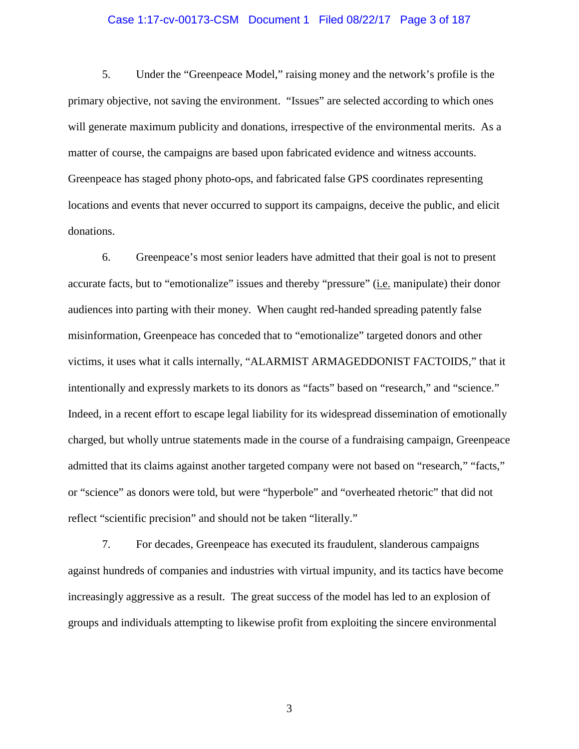5. Under the "Greenpeace Model," raising money and the network's profile is the primary objective, not saving the environment. "Issues" are selected according to which ones will generate maximum publicity and donations, irrespective of the environmental merits. As a matter of course, the campaigns are based upon fabricated evidence and witness accounts. Greenpeace has staged phony photo-ops, and fabricated false GPS coordinates representing locations and events that never occurred to support its campaigns, deceive the public, and elicit donations.

6. Greenpeace's most senior leaders have admitted that their goal is not to present accurate facts, but to "emotionalize" issues and thereby "pressure" (i.e. manipulate) their donor audiences into parting with their money. When caught red-handed spreading patently false misinformation, Greenpeace has conceded that to "emotionalize" targeted donors and other victims, it uses what it calls internally, "ALARMIST ARMAGEDDONIST FACTOIDS," that it intentionally and expressly markets to its donors as "facts" based on "research," and "science." Indeed, in a recent effort to escape legal liability for its widespread dissemination of emotionally charged, but wholly untrue statements made in the course of a fundraising campaign, Greenpeace admitted that its claims against another targeted company were not based on "research," "facts," or "science" as donors were told, but were "hyperbole" and "overheated rhetoric" that did not reflect "scientific precision" and should not be taken "literally."

7. For decades, Greenpeace has executed its fraudulent, slanderous campaigns against hundreds of companies and industries with virtual impunity, and its tactics have become increasingly aggressive as a result. The great success of the model has led to an explosion of groups and individuals attempting to likewise profit from exploiting the sincere environmental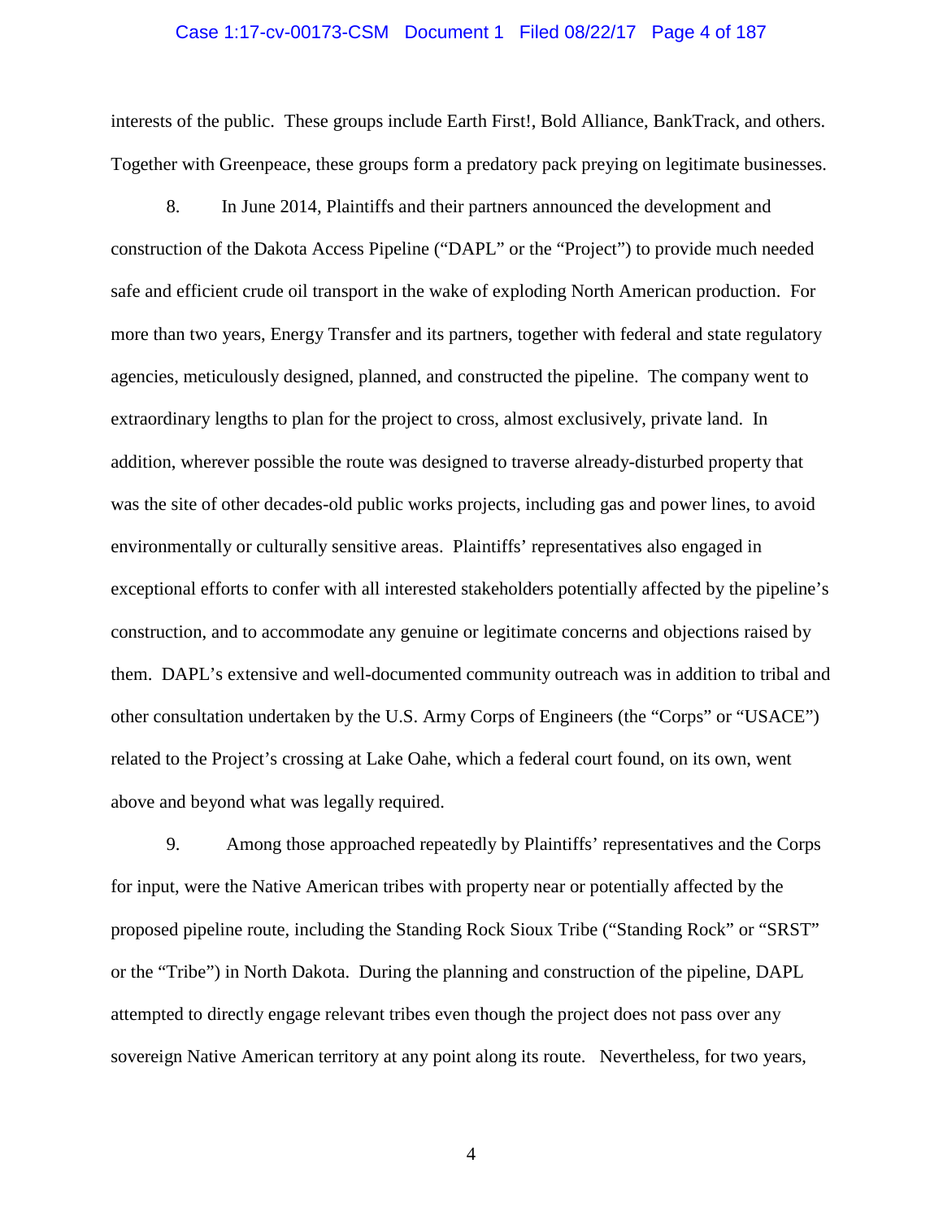interests of the public. These groups include Earth First!, Bold Alliance, BankTrack, and others. Together with Greenpeace, these groups form a predatory pack preying on legitimate businesses.

8. In June 2014, Plaintiffs and their partners announced the development and construction of the Dakota Access Pipeline ("DAPL" or the "Project") to provide much needed safe and efficient crude oil transport in the wake of exploding North American production. For more than two years, Energy Transfer and its partners, together with federal and state regulatory agencies, meticulously designed, planned, and constructed the pipeline. The company went to extraordinary lengths to plan for the project to cross, almost exclusively, private land. In addition, wherever possible the route was designed to traverse already-disturbed property that was the site of other decades-old public works projects, including gas and power lines, to avoid environmentally or culturally sensitive areas. Plaintiffs' representatives also engaged in exceptional efforts to confer with all interested stakeholders potentially affected by the pipeline's construction, and to accommodate any genuine or legitimate concerns and objections raised by them. DAPL's extensive and well-documented community outreach was in addition to tribal and other consultation undertaken by the U.S. Army Corps of Engineers (the "Corps" or "USACE") related to the Project's crossing at Lake Oahe, which a federal court found, on its own, went above and beyond what was legally required.

9. Among those approached repeatedly by Plaintiffs' representatives and the Corps for input, were the Native American tribes with property near or potentially affected by the proposed pipeline route, including the Standing Rock Sioux Tribe ("Standing Rock" or "SRST" or the "Tribe") in North Dakota. During the planning and construction of the pipeline, DAPL attempted to directly engage relevant tribes even though the project does not pass over any sovereign Native American territory at any point along its route. Nevertheless, for two years,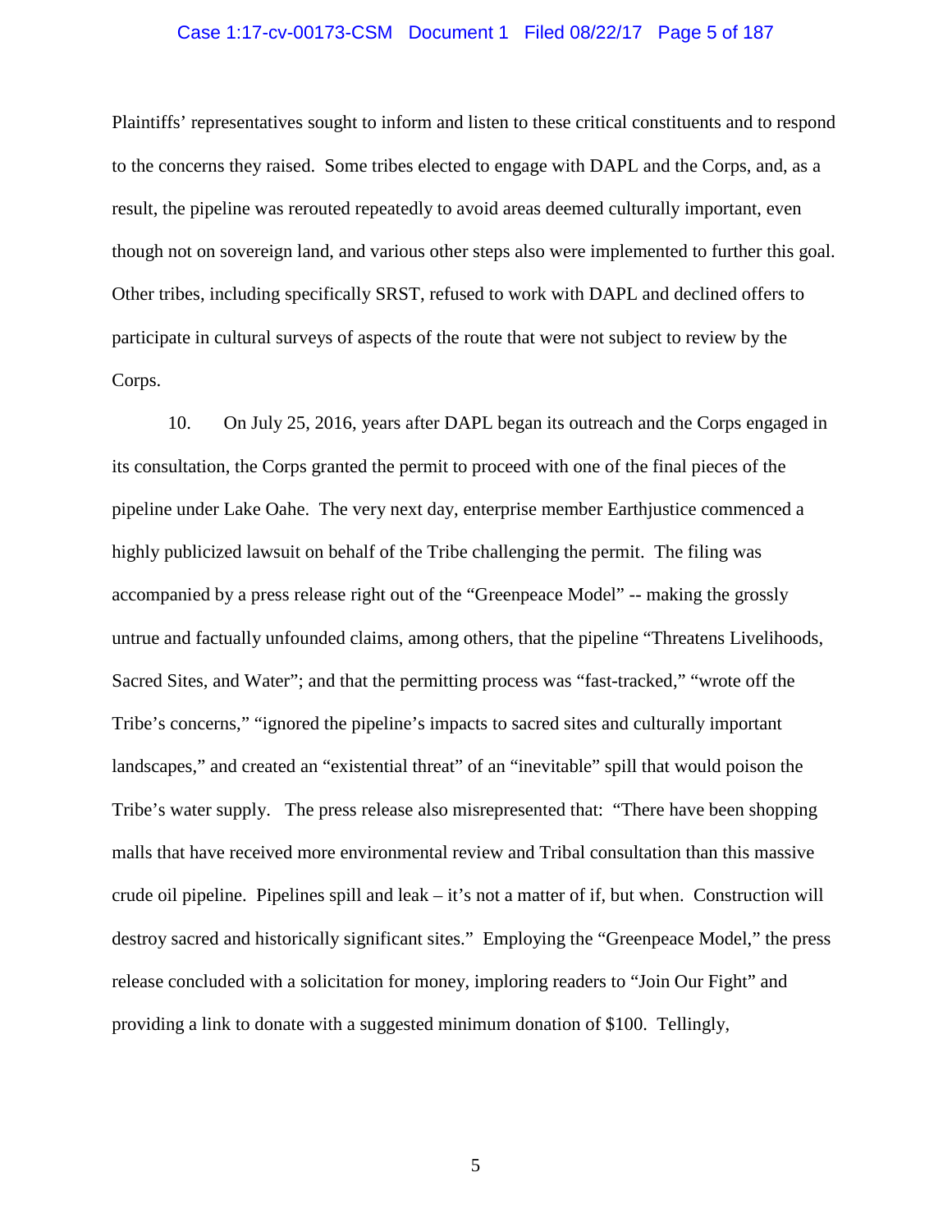Plaintiffs' representatives sought to inform and listen to these critical constituents and to respond to the concerns they raised. Some tribes elected to engage with DAPL and the Corps, and, as a result, the pipeline was rerouted repeatedly to avoid areas deemed culturally important, even though not on sovereign land, and various other steps also were implemented to further this goal. Other tribes, including specifically SRST, refused to work with DAPL and declined offers to participate in cultural surveys of aspects of the route that were not subject to review by the Corps.

10. On July 25, 2016, years after DAPL began its outreach and the Corps engaged in its consultation, the Corps granted the permit to proceed with one of the final pieces of the pipeline under Lake Oahe. The very next day, enterprise member Earthjustice commenced a highly publicized lawsuit on behalf of the Tribe challenging the permit. The filing was accompanied by a press release right out of the "Greenpeace Model" -- making the grossly untrue and factually unfounded claims, among others, that the pipeline "Threatens Livelihoods, Sacred Sites, and Water"; and that the permitting process was "fast-tracked," "wrote off the Tribe's concerns," "ignored the pipeline's impacts to sacred sites and culturally important landscapes," and created an "existential threat" of an "inevitable" spill that would poison the Tribe's water supply. The press release also misrepresented that: "There have been shopping malls that have received more environmental review and Tribal consultation than this massive crude oil pipeline. Pipelines spill and leak – it's not a matter of if, but when. Construction will destroy sacred and historically significant sites." Employing the "Greenpeace Model," the press release concluded with a solicitation for money, imploring readers to "Join Our Fight" and providing a link to donate with a suggested minimum donation of $100. Tellingly,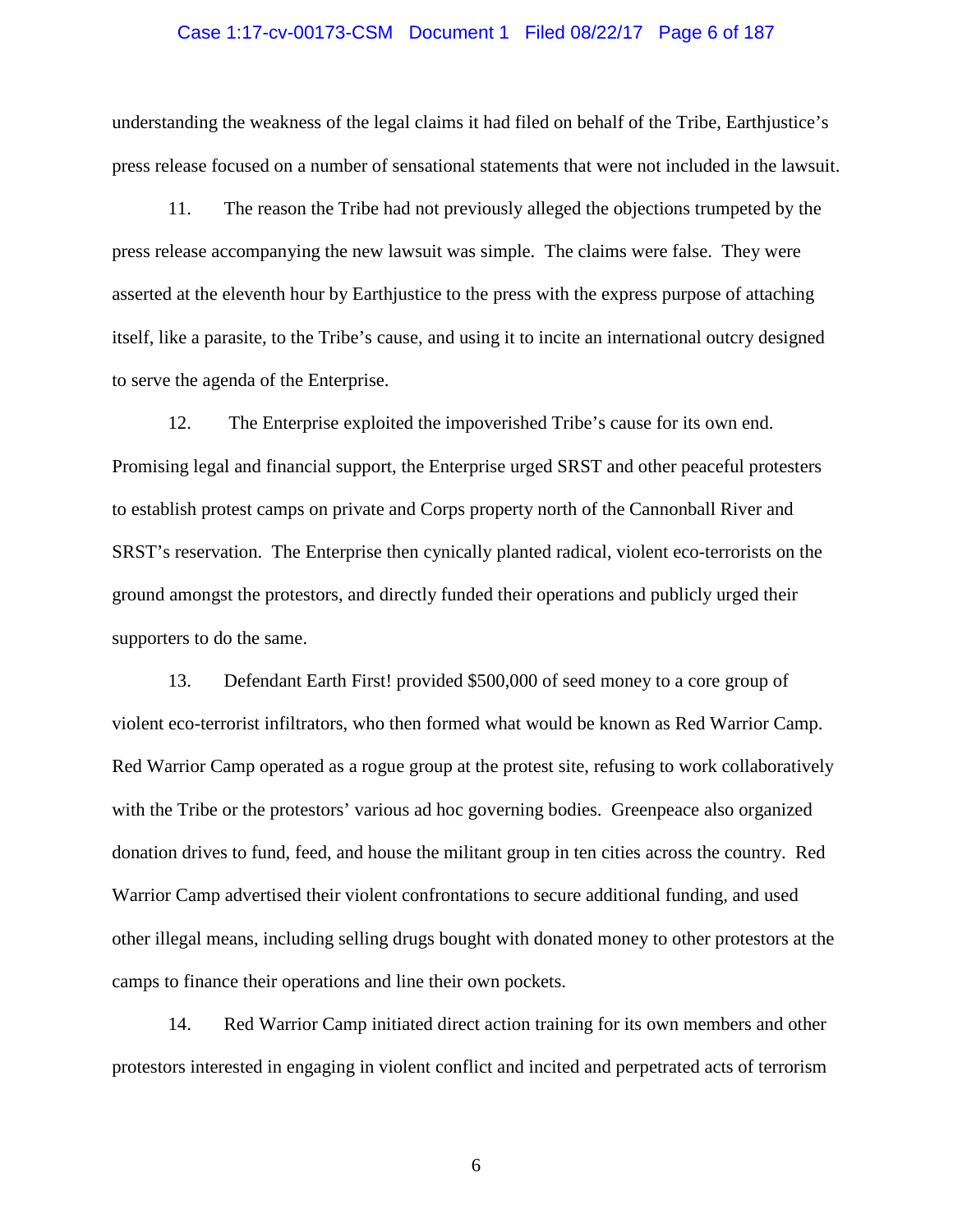understanding the weakness of the legal claims it had filed on behalf of the Tribe, Earthjustice's press release focused on a number of sensational statements that were not included in the lawsuit.

11. The reason the Tribe had not previously alleged the objections trumpeted by the press release accompanying the new lawsuit was simple. The claims were false. They were asserted at the eleventh hour by Earthjustice to the press with the express purpose of attaching itself, like a parasite, to the Tribe's cause, and using it to incite an international outcry designed to serve the agenda of the Enterprise.

12. The Enterprise exploited the impoverished Tribe's cause for its own end. Promising legal and financial support, the Enterprise urged SRST and other peaceful protesters to establish protest camps on private and Corps property north of the Cannonball River and SRST's reservation. The Enterprise then cynically planted radical, violent eco-terrorists on the ground amongst the protestors, and directly funded their operations and publicly urged their supporters to do the same.

13. Defendant Earth First! provided $500,000 of seed money to a core group of violent eco-terrorist infiltrators, who then formed what would be known as Red Warrior Camp. Red Warrior Camp operated as a rogue group at the protest site, refusing to work collaboratively with the Tribe or the protestors' various ad hoc governing bodies. Greenpeace also organized donation drives to fund, feed, and house the militant group in ten cities across the country. Red Warrior Camp advertised their violent confrontations to secure additional funding, and used other illegal means, including selling drugs bought with donated money to other protestors at the camps to finance their operations and line their own pockets.

14. Red Warrior Camp initiated direct action training for its own members and other protestors interested in engaging in violent conflict and incited and perpetrated acts of terrorism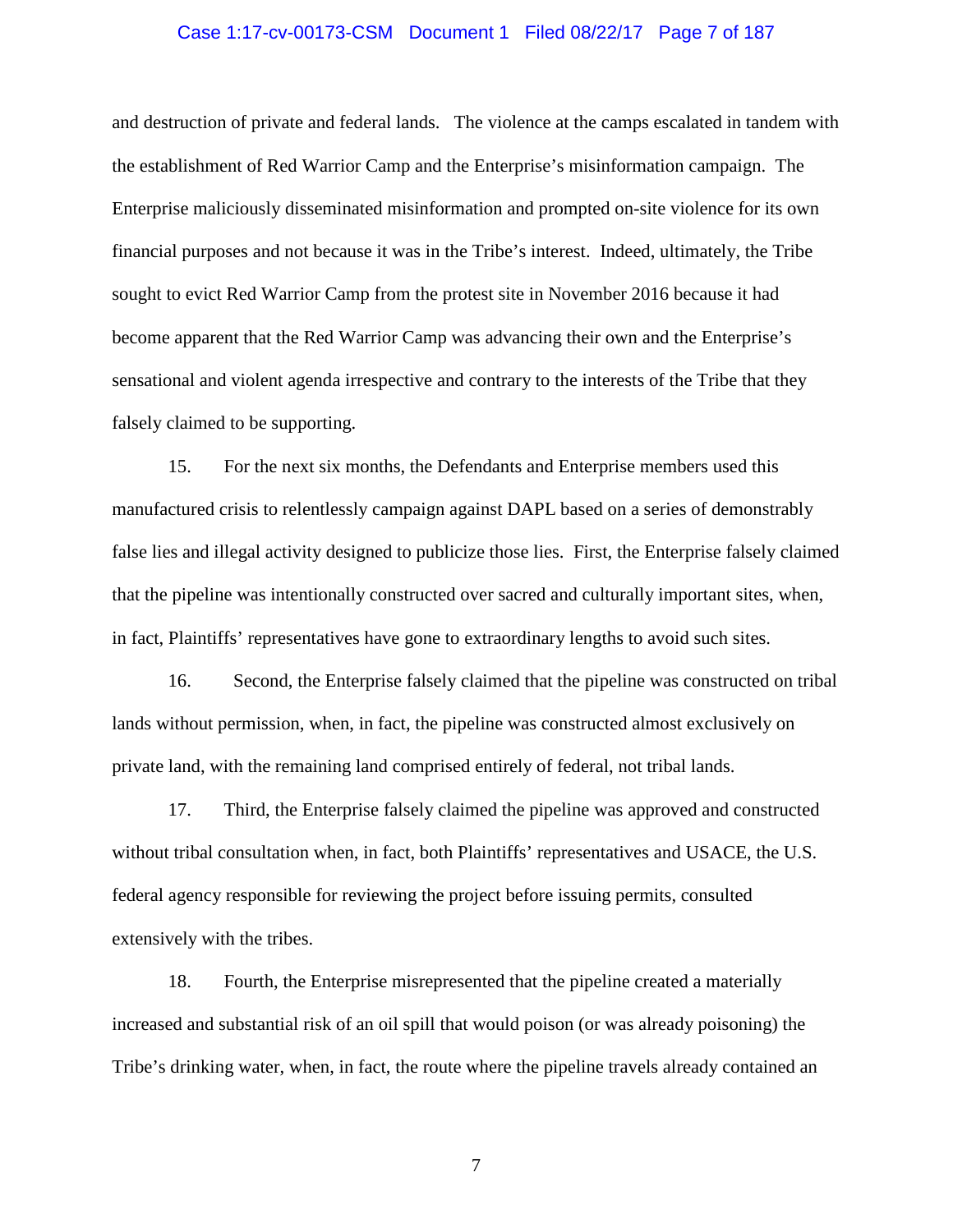and destruction of private and federal lands. The violence at the camps escalated in tandem with the establishment of Red Warrior Camp and the Enterprise's misinformation campaign. The Enterprise maliciously disseminated misinformation and prompted on-site violence for its own financial purposes and not because it was in the Tribe's interest. Indeed, ultimately, the Tribe sought to evict Red Warrior Camp from the protest site in November 2016 because it had become apparent that the Red Warrior Camp was advancing their own and the Enterprise's sensational and violent agenda irrespective and contrary to the interests of the Tribe that they falsely claimed to be supporting.

15. For the next six months, the Defendants and Enterprise members used this manufactured crisis to relentlessly campaign against DAPL based on a series of demonstrably false lies and illegal activity designed to publicize those lies. First, the Enterprise falsely claimed that the pipeline was intentionally constructed over sacred and culturally important sites, when, in fact, Plaintiffs' representatives have gone to extraordinary lengths to avoid such sites.

16. Second, the Enterprise falsely claimed that the pipeline was constructed on tribal lands without permission, when, in fact, the pipeline was constructed almost exclusively on private land, with the remaining land comprised entirely of federal, not tribal lands.

17. Third, the Enterprise falsely claimed the pipeline was approved and constructed without tribal consultation when, in fact, both Plaintiffs' representatives and USACE, the U.S. federal agency responsible for reviewing the project before issuing permits, consulted extensively with the tribes.

18. Fourth, the Enterprise misrepresented that the pipeline created a materially increased and substantial risk of an oil spill that would poison (or was already poisoning) the Tribe's drinking water, when, in fact, the route where the pipeline travels already contained an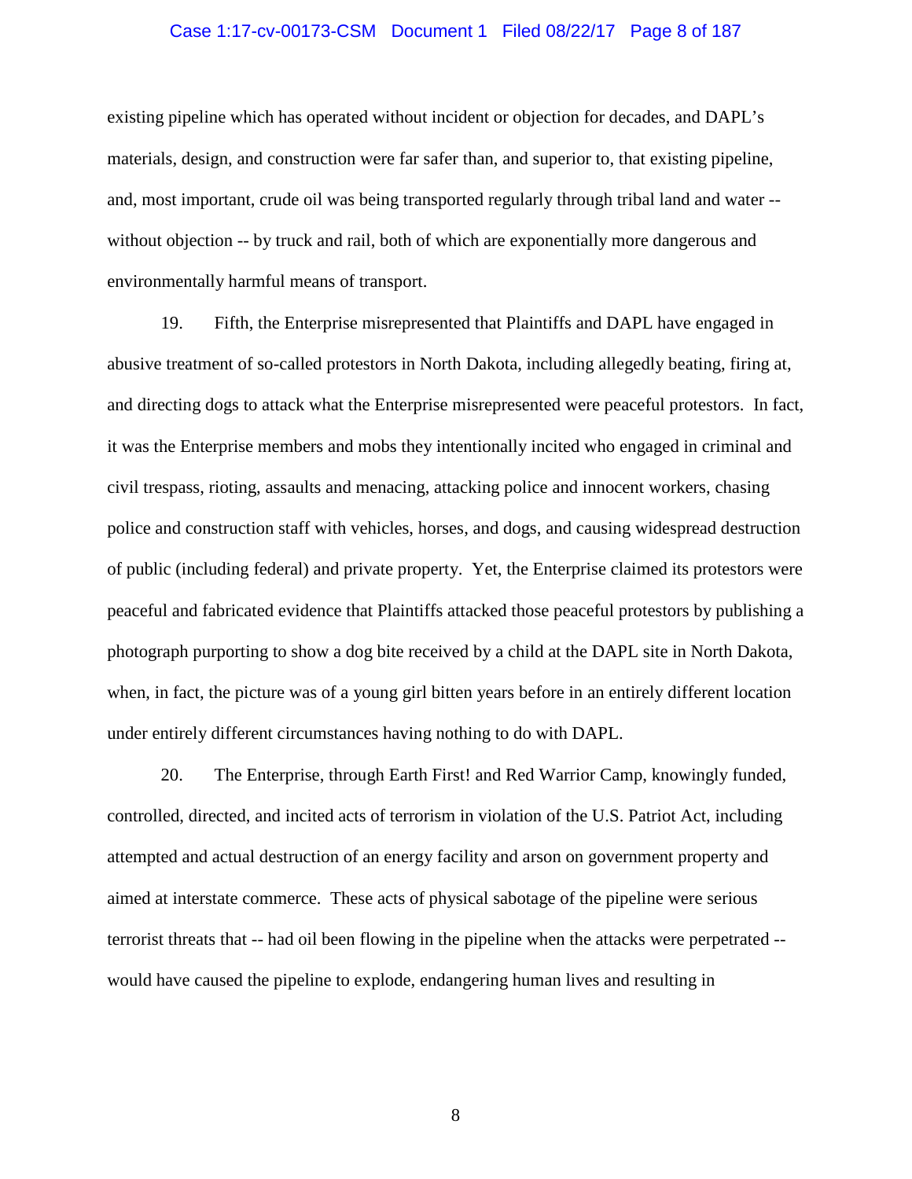existing pipeline which has operated without incident or objection for decades, and DAPL's materials, design, and construction were far safer than, and superior to, that existing pipeline, and, most important, crude oil was being transported regularly through tribal land and water -- without objection -- by truck and rail, both of which are exponentially more dangerous and environmentally harmful means of transport.

19. Fifth, the Enterprise misrepresented that Plaintiffs and DAPL have engaged in abusive treatment of so-called protestors in North Dakota, including allegedly beating, firing at, and directing dogs to attack what the Enterprise misrepresented were peaceful protestors. In fact, it was the Enterprise members and mobs they intentionally incited who engaged in criminal and civil trespass, rioting, assaults and menacing, attacking police and innocent workers, chasing police and construction staff with vehicles, horses, and dogs, and causing widespread destruction of public (including federal) and private property. Yet, the Enterprise claimed its protestors were peaceful and fabricated evidence that Plaintiffs attacked those peaceful protestors by publishing a photograph purporting to show a dog bite received by a child at the DAPL site in North Dakota, when, in fact, the picture was of a young girl bitten years before in an entirely different location under entirely different circumstances having nothing to do with DAPL.

20. The Enterprise, through Earth First! and Red Warrior Camp, knowingly funded, controlled, directed, and incited acts of terrorism in violation of the U.S. Patriot Act, including attempted and actual destruction of an energy facility and arson on government property and aimed at interstate commerce. These acts of physical sabotage of the pipeline were serious terrorist threats that -- had oil been flowing in the pipeline when the attacks were perpetrated -- would have caused the pipeline to explode, endangering human lives and resulting in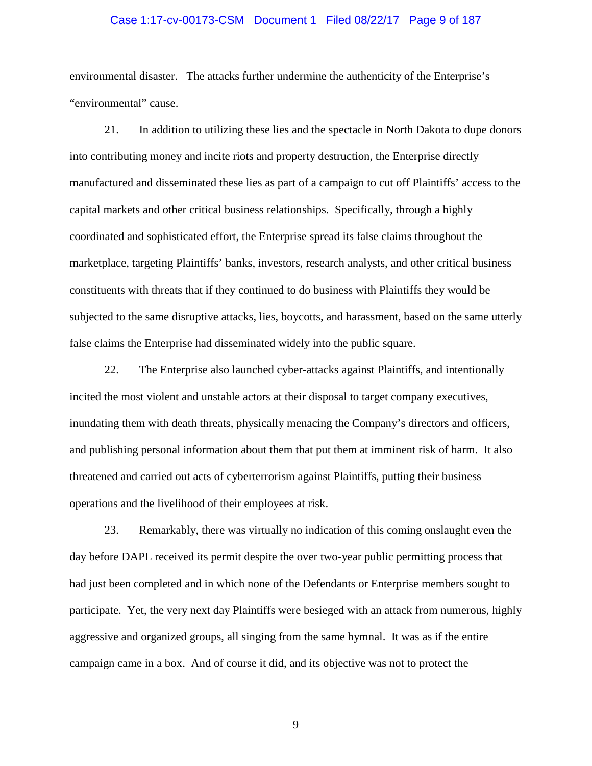environmental disaster. The attacks further undermine the authenticity of the Enterprise's "environmental" cause.

21. In addition to utilizing these lies and the spectacle in North Dakota to dupe donors into contributing money and incite riots and property destruction, the Enterprise directly manufactured and disseminated these lies as part of a campaign to cut off Plaintiffs' access to the capital markets and other critical business relationships. Specifically, through a highly coordinated and sophisticated effort, the Enterprise spread its false claims throughout the marketplace, targeting Plaintiffs' banks, investors, research analysts, and other critical business constituents with threats that if they continued to do business with Plaintiffs they would be subjected to the same disruptive attacks, lies, boycotts, and harassment, based on the same utterly false claims the Enterprise had disseminated widely into the public square.

22. The Enterprise also launched cyber-attacks against Plaintiffs, and intentionally incited the most violent and unstable actors at their disposal to target company executives, inundating them with death threats, physically menacing the Company's directors and officers, and publishing personal information about them that put them at imminent risk of harm. It also threatened and carried out acts of cyberterrorism against Plaintiffs, putting their business operations and the livelihood of their employees at risk.

23. Remarkably, there was virtually no indication of this coming onslaught even the day before DAPL received its permit despite the over two-year public permitting process that had just been completed and in which none of the Defendants or Enterprise members sought to participate. Yet, the very next day Plaintiffs were besieged with an attack from numerous, highly aggressive and organized groups, all singing from the same hymnal. It was as if the entire campaign came in a box. And of course it did, and its objective was not to protect the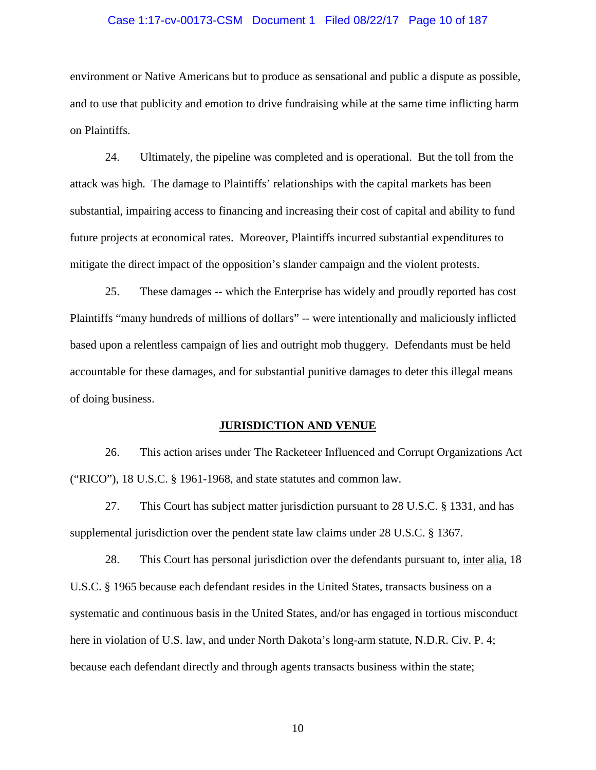environment or Native Americans but to produce as sensational and public a dispute as possible, and to use that publicity and emotion to drive fundraising while at the same time inflicting harm on Plaintiffs.

24. Ultimately, the pipeline was completed and is operational. But the toll from the attack was high. The damage to Plaintiffs' relationships with the capital markets has been substantial, impairing access to financing and increasing their cost of capital and ability to fund future projects at economical rates. Moreover, Plaintiffs incurred substantial expenditures to mitigate the direct impact of the opposition's slander campaign and the violent protests.

25. These damages -- which the Enterprise has widely and proudly reported has cost Plaintiffs "many hundreds of millions of dollars" -- were intentionally and maliciously inflicted based upon a relentless campaign of lies and outright mob thuggery. Defendants must be held accountable for these damages, and for substantial punitive damages to deter this illegal means of doing business.

## JURISDICTION AND VENUE

26. This action arises under The Racketeer Influenced and Corrupt Organizations Act ("RICO"), 18 U.S.C. § 1961-1968, and state statutes and common law.

27. This Court has subject matter jurisdiction pursuant to 28 U.S.C. § 1331, and has supplemental jurisdiction over the pendent state law claims under 28 U.S.C. § 1367.

28. This Court has personal jurisdiction over the defendants pursuant to, inter alia, 18 U.S.C. § 1965 because each defendant resides in the United States, transacts business on a systematic and continuous basis in the United States, and/or has engaged in tortious misconduct here in violation of U.S. law, and under North Dakota's long-arm statute, N.D.R. Civ. P. 4; because each defendant directly and through agents transacts business within the state;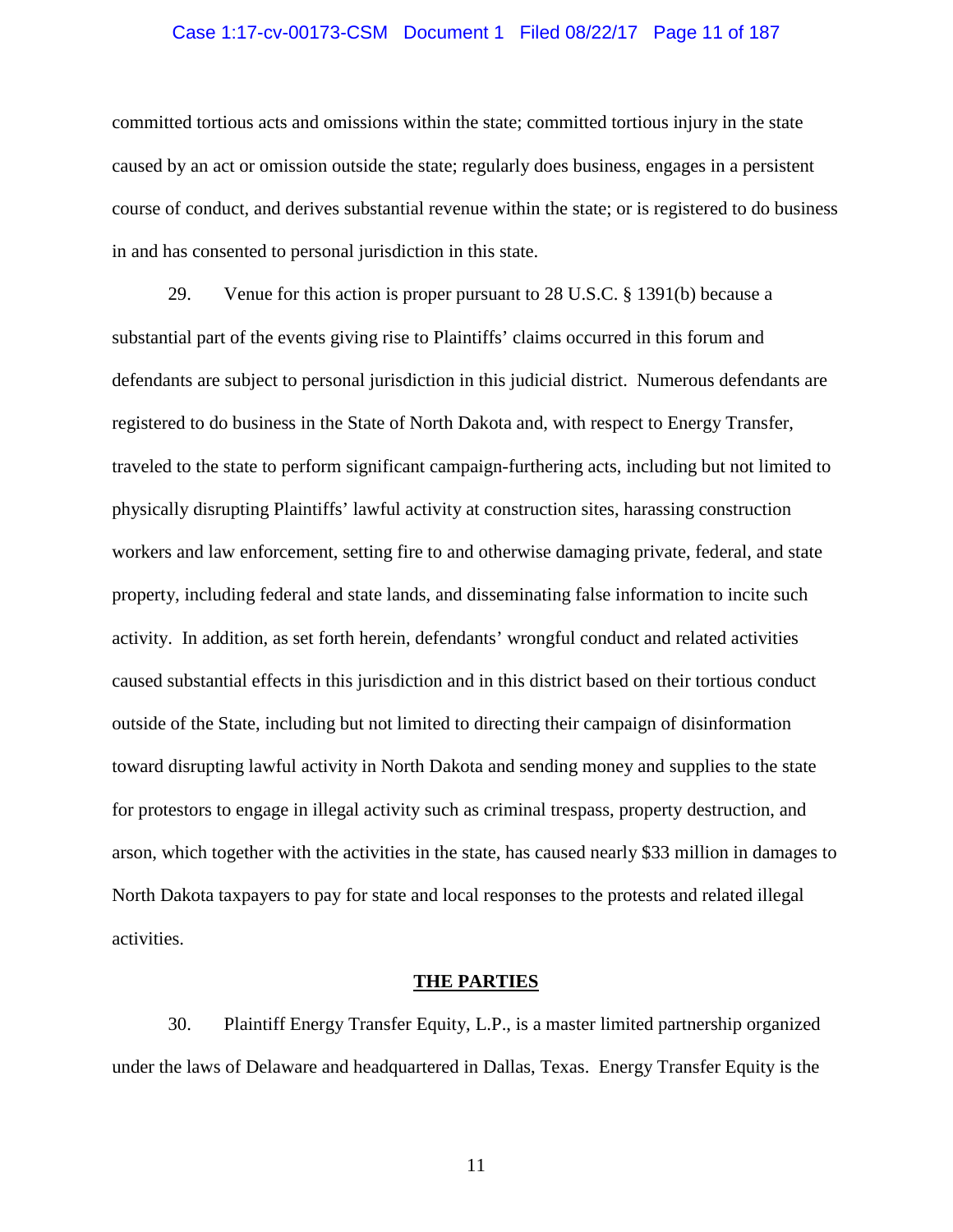committed tortious acts and omissions within the state; committed tortious injury in the state caused by an act or omission outside the state; regularly does business, engages in a persistent course of conduct, and derives substantial revenue within the state; or is registered to do business in and has consented to personal jurisdiction in this state.

29. Venue for this action is proper pursuant to 28 U.S.C. § 1391(b) because a substantial part of the events giving rise to Plaintiffs' claims occurred in this forum and defendants are subject to personal jurisdiction in this judicial district. Numerous defendants are registered to do business in the State of North Dakota and, with respect to Energy Transfer, traveled to the state to perform significant campaign-furthering acts, including but not limited to physically disrupting Plaintiffs' lawful activity at construction sites, harassing construction workers and law enforcement, setting fire to and otherwise damaging private, federal, and state property, including federal and state lands, and disseminating false information to incite such activity. In addition, as set forth herein, defendants' wrongful conduct and related activities caused substantial effects in this jurisdiction and in this district based on their tortious conduct outside of the State, including but not limited to directing their campaign of disinformation toward disrupting lawful activity in North Dakota and sending money and supplies to the state for protestors to engage in illegal activity such as criminal trespass, property destruction, and arson, which together with the activities in the state, has caused nearly $33 million in damages to North Dakota taxpayers to pay for state and local responses to the protests and related illegal activities.

## THE PARTIES

30. Plaintiff Energy Transfer Equity, L.P., is a master limited partnership organized under the laws of Delaware and headquartered in Dallas, Texas. Energy Transfer Equity is the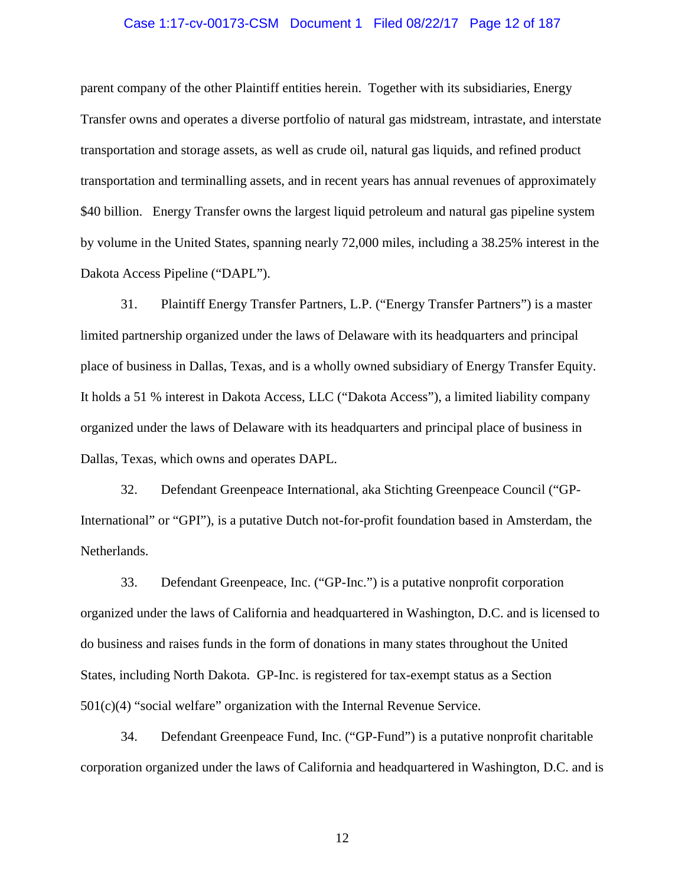parent company of the other Plaintiff entities herein. Together with its subsidiaries, Energy Transfer owns and operates a diverse portfolio of natural gas midstream, intrastate, and interstate transportation and storage assets, as well as crude oil, natural gas liquids, and refined product transportation and terminalling assets, and in recent years has annual revenues of approximately $40 billion. Energy Transfer owns the largest liquid petroleum and natural gas pipeline system by volume in the United States, spanning nearly 72,000 miles, including a 38.25% interest in the Dakota Access Pipeline ("DAPL").

31. Plaintiff Energy Transfer Partners, L.P. ("Energy Transfer Partners") is a master limited partnership organized under the laws of Delaware with its headquarters and principal place of business in Dallas, Texas, and is a wholly owned subsidiary of Energy Transfer Equity. It holds a 51 % interest in Dakota Access, LLC ("Dakota Access"), a limited liability company organized under the laws of Delaware with its headquarters and principal place of business in Dallas, Texas, which owns and operates DAPL.

32. Defendant Greenpeace International, aka Stichting Greenpeace Council ("GP-International" or "GPI"), is a putative Dutch not-for-profit foundation based in Amsterdam, the Netherlands.

33. Defendant Greenpeace, Inc. ("GP-Inc.") is a putative nonprofit corporation organized under the laws of California and headquartered in Washington, D.C. and is licensed to do business and raises funds in the form of donations in many states throughout the United States, including North Dakota. GP-Inc. is registered for tax-exempt status as a Section 501(c)(4) "social welfare" organization with the Internal Revenue Service.

34. Defendant Greenpeace Fund, Inc. ("GP-Fund") is a putative nonprofit charitable corporation organized under the laws of California and headquartered in Washington, D.C. and is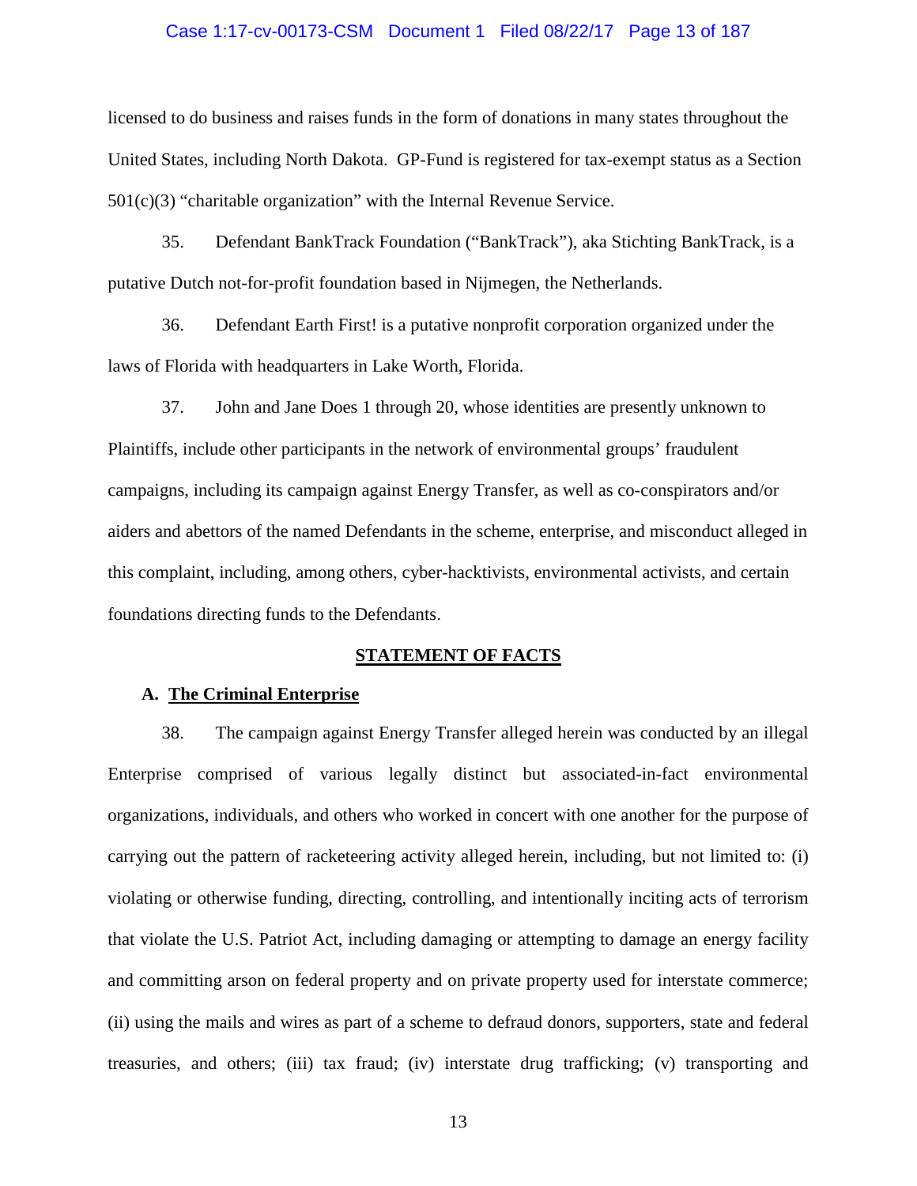licensed to do business and raises funds in the form of donations in many states throughout the United States, including North Dakota. GP-Fund is registered for tax-exempt status as a Section 501(c)(3) "charitable organization" with the Internal Revenue Service.

35. Defendant BankTrack Foundation ("BankTrack"), aka Stichting BankTrack, is a putative Dutch not-for-profit foundation based in Nijmegen, the Netherlands.

36. Defendant Earth First! is a putative nonprofit corporation organized under the laws of Florida with headquarters in Lake Worth, Florida.

37. John and Jane Does 1 through 20, whose identities are presently unknown to Plaintiffs, include other participants in the network of environmental groups' fraudulent campaigns, including its campaign against Energy Transfer, as well as co-conspirators and/or aiders and abettors of the named Defendants in the scheme, enterprise, and misconduct alleged in this complaint, including, among others, cyber-hacktivists, environmental activists, and certain foundations directing funds to the Defendants.

## STATEMENT OF FACTS

### A. The Criminal Enterprise

38. The campaign against Energy Transfer alleged herein was conducted by an illegal Enterprise comprised of various legally distinct but associated-in-fact environmental organizations, individuals, and others who worked in concert with one another for the purpose of carrying out the pattern of racketeering activity alleged herein, including, but not limited to: (i) violating or otherwise funding, directing, controlling, and intentionally inciting acts of terrorism that violate the U.S. Patriot Act, including damaging or attempting to damage an energy facility and committing arson on federal property and on private property used for interstate commerce; (ii) using the mails and wires as part of a scheme to defraud donors, supporters, state and federal treasuries, and others; (iii) tax fraud; (iv) interstate drug trafficking; (v) transporting and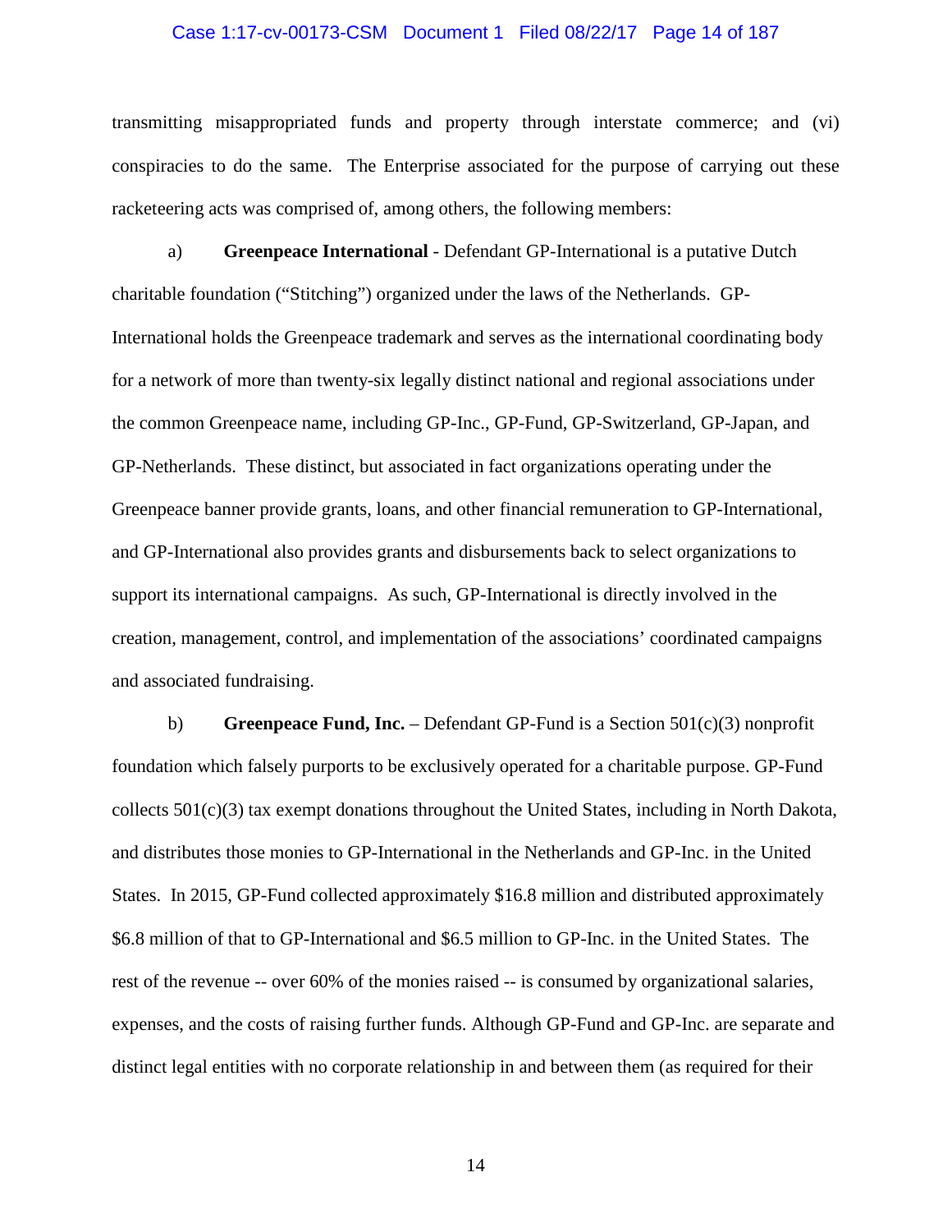transmitting misappropriated funds and property through interstate commerce; and (vi) conspiracies to do the same. The Enterprise associated for the purpose of carrying out these racketeering acts was comprised of, among others, the following members:

a) **Greenpeace International** - Defendant GP-International is a putative Dutch charitable foundation ("Stitching") organized under the laws of the Netherlands. GP-International holds the Greenpeace trademark and serves as the international coordinating body for a network of more than twenty-six legally distinct national and regional associations under the common Greenpeace name, including GP-Inc., GP-Fund, GP-Switzerland, GP-Japan, and GP-Netherlands. These distinct, but associated in fact organizations operating under the Greenpeace banner provide grants, loans, and other financial remuneration to GP-International, and GP-International also provides grants and disbursements back to select organizations to support its international campaigns. As such, GP-International is directly involved in the creation, management, control, and implementation of the associations' coordinated campaigns and associated fundraising.

b) **Greenpeace Fund, Inc.** – Defendant GP-Fund is a Section 501(c)(3) nonprofit foundation which falsely purports to be exclusively operated for a charitable purpose. GP-Fund collects 501(c)(3) tax exempt donations throughout the United States, including in North Dakota, and distributes those monies to GP-International in the Netherlands and GP-Inc. in the United States. In 2015, GP-Fund collected approximately $16.8 million and distributed approximately $6.8 million of that to GP-International and $6.5 million to GP-Inc. in the United States. The rest of the revenue -- over 60% of the monies raised -- is consumed by organizational salaries, expenses, and the costs of raising further funds. Although GP-Fund and GP-Inc. are separate and distinct legal entities with no corporate relationship in and between them (as required for their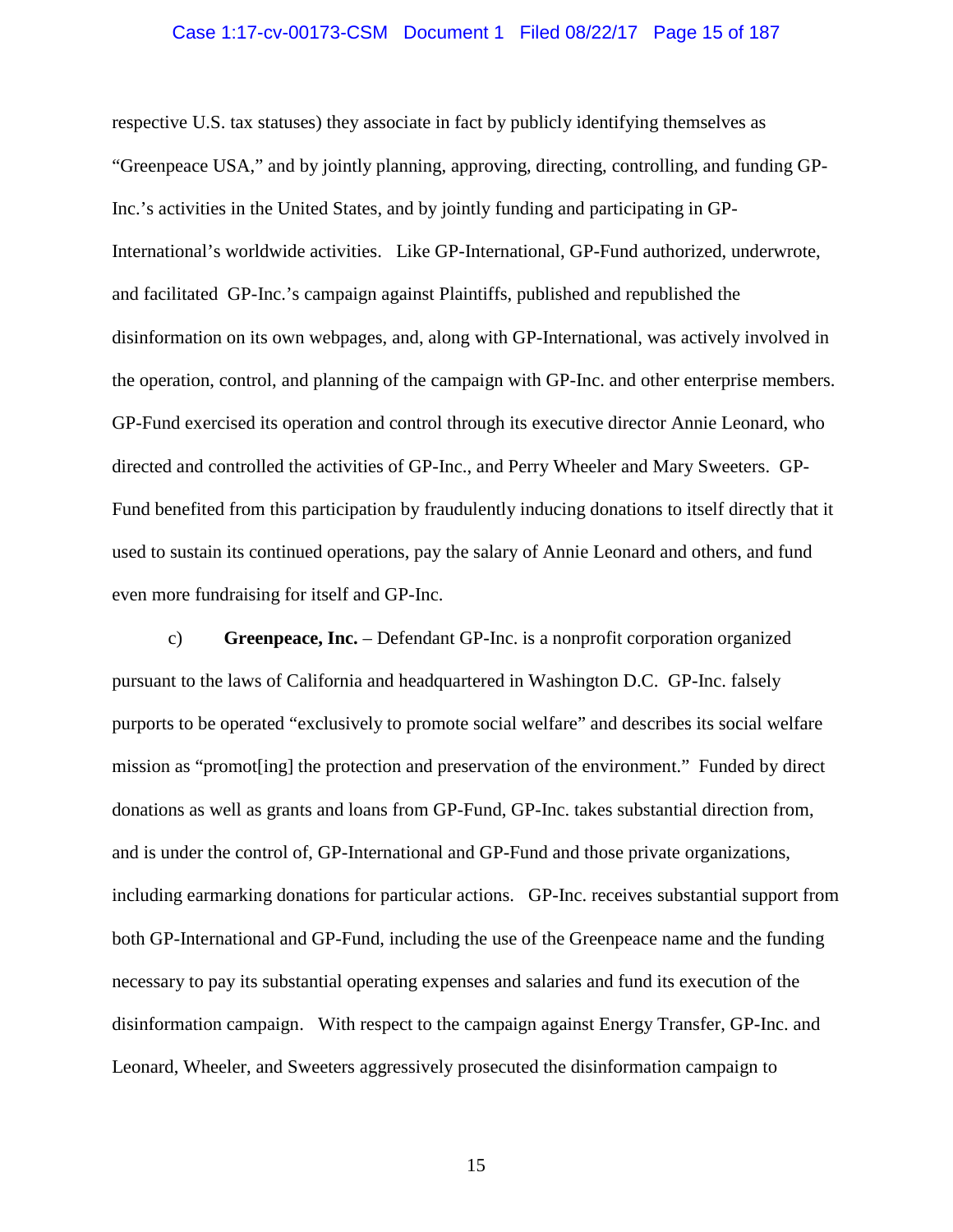respective U.S. tax statuses) they associate in fact by publicly identifying themselves as "Greenpeace USA," and by jointly planning, approving, directing, controlling, and funding GP-Inc.'s activities in the United States, and by jointly funding and participating in GP-International's worldwide activities. Like GP-International, GP-Fund authorized, underwrote, and facilitated GP-Inc.'s campaign against Plaintiffs, published and republished the disinformation on its own webpages, and, along with GP-International, was actively involved in the operation, control, and planning of the campaign with GP-Inc. and other enterprise members. GP-Fund exercised its operation and control through its executive director Annie Leonard, who directed and controlled the activities of GP-Inc., and Perry Wheeler and Mary Sweeters. GP-Fund benefited from this participation by fraudulently inducing donations to itself directly that it used to sustain its continued operations, pay the salary of Annie Leonard and others, and fund even more fundraising for itself and GP-Inc.

c) **Greenpeace, Inc.** – Defendant GP-Inc. is a nonprofit corporation organized pursuant to the laws of California and headquartered in Washington D.C. GP-Inc. falsely purports to be operated "exclusively to promote social welfare" and describes its social welfare mission as "promot[ing] the protection and preservation of the environment." Funded by direct donations as well as grants and loans from GP-Fund, GP-Inc. takes substantial direction from, and is under the control of, GP-International and GP-Fund and those private organizations, including earmarking donations for particular actions. GP-Inc. receives substantial support from both GP-International and GP-Fund, including the use of the Greenpeace name and the funding necessary to pay its substantial operating expenses and salaries and fund its execution of the disinformation campaign. With respect to the campaign against Energy Transfer, GP-Inc. and Leonard, Wheeler, and Sweeters aggressively prosecuted the disinformation campaign to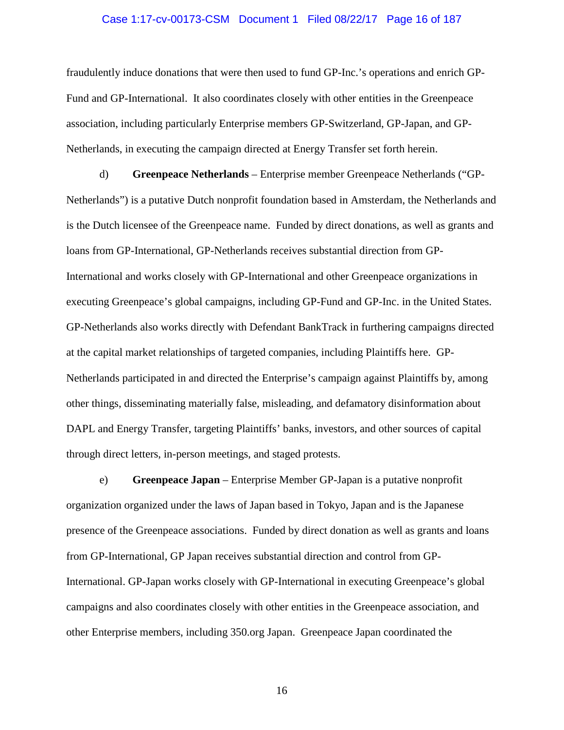fraudulently induce donations that were then used to fund GP-Inc.'s operations and enrich GP-Fund and GP-International. It also coordinates closely with other entities in the Greenpeace association, including particularly Enterprise members GP-Switzerland, GP-Japan, and GP-Netherlands, in executing the campaign directed at Energy Transfer set forth herein.

d) **Greenpeace Netherlands** – Enterprise member Greenpeace Netherlands ("GP-Netherlands") is a putative Dutch nonprofit foundation based in Amsterdam, the Netherlands and is the Dutch licensee of the Greenpeace name. Funded by direct donations, as well as grants and loans from GP-International, GP-Netherlands receives substantial direction from GP-International and works closely with GP-International and other Greenpeace organizations in executing Greenpeace's global campaigns, including GP-Fund and GP-Inc. in the United States. GP-Netherlands also works directly with Defendant BankTrack in furthering campaigns directed at the capital market relationships of targeted companies, including Plaintiffs here. GP-Netherlands participated in and directed the Enterprise's campaign against Plaintiffs by, among other things, disseminating materially false, misleading, and defamatory disinformation about DAPL and Energy Transfer, targeting Plaintiffs' banks, investors, and other sources of capital through direct letters, in-person meetings, and staged protests.

e) **Greenpeace Japan** – Enterprise Member GP-Japan is a putative nonprofit organization organized under the laws of Japan based in Tokyo, Japan and is the Japanese presence of the Greenpeace associations. Funded by direct donation as well as grants and loans from GP-International, GP Japan receives substantial direction and control from GP-International. GP-Japan works closely with GP-International in executing Greenpeace's global campaigns and also coordinates closely with other entities in the Greenpeace association, and other Enterprise members, including 350.org Japan. Greenpeace Japan coordinated the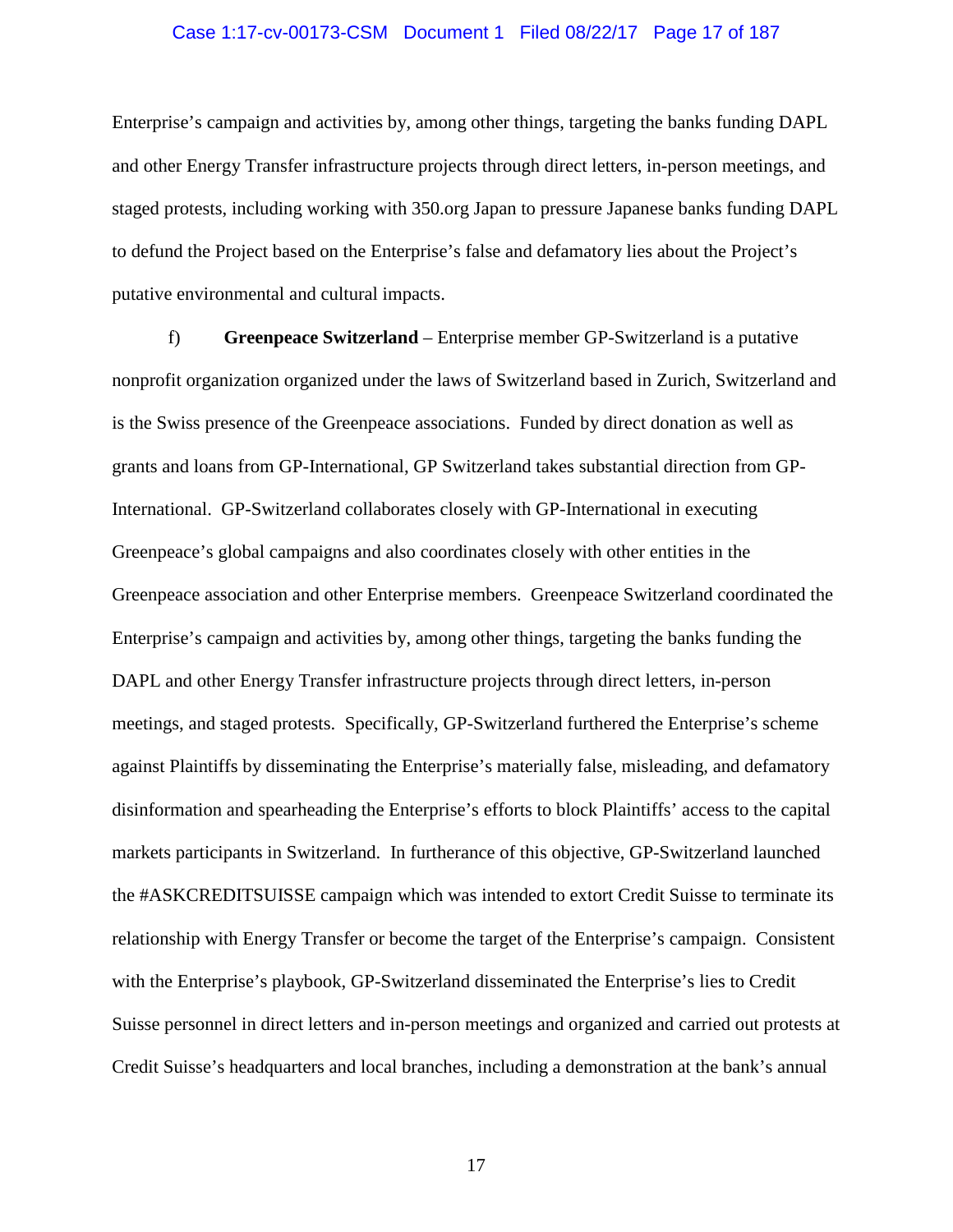Enterprise's campaign and activities by, among other things, targeting the banks funding DAPL and other Energy Transfer infrastructure projects through direct letters, in-person meetings, and staged protests, including working with 350.org Japan to pressure Japanese banks funding DAPL to defund the Project based on the Enterprise's false and defamatory lies about the Project's putative environmental and cultural impacts.

f) **Greenpeace Switzerland** – Enterprise member GP-Switzerland is a putative nonprofit organization organized under the laws of Switzerland based in Zurich, Switzerland and is the Swiss presence of the Greenpeace associations. Funded by direct donation as well as grants and loans from GP-International, GP Switzerland takes substantial direction from GP-International. GP-Switzerland collaborates closely with GP-International in executing Greenpeace's global campaigns and also coordinates closely with other entities in the Greenpeace association and other Enterprise members. Greenpeace Switzerland coordinated the Enterprise's campaign and activities by, among other things, targeting the banks funding the DAPL and other Energy Transfer infrastructure projects through direct letters, in-person meetings, and staged protests. Specifically, GP-Switzerland furthered the Enterprise's scheme against Plaintiffs by disseminating the Enterprise's materially false, misleading, and defamatory disinformation and spearheading the Enterprise's efforts to block Plaintiffs' access to the capital markets participants in Switzerland. In furtherance of this objective, GP-Switzerland launched the #ASKCREDITSUISSE campaign which was intended to extort Credit Suisse to terminate its relationship with Energy Transfer or become the target of the Enterprise's campaign. Consistent with the Enterprise's playbook, GP-Switzerland disseminated the Enterprise's lies to Credit Suisse personnel in direct letters and in-person meetings and organized and carried out protests at Credit Suisse's headquarters and local branches, including a demonstration at the bank's annual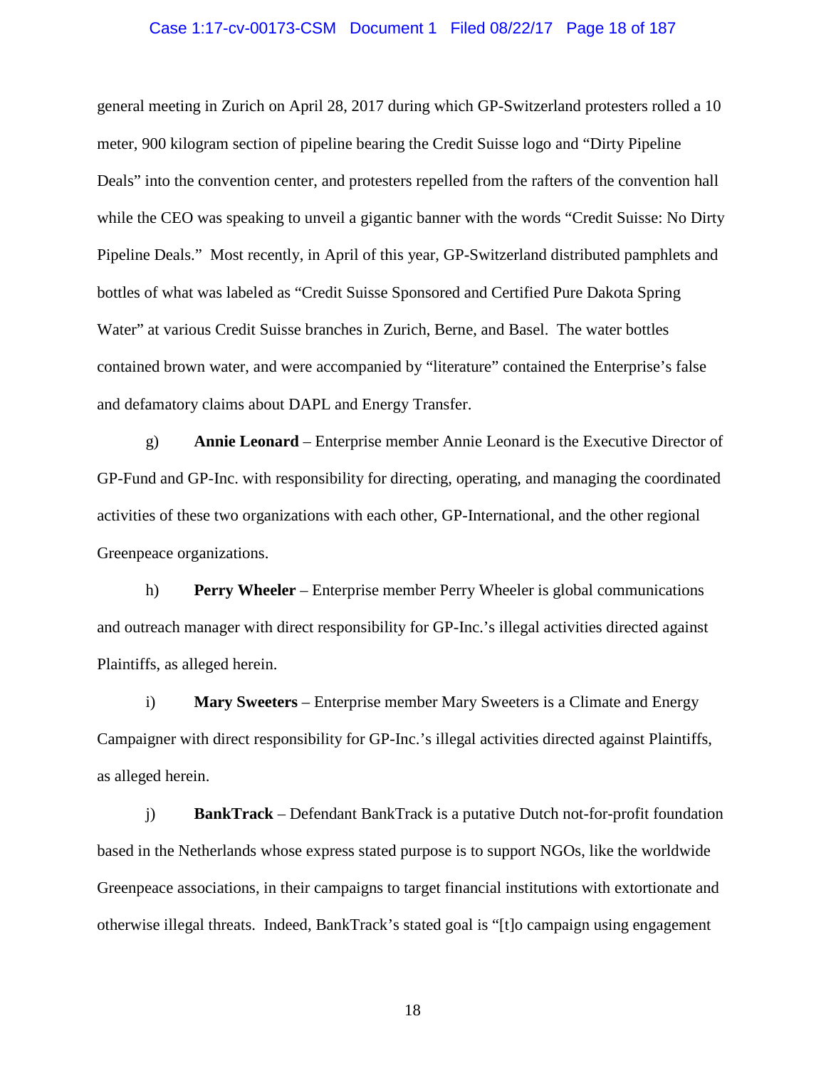general meeting in Zurich on April 28, 2017 during which GP-Switzerland protesters rolled a 10 meter, 900 kilogram section of pipeline bearing the Credit Suisse logo and "Dirty Pipeline Deals" into the convention center, and protesters repelled from the rafters of the convention hall while the CEO was speaking to unveil a gigantic banner with the words "Credit Suisse: No Dirty Pipeline Deals." Most recently, in April of this year, GP-Switzerland distributed pamphlets and bottles of what was labeled as "Credit Suisse Sponsored and Certified Pure Dakota Spring Water" at various Credit Suisse branches in Zurich, Berne, and Basel. The water bottles contained brown water, and were accompanied by "literature" contained the Enterprise's false and defamatory claims about DAPL and Energy Transfer.

g) **Annie Leonard** – Enterprise member Annie Leonard is the Executive Director of GP-Fund and GP-Inc. with responsibility for directing, operating, and managing the coordinated activities of these two organizations with each other, GP-International, and the other regional Greenpeace organizations.

h) **Perry Wheeler** – Enterprise member Perry Wheeler is global communications and outreach manager with direct responsibility for GP-Inc.'s illegal activities directed against Plaintiffs, as alleged herein.

i) **Mary Sweeters** – Enterprise member Mary Sweeters is a Climate and Energy Campaigner with direct responsibility for GP-Inc.'s illegal activities directed against Plaintiffs, as alleged herein.

j) **BankTrack** – Defendant BankTrack is a putative Dutch not-for-profit foundation based in the Netherlands whose express stated purpose is to support NGOs, like the worldwide Greenpeace associations, in their campaigns to target financial institutions with extortionate and otherwise illegal threats. Indeed, BankTrack's stated goal is "[t]o campaign using engagement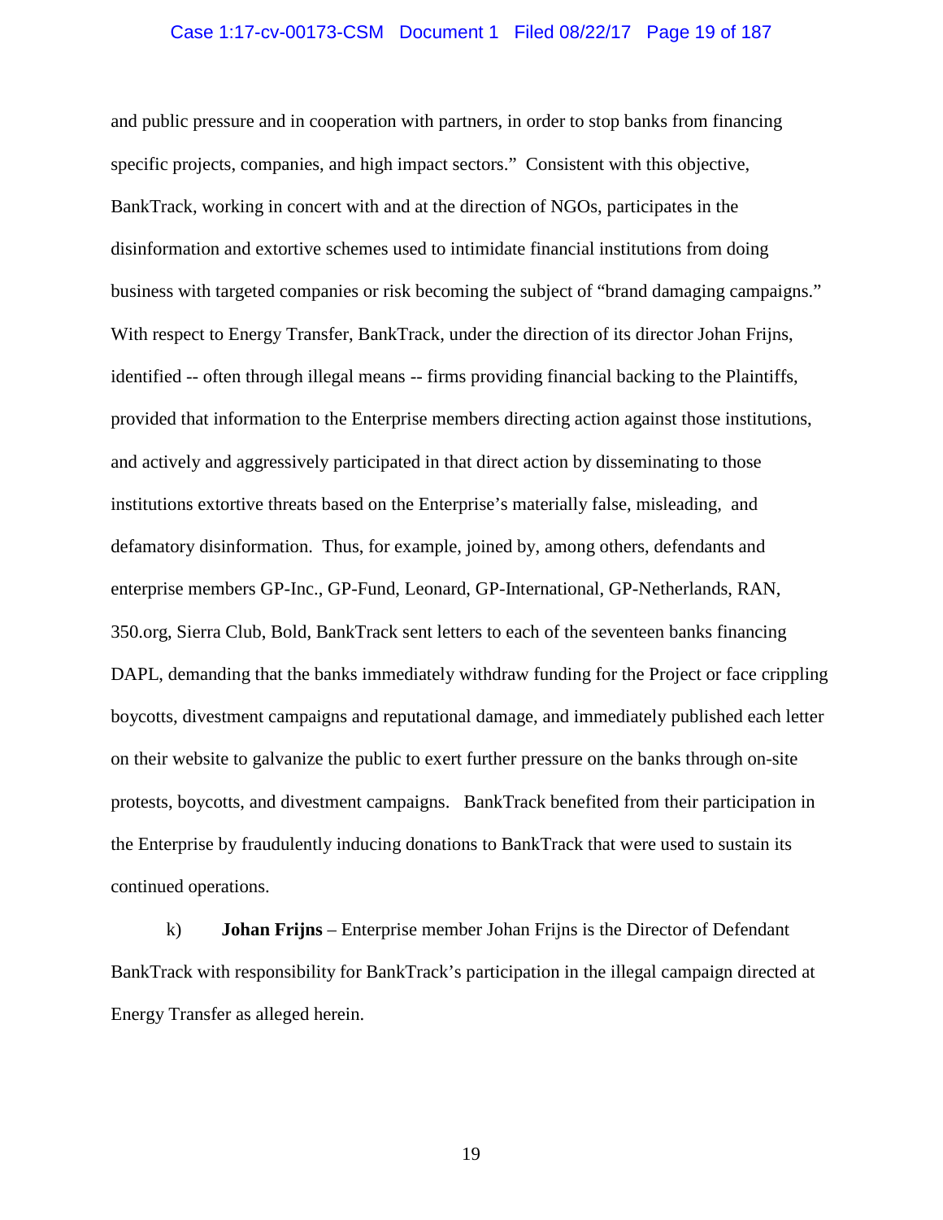and public pressure and in cooperation with partners, in order to stop banks from financing specific projects, companies, and high impact sectors." Consistent with this objective, BankTrack, working in concert with and at the direction of NGOs, participates in the disinformation and extortive schemes used to intimidate financial institutions from doing business with targeted companies or risk becoming the subject of "brand damaging campaigns." With respect to Energy Transfer, BankTrack, under the direction of its director Johan Frijns, identified -- often through illegal means -- firms providing financial backing to the Plaintiffs, provided that information to the Enterprise members directing action against those institutions, and actively and aggressively participated in that direct action by disseminating to those institutions extortive threats based on the Enterprise's materially false, misleading, and defamatory disinformation. Thus, for example, joined by, among others, defendants and enterprise members GP-Inc., GP-Fund, Leonard, GP-International, GP-Netherlands, RAN, 350.org, Sierra Club, Bold, BankTrack sent letters to each of the seventeen banks financing DAPL, demanding that the banks immediately withdraw funding for the Project or face crippling boycotts, divestment campaigns and reputational damage, and immediately published each letter on their website to galvanize the public to exert further pressure on the banks through on-site protests, boycotts, and divestment campaigns. BankTrack benefited from their participation in the Enterprise by fraudulently inducing donations to BankTrack that were used to sustain its continued operations.

k) **Johan Frijns** – Enterprise member Johan Frijns is the Director of Defendant BankTrack with responsibility for BankTrack's participation in the illegal campaign directed at Energy Transfer as alleged herein.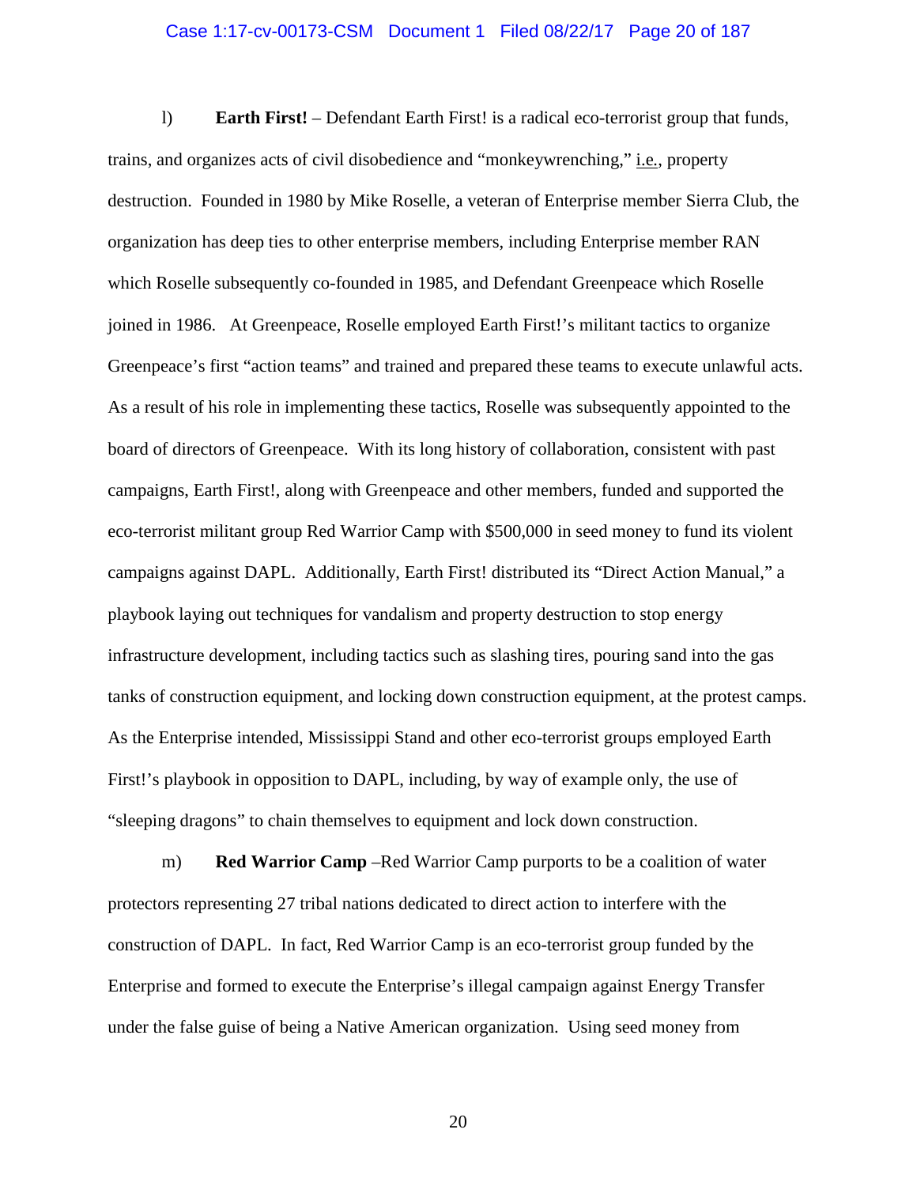l) **Earth First!** – Defendant Earth First! is a radical eco-terrorist group that funds, trains, and organizes acts of civil disobedience and "monkeywrenching," i.e., property destruction. Founded in 1980 by Mike Roselle, a veteran of Enterprise member Sierra Club, the organization has deep ties to other enterprise members, including Enterprise member RAN which Roselle subsequently co-founded in 1985, and Defendant Greenpeace which Roselle joined in 1986. At Greenpeace, Roselle employed Earth First!'s militant tactics to organize Greenpeace's first "action teams" and trained and prepared these teams to execute unlawful acts. As a result of his role in implementing these tactics, Roselle was subsequently appointed to the board of directors of Greenpeace. With its long history of collaboration, consistent with past campaigns, Earth First!, along with Greenpeace and other members, funded and supported the eco-terrorist militant group Red Warrior Camp with $500,000 in seed money to fund its violent campaigns against DAPL. Additionally, Earth First! distributed its "Direct Action Manual," a playbook laying out techniques for vandalism and property destruction to stop energy infrastructure development, including tactics such as slashing tires, pouring sand into the gas tanks of construction equipment, and locking down construction equipment, at the protest camps. As the Enterprise intended, Mississippi Stand and other eco-terrorist groups employed Earth First!'s playbook in opposition to DAPL, including, by way of example only, the use of "sleeping dragons" to chain themselves to equipment and lock down construction.

m) **Red Warrior Camp** –Red Warrior Camp purports to be a coalition of water protectors representing 27 tribal nations dedicated to direct action to interfere with the construction of DAPL. In fact, Red Warrior Camp is an eco-terrorist group funded by the Enterprise and formed to execute the Enterprise's illegal campaign against Energy Transfer under the false guise of being a Native American organization. Using seed money from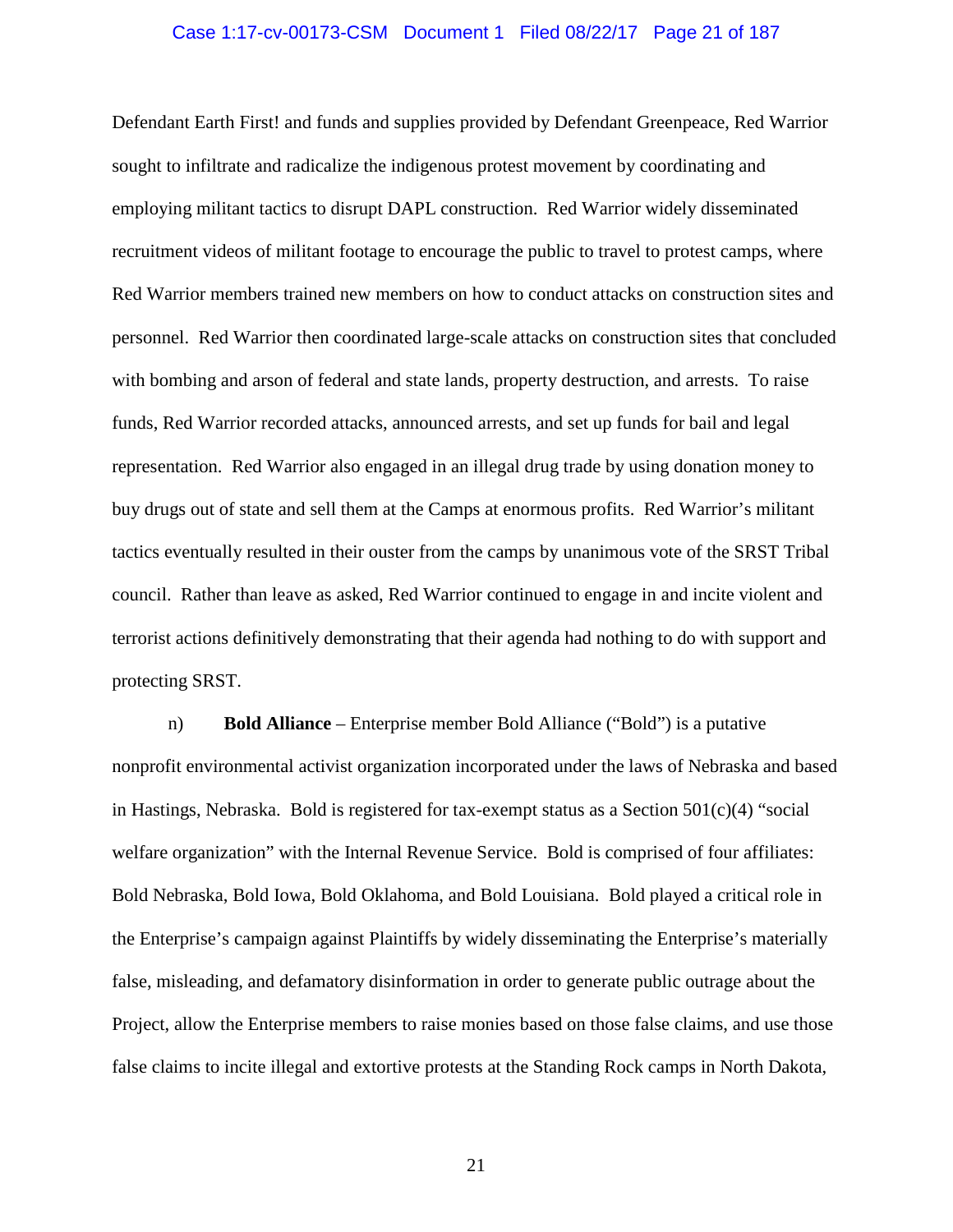Defendant Earth First! and funds and supplies provided by Defendant Greenpeace, Red Warrior sought to infiltrate and radicalize the indigenous protest movement by coordinating and employing militant tactics to disrupt DAPL construction. Red Warrior widely disseminated recruitment videos of militant footage to encourage the public to travel to protest camps, where Red Warrior members trained new members on how to conduct attacks on construction sites and personnel. Red Warrior then coordinated large-scale attacks on construction sites that concluded with bombing and arson of federal and state lands, property destruction, and arrests. To raise funds, Red Warrior recorded attacks, announced arrests, and set up funds for bail and legal representation. Red Warrior also engaged in an illegal drug trade by using donation money to buy drugs out of state and sell them at the Camps at enormous profits. Red Warrior's militant tactics eventually resulted in their ouster from the camps by unanimous vote of the SRST Tribal council. Rather than leave as asked, Red Warrior continued to engage in and incite violent and terrorist actions definitively demonstrating that their agenda had nothing to do with support and protecting SRST.

n) **Bold Alliance** – Enterprise member Bold Alliance ("Bold") is a putative nonprofit environmental activist organization incorporated under the laws of Nebraska and based in Hastings, Nebraska. Bold is registered for tax-exempt status as a Section 501(c)(4) "social welfare organization" with the Internal Revenue Service. Bold is comprised of four affiliates: Bold Nebraska, Bold Iowa, Bold Oklahoma, and Bold Louisiana. Bold played a critical role in the Enterprise's campaign against Plaintiffs by widely disseminating the Enterprise's materially false, misleading, and defamatory disinformation in order to generate public outrage about the Project, allow the Enterprise members to raise monies based on those false claims, and use those false claims to incite illegal and extortive protests at the Standing Rock camps in North Dakota,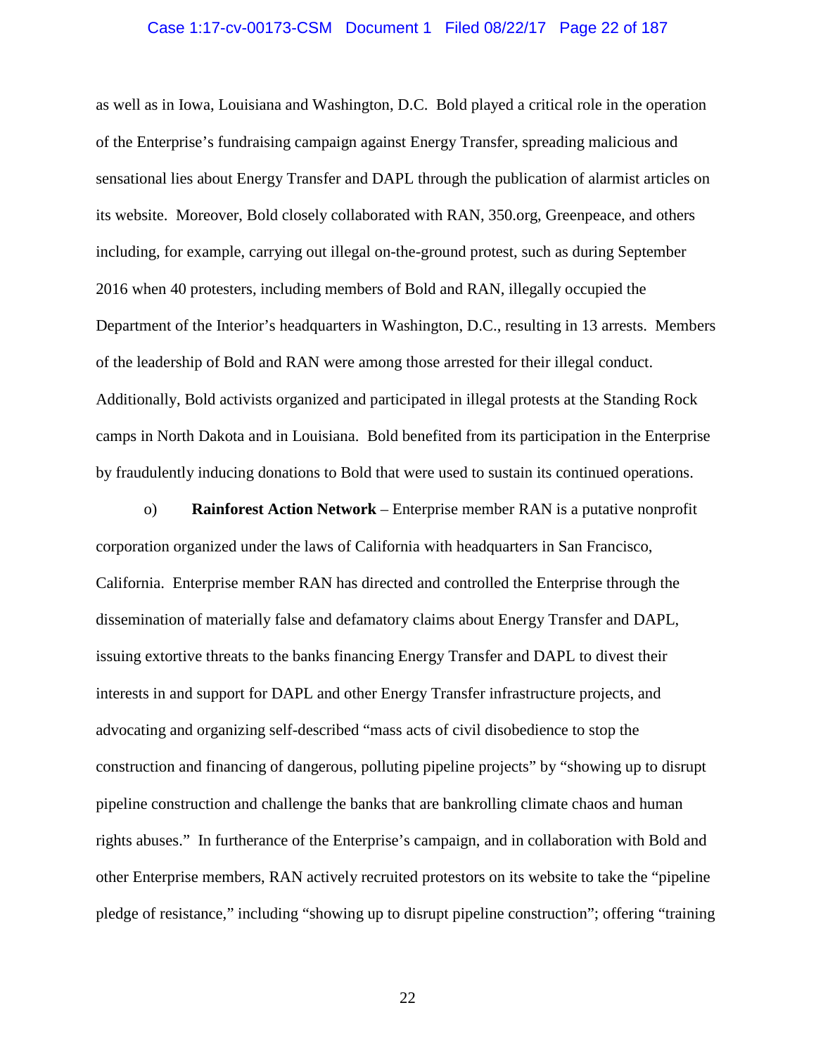as well as in Iowa, Louisiana and Washington, D.C. Bold played a critical role in the operation of the Enterprise's fundraising campaign against Energy Transfer, spreading malicious and sensational lies about Energy Transfer and DAPL through the publication of alarmist articles on its website. Moreover, Bold closely collaborated with RAN, 350.org, Greenpeace, and others including, for example, carrying out illegal on-the-ground protest, such as during September 2016 when 40 protesters, including members of Bold and RAN, illegally occupied the Department of the Interior's headquarters in Washington, D.C., resulting in 13 arrests. Members of the leadership of Bold and RAN were among those arrested for their illegal conduct. Additionally, Bold activists organized and participated in illegal protests at the Standing Rock camps in North Dakota and in Louisiana. Bold benefited from its participation in the Enterprise by fraudulently inducing donations to Bold that were used to sustain its continued operations.

o) **Rainforest Action Network** – Enterprise member RAN is a putative nonprofit corporation organized under the laws of California with headquarters in San Francisco, California. Enterprise member RAN has directed and controlled the Enterprise through the dissemination of materially false and defamatory claims about Energy Transfer and DAPL, issuing extortive threats to the banks financing Energy Transfer and DAPL to divest their interests in and support for DAPL and other Energy Transfer infrastructure projects, and advocating and organizing self-described "mass acts of civil disobedience to stop the construction and financing of dangerous, polluting pipeline projects" by "showing up to disrupt pipeline construction and challenge the banks that are bankrolling climate chaos and human rights abuses." In furtherance of the Enterprise's campaign, and in collaboration with Bold and other Enterprise members, RAN actively recruited protestors on its website to take the "pipeline pledge of resistance," including "showing up to disrupt pipeline construction"; offering "training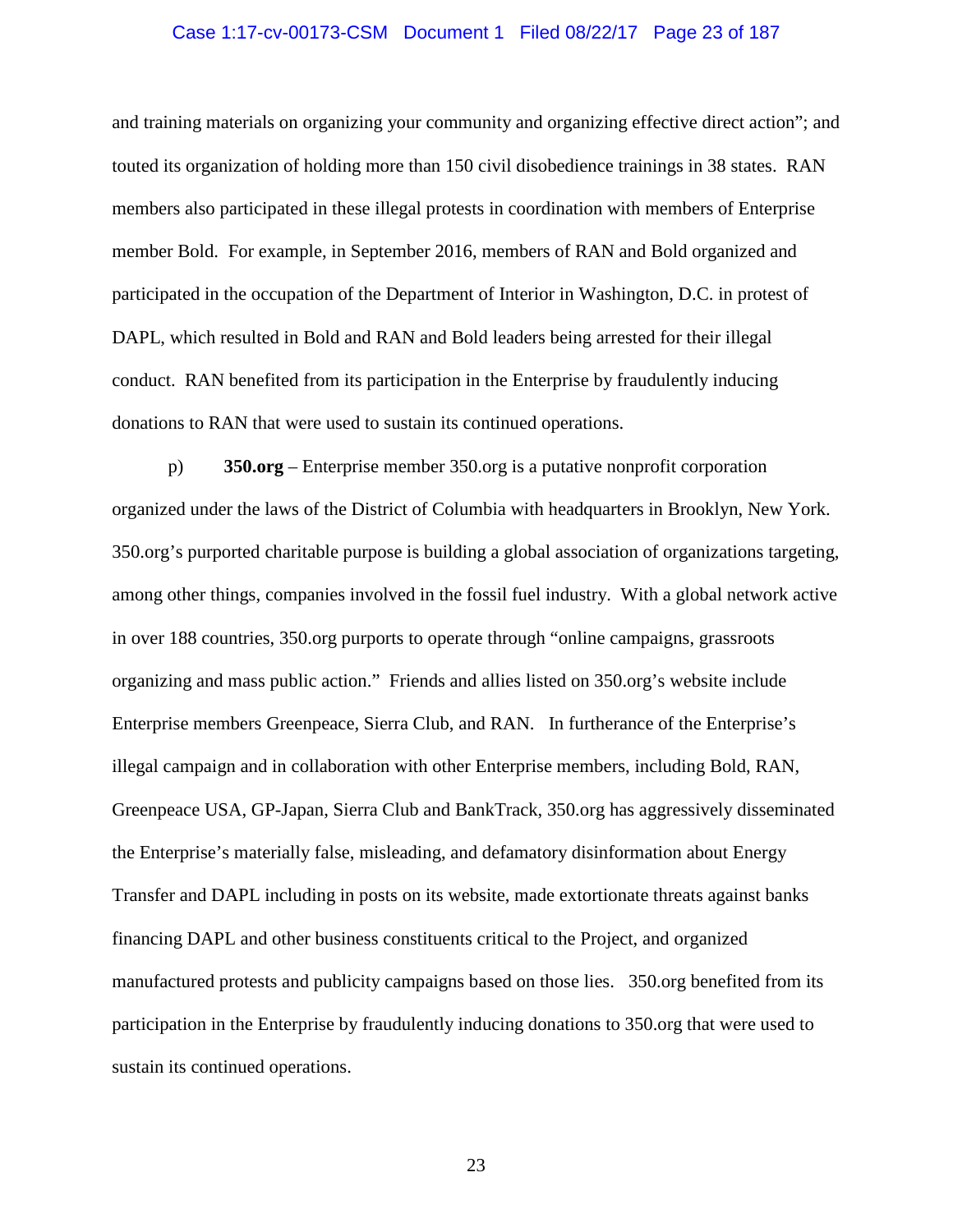and training materials on organizing your community and organizing effective direct action"; and touted its organization of holding more than 150 civil disobedience trainings in 38 states. RAN members also participated in these illegal protests in coordination with members of Enterprise member Bold. For example, in September 2016, members of RAN and Bold organized and participated in the occupation of the Department of Interior in Washington, D.C. in protest of DAPL, which resulted in Bold and RAN and Bold leaders being arrested for their illegal conduct. RAN benefited from its participation in the Enterprise by fraudulently inducing donations to RAN that were used to sustain its continued operations.

p) **350.org** – Enterprise member 350.org is a putative nonprofit corporation organized under the laws of the District of Columbia with headquarters in Brooklyn, New York. 350.org's purported charitable purpose is building a global association of organizations targeting, among other things, companies involved in the fossil fuel industry. With a global network active in over 188 countries, 350.org purports to operate through "online campaigns, grassroots organizing and mass public action." Friends and allies listed on 350.org's website include Enterprise members Greenpeace, Sierra Club, and RAN. In furtherance of the Enterprise's illegal campaign and in collaboration with other Enterprise members, including Bold, RAN, Greenpeace USA, GP-Japan, Sierra Club and BankTrack, 350.org has aggressively disseminated the Enterprise's materially false, misleading, and defamatory disinformation about Energy Transfer and DAPL including in posts on its website, made extortionate threats against banks financing DAPL and other business constituents critical to the Project, and organized manufactured protests and publicity campaigns based on those lies. 350.org benefited from its participation in the Enterprise by fraudulently inducing donations to 350.org that were used to sustain its continued operations.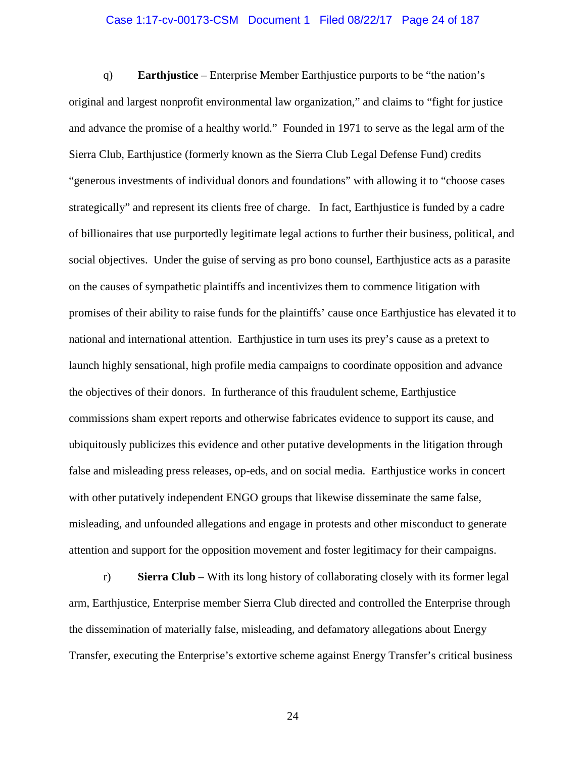q) **Earthjustice** – Enterprise Member Earthjustice purports to be "the nation's original and largest nonprofit environmental law organization," and claims to "fight for justice and advance the promise of a healthy world." Founded in 1971 to serve as the legal arm of the Sierra Club, Earthjustice (formerly known as the Sierra Club Legal Defense Fund) credits "generous investments of individual donors and foundations" with allowing it to "choose cases strategically" and represent its clients free of charge. In fact, Earthjustice is funded by a cadre of billionaires that use purportedly legitimate legal actions to further their business, political, and social objectives. Under the guise of serving as pro bono counsel, Earthjustice acts as a parasite on the causes of sympathetic plaintiffs and incentivizes them to commence litigation with promises of their ability to raise funds for the plaintiffs' cause once Earthjustice has elevated it to national and international attention. Earthjustice in turn uses its prey's cause as a pretext to launch highly sensational, high profile media campaigns to coordinate opposition and advance the objectives of their donors. In furtherance of this fraudulent scheme, Earthjustice commissions sham expert reports and otherwise fabricates evidence to support its cause, and ubiquitously publicizes this evidence and other putative developments in the litigation through false and misleading press releases, op-eds, and on social media. Earthjustice works in concert with other putatively independent ENGO groups that likewise disseminate the same false, misleading, and unfounded allegations and engage in protests and other misconduct to generate attention and support for the opposition movement and foster legitimacy for their campaigns.

r) **Sierra Club** – With its long history of collaborating closely with its former legal arm, Earthjustice, Enterprise member Sierra Club directed and controlled the Enterprise through the dissemination of materially false, misleading, and defamatory allegations about Energy Transfer, executing the Enterprise's extortive scheme against Energy Transfer's critical business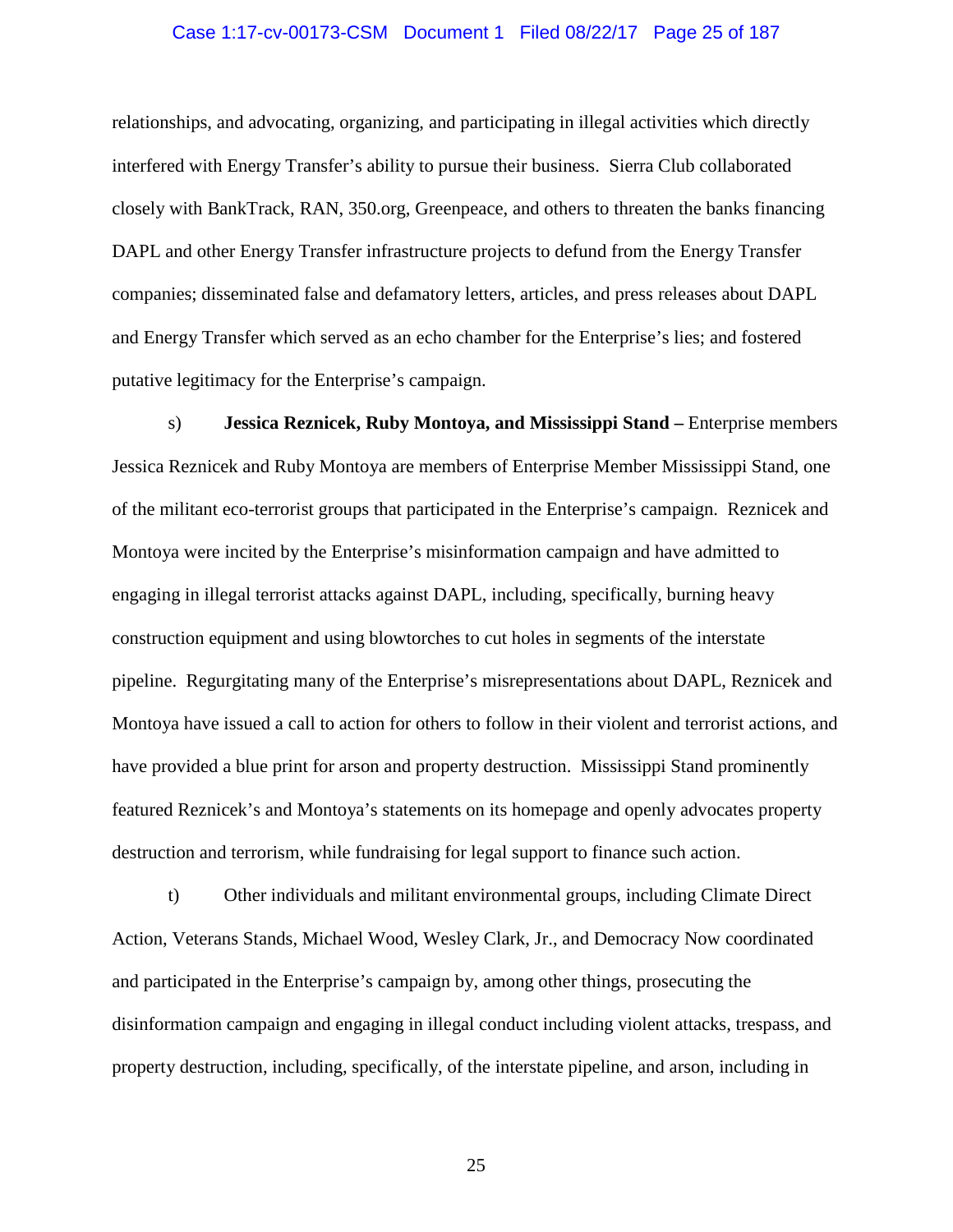relationships, and advocating, organizing, and participating in illegal activities which directly interfered with Energy Transfer's ability to pursue their business. Sierra Club collaborated closely with BankTrack, RAN, 350.org, Greenpeace, and others to threaten the banks financing DAPL and other Energy Transfer infrastructure projects to defund from the Energy Transfer companies; disseminated false and defamatory letters, articles, and press releases about DAPL and Energy Transfer which served as an echo chamber for the Enterprise's lies; and fostered putative legitimacy for the Enterprise's campaign.

s) **Jessica Reznicek, Ruby Montoya, and Mississippi Stand –** Enterprise members Jessica Reznicek and Ruby Montoya are members of Enterprise Member Mississippi Stand, one of the militant eco-terrorist groups that participated in the Enterprise's campaign. Reznicek and Montoya were incited by the Enterprise's misinformation campaign and have admitted to engaging in illegal terrorist attacks against DAPL, including, specifically, burning heavy construction equipment and using blowtorches to cut holes in segments of the interstate pipeline. Regurgitating many of the Enterprise's misrepresentations about DAPL, Reznicek and Montoya have issued a call to action for others to follow in their violent and terrorist actions, and have provided a blue print for arson and property destruction. Mississippi Stand prominently featured Reznicek's and Montoya's statements on its homepage and openly advocates property destruction and terrorism, while fundraising for legal support to finance such action.

t) Other individuals and militant environmental groups, including Climate Direct Action, Veterans Stands, Michael Wood, Wesley Clark, Jr., and Democracy Now coordinated and participated in the Enterprise's campaign by, among other things, prosecuting the disinformation campaign and engaging in illegal conduct including violent attacks, trespass, and property destruction, including, specifically, of the interstate pipeline, and arson, including in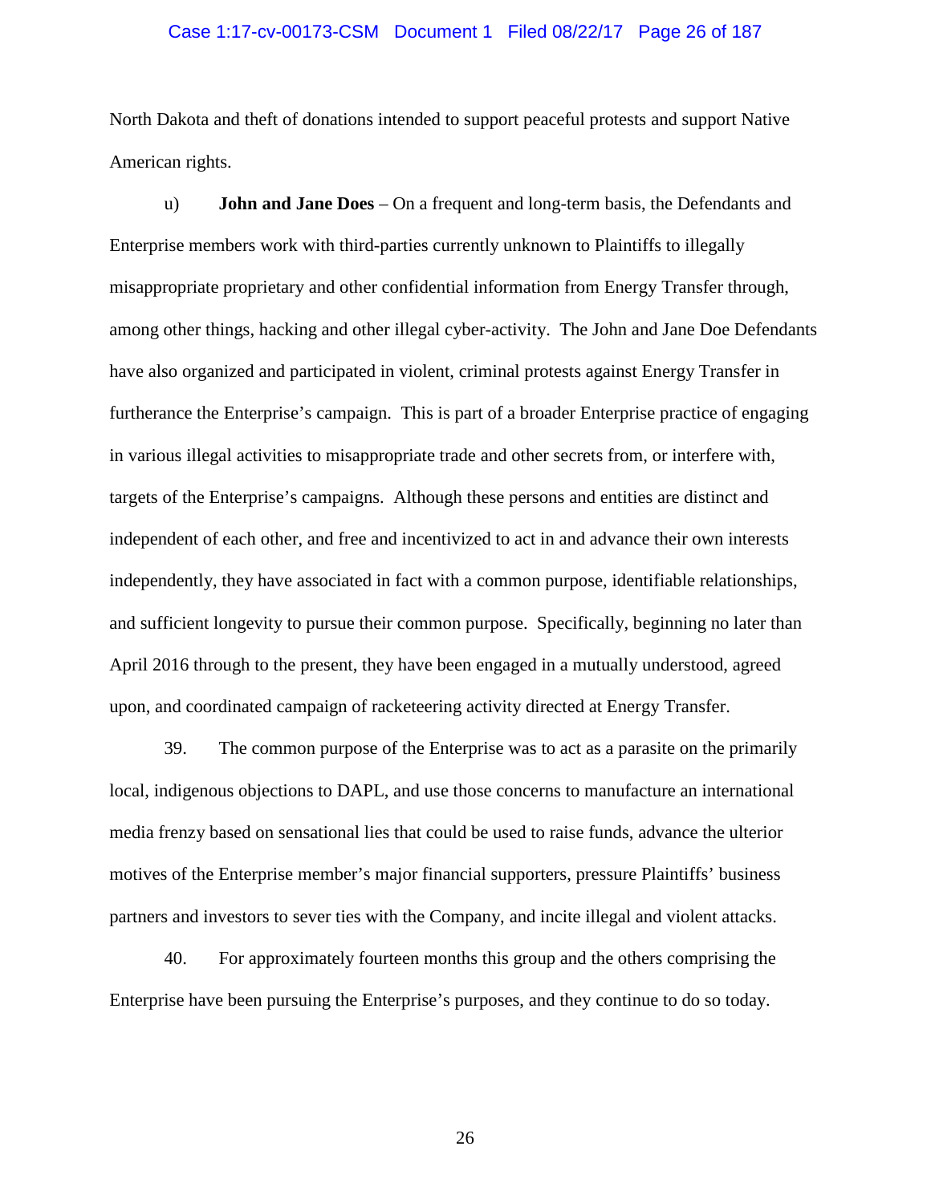North Dakota and theft of donations intended to support peaceful protests and support Native American rights.

u) **John and Jane Does** – On a frequent and long-term basis, the Defendants and Enterprise members work with third-parties currently unknown to Plaintiffs to illegally misappropriate proprietary and other confidential information from Energy Transfer through, among other things, hacking and other illegal cyber-activity. The John and Jane Doe Defendants have also organized and participated in violent, criminal protests against Energy Transfer in furtherance the Enterprise's campaign. This is part of a broader Enterprise practice of engaging in various illegal activities to misappropriate trade and other secrets from, or interfere with, targets of the Enterprise's campaigns. Although these persons and entities are distinct and independent of each other, and free and incentivized to act in and advance their own interests independently, they have associated in fact with a common purpose, identifiable relationships, and sufficient longevity to pursue their common purpose. Specifically, beginning no later than April 2016 through to the present, they have been engaged in a mutually understood, agreed upon, and coordinated campaign of racketeering activity directed at Energy Transfer.

39. The common purpose of the Enterprise was to act as a parasite on the primarily local, indigenous objections to DAPL, and use those concerns to manufacture an international media frenzy based on sensational lies that could be used to raise funds, advance the ulterior motives of the Enterprise member's major financial supporters, pressure Plaintiffs' business partners and investors to sever ties with the Company, and incite illegal and violent attacks.

40. For approximately fourteen months this group and the others comprising the Enterprise have been pursuing the Enterprise's purposes, and they continue to do so today.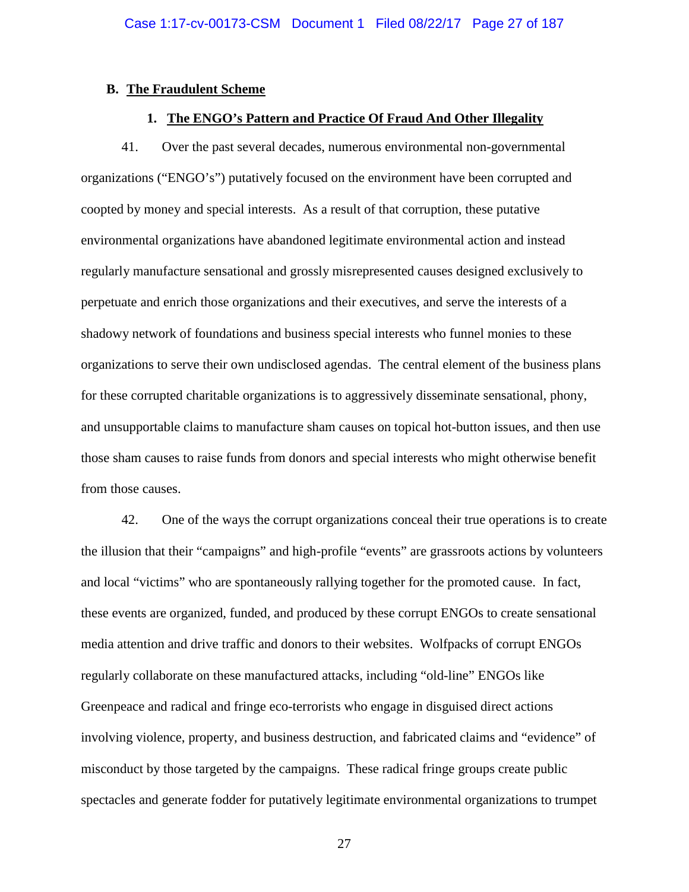## B. The Fraudulent Scheme

### 1. The ENGO's Pattern and Practice Of Fraud And Other Illegality

41. Over the past several decades, numerous environmental non-governmental organizations ("ENGO's") putatively focused on the environment have been corrupted and coopted by money and special interests. As a result of that corruption, these putative environmental organizations have abandoned legitimate environmental action and instead regularly manufacture sensational and grossly misrepresented causes designed exclusively to perpetuate and enrich those organizations and their executives, and serve the interests of a shadowy network of foundations and business special interests who funnel monies to these organizations to serve their own undisclosed agendas. The central element of the business plans for these corrupted charitable organizations is to aggressively disseminate sensational, phony, and unsupportable claims to manufacture sham causes on topical hot-button issues, and then use those sham causes to raise funds from donors and special interests who might otherwise benefit from those causes.

42. One of the ways the corrupt organizations conceal their true operations is to create the illusion that their "campaigns" and high-profile "events" are grassroots actions by volunteers and local "victims" who are spontaneously rallying together for the promoted cause. In fact, these events are organized, funded, and produced by these corrupt ENGOs to create sensational media attention and drive traffic and donors to their websites. Wolfpacks of corrupt ENGOs regularly collaborate on these manufactured attacks, including "old-line" ENGOs like Greenpeace and radical and fringe eco-terrorists who engage in disguised direct actions involving violence, property, and business destruction, and fabricated claims and "evidence" of misconduct by those targeted by the campaigns. These radical fringe groups create public spectacles and generate fodder for putatively legitimate environmental organizations to trumpet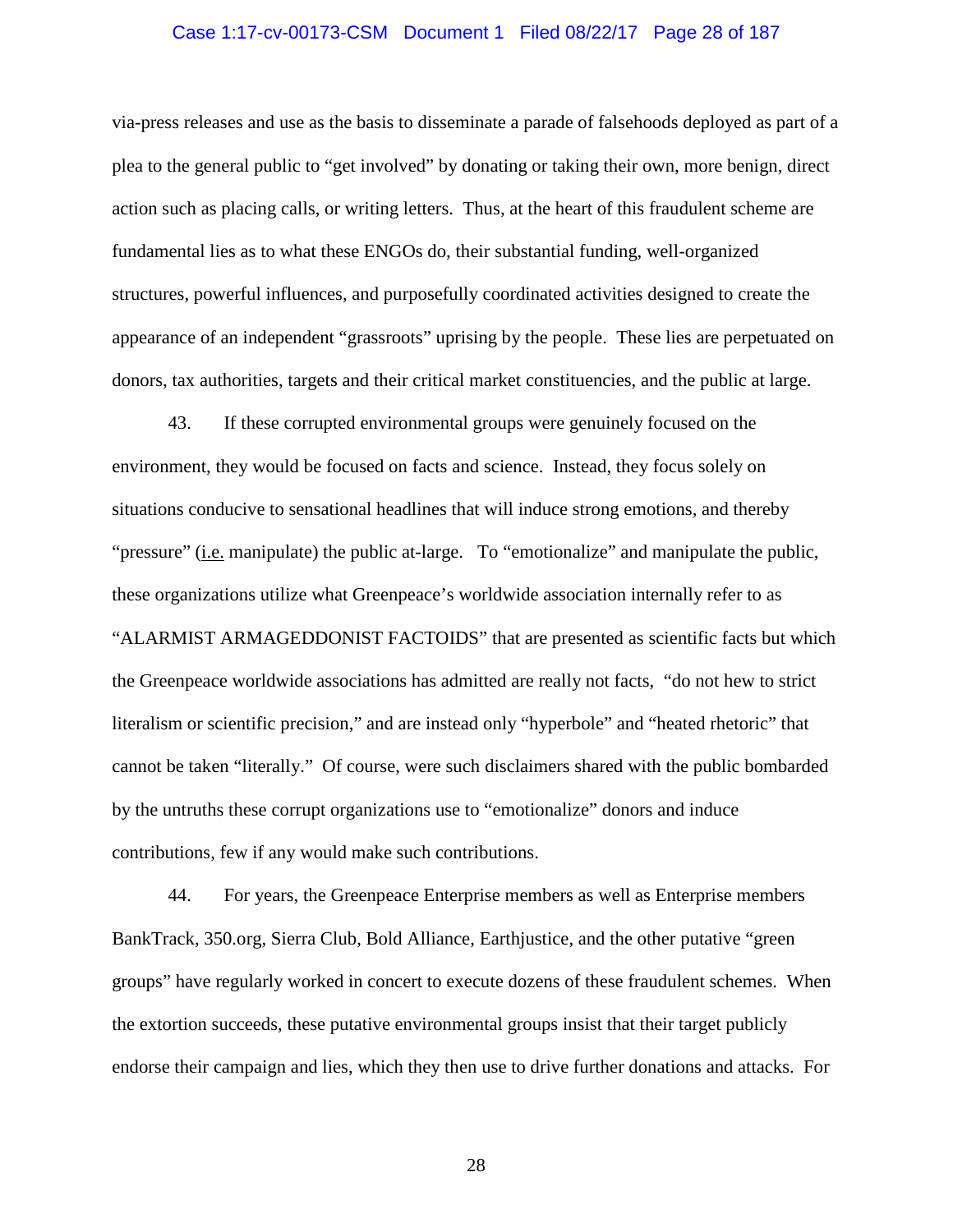via-press releases and use as the basis to disseminate a parade of falsehoods deployed as part of a plea to the general public to "get involved" by donating or taking their own, more benign, direct action such as placing calls, or writing letters. Thus, at the heart of this fraudulent scheme are fundamental lies as to what these ENGOs do, their substantial funding, well-organized structures, powerful influences, and purposefully coordinated activities designed to create the appearance of an independent "grassroots" uprising by the people. These lies are perpetuated on donors, tax authorities, targets and their critical market constituencies, and the public at large.

43. If these corrupted environmental groups were genuinely focused on the environment, they would be focused on facts and science. Instead, they focus solely on situations conducive to sensational headlines that will induce strong emotions, and thereby "pressure" (i.e. manipulate) the public at-large. To "emotionalize" and manipulate the public, these organizations utilize what Greenpeace's worldwide association internally refer to as "ALARMIST ARMAGEDDONIST FACTOIDS" that are presented as scientific facts but which the Greenpeace worldwide associations has admitted are really not facts, "do not hew to strict literalism or scientific precision," and are instead only "hyperbole" and "heated rhetoric" that cannot be taken "literally." Of course, were such disclaimers shared with the public bombarded by the untruths these corrupt organizations use to "emotionalize" donors and induce contributions, few if any would make such contributions.

44. For years, the Greenpeace Enterprise members as well as Enterprise members BankTrack, 350.org, Sierra Club, Bold Alliance, Earthjustice, and the other putative "green groups" have regularly worked in concert to execute dozens of these fraudulent schemes. When the extortion succeeds, these putative environmental groups insist that their target publicly endorse their campaign and lies, which they then use to drive further donations and attacks. For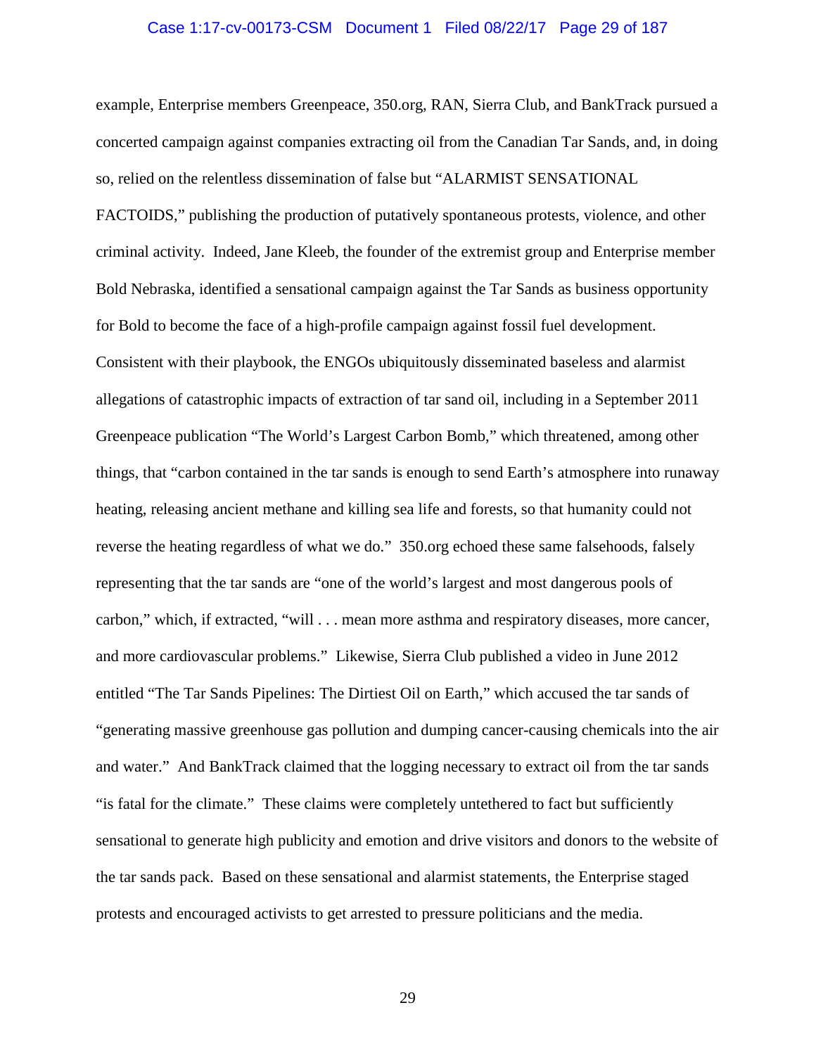example, Enterprise members Greenpeace, 350.org, RAN, Sierra Club, and BankTrack pursued a concerted campaign against companies extracting oil from the Canadian Tar Sands, and, in doing so, relied on the relentless dissemination of false but "ALARMIST SENSATIONAL FACTOIDS," publishing the production of putatively spontaneous protests, violence, and other criminal activity. Indeed, Jane Kleeb, the founder of the extremist group and Enterprise member Bold Nebraska, identified a sensational campaign against the Tar Sands as business opportunity for Bold to become the face of a high-profile campaign against fossil fuel development. Consistent with their playbook, the ENGOs ubiquitously disseminated baseless and alarmist allegations of catastrophic impacts of extraction of tar sand oil, including in a September 2011 Greenpeace publication "The World's Largest Carbon Bomb," which threatened, among other things, that "carbon contained in the tar sands is enough to send Earth's atmosphere into runaway heating, releasing ancient methane and killing sea life and forests, so that humanity could not reverse the heating regardless of what we do." 350.org echoed these same falsehoods, falsely representing that the tar sands are "one of the world's largest and most dangerous pools of carbon," which, if extracted, "will . . . mean more asthma and respiratory diseases, more cancer, and more cardiovascular problems." Likewise, Sierra Club published a video in June 2012 entitled "The Tar Sands Pipelines: The Dirtiest Oil on Earth," which accused the tar sands of "generating massive greenhouse gas pollution and dumping cancer-causing chemicals into the air and water." And BankTrack claimed that the logging necessary to extract oil from the tar sands "is fatal for the climate." These claims were completely untethered to fact but sufficiently sensational to generate high publicity and emotion and drive visitors and donors to the website of the tar sands pack. Based on these sensational and alarmist statements, the Enterprise staged protests and encouraged activists to get arrested to pressure politicians and the media.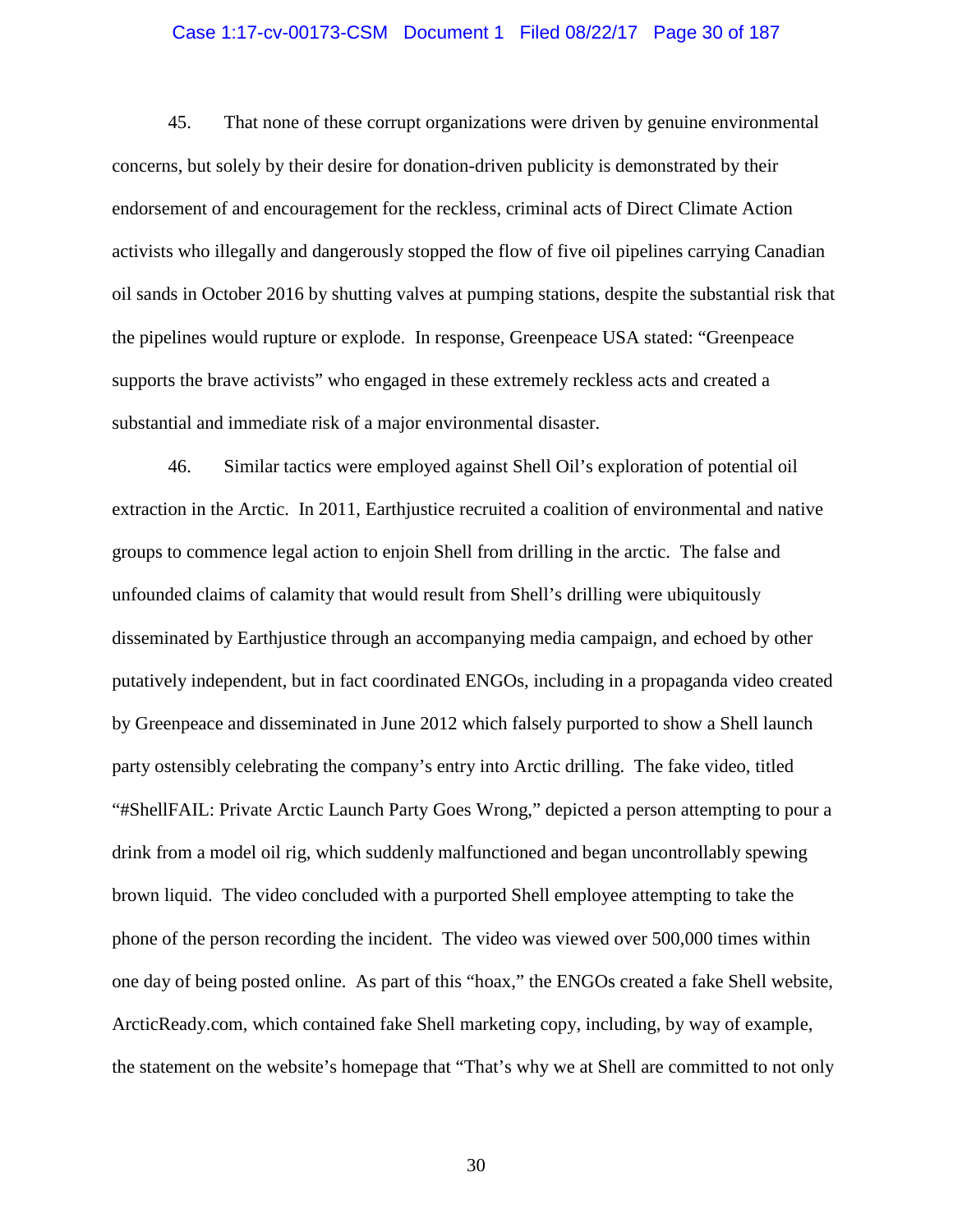45. That none of these corrupt organizations were driven by genuine environmental concerns, but solely by their desire for donation-driven publicity is demonstrated by their endorsement of and encouragement for the reckless, criminal acts of Direct Climate Action activists who illegally and dangerously stopped the flow of five oil pipelines carrying Canadian oil sands in October 2016 by shutting valves at pumping stations, despite the substantial risk that the pipelines would rupture or explode. In response, Greenpeace USA stated: "Greenpeace supports the brave activists" who engaged in these extremely reckless acts and created a substantial and immediate risk of a major environmental disaster.

46. Similar tactics were employed against Shell Oil's exploration of potential oil extraction in the Arctic. In 2011, Earthjustice recruited a coalition of environmental and native groups to commence legal action to enjoin Shell from drilling in the arctic. The false and unfounded claims of calamity that would result from Shell's drilling were ubiquitously disseminated by Earthjustice through an accompanying media campaign, and echoed by other putatively independent, but in fact coordinated ENGOs, including in a propaganda video created by Greenpeace and disseminated in June 2012 which falsely purported to show a Shell launch party ostensibly celebrating the company's entry into Arctic drilling. The fake video, titled "#ShellFAIL: Private Arctic Launch Party Goes Wrong," depicted a person attempting to pour a drink from a model oil rig, which suddenly malfunctioned and began uncontrollably spewing brown liquid. The video concluded with a purported Shell employee attempting to take the phone of the person recording the incident. The video was viewed over 500,000 times within one day of being posted online. As part of this "hoax," the ENGOs created a fake Shell website, ArcticReady.com, which contained fake Shell marketing copy, including, by way of example, the statement on the website's homepage that "That's why we at Shell are committed to not only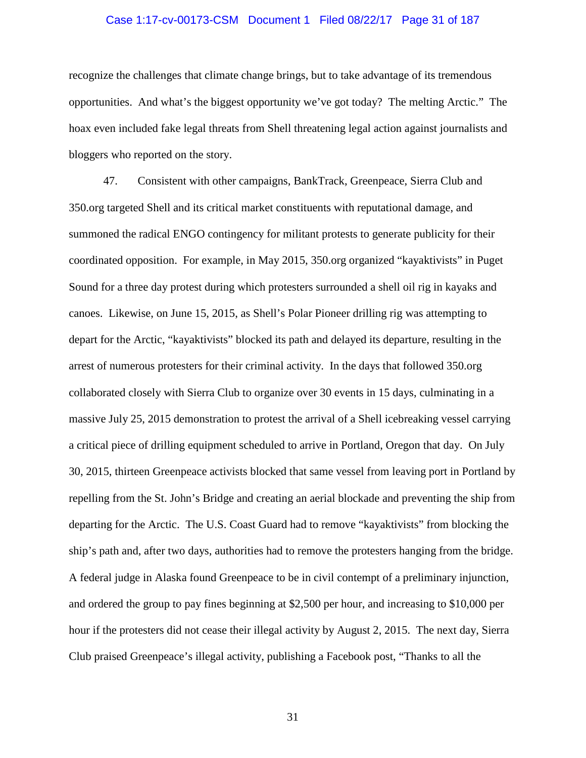recognize the challenges that climate change brings, but to take advantage of its tremendous opportunities. And what's the biggest opportunity we've got today? The melting Arctic." The hoax even included fake legal threats from Shell threatening legal action against journalists and bloggers who reported on the story.

47. Consistent with other campaigns, BankTrack, Greenpeace, Sierra Club and 350.org targeted Shell and its critical market constituents with reputational damage, and summoned the radical ENGO contingency for militant protests to generate publicity for their coordinated opposition. For example, in May 2015, 350.org organized "kayaktivists" in Puget Sound for a three day protest during which protesters surrounded a shell oil rig in kayaks and canoes. Likewise, on June 15, 2015, as Shell's Polar Pioneer drilling rig was attempting to depart for the Arctic, "kayaktivists" blocked its path and delayed its departure, resulting in the arrest of numerous protesters for their criminal activity. In the days that followed 350.org collaborated closely with Sierra Club to organize over 30 events in 15 days, culminating in a massive July 25, 2015 demonstration to protest the arrival of a Shell icebreaking vessel carrying a critical piece of drilling equipment scheduled to arrive in Portland, Oregon that day. On July 30, 2015, thirteen Greenpeace activists blocked that same vessel from leaving port in Portland by repelling from the St. John's Bridge and creating an aerial blockade and preventing the ship from departing for the Arctic. The U.S. Coast Guard had to remove "kayaktivists" from blocking the ship's path and, after two days, authorities had to remove the protesters hanging from the bridge. A federal judge in Alaska found Greenpeace to be in civil contempt of a preliminary injunction, and ordered the group to pay fines beginning at $2,500 per hour, and increasing to $10,000 per hour if the protesters did not cease their illegal activity by August 2, 2015. The next day, Sierra Club praised Greenpeace's illegal activity, publishing a Facebook post, "Thanks to all the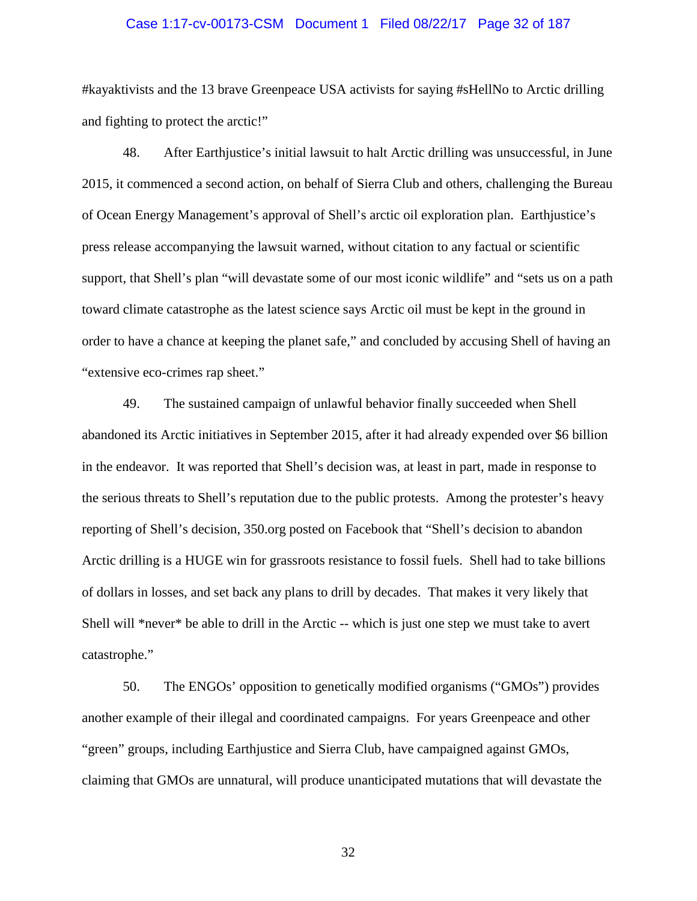#kayaktivists and the 13 brave Greenpeace USA activists for saying #sHellNo to Arctic drilling and fighting to protect the arctic!"

48. After Earthjustice's initial lawsuit to halt Arctic drilling was unsuccessful, in June 2015, it commenced a second action, on behalf of Sierra Club and others, challenging the Bureau of Ocean Energy Management's approval of Shell's arctic oil exploration plan. Earthjustice's press release accompanying the lawsuit warned, without citation to any factual or scientific support, that Shell's plan "will devastate some of our most iconic wildlife" and "sets us on a path toward climate catastrophe as the latest science says Arctic oil must be kept in the ground in order to have a chance at keeping the planet safe," and concluded by accusing Shell of having an "extensive eco-crimes rap sheet."

49. The sustained campaign of unlawful behavior finally succeeded when Shell abandoned its Arctic initiatives in September 2015, after it had already expended over $6 billion in the endeavor. It was reported that Shell's decision was, at least in part, made in response to the serious threats to Shell's reputation due to the public protests. Among the protester's heavy reporting of Shell's decision, 350.org posted on Facebook that "Shell's decision to abandon Arctic drilling is a HUGE win for grassroots resistance to fossil fuels. Shell had to take billions of dollars in losses, and set back any plans to drill by decades. That makes it very likely that Shell will *never* be able to drill in the Arctic -- which is just one step we must take to avert catastrophe."

50. The ENGOs' opposition to genetically modified organisms ("GMOs") provides another example of their illegal and coordinated campaigns. For years Greenpeace and other "green" groups, including Earthjustice and Sierra Club, have campaigned against GMOs, claiming that GMOs are unnatural, will produce unanticipated mutations that will devastate the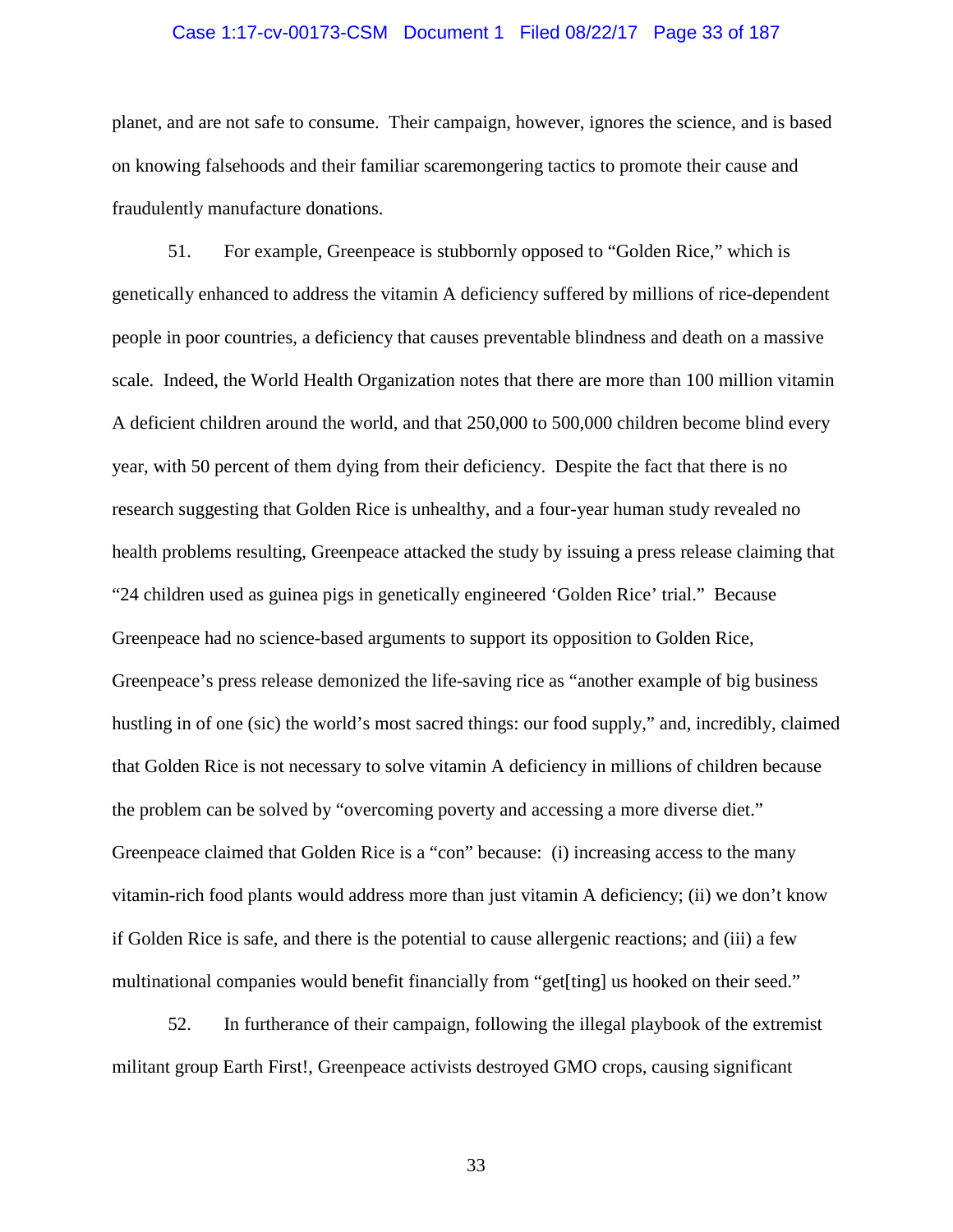planet, and are not safe to consume. Their campaign, however, ignores the science, and is based on knowing falsehoods and their familiar scaremongering tactics to promote their cause and fraudulently manufacture donations.

51. For example, Greenpeace is stubbornly opposed to "Golden Rice," which is genetically enhanced to address the vitamin A deficiency suffered by millions of rice-dependent people in poor countries, a deficiency that causes preventable blindness and death on a massive scale. Indeed, the World Health Organization notes that there are more than 100 million vitamin A deficient children around the world, and that 250,000 to 500,000 children become blind every year, with 50 percent of them dying from their deficiency. Despite the fact that there is no research suggesting that Golden Rice is unhealthy, and a four-year human study revealed no health problems resulting, Greenpeace attacked the study by issuing a press release claiming that "24 children used as guinea pigs in genetically engineered 'Golden Rice' trial." Because Greenpeace had no science-based arguments to support its opposition to Golden Rice, Greenpeace's press release demonized the life-saving rice as "another example of big business hustling in of one (sic) the world's most sacred things: our food supply," and, incredibly, claimed that Golden Rice is not necessary to solve vitamin A deficiency in millions of children because the problem can be solved by "overcoming poverty and accessing a more diverse diet." Greenpeace claimed that Golden Rice is a "con" because: (i) increasing access to the many vitamin-rich food plants would address more than just vitamin A deficiency; (ii) we don't know if Golden Rice is safe, and there is the potential to cause allergenic reactions; and (iii) a few multinational companies would benefit financially from "get[ting] us hooked on their seed."

52. In furtherance of their campaign, following the illegal playbook of the extremist militant group Earth First!, Greenpeace activists destroyed GMO crops, causing significant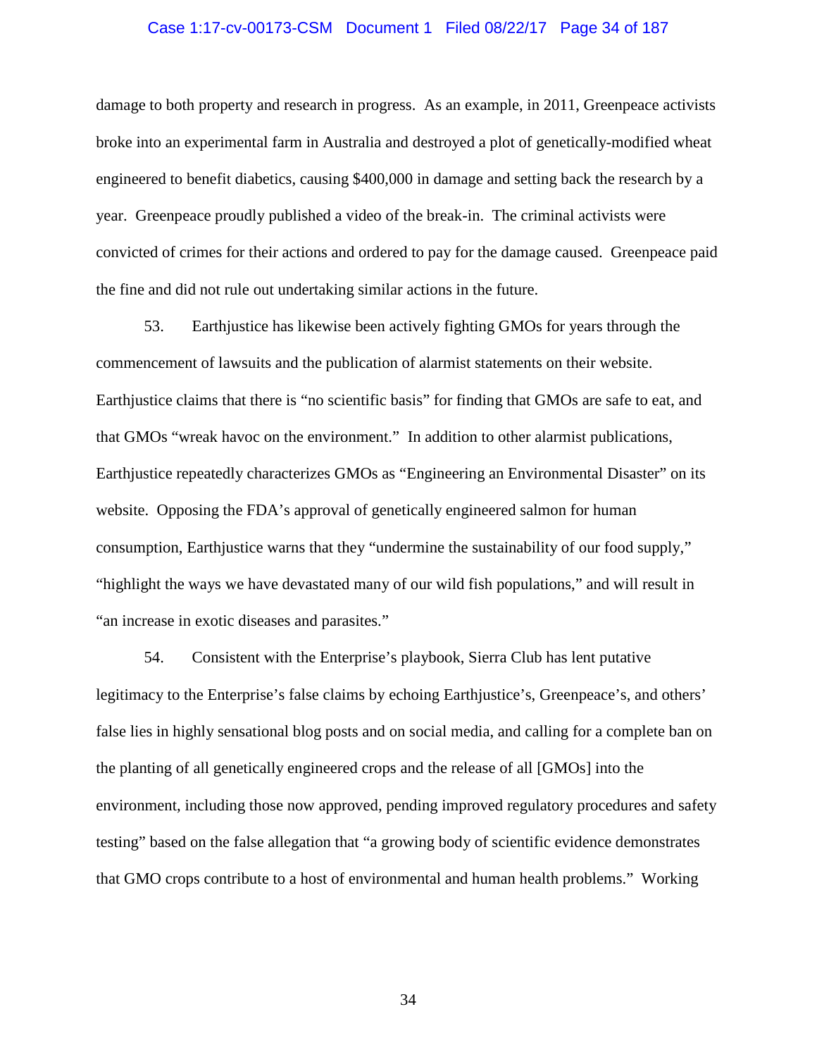damage to both property and research in progress. As an example, in 2011, Greenpeace activists broke into an experimental farm in Australia and destroyed a plot of genetically-modified wheat engineered to benefit diabetics, causing $400,000 in damage and setting back the research by a year. Greenpeace proudly published a video of the break-in. The criminal activists were convicted of crimes for their actions and ordered to pay for the damage caused. Greenpeace paid the fine and did not rule out undertaking similar actions in the future.

53. Earthjustice has likewise been actively fighting GMOs for years through the commencement of lawsuits and the publication of alarmist statements on their website. Earthjustice claims that there is "no scientific basis" for finding that GMOs are safe to eat, and that GMOs "wreak havoc on the environment." In addition to other alarmist publications, Earthjustice repeatedly characterizes GMOs as "Engineering an Environmental Disaster" on its website. Opposing the FDA's approval of genetically engineered salmon for human consumption, Earthjustice warns that they "undermine the sustainability of our food supply," "highlight the ways we have devastated many of our wild fish populations," and will result in "an increase in exotic diseases and parasites."

54. Consistent with the Enterprise's playbook, Sierra Club has lent putative legitimacy to the Enterprise's false claims by echoing Earthjustice's, Greenpeace's, and others' false lies in highly sensational blog posts and on social media, and calling for a complete ban on the planting of all genetically engineered crops and the release of all [GMOs] into the environment, including those now approved, pending improved regulatory procedures and safety testing" based on the false allegation that "a growing body of scientific evidence demonstrates that GMO crops contribute to a host of environmental and human health problems." Working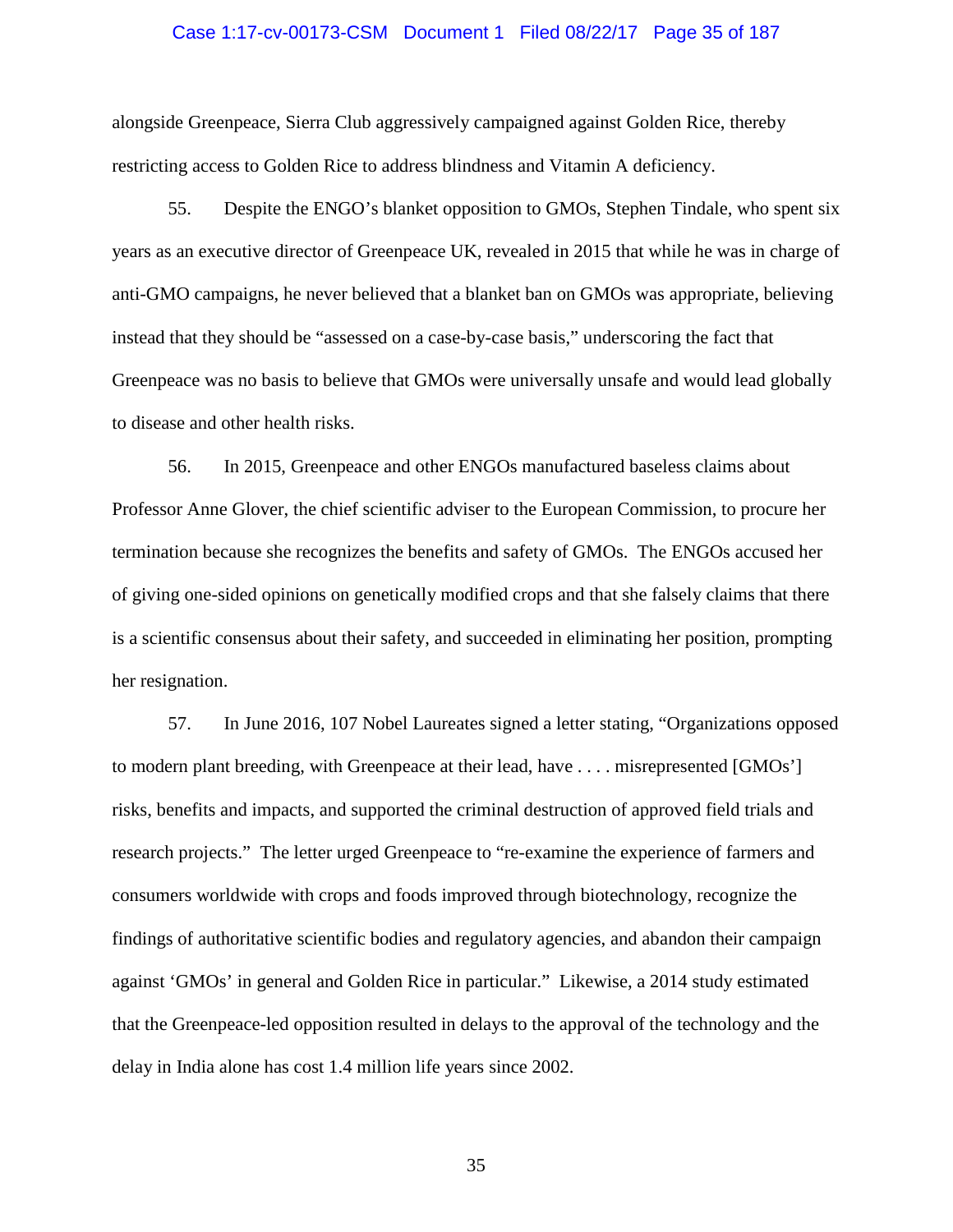alongside Greenpeace, Sierra Club aggressively campaigned against Golden Rice, thereby restricting access to Golden Rice to address blindness and Vitamin A deficiency.

55. Despite the ENGO's blanket opposition to GMOs, Stephen Tindale, who spent six years as an executive director of Greenpeace UK, revealed in 2015 that while he was in charge of anti-GMO campaigns, he never believed that a blanket ban on GMOs was appropriate, believing instead that they should be "assessed on a case-by-case basis," underscoring the fact that Greenpeace was no basis to believe that GMOs were universally unsafe and would lead globally to disease and other health risks.

56. In 2015, Greenpeace and other ENGOs manufactured baseless claims about Professor Anne Glover, the chief scientific adviser to the European Commission, to procure her termination because she recognizes the benefits and safety of GMOs. The ENGOs accused her of giving one-sided opinions on genetically modified crops and that she falsely claims that there is a scientific consensus about their safety, and succeeded in eliminating her position, prompting her resignation.

57. In June 2016, 107 Nobel Laureates signed a letter stating, "Organizations opposed to modern plant breeding, with Greenpeace at their lead, have . . . . misrepresented [GMOs'] risks, benefits and impacts, and supported the criminal destruction of approved field trials and research projects." The letter urged Greenpeace to "re-examine the experience of farmers and consumers worldwide with crops and foods improved through biotechnology, recognize the findings of authoritative scientific bodies and regulatory agencies, and abandon their campaign against 'GMOs' in general and Golden Rice in particular." Likewise, a 2014 study estimated that the Greenpeace-led opposition resulted in delays to the approval of the technology and the delay in India alone has cost 1.4 million life years since 2002.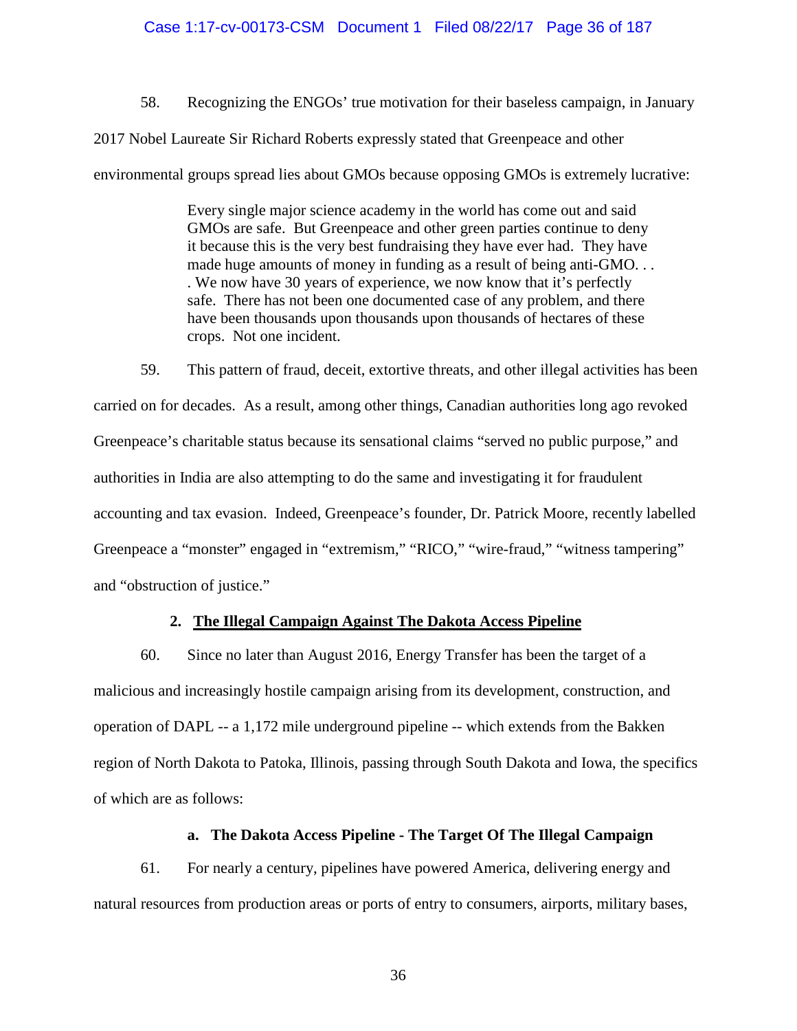58. Recognizing the ENGOs' true motivation for their baseless campaign, in January 2017 Nobel Laureate Sir Richard Roberts expressly stated that Greenpeace and other environmental groups spread lies about GMOs because opposing GMOs is extremely lucrative:

> Every single major science academy in the world has come out and said GMOs are safe. But Greenpeace and other green parties continue to deny it because this is the very best fundraising they have ever had. They have made huge amounts of money in funding as a result of being anti-GMO. . . . We now have 30 years of experience, we now know that it's perfectly safe. There has not been one documented case of any problem, and there have been thousands upon thousands upon thousands of hectares of these crops. Not one incident.

59. This pattern of fraud, deceit, extortive threats, and other illegal activities has been carried on for decades. As a result, among other things, Canadian authorities long ago revoked Greenpeace's charitable status because its sensational claims "served no public purpose," and authorities in India are also attempting to do the same and investigating it for fraudulent accounting and tax evasion. Indeed, Greenpeace's founder, Dr. Patrick Moore, recently labelled Greenpeace a "monster" engaged in "extremism," "RICO," "wire-fraud," "witness tampering" and "obstruction of justice."

### 2. <u>The Illegal Campaign Against The Dakota Access Pipeline</u>

60. Since no later than August 2016, Energy Transfer has been the target of a malicious and increasingly hostile campaign arising from its development, construction, and operation of DAPL -- a 1,172 mile underground pipeline -- which extends from the Bakken region of North Dakota to Patoka, Illinois, passing through South Dakota and Iowa, the specifics of which are as follows:

#### a. The Dakota Access Pipeline - The Target Of The Illegal Campaign

61. For nearly a century, pipelines have powered America, delivering energy and natural resources from production areas or ports of entry to consumers, airports, military bases,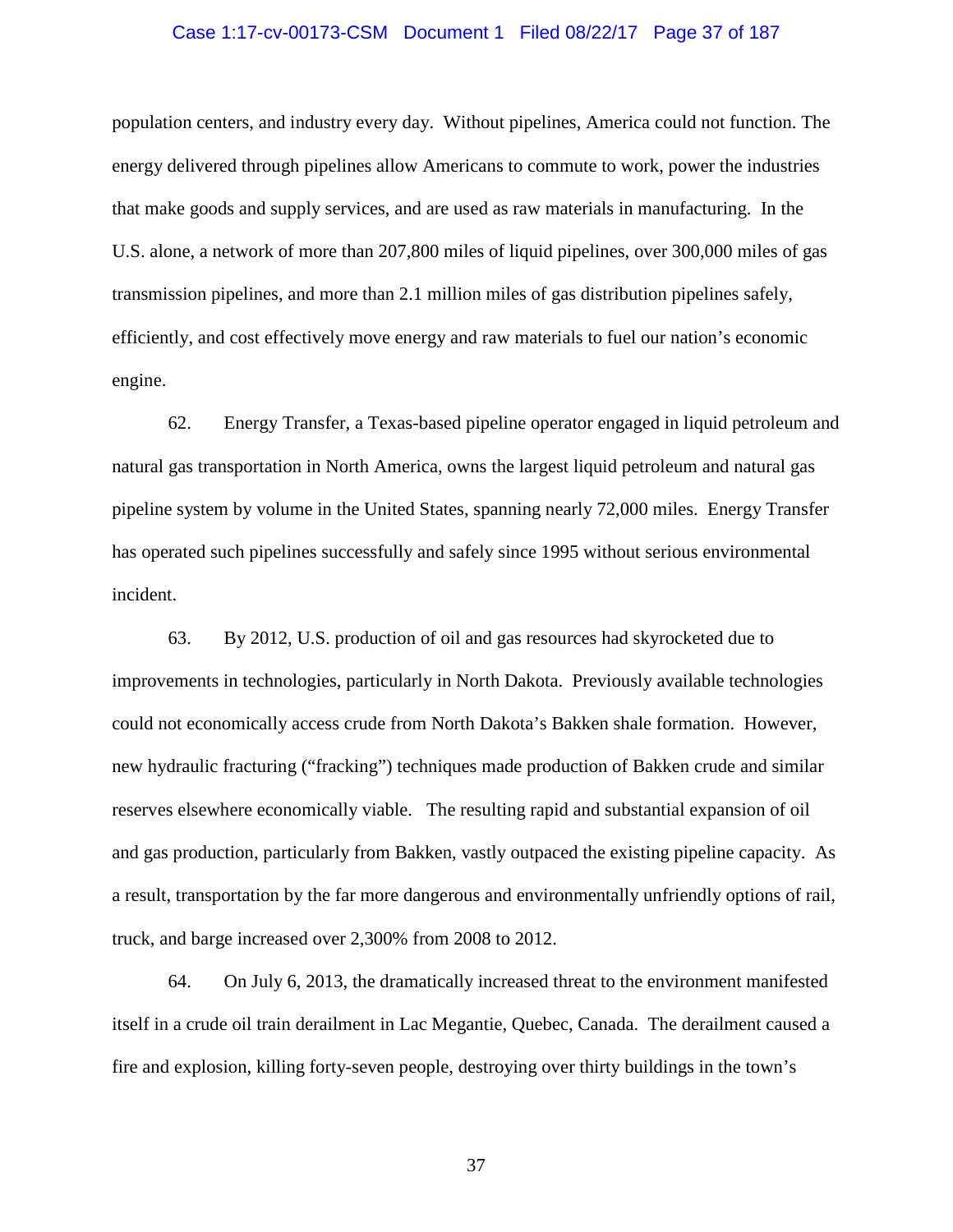population centers, and industry every day. Without pipelines, America could not function. The energy delivered through pipelines allow Americans to commute to work, power the industries that make goods and supply services, and are used as raw materials in manufacturing. In the U.S. alone, a network of more than 207,800 miles of liquid pipelines, over 300,000 miles of gas transmission pipelines, and more than 2.1 million miles of gas distribution pipelines safely, efficiently, and cost effectively move energy and raw materials to fuel our nation's economic engine.

62. Energy Transfer, a Texas-based pipeline operator engaged in liquid petroleum and natural gas transportation in North America, owns the largest liquid petroleum and natural gas pipeline system by volume in the United States, spanning nearly 72,000 miles. Energy Transfer has operated such pipelines successfully and safely since 1995 without serious environmental incident.

63. By 2012, U.S. production of oil and gas resources had skyrocketed due to improvements in technologies, particularly in North Dakota. Previously available technologies could not economically access crude from North Dakota's Bakken shale formation. However, new hydraulic fracturing ("fracking") techniques made production of Bakken crude and similar reserves elsewhere economically viable. The resulting rapid and substantial expansion of oil and gas production, particularly from Bakken, vastly outpaced the existing pipeline capacity. As a result, transportation by the far more dangerous and environmentally unfriendly options of rail, truck, and barge increased over 2,300% from 2008 to 2012.

64. On July 6, 2013, the dramatically increased threat to the environment manifested itself in a crude oil train derailment in Lac Megantie, Quebec, Canada. The derailment caused a fire and explosion, killing forty-seven people, destroying over thirty buildings in the town's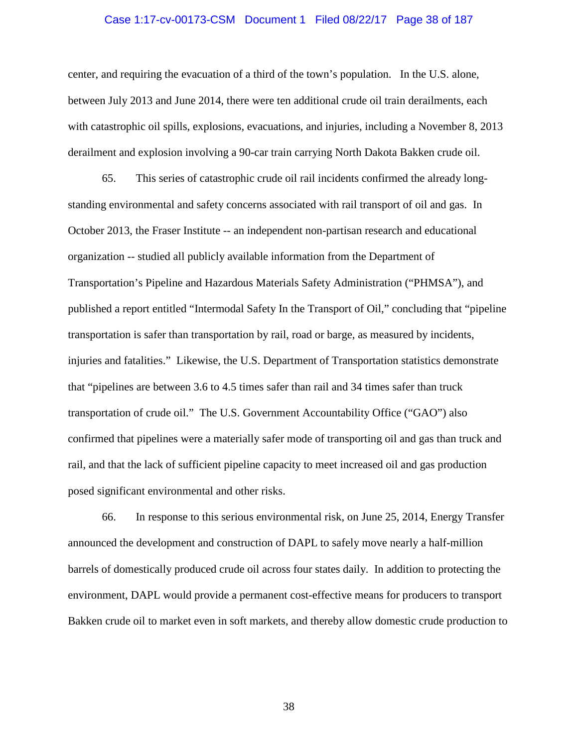center, and requiring the evacuation of a third of the town's population. In the U.S. alone, between July 2013 and June 2014, there were ten additional crude oil train derailments, each with catastrophic oil spills, explosions, evacuations, and injuries, including a November 8, 2013 derailment and explosion involving a 90-car train carrying North Dakota Bakken crude oil.

65. This series of catastrophic crude oil rail incidents confirmed the already long-standing environmental and safety concerns associated with rail transport of oil and gas. In October 2013, the Fraser Institute -- an independent non-partisan research and educational organization -- studied all publicly available information from the Department of Transportation's Pipeline and Hazardous Materials Safety Administration ("PHMSA"), and published a report entitled "Intermodal Safety In the Transport of Oil," concluding that "pipeline transportation is safer than transportation by rail, road or barge, as measured by incidents, injuries and fatalities." Likewise, the U.S. Department of Transportation statistics demonstrate that "pipelines are between 3.6 to 4.5 times safer than rail and 34 times safer than truck transportation of crude oil." The U.S. Government Accountability Office ("GAO") also confirmed that pipelines were a materially safer mode of transporting oil and gas than truck and rail, and that the lack of sufficient pipeline capacity to meet increased oil and gas production posed significant environmental and other risks.

66. In response to this serious environmental risk, on June 25, 2014, Energy Transfer announced the development and construction of DAPL to safely move nearly a half-million barrels of domestically produced crude oil across four states daily. In addition to protecting the environment, DAPL would provide a permanent cost-effective means for producers to transport Bakken crude oil to market even in soft markets, and thereby allow domestic crude production to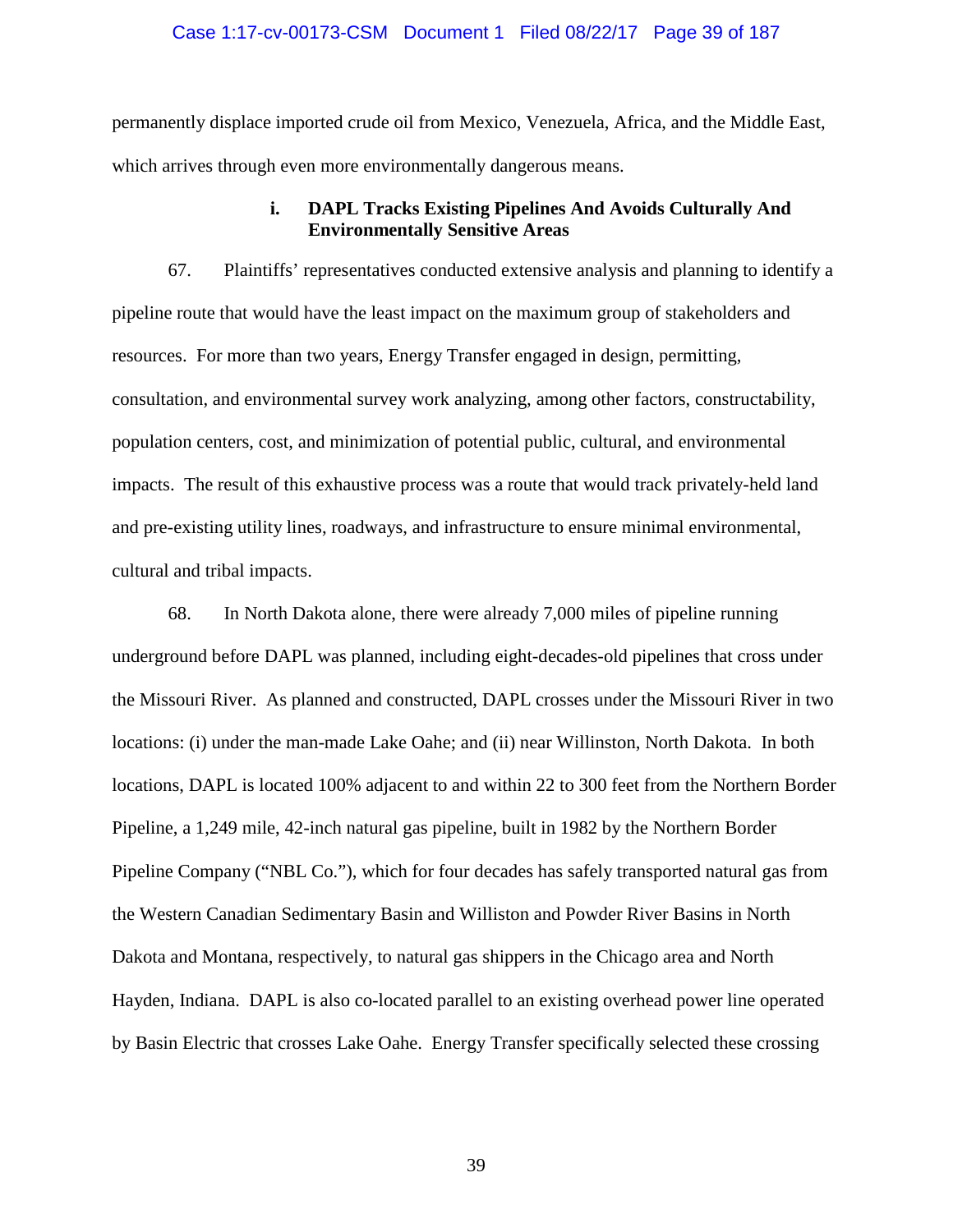permanently displace imported crude oil from Mexico, Venezuela, Africa, and the Middle East, which arrives through even more environmentally dangerous means.

#### i. DAPL Tracks Existing Pipelines And Avoids Culturally And Environmentally Sensitive Areas

67. Plaintiffs' representatives conducted extensive analysis and planning to identify a pipeline route that would have the least impact on the maximum group of stakeholders and resources. For more than two years, Energy Transfer engaged in design, permitting, consultation, and environmental survey work analyzing, among other factors, constructability, population centers, cost, and minimization of potential public, cultural, and environmental impacts. The result of this exhaustive process was a route that would track privately-held land and pre-existing utility lines, roadways, and infrastructure to ensure minimal environmental, cultural and tribal impacts.

68. In North Dakota alone, there were already 7,000 miles of pipeline running underground before DAPL was planned, including eight-decades-old pipelines that cross under the Missouri River. As planned and constructed, DAPL crosses under the Missouri River in two locations: (i) under the man-made Lake Oahe; and (ii) near Willinston, North Dakota. In both locations, DAPL is located 100% adjacent to and within 22 to 300 feet from the Northern Border Pipeline, a 1,249 mile, 42-inch natural gas pipeline, built in 1982 by the Northern Border Pipeline Company ("NBL Co."), which for four decades has safely transported natural gas from the Western Canadian Sedimentary Basin and Williston and Powder River Basins in North Dakota and Montana, respectively, to natural gas shippers in the Chicago area and North Hayden, Indiana. DAPL is also co-located parallel to an existing overhead power line operated by Basin Electric that crosses Lake Oahe. Energy Transfer specifically selected these crossing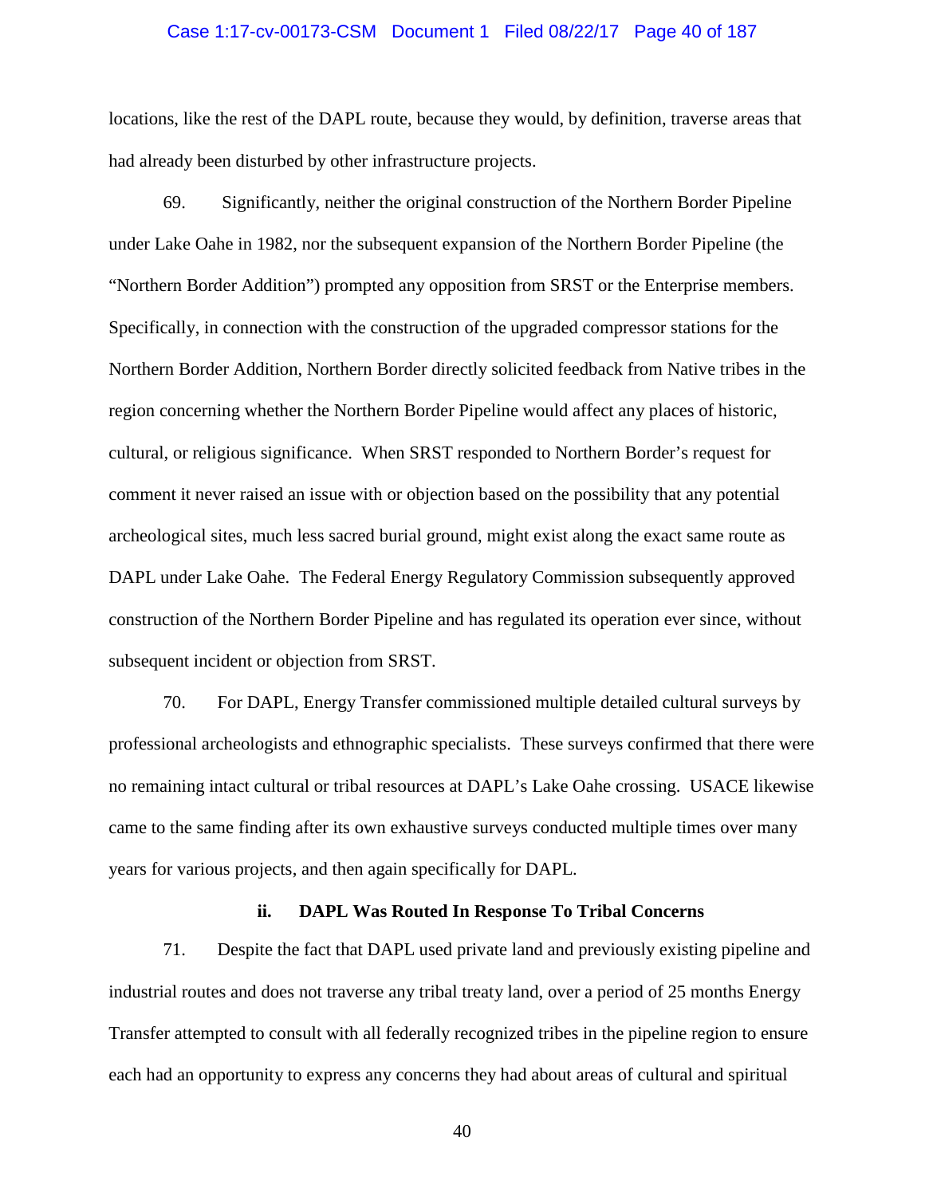locations, like the rest of the DAPL route, because they would, by definition, traverse areas that had already been disturbed by other infrastructure projects.

69. Significantly, neither the original construction of the Northern Border Pipeline under Lake Oahe in 1982, nor the subsequent expansion of the Northern Border Pipeline (the "Northern Border Addition") prompted any opposition from SRST or the Enterprise members. Specifically, in connection with the construction of the upgraded compressor stations for the Northern Border Addition, Northern Border directly solicited feedback from Native tribes in the region concerning whether the Northern Border Pipeline would affect any places of historic, cultural, or religious significance. When SRST responded to Northern Border's request for comment it never raised an issue with or objection based on the possibility that any potential archeological sites, much less sacred burial ground, might exist along the exact same route as DAPL under Lake Oahe. The Federal Energy Regulatory Commission subsequently approved construction of the Northern Border Pipeline and has regulated its operation ever since, without subsequent incident or objection from SRST.

70. For DAPL, Energy Transfer commissioned multiple detailed cultural surveys by professional archeologists and ethnographic specialists. These surveys confirmed that there were no remaining intact cultural or tribal resources at DAPL's Lake Oahe crossing. USACE likewise came to the same finding after its own exhaustive surveys conducted multiple times over many years for various projects, and then again specifically for DAPL.

### ii. DAPL Was Routed In Response To Tribal Concerns

71. Despite the fact that DAPL used private land and previously existing pipeline and industrial routes and does not traverse any tribal treaty land, over a period of 25 months Energy Transfer attempted to consult with all federally recognized tribes in the pipeline region to ensure each had an opportunity to express any concerns they had about areas of cultural and spiritual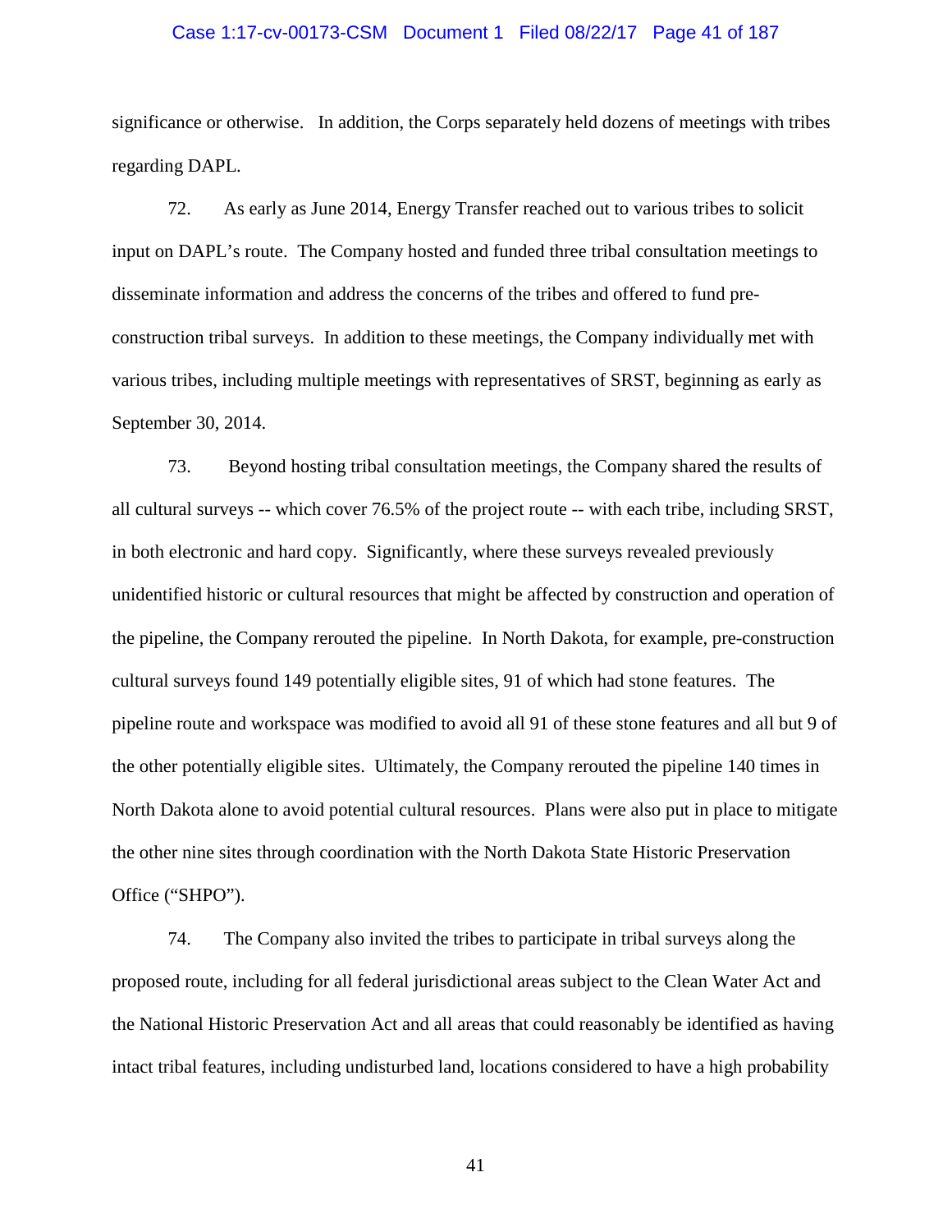significance or otherwise. In addition, the Corps separately held dozens of meetings with tribes regarding DAPL.

72. As early as June 2014, Energy Transfer reached out to various tribes to solicit input on DAPL's route. The Company hosted and funded three tribal consultation meetings to disseminate information and address the concerns of the tribes and offered to fund pre-construction tribal surveys. In addition to these meetings, the Company individually met with various tribes, including multiple meetings with representatives of SRST, beginning as early as September 30, 2014.

73. Beyond hosting tribal consultation meetings, the Company shared the results of all cultural surveys -- which cover 76.5% of the project route -- with each tribe, including SRST, in both electronic and hard copy. Significantly, where these surveys revealed previously unidentified historic or cultural resources that might be affected by construction and operation of the pipeline, the Company rerouted the pipeline. In North Dakota, for example, pre-construction cultural surveys found 149 potentially eligible sites, 91 of which had stone features. The pipeline route and workspace was modified to avoid all 91 of these stone features and all but 9 of the other potentially eligible sites. Ultimately, the Company rerouted the pipeline 140 times in North Dakota alone to avoid potential cultural resources. Plans were also put in place to mitigate the other nine sites through coordination with the North Dakota State Historic Preservation Office ("SHPO").

74. The Company also invited the tribes to participate in tribal surveys along the proposed route, including for all federal jurisdictional areas subject to the Clean Water Act and the National Historic Preservation Act and all areas that could reasonably be identified as having intact tribal features, including undisturbed land, locations considered to have a high probability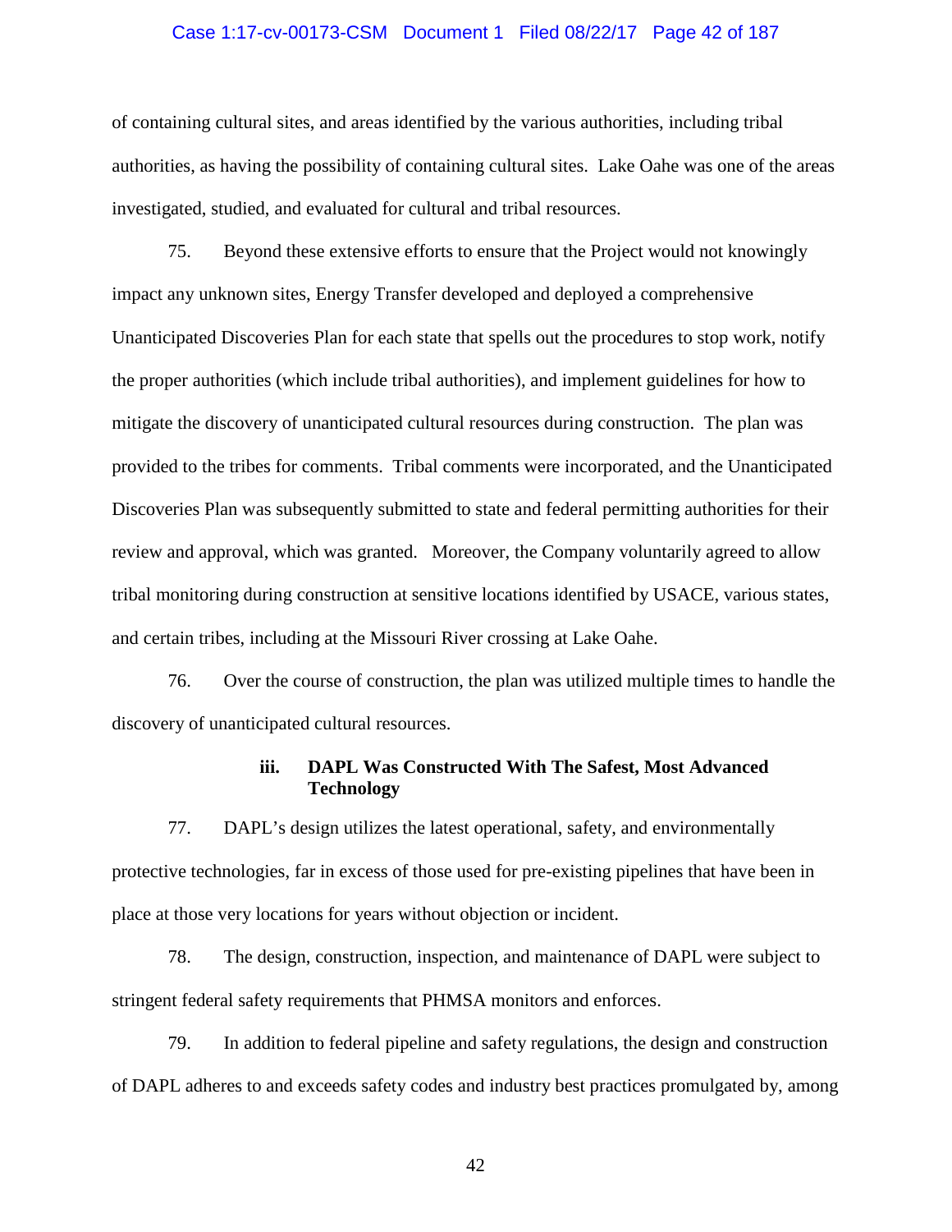of containing cultural sites, and areas identified by the various authorities, including tribal authorities, as having the possibility of containing cultural sites. Lake Oahe was one of the areas investigated, studied, and evaluated for cultural and tribal resources.

75. Beyond these extensive efforts to ensure that the Project would not knowingly impact any unknown sites, Energy Transfer developed and deployed a comprehensive Unanticipated Discoveries Plan for each state that spells out the procedures to stop work, notify the proper authorities (which include tribal authorities), and implement guidelines for how to mitigate the discovery of unanticipated cultural resources during construction. The plan was provided to the tribes for comments. Tribal comments were incorporated, and the Unanticipated Discoveries Plan was subsequently submitted to state and federal permitting authorities for their review and approval, which was granted. Moreover, the Company voluntarily agreed to allow tribal monitoring during construction at sensitive locations identified by USACE, various states, and certain tribes, including at the Missouri River crossing at Lake Oahe.

76. Over the course of construction, the plan was utilized multiple times to handle the discovery of unanticipated cultural resources.

#### iii. DAPL Was Constructed With The Safest, Most Advanced Technology

77. DAPL's design utilizes the latest operational, safety, and environmentally protective technologies, far in excess of those used for pre-existing pipelines that have been in place at those very locations for years without objection or incident.

78. The design, construction, inspection, and maintenance of DAPL were subject to stringent federal safety requirements that PHMSA monitors and enforces.

79. In addition to federal pipeline and safety regulations, the design and construction of DAPL adheres to and exceeds safety codes and industry best practices promulgated by, among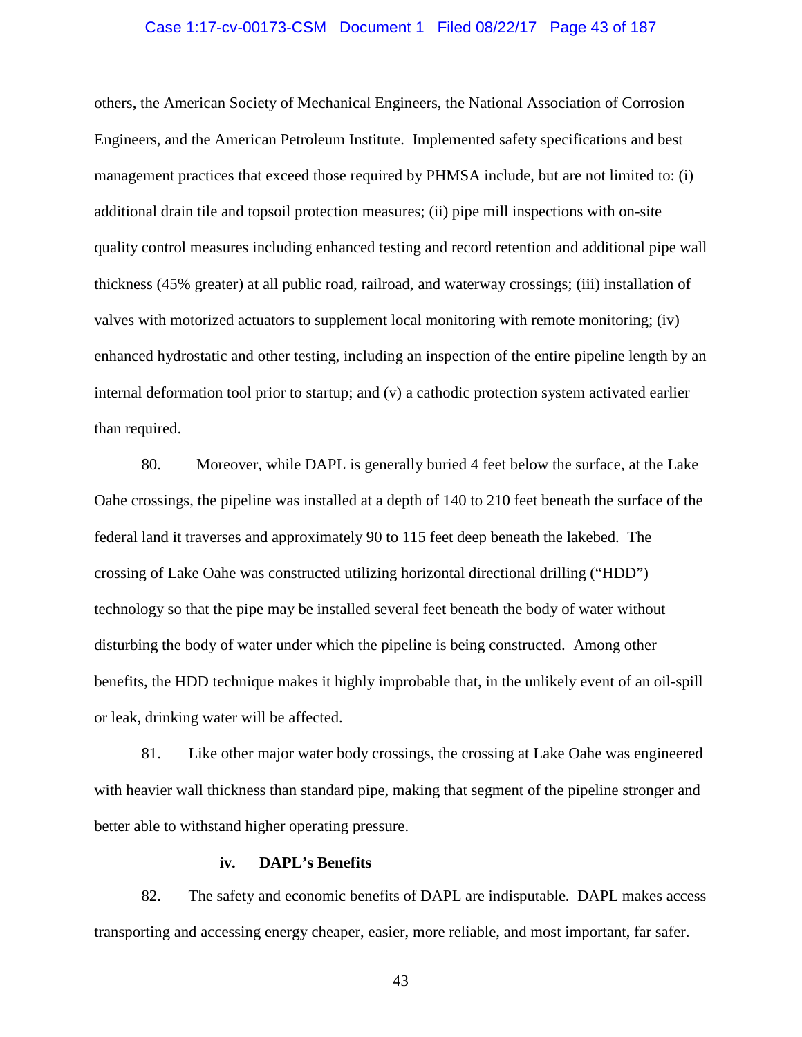others, the American Society of Mechanical Engineers, the National Association of Corrosion Engineers, and the American Petroleum Institute. Implemented safety specifications and best management practices that exceed those required by PHMSA include, but are not limited to: (i) additional drain tile and topsoil protection measures; (ii) pipe mill inspections with on-site quality control measures including enhanced testing and record retention and additional pipe wall thickness (45% greater) at all public road, railroad, and waterway crossings; (iii) installation of valves with motorized actuators to supplement local monitoring with remote monitoring; (iv) enhanced hydrostatic and other testing, including an inspection of the entire pipeline length by an internal deformation tool prior to startup; and (v) a cathodic protection system activated earlier than required.

80. Moreover, while DAPL is generally buried 4 feet below the surface, at the Lake Oahe crossings, the pipeline was installed at a depth of 140 to 210 feet beneath the surface of the federal land it traverses and approximately 90 to 115 feet deep beneath the lakebed. The crossing of Lake Oahe was constructed utilizing horizontal directional drilling ("HDD") technology so that the pipe may be installed several feet beneath the body of water without disturbing the body of water under which the pipeline is being constructed. Among other benefits, the HDD technique makes it highly improbable that, in the unlikely event of an oil-spill or leak, drinking water will be affected.

81. Like other major water body crossings, the crossing at Lake Oahe was engineered with heavier wall thickness than standard pipe, making that segment of the pipeline stronger and better able to withstand higher operating pressure.

**iv. DAPL's Benefits**

82. The safety and economic benefits of DAPL are indisputable. DAPL makes access transporting and accessing energy cheaper, easier, more reliable, and most important, far safer.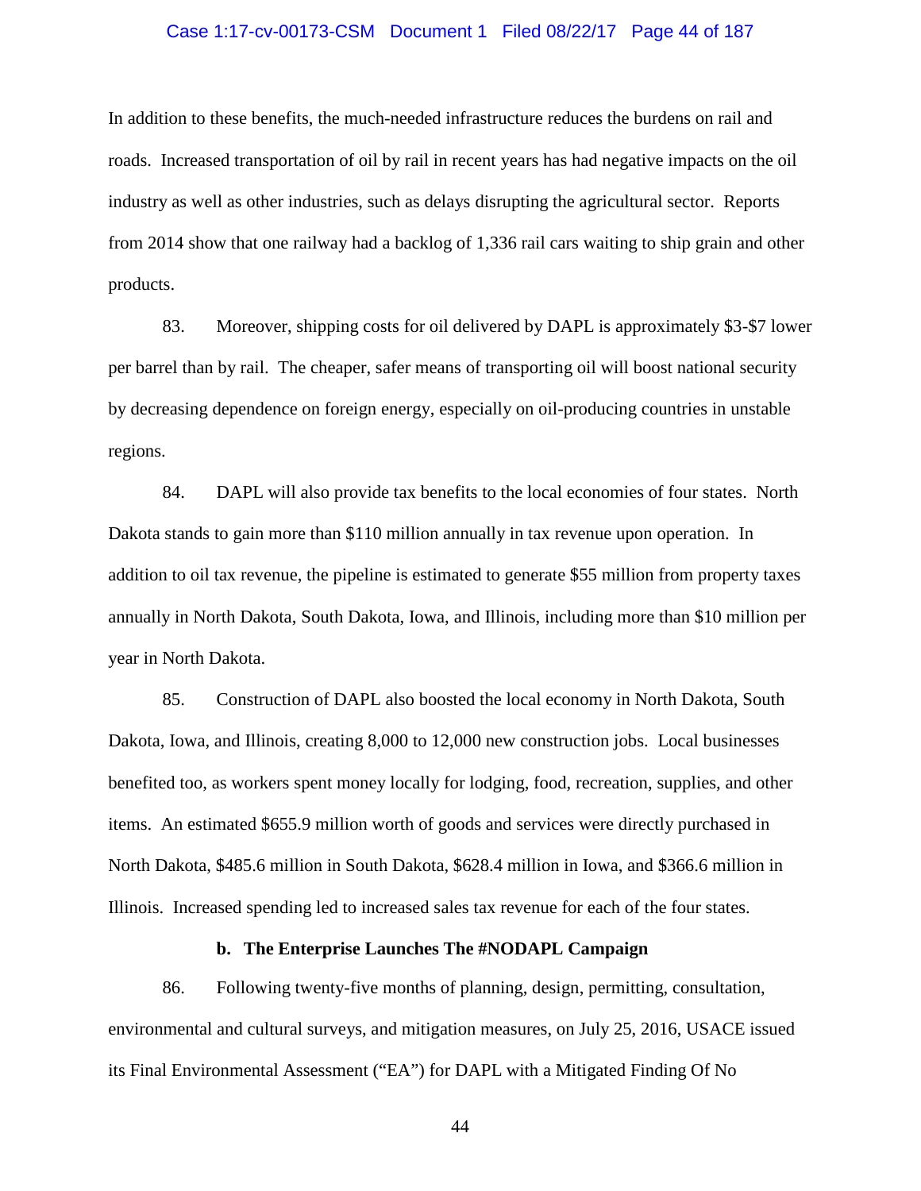In addition to these benefits, the much-needed infrastructure reduces the burdens on rail and roads. Increased transportation of oil by rail in recent years has had negative impacts on the oil industry as well as other industries, such as delays disrupting the agricultural sector. Reports from 2014 show that one railway had a backlog of 1,336 rail cars waiting to ship grain and other products.

83. Moreover, shipping costs for oil delivered by DAPL is approximately $3-$7 lower per barrel than by rail. The cheaper, safer means of transporting oil will boost national security by decreasing dependence on foreign energy, especially on oil-producing countries in unstable regions.

84. DAPL will also provide tax benefits to the local economies of four states. North Dakota stands to gain more than $110 million annually in tax revenue upon operation. In addition to oil tax revenue, the pipeline is estimated to generate $55 million from property taxes annually in North Dakota, South Dakota, Iowa, and Illinois, including more than $10 million per year in North Dakota.

85. Construction of DAPL also boosted the local economy in North Dakota, South Dakota, Iowa, and Illinois, creating 8,000 to 12,000 new construction jobs. Local businesses benefited too, as workers spent money locally for lodging, food, recreation, supplies, and other items. An estimated $655.9 million worth of goods and services were directly purchased in North Dakota, $485.6 million in South Dakota, $628.4 million in Iowa, and $366.6 million in Illinois. Increased spending led to increased sales tax revenue for each of the four states.

### b. The Enterprise Launches The #NODAPL Campaign

86. Following twenty-five months of planning, design, permitting, consultation, environmental and cultural surveys, and mitigation measures, on July 25, 2016, USACE issued its Final Environmental Assessment ("EA") for DAPL with a Mitigated Finding Of No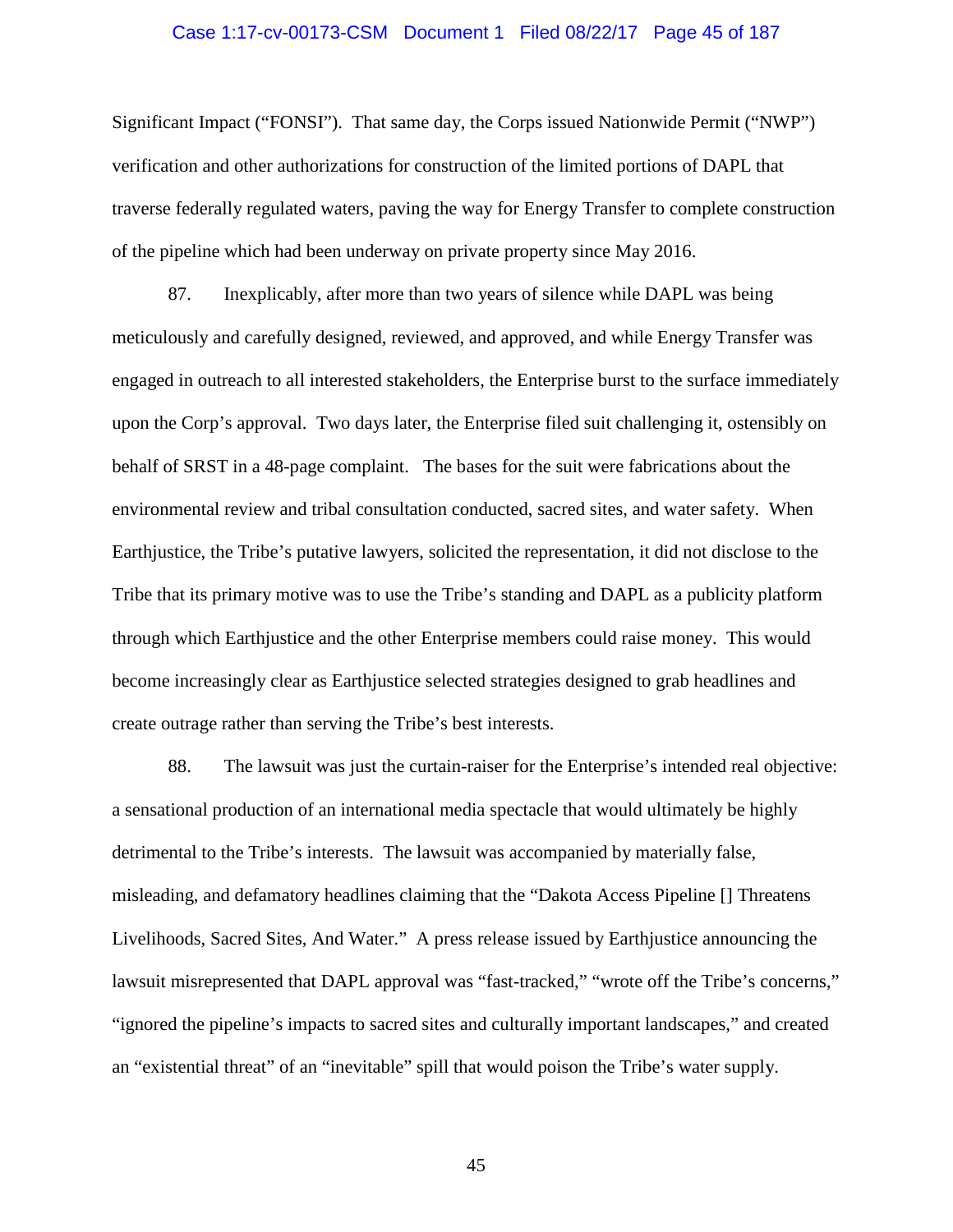Significant Impact ("FONSI"). That same day, the Corps issued Nationwide Permit ("NWP") verification and other authorizations for construction of the limited portions of DAPL that traverse federally regulated waters, paving the way for Energy Transfer to complete construction of the pipeline which had been underway on private property since May 2016.

87. Inexplicably, after more than two years of silence while DAPL was being meticulously and carefully designed, reviewed, and approved, and while Energy Transfer was engaged in outreach to all interested stakeholders, the Enterprise burst to the surface immediately upon the Corp's approval. Two days later, the Enterprise filed suit challenging it, ostensibly on behalf of SRST in a 48-page complaint. The bases for the suit were fabrications about the environmental review and tribal consultation conducted, sacred sites, and water safety. When Earthjustice, the Tribe's putative lawyers, solicited the representation, it did not disclose to the Tribe that its primary motive was to use the Tribe's standing and DAPL as a publicity platform through which Earthjustice and the other Enterprise members could raise money. This would become increasingly clear as Earthjustice selected strategies designed to grab headlines and create outrage rather than serving the Tribe's best interests.

88. The lawsuit was just the curtain-raiser for the Enterprise's intended real objective: a sensational production of an international media spectacle that would ultimately be highly detrimental to the Tribe's interests. The lawsuit was accompanied by materially false, misleading, and defamatory headlines claiming that the "Dakota Access Pipeline [] Threatens Livelihoods, Sacred Sites, And Water." A press release issued by Earthjustice announcing the lawsuit misrepresented that DAPL approval was "fast-tracked," "wrote off the Tribe's concerns," "ignored the pipeline's impacts to sacred sites and culturally important landscapes," and created an "existential threat" of an "inevitable" spill that would poison the Tribe's water supply.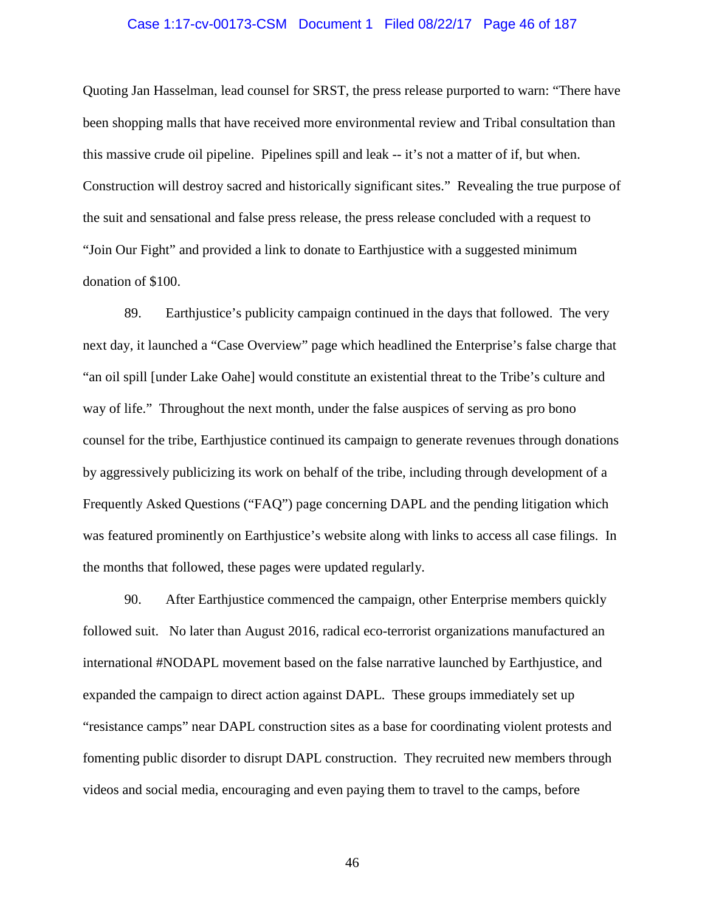Quoting Jan Hasselman, lead counsel for SRST, the press release purported to warn: "There have been shopping malls that have received more environmental review and Tribal consultation than this massive crude oil pipeline. Pipelines spill and leak -- it's not a matter of if, but when. Construction will destroy sacred and historically significant sites." Revealing the true purpose of the suit and sensational and false press release, the press release concluded with a request to "Join Our Fight" and provided a link to donate to Earthjustice with a suggested minimum donation of $100.

89. Earthjustice's publicity campaign continued in the days that followed. The very next day, it launched a "Case Overview" page which headlined the Enterprise's false charge that "an oil spill [under Lake Oahe] would constitute an existential threat to the Tribe's culture and way of life." Throughout the next month, under the false auspices of serving as pro bono counsel for the tribe, Earthjustice continued its campaign to generate revenues through donations by aggressively publicizing its work on behalf of the tribe, including through development of a Frequently Asked Questions ("FAQ") page concerning DAPL and the pending litigation which was featured prominently on Earthjustice's website along with links to access all case filings. In the months that followed, these pages were updated regularly.

90. After Earthjustice commenced the campaign, other Enterprise members quickly followed suit. No later than August 2016, radical eco-terrorist organizations manufactured an international #NODAPL movement based on the false narrative launched by Earthjustice, and expanded the campaign to direct action against DAPL. These groups immediately set up "resistance camps" near DAPL construction sites as a base for coordinating violent protests and fomenting public disorder to disrupt DAPL construction. They recruited new members through videos and social media, encouraging and even paying them to travel to the camps, before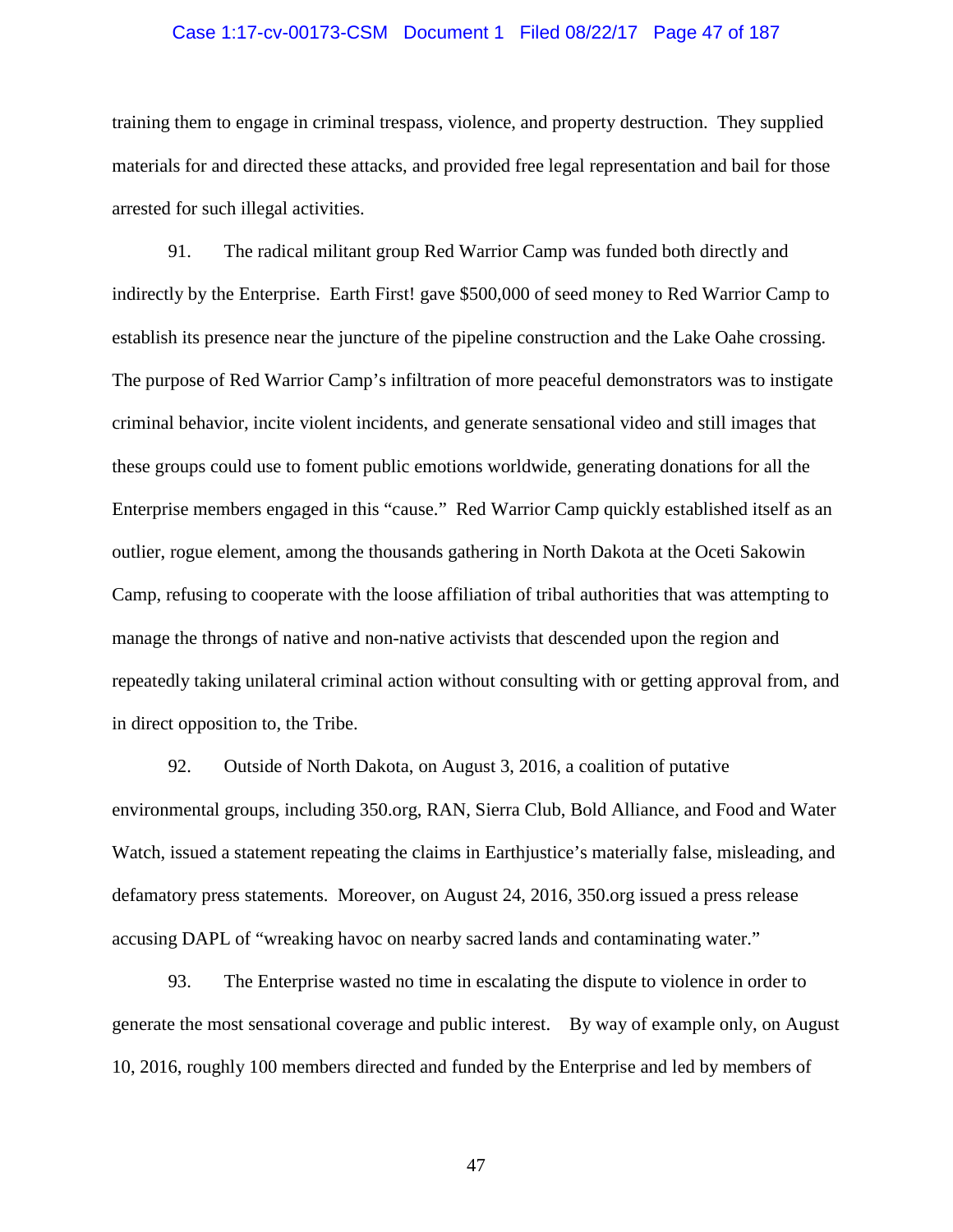training them to engage in criminal trespass, violence, and property destruction. They supplied materials for and directed these attacks, and provided free legal representation and bail for those arrested for such illegal activities.

91. The radical militant group Red Warrior Camp was funded both directly and indirectly by the Enterprise. Earth First! gave $500,000 of seed money to Red Warrior Camp to establish its presence near the juncture of the pipeline construction and the Lake Oahe crossing. The purpose of Red Warrior Camp's infiltration of more peaceful demonstrators was to instigate criminal behavior, incite violent incidents, and generate sensational video and still images that these groups could use to foment public emotions worldwide, generating donations for all the Enterprise members engaged in this "cause." Red Warrior Camp quickly established itself as an outlier, rogue element, among the thousands gathering in North Dakota at the Oceti Sakowin Camp, refusing to cooperate with the loose affiliation of tribal authorities that was attempting to manage the throngs of native and non-native activists that descended upon the region and repeatedly taking unilateral criminal action without consulting with or getting approval from, and in direct opposition to, the Tribe.

92. Outside of North Dakota, on August 3, 2016, a coalition of putative environmental groups, including 350.org, RAN, Sierra Club, Bold Alliance, and Food and Water Watch, issued a statement repeating the claims in Earthjustice's materially false, misleading, and defamatory press statements. Moreover, on August 24, 2016, 350.org issued a press release accusing DAPL of "wreaking havoc on nearby sacred lands and contaminating water."

93. The Enterprise wasted no time in escalating the dispute to violence in order to generate the most sensational coverage and public interest. By way of example only, on August 10, 2016, roughly 100 members directed and funded by the Enterprise and led by members of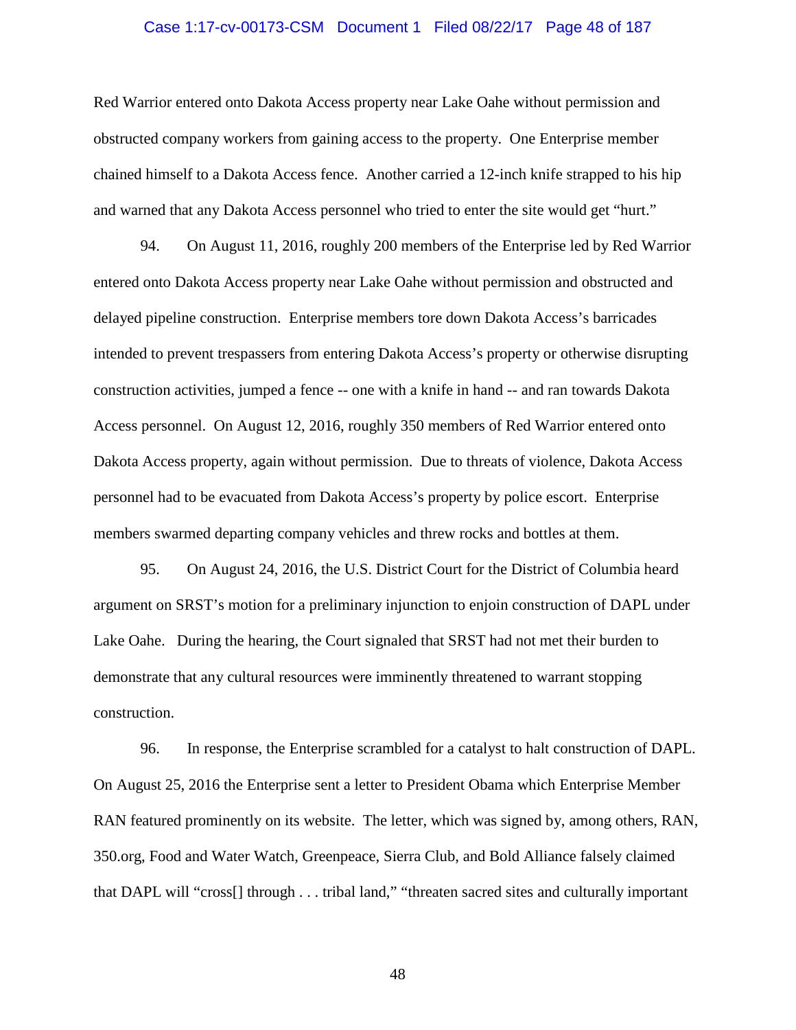Red Warrior entered onto Dakota Access property near Lake Oahe without permission and obstructed company workers from gaining access to the property. One Enterprise member chained himself to a Dakota Access fence. Another carried a 12-inch knife strapped to his hip and warned that any Dakota Access personnel who tried to enter the site would get "hurt."

94. On August 11, 2016, roughly 200 members of the Enterprise led by Red Warrior entered onto Dakota Access property near Lake Oahe without permission and obstructed and delayed pipeline construction. Enterprise members tore down Dakota Access's barricades intended to prevent trespassers from entering Dakota Access's property or otherwise disrupting construction activities, jumped a fence -- one with a knife in hand -- and ran towards Dakota Access personnel. On August 12, 2016, roughly 350 members of Red Warrior entered onto Dakota Access property, again without permission. Due to threats of violence, Dakota Access personnel had to be evacuated from Dakota Access's property by police escort. Enterprise members swarmed departing company vehicles and threw rocks and bottles at them.

95. On August 24, 2016, the U.S. District Court for the District of Columbia heard argument on SRST's motion for a preliminary injunction to enjoin construction of DAPL under Lake Oahe. During the hearing, the Court signaled that SRST had not met their burden to demonstrate that any cultural resources were imminently threatened to warrant stopping construction.

96. In response, the Enterprise scrambled for a catalyst to halt construction of DAPL. On August 25, 2016 the Enterprise sent a letter to President Obama which Enterprise Member RAN featured prominently on its website. The letter, which was signed by, among others, RAN, 350.org, Food and Water Watch, Greenpeace, Sierra Club, and Bold Alliance falsely claimed that DAPL will "cross[] through . . . tribal land," "threaten sacred sites and culturally important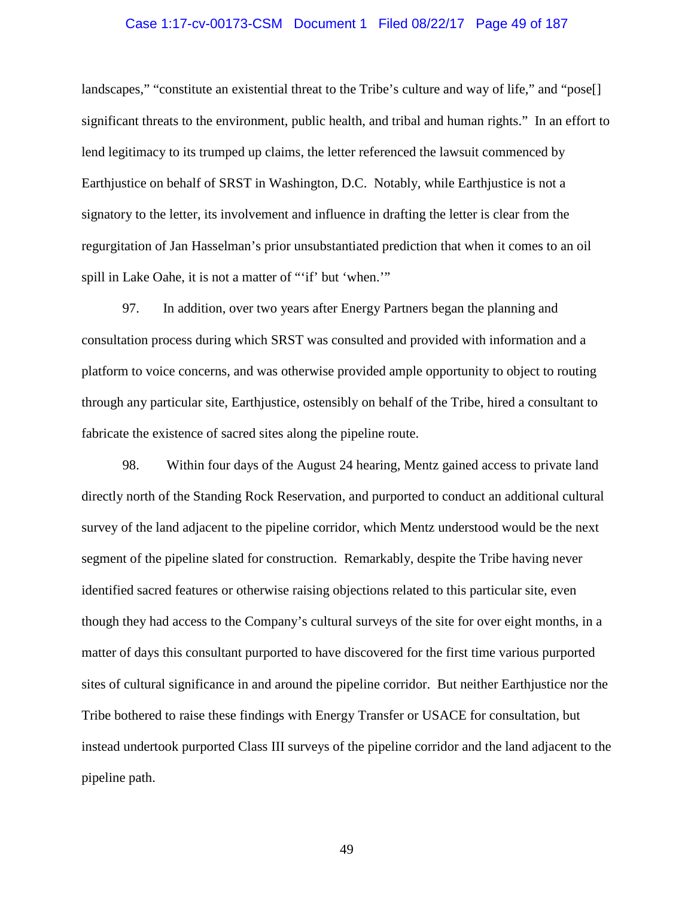landscapes," "constitute an existential threat to the Tribe's culture and way of life," and "pose[] significant threats to the environment, public health, and tribal and human rights." In an effort to lend legitimacy to its trumped up claims, the letter referenced the lawsuit commenced by Earthjustice on behalf of SRST in Washington, D.C. Notably, while Earthjustice is not a signatory to the letter, its involvement and influence in drafting the letter is clear from the regurgitation of Jan Hasselman's prior unsubstantiated prediction that when it comes to an oil spill in Lake Oahe, it is not a matter of "'if' but 'when.'"

97. In addition, over two years after Energy Partners began the planning and consultation process during which SRST was consulted and provided with information and a platform to voice concerns, and was otherwise provided ample opportunity to object to routing through any particular site, Earthjustice, ostensibly on behalf of the Tribe, hired a consultant to fabricate the existence of sacred sites along the pipeline route.

98. Within four days of the August 24 hearing, Mentz gained access to private land directly north of the Standing Rock Reservation, and purported to conduct an additional cultural survey of the land adjacent to the pipeline corridor, which Mentz understood would be the next segment of the pipeline slated for construction. Remarkably, despite the Tribe having never identified sacred features or otherwise raising objections related to this particular site, even though they had access to the Company's cultural surveys of the site for over eight months, in a matter of days this consultant purported to have discovered for the first time various purported sites of cultural significance in and around the pipeline corridor. But neither Earthjustice nor the Tribe bothered to raise these findings with Energy Transfer or USACE for consultation, but instead undertook purported Class III surveys of the pipeline corridor and the land adjacent to the pipeline path.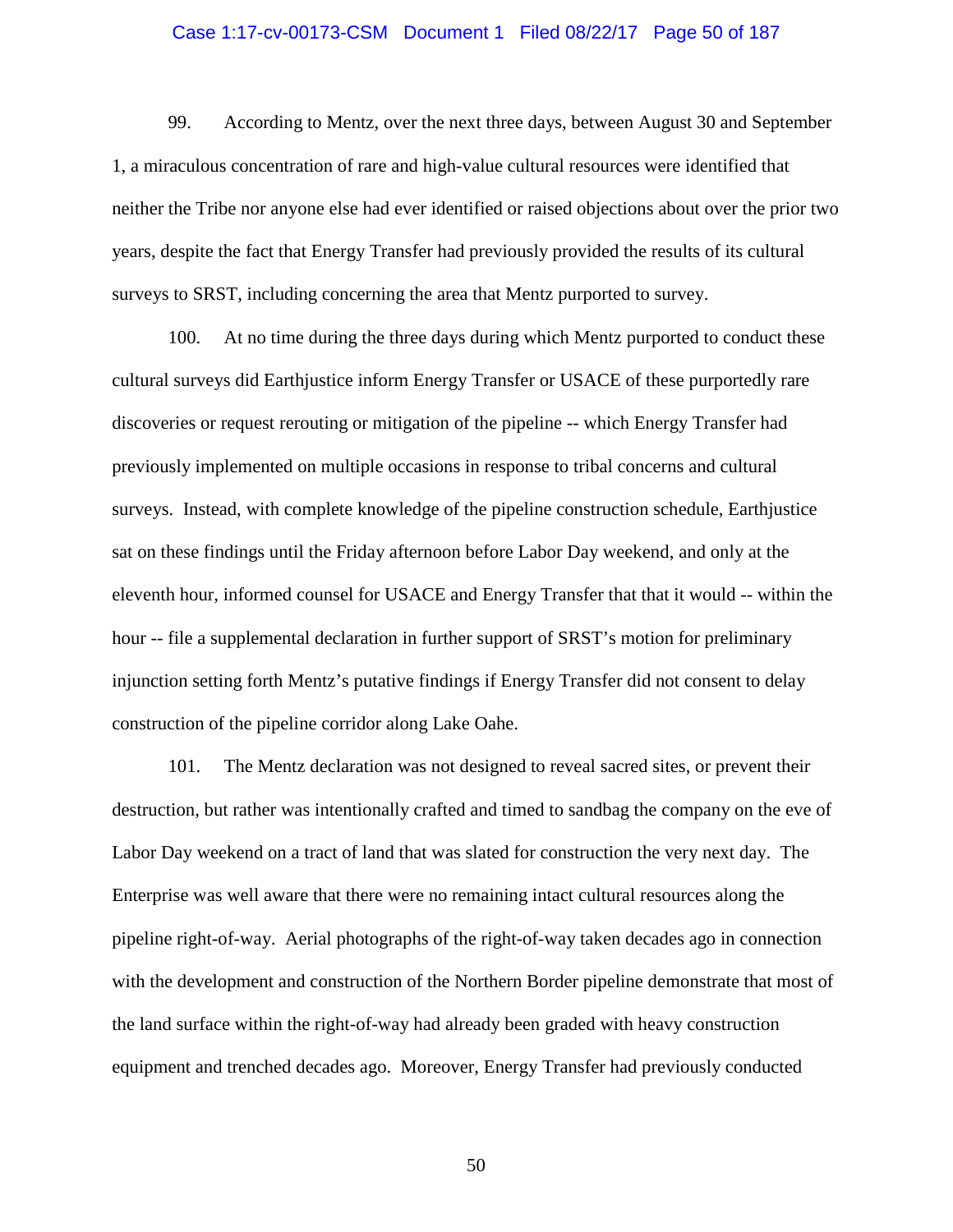99. According to Mentz, over the next three days, between August 30 and September 1, a miraculous concentration of rare and high-value cultural resources were identified that neither the Tribe nor anyone else had ever identified or raised objections about over the prior two years, despite the fact that Energy Transfer had previously provided the results of its cultural surveys to SRST, including concerning the area that Mentz purported to survey.

100. At no time during the three days during which Mentz purported to conduct these cultural surveys did Earthjustice inform Energy Transfer or USACE of these purportedly rare discoveries or request rerouting or mitigation of the pipeline -- which Energy Transfer had previously implemented on multiple occasions in response to tribal concerns and cultural surveys. Instead, with complete knowledge of the pipeline construction schedule, Earthjustice sat on these findings until the Friday afternoon before Labor Day weekend, and only at the eleventh hour, informed counsel for USACE and Energy Transfer that that it would -- within the hour -- file a supplemental declaration in further support of SRST's motion for preliminary injunction setting forth Mentz's putative findings if Energy Transfer did not consent to delay construction of the pipeline corridor along Lake Oahe.

101. The Mentz declaration was not designed to reveal sacred sites, or prevent their destruction, but rather was intentionally crafted and timed to sandbag the company on the eve of Labor Day weekend on a tract of land that was slated for construction the very next day. The Enterprise was well aware that there were no remaining intact cultural resources along the pipeline right-of-way. Aerial photographs of the right-of-way taken decades ago in connection with the development and construction of the Northern Border pipeline demonstrate that most of the land surface within the right-of-way had already been graded with heavy construction equipment and trenched decades ago. Moreover, Energy Transfer had previously conducted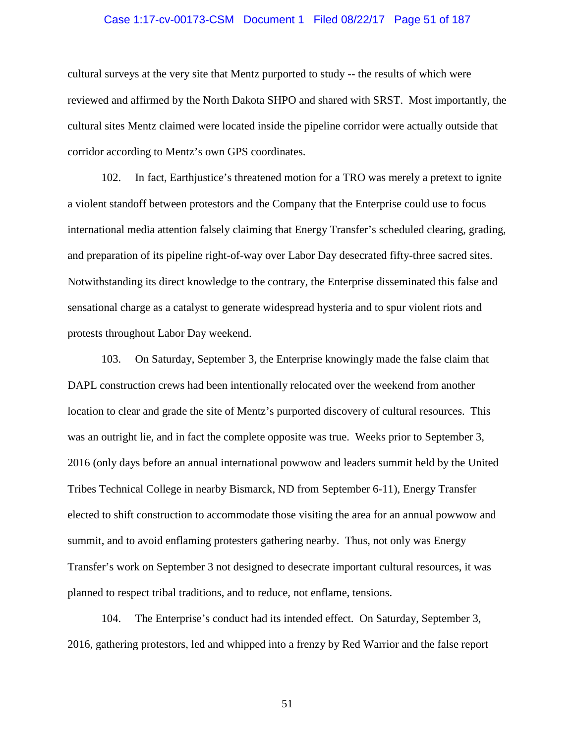cultural surveys at the very site that Mentz purported to study -- the results of which were reviewed and affirmed by the North Dakota SHPO and shared with SRST. Most importantly, the cultural sites Mentz claimed were located inside the pipeline corridor were actually outside that corridor according to Mentz's own GPS coordinates.

102. In fact, Earthjustice's threatened motion for a TRO was merely a pretext to ignite a violent standoff between protestors and the Company that the Enterprise could use to focus international media attention falsely claiming that Energy Transfer's scheduled clearing, grading, and preparation of its pipeline right-of-way over Labor Day desecrated fifty-three sacred sites. Notwithstanding its direct knowledge to the contrary, the Enterprise disseminated this false and sensational charge as a catalyst to generate widespread hysteria and to spur violent riots and protests throughout Labor Day weekend.

103. On Saturday, September 3, the Enterprise knowingly made the false claim that DAPL construction crews had been intentionally relocated over the weekend from another location to clear and grade the site of Mentz's purported discovery of cultural resources. This was an outright lie, and in fact the complete opposite was true. Weeks prior to September 3, 2016 (only days before an annual international powwow and leaders summit held by the United Tribes Technical College in nearby Bismarck, ND from September 6-11), Energy Transfer elected to shift construction to accommodate those visiting the area for an annual powwow and summit, and to avoid enflaming protesters gathering nearby. Thus, not only was Energy Transfer's work on September 3 not designed to desecrate important cultural resources, it was planned to respect tribal traditions, and to reduce, not enflame, tensions.

104. The Enterprise's conduct had its intended effect. On Saturday, September 3, 2016, gathering protestors, led and whipped into a frenzy by Red Warrior and the false report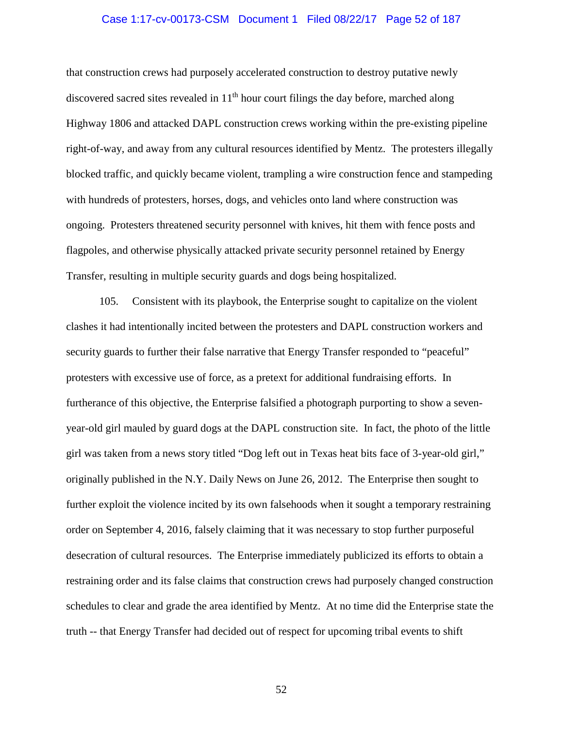that construction crews had purposely accelerated construction to destroy putative newly discovered sacred sites revealed in 11th hour court filings the day before, marched along Highway 1806 and attacked DAPL construction crews working within the pre-existing pipeline right-of-way, and away from any cultural resources identified by Mentz. The protesters illegally blocked traffic, and quickly became violent, trampling a wire construction fence and stampeding with hundreds of protesters, horses, dogs, and vehicles onto land where construction was ongoing. Protesters threatened security personnel with knives, hit them with fence posts and flagpoles, and otherwise physically attacked private security personnel retained by Energy Transfer, resulting in multiple security guards and dogs being hospitalized.

105. Consistent with its playbook, the Enterprise sought to capitalize on the violent clashes it had intentionally incited between the protesters and DAPL construction workers and security guards to further their false narrative that Energy Transfer responded to "peaceful" protesters with excessive use of force, as a pretext for additional fundraising efforts. In furtherance of this objective, the Enterprise falsified a photograph purporting to show a seven-year-old girl mauled by guard dogs at the DAPL construction site. In fact, the photo of the little girl was taken from a news story titled "Dog left out in Texas heat bits face of 3-year-old girl," originally published in the N.Y. Daily News on June 26, 2012. The Enterprise then sought to further exploit the violence incited by its own falsehoods when it sought a temporary restraining order on September 4, 2016, falsely claiming that it was necessary to stop further purposeful desecration of cultural resources. The Enterprise immediately publicized its efforts to obtain a restraining order and its false claims that construction crews had purposely changed construction schedules to clear and grade the area identified by Mentz. At no time did the Enterprise state the truth -- that Energy Transfer had decided out of respect for upcoming tribal events to shift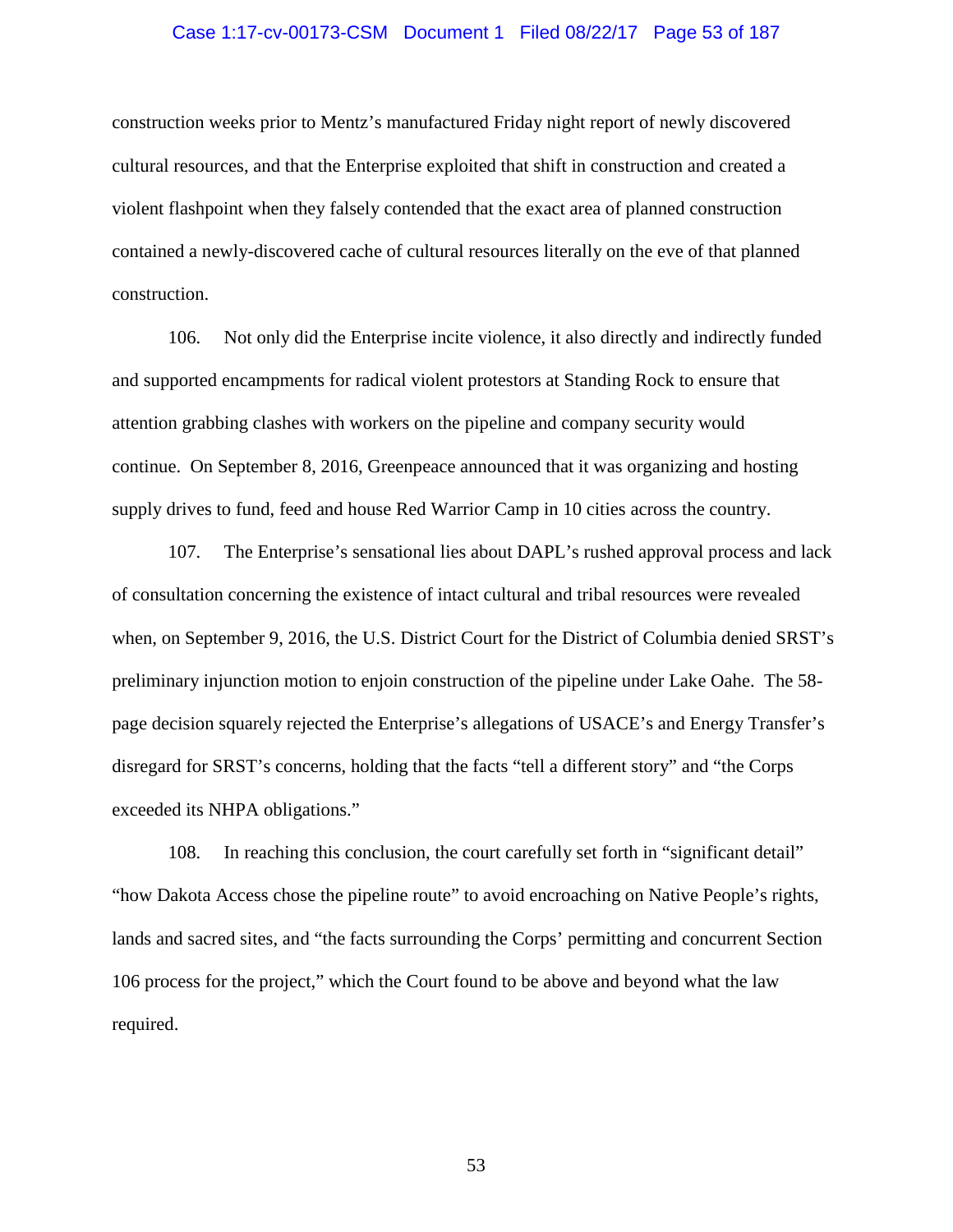construction weeks prior to Mentz's manufactured Friday night report of newly discovered cultural resources, and that the Enterprise exploited that shift in construction and created a violent flashpoint when they falsely contended that the exact area of planned construction contained a newly-discovered cache of cultural resources literally on the eve of that planned construction.

106. Not only did the Enterprise incite violence, it also directly and indirectly funded and supported encampments for radical violent protestors at Standing Rock to ensure that attention grabbing clashes with workers on the pipeline and company security would continue. On September 8, 2016, Greenpeace announced that it was organizing and hosting supply drives to fund, feed and house Red Warrior Camp in 10 cities across the country.

107. The Enterprise's sensational lies about DAPL's rushed approval process and lack of consultation concerning the existence of intact cultural and tribal resources were revealed when, on September 9, 2016, the U.S. District Court for the District of Columbia denied SRST's preliminary injunction motion to enjoin construction of the pipeline under Lake Oahe. The 58-page decision squarely rejected the Enterprise's allegations of USACE's and Energy Transfer's disregard for SRST's concerns, holding that the facts "tell a different story" and "the Corps exceeded its NHPA obligations."

108. In reaching this conclusion, the court carefully set forth in "significant detail" "how Dakota Access chose the pipeline route" to avoid encroaching on Native People's rights, lands and sacred sites, and "the facts surrounding the Corps' permitting and concurrent Section 106 process for the project," which the Court found to be above and beyond what the law required.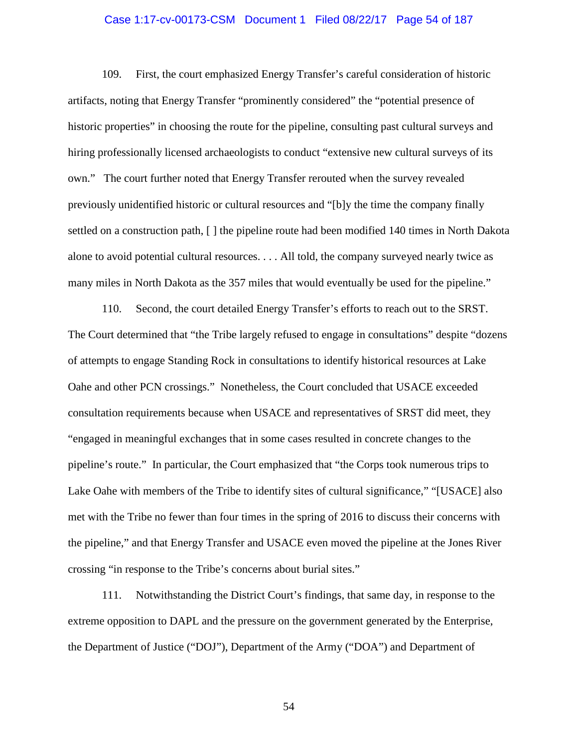109. First, the court emphasized Energy Transfer's careful consideration of historic artifacts, noting that Energy Transfer "prominently considered" the "potential presence of historic properties" in choosing the route for the pipeline, consulting past cultural surveys and hiring professionally licensed archaeologists to conduct "extensive new cultural surveys of its own." The court further noted that Energy Transfer rerouted when the survey revealed previously unidentified historic or cultural resources and "[b]y the time the company finally settled on a construction path, [ ] the pipeline route had been modified 140 times in North Dakota alone to avoid potential cultural resources. . . . All told, the company surveyed nearly twice as many miles in North Dakota as the 357 miles that would eventually be used for the pipeline."

110. Second, the court detailed Energy Transfer's efforts to reach out to the SRST. The Court determined that "the Tribe largely refused to engage in consultations" despite "dozens of attempts to engage Standing Rock in consultations to identify historical resources at Lake Oahe and other PCN crossings." Nonetheless, the Court concluded that USACE exceeded consultation requirements because when USACE and representatives of SRST did meet, they "engaged in meaningful exchanges that in some cases resulted in concrete changes to the pipeline's route." In particular, the Court emphasized that "the Corps took numerous trips to Lake Oahe with members of the Tribe to identify sites of cultural significance," "[USACE] also met with the Tribe no fewer than four times in the spring of 2016 to discuss their concerns with the pipeline," and that Energy Transfer and USACE even moved the pipeline at the Jones River crossing "in response to the Tribe's concerns about burial sites."

111. Notwithstanding the District Court's findings, that same day, in response to the extreme opposition to DAPL and the pressure on the government generated by the Enterprise, the Department of Justice ("DOJ"), Department of the Army ("DOA") and Department of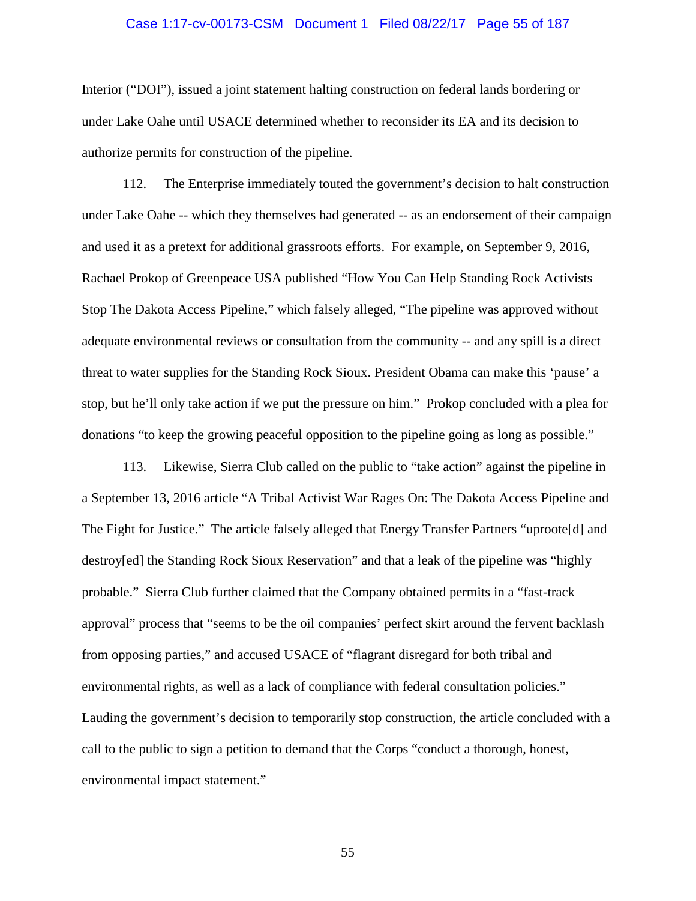Interior ("DOI"), issued a joint statement halting construction on federal lands bordering or under Lake Oahe until USACE determined whether to reconsider its EA and its decision to authorize permits for construction of the pipeline.

112. The Enterprise immediately touted the government's decision to halt construction under Lake Oahe -- which they themselves had generated -- as an endorsement of their campaign and used it as a pretext for additional grassroots efforts. For example, on September 9, 2016, Rachael Prokop of Greenpeace USA published "How You Can Help Standing Rock Activists Stop The Dakota Access Pipeline," which falsely alleged, "The pipeline was approved without adequate environmental reviews or consultation from the community -- and any spill is a direct threat to water supplies for the Standing Rock Sioux. President Obama can make this 'pause' a stop, but he'll only take action if we put the pressure on him." Prokop concluded with a plea for donations "to keep the growing peaceful opposition to the pipeline going as long as possible."

113. Likewise, Sierra Club called on the public to "take action" against the pipeline in a September 13, 2016 article "A Tribal Activist War Rages On: The Dakota Access Pipeline and The Fight for Justice." The article falsely alleged that Energy Transfer Partners "uproote[d] and destroy[ed] the Standing Rock Sioux Reservation" and that a leak of the pipeline was "highly probable." Sierra Club further claimed that the Company obtained permits in a "fast-track approval" process that "seems to be the oil companies' perfect skirt around the fervent backlash from opposing parties," and accused USACE of "flagrant disregard for both tribal and environmental rights, as well as a lack of compliance with federal consultation policies." Lauding the government's decision to temporarily stop construction, the article concluded with a call to the public to sign a petition to demand that the Corps "conduct a thorough, honest, environmental impact statement."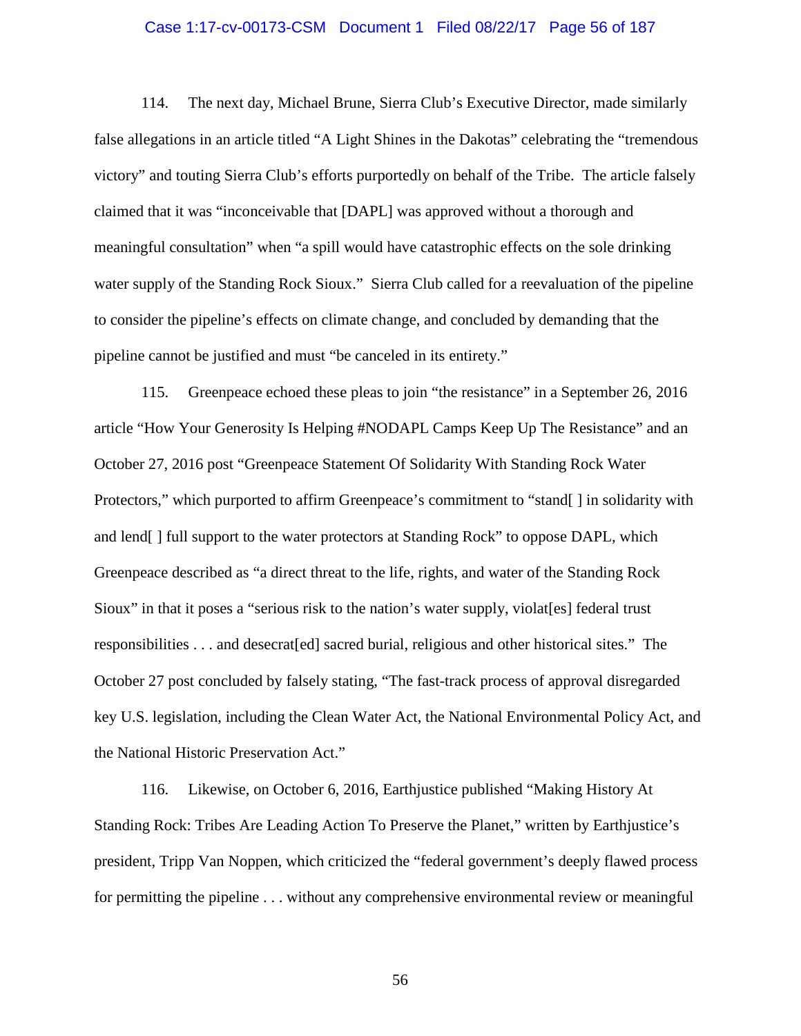114. The next day, Michael Brune, Sierra Club's Executive Director, made similarly false allegations in an article titled "A Light Shines in the Dakotas" celebrating the "tremendous victory" and touting Sierra Club's efforts purportedly on behalf of the Tribe. The article falsely claimed that it was "inconceivable that [DAPL] was approved without a thorough and meaningful consultation" when "a spill would have catastrophic effects on the sole drinking water supply of the Standing Rock Sioux." Sierra Club called for a reevaluation of the pipeline to consider the pipeline's effects on climate change, and concluded by demanding that the pipeline cannot be justified and must "be canceled in its entirety."

115. Greenpeace echoed these pleas to join "the resistance" in a September 26, 2016 article "How Your Generosity Is Helping #NODAPL Camps Keep Up The Resistance" and an October 27, 2016 post "Greenpeace Statement Of Solidarity With Standing Rock Water Protectors," which purported to affirm Greenpeace's commitment to "stand[ ] in solidarity with and lend[ ] full support to the water protectors at Standing Rock" to oppose DAPL, which Greenpeace described as "a direct threat to the life, rights, and water of the Standing Rock Sioux" in that it poses a "serious risk to the nation's water supply, violat[es] federal trust responsibilities . . . and desecrat[ed] sacred burial, religious and other historical sites." The October 27 post concluded by falsely stating, "The fast-track process of approval disregarded key U.S. legislation, including the Clean Water Act, the National Environmental Policy Act, and the National Historic Preservation Act."

116. Likewise, on October 6, 2016, Earthjustice published "Making History At Standing Rock: Tribes Are Leading Action To Preserve the Planet," written by Earthjustice's president, Tripp Van Noppen, which criticized the "federal government's deeply flawed process for permitting the pipeline . . . without any comprehensive environmental review or meaningful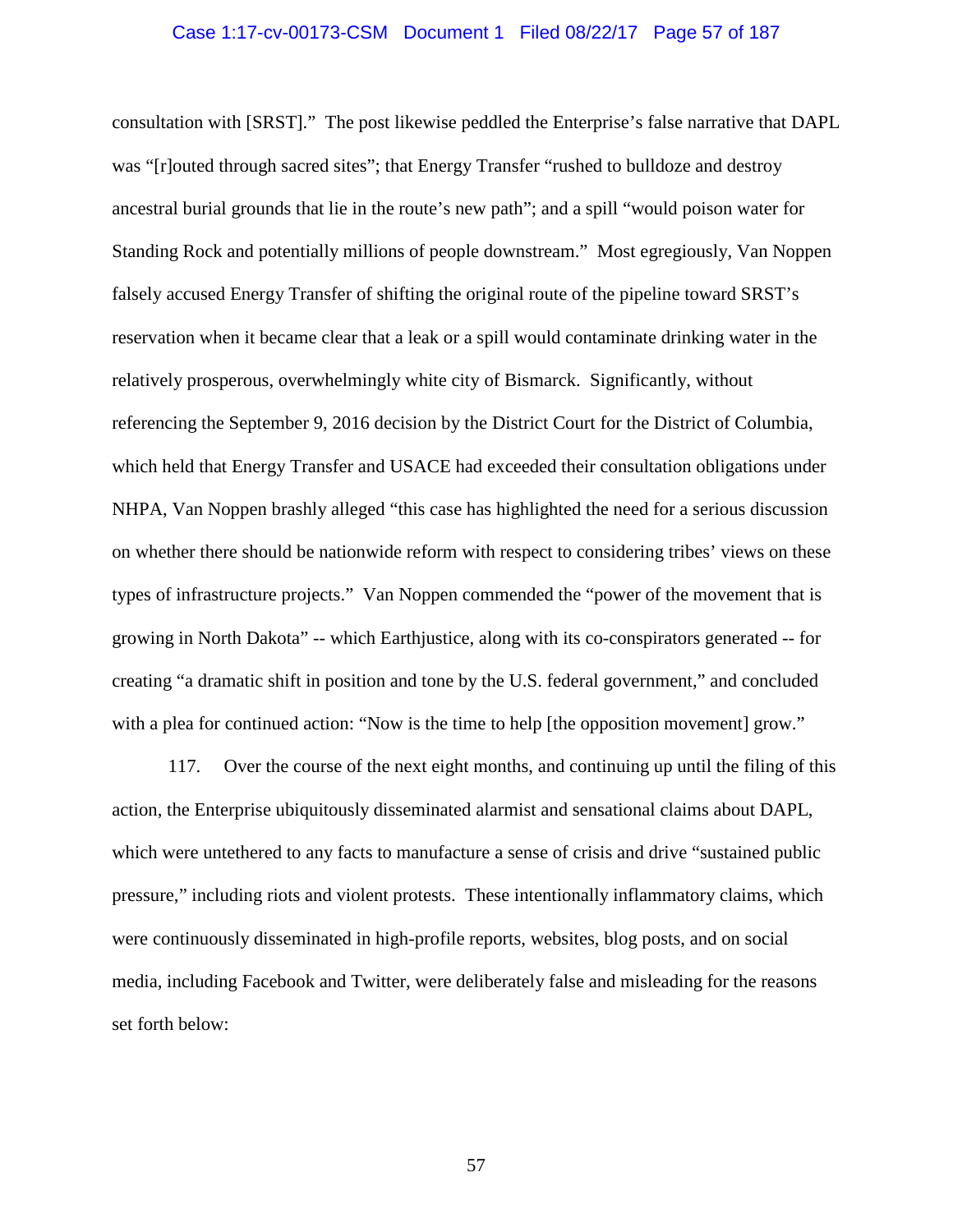consultation with [SRST]." The post likewise peddled the Enterprise's false narrative that DAPL was "[r]outed through sacred sites"; that Energy Transfer "rushed to bulldoze and destroy ancestral burial grounds that lie in the route's new path"; and a spill "would poison water for Standing Rock and potentially millions of people downstream." Most egregiously, Van Noppen falsely accused Energy Transfer of shifting the original route of the pipeline toward SRST's reservation when it became clear that a leak or a spill would contaminate drinking water in the relatively prosperous, overwhelmingly white city of Bismarck. Significantly, without referencing the September 9, 2016 decision by the District Court for the District of Columbia, which held that Energy Transfer and USACE had exceeded their consultation obligations under NHPA, Van Noppen brashly alleged "this case has highlighted the need for a serious discussion on whether there should be nationwide reform with respect to considering tribes' views on these types of infrastructure projects." Van Noppen commended the "power of the movement that is growing in North Dakota" -- which Earthjustice, along with its co-conspirators generated -- for creating "a dramatic shift in position and tone by the U.S. federal government," and concluded with a plea for continued action: "Now is the time to help [the opposition movement] grow."

117. Over the course of the next eight months, and continuing up until the filing of this action, the Enterprise ubiquitously disseminated alarmist and sensational claims about DAPL, which were untethered to any facts to manufacture a sense of crisis and drive "sustained public pressure," including riots and violent protests. These intentionally inflammatory claims, which were continuously disseminated in high-profile reports, websites, blog posts, and on social media, including Facebook and Twitter, were deliberately false and misleading for the reasons set forth below: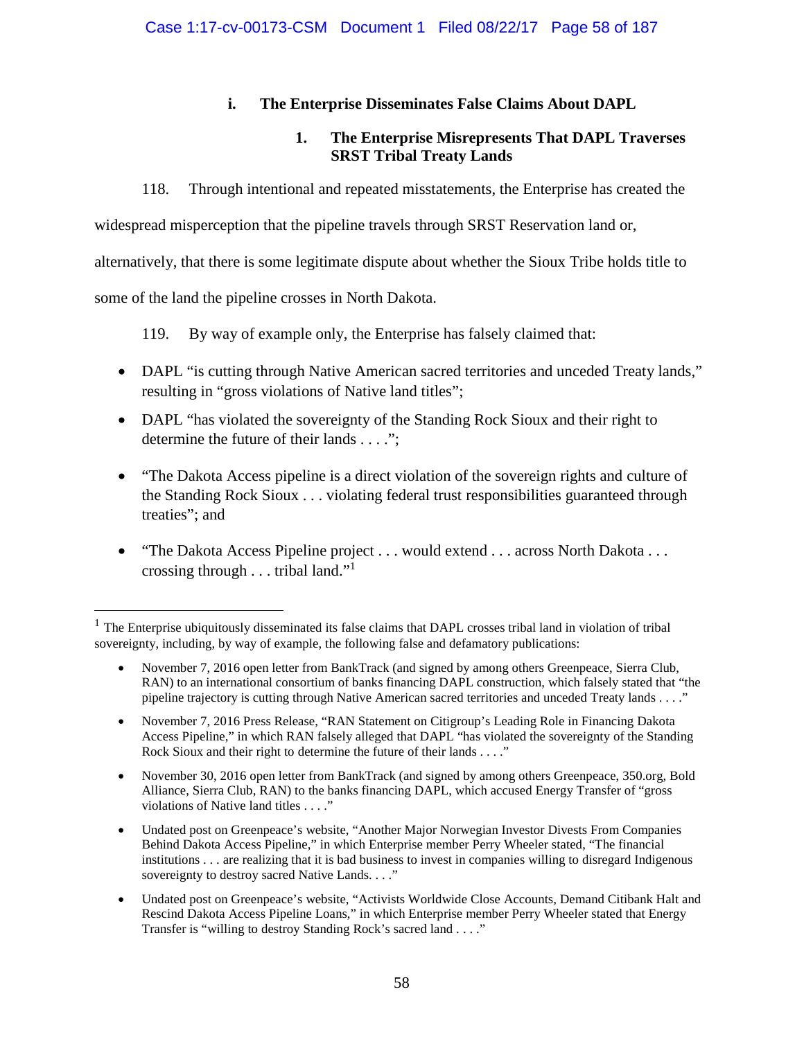### i. The Enterprise Disseminates False Claims About DAPL

#### 1. The Enterprise Misrepresents That DAPL Traverses SRST Tribal Treaty Lands

118. Through intentional and repeated misstatements, the Enterprise has created the widespread misperception that the pipeline travels through SRST Reservation land or, alternatively, that there is some legitimate dispute about whether the Sioux Tribe holds title to some of the land the pipeline crosses in North Dakota.

119. By way of example only, the Enterprise has falsely claimed that:

- DAPL "is cutting through Native American sacred territories and unceded Treaty lands," resulting in "gross violations of Native land titles";
- DAPL "has violated the sovereignty of the Standing Rock Sioux and their right to determine the future of their lands . . . .";
- "The Dakota Access pipeline is a direct violation of the sovereign rights and culture of the Standing Rock Sioux . . . violating federal trust responsibilities guaranteed through treaties"; and
- "The Dakota Access Pipeline project . . . would extend . . . across North Dakota . . . crossing through . . . tribal land."[1]

---

[1] The Enterprise ubiquitously disseminated its false claims that DAPL crosses tribal land in violation of tribal sovereignty, including, by way of example, the following false and defamatory publications:

- November 7, 2016 open letter from BankTrack (and signed by among others Greenpeace, Sierra Club, RAN) to an international consortium of banks financing DAPL construction, which falsely stated that "the pipeline trajectory is cutting through Native American sacred territories and unceded Treaty lands . . . ."
- November 7, 2016 Press Release, "RAN Statement on Citigroup's Leading Role in Financing Dakota Access Pipeline," in which RAN falsely alleged that DAPL "has violated the sovereignty of the Standing Rock Sioux and their right to determine the future of their lands . . . ."
- November 30, 2016 open letter from BankTrack (and signed by among others Greenpeace, 350.org, Bold Alliance, Sierra Club, RAN) to the banks financing DAPL, which accused Energy Transfer of "gross violations of Native land titles . . . ."
- Undated post on Greenpeace's website, "Another Major Norwegian Investor Divests From Companies Behind Dakota Access Pipeline," in which Enterprise member Perry Wheeler stated, "The financial institutions . . . are realizing that it is bad business to invest in companies willing to disregard Indigenous sovereignty to destroy sacred Native Lands. . . ."
- Undated post on Greenpeace's website, "Activists Worldwide Close Accounts, Demand Citibank Halt and Rescind Dakota Access Pipeline Loans," in which Enterprise member Perry Wheeler stated that Energy Transfer is "willing to destroy Standing Rock's sacred land . . . ."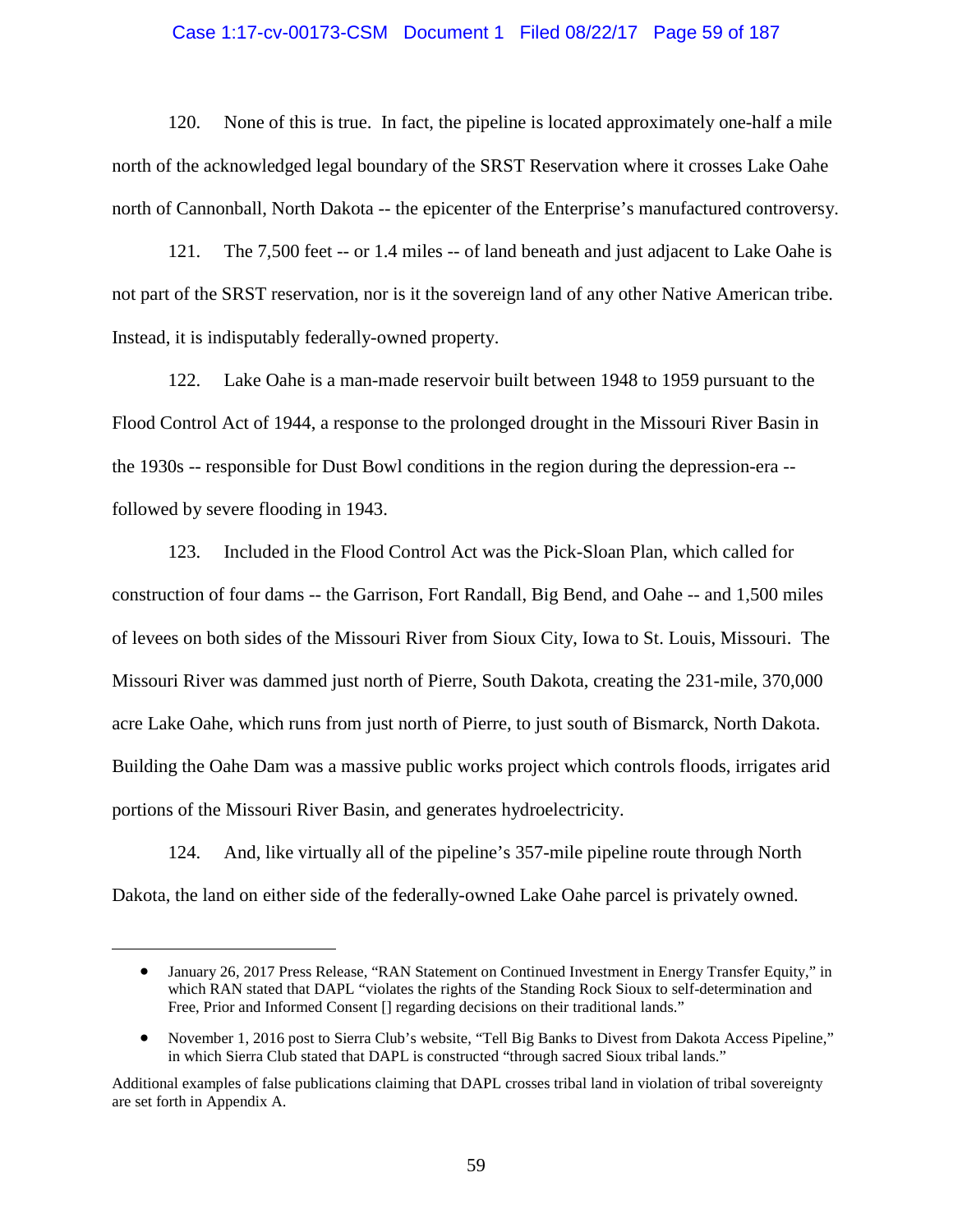120. None of this is true. In fact, the pipeline is located approximately one-half a mile north of the acknowledged legal boundary of the SRST Reservation where it crosses Lake Oahe north of Cannonball, North Dakota -- the epicenter of the Enterprise's manufactured controversy.

121. The 7,500 feet -- or 1.4 miles -- of land beneath and just adjacent to Lake Oahe is not part of the SRST reservation, nor is it the sovereign land of any other Native American tribe. Instead, it is indisputably federally-owned property.

122. Lake Oahe is a man-made reservoir built between 1948 to 1959 pursuant to the Flood Control Act of 1944, a response to the prolonged drought in the Missouri River Basin in the 1930s -- responsible for Dust Bowl conditions in the region during the depression-era -- followed by severe flooding in 1943.

123. Included in the Flood Control Act was the Pick-Sloan Plan, which called for construction of four dams -- the Garrison, Fort Randall, Big Bend, and Oahe -- and 1,500 miles of levees on both sides of the Missouri River from Sioux City, Iowa to St. Louis, Missouri. The Missouri River was dammed just north of Pierre, South Dakota, creating the 231-mile, 370,000 acre Lake Oahe, which runs from just north of Pierre, to just south of Bismarck, North Dakota. Building the Oahe Dam was a massive public works project which controls floods, irrigates arid portions of the Missouri River Basin, and generates hydroelectricity.

124. And, like virtually all of the pipeline's 357-mile pipeline route through North Dakota, the land on either side of the federally-owned Lake Oahe parcel is privately owned.

---

- January 26, 2017 Press Release, "RAN Statement on Continued Investment in Energy Transfer Equity," in which RAN stated that DAPL "violates the rights of the Standing Rock Sioux to self-determination and Free, Prior and Informed Consent [] regarding decisions on their traditional lands."

- November 1, 2016 post to Sierra Club's website, "Tell Big Banks to Divest from Dakota Access Pipeline," in which Sierra Club stated that DAPL is constructed "through sacred Sioux tribal lands."

Additional examples of false publications claiming that DAPL crosses tribal land in violation of tribal sovereignty are set forth in Appendix A.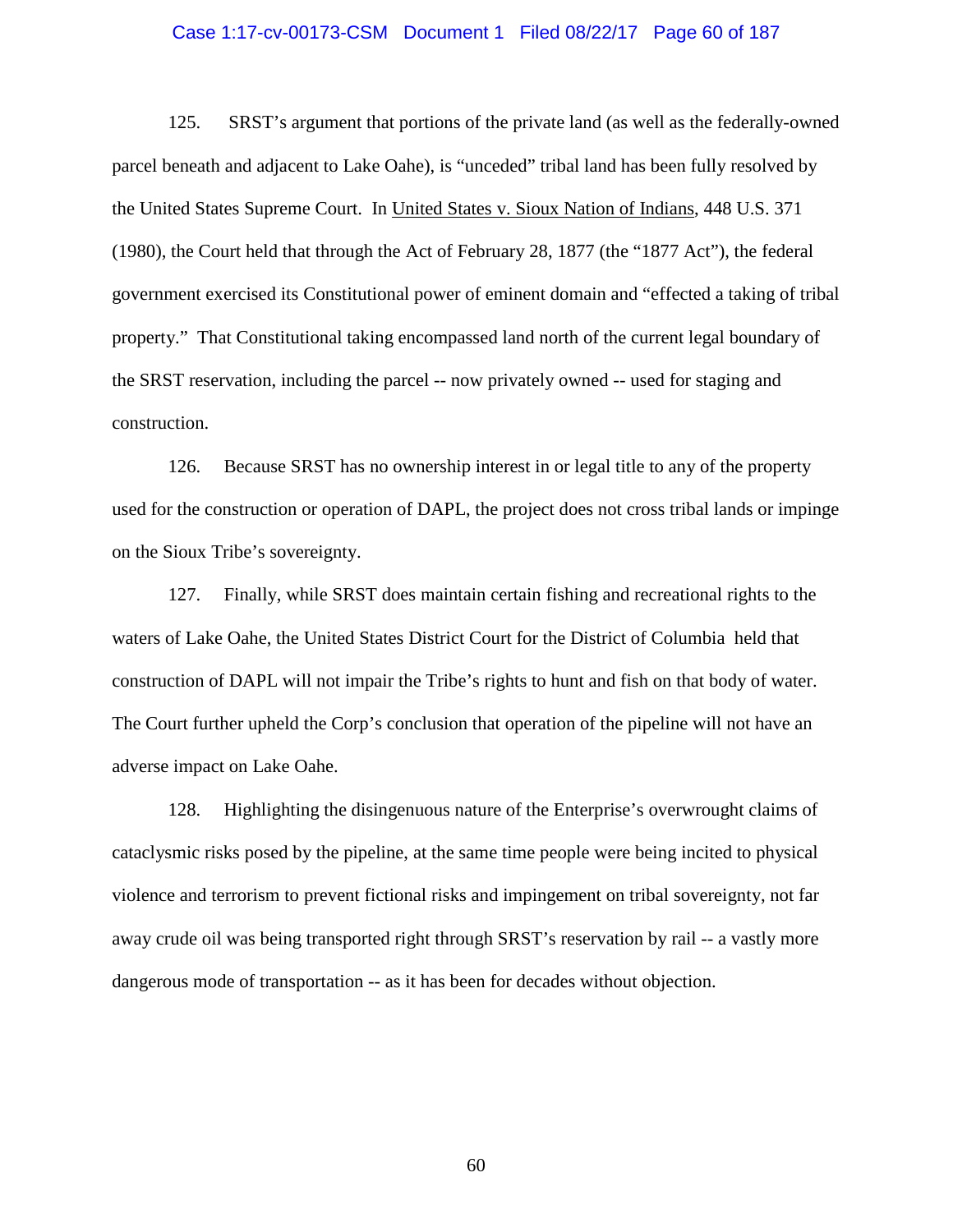125. SRST's argument that portions of the private land (as well as the federally-owned parcel beneath and adjacent to Lake Oahe), is "unceded" tribal land has been fully resolved by the United States Supreme Court. In United States v. Sioux Nation of Indians, 448 U.S. 371 (1980), the Court held that through the Act of February 28, 1877 (the "1877 Act"), the federal government exercised its Constitutional power of eminent domain and "effected a taking of tribal property." That Constitutional taking encompassed land north of the current legal boundary of the SRST reservation, including the parcel -- now privately owned -- used for staging and construction.

126. Because SRST has no ownership interest in or legal title to any of the property used for the construction or operation of DAPL, the project does not cross tribal lands or impinge on the Sioux Tribe's sovereignty.

127. Finally, while SRST does maintain certain fishing and recreational rights to the waters of Lake Oahe, the United States District Court for the District of Columbia held that construction of DAPL will not impair the Tribe's rights to hunt and fish on that body of water. The Court further upheld the Corp's conclusion that operation of the pipeline will not have an adverse impact on Lake Oahe.

128. Highlighting the disingenuous nature of the Enterprise's overwrought claims of cataclysmic risks posed by the pipeline, at the same time people were being incited to physical violence and terrorism to prevent fictional risks and impingement on tribal sovereignty, not far away crude oil was being transported right through SRST's reservation by rail -- a vastly more dangerous mode of transportation -- as it has been for decades without objection.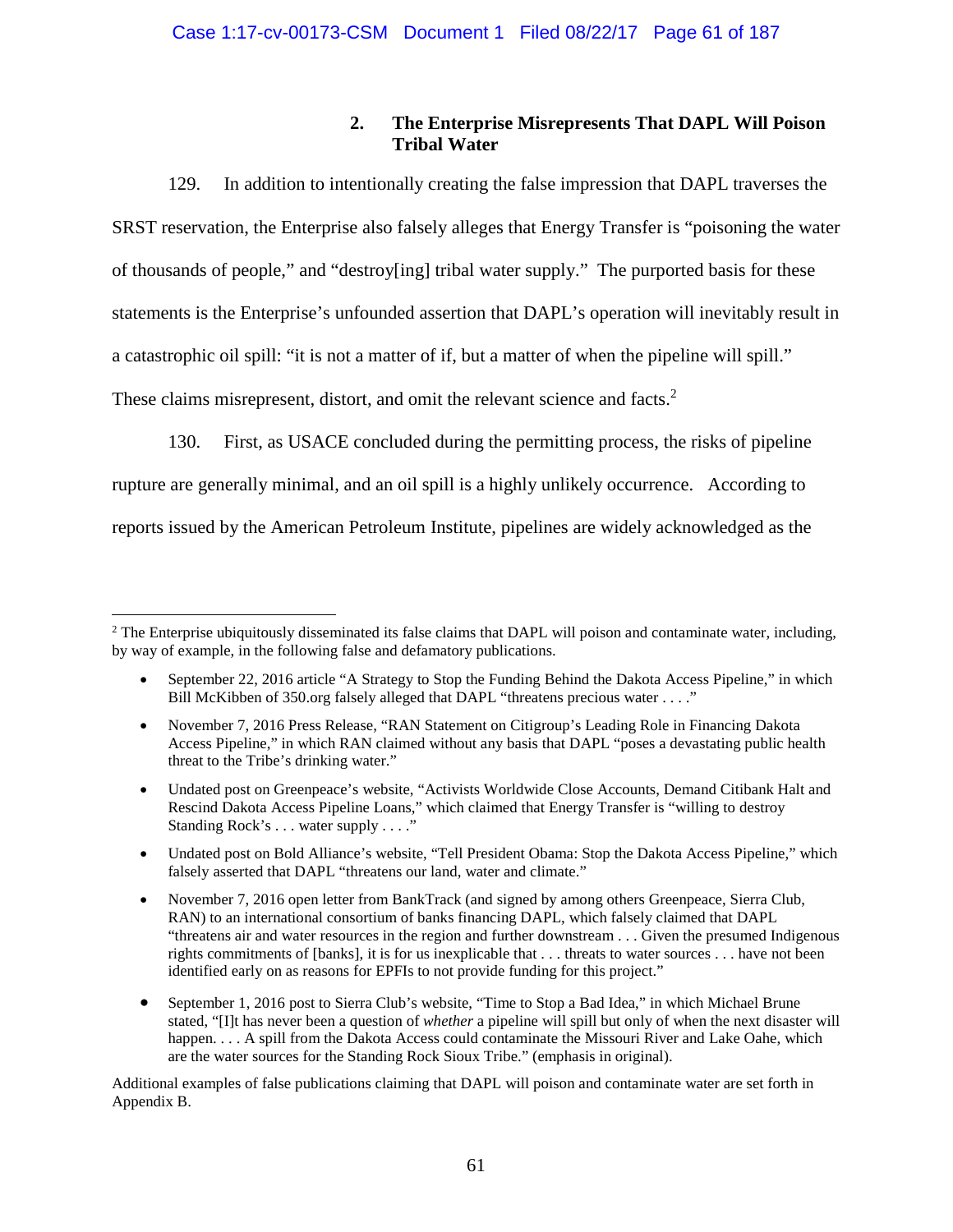### 2. The Enterprise Misrepresents That DAPL Will Poison Tribal Water

129. In addition to intentionally creating the false impression that DAPL traverses the SRST reservation, the Enterprise also falsely alleges that Energy Transfer is "poisoning the water of thousands of people," and "destroy[ing] tribal water supply." The purported basis for these statements is the Enterprise's unfounded assertion that DAPL's operation will inevitably result in a catastrophic oil spill: "it is not a matter of if, but a matter of when the pipeline will spill." These claims misrepresent, distort, and omit the relevant science and facts.[2]

130. First, as USACE concluded during the permitting process, the risks of pipeline rupture are generally minimal, and an oil spill is a highly unlikely occurrence. According to reports issued by the American Petroleum Institute, pipelines are widely acknowledged as the

---

[2] The Enterprise ubiquitously disseminated its false claims that DAPL will poison and contaminate water, including, by way of example, in the following false and defamatory publications.

- September 22, 2016 article "A Strategy to Stop the Funding Behind the Dakota Access Pipeline," in which Bill McKibben of 350.org falsely alleged that DAPL "threatens precious water . . . ."
- November 7, 2016 Press Release, "RAN Statement on Citigroup's Leading Role in Financing Dakota Access Pipeline," in which RAN claimed without any basis that DAPL "poses a devastating public health threat to the Tribe's drinking water."
- Undated post on Greenpeace's website, "Activists Worldwide Close Accounts, Demand Citibank Halt and Rescind Dakota Access Pipeline Loans," which claimed that Energy Transfer is "willing to destroy Standing Rock's . . . water supply . . . ."
- Undated post on Bold Alliance's website, "Tell President Obama: Stop the Dakota Access Pipeline," which falsely asserted that DAPL "threatens our land, water and climate."
- November 7, 2016 open letter from BankTrack (and signed by among others Greenpeace, Sierra Club, RAN) to an international consortium of banks financing DAPL, which falsely claimed that DAPL "threatens air and water resources in the region and further downstream . . . Given the presumed Indigenous rights commitments of [banks], it is for us inexplicable that . . . threats to water sources . . . have not been identified early on as reasons for EPFIs to not provide funding for this project."
- September 1, 2016 post to Sierra Club's website, "Time to Stop a Bad Idea," in which Michael Brune stated, "[I]t has never been a question of *whether* a pipeline will spill but only of when the next disaster will happen. . . . A spill from the Dakota Access could contaminate the Missouri River and Lake Oahe, which are the water sources for the Standing Rock Sioux Tribe." (emphasis in original).

Additional examples of false publications claiming that DAPL will poison and contaminate water are set forth in Appendix B.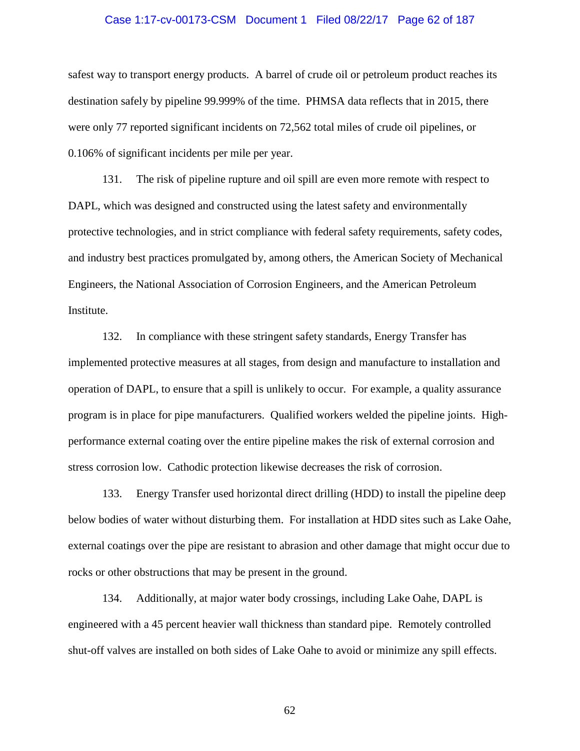safest way to transport energy products. A barrel of crude oil or petroleum product reaches its destination safely by pipeline 99.999% of the time. PHMSA data reflects that in 2015, there were only 77 reported significant incidents on 72,562 total miles of crude oil pipelines, or 0.106% of significant incidents per mile per year.

131. The risk of pipeline rupture and oil spill are even more remote with respect to DAPL, which was designed and constructed using the latest safety and environmentally protective technologies, and in strict compliance with federal safety requirements, safety codes, and industry best practices promulgated by, among others, the American Society of Mechanical Engineers, the National Association of Corrosion Engineers, and the American Petroleum Institute.

132. In compliance with these stringent safety standards, Energy Transfer has implemented protective measures at all stages, from design and manufacture to installation and operation of DAPL, to ensure that a spill is unlikely to occur. For example, a quality assurance program is in place for pipe manufacturers. Qualified workers welded the pipeline joints. High-performance external coating over the entire pipeline makes the risk of external corrosion and stress corrosion low. Cathodic protection likewise decreases the risk of corrosion.

133. Energy Transfer used horizontal direct drilling (HDD) to install the pipeline deep below bodies of water without disturbing them. For installation at HDD sites such as Lake Oahe, external coatings over the pipe are resistant to abrasion and other damage that might occur due to rocks or other obstructions that may be present in the ground.

134. Additionally, at major water body crossings, including Lake Oahe, DAPL is engineered with a 45 percent heavier wall thickness than standard pipe. Remotely controlled shut-off valves are installed on both sides of Lake Oahe to avoid or minimize any spill effects.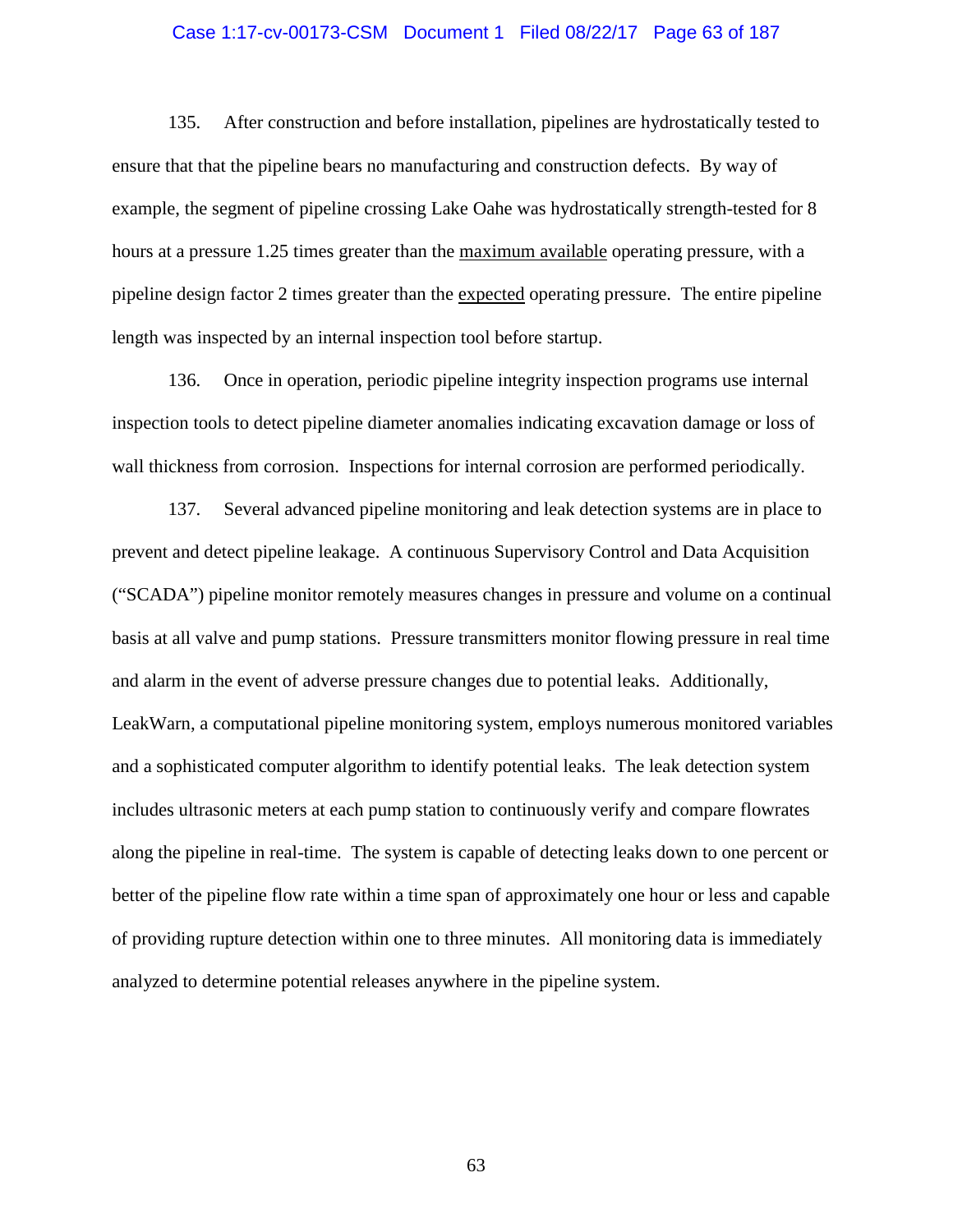135. After construction and before installation, pipelines are hydrostatically tested to ensure that that the pipeline bears no manufacturing and construction defects. By way of example, the segment of pipeline crossing Lake Oahe was hydrostatically strength-tested for 8 hours at a pressure 1.25 times greater than the <u>maximum available</u> operating pressure, with a pipeline design factor 2 times greater than the <u>expected</u> operating pressure. The entire pipeline length was inspected by an internal inspection tool before startup.

136. Once in operation, periodic pipeline integrity inspection programs use internal inspection tools to detect pipeline diameter anomalies indicating excavation damage or loss of wall thickness from corrosion. Inspections for internal corrosion are performed periodically.

137. Several advanced pipeline monitoring and leak detection systems are in place to prevent and detect pipeline leakage. A continuous Supervisory Control and Data Acquisition ("SCADA") pipeline monitor remotely measures changes in pressure and volume on a continual basis at all valve and pump stations. Pressure transmitters monitor flowing pressure in real time and alarm in the event of adverse pressure changes due to potential leaks. Additionally, LeakWarn, a computational pipeline monitoring system, employs numerous monitored variables and a sophisticated computer algorithm to identify potential leaks. The leak detection system includes ultrasonic meters at each pump station to continuously verify and compare flowrates along the pipeline in real-time. The system is capable of detecting leaks down to one percent or better of the pipeline flow rate within a time span of approximately one hour or less and capable of providing rupture detection within one to three minutes. All monitoring data is immediately analyzed to determine potential releases anywhere in the pipeline system.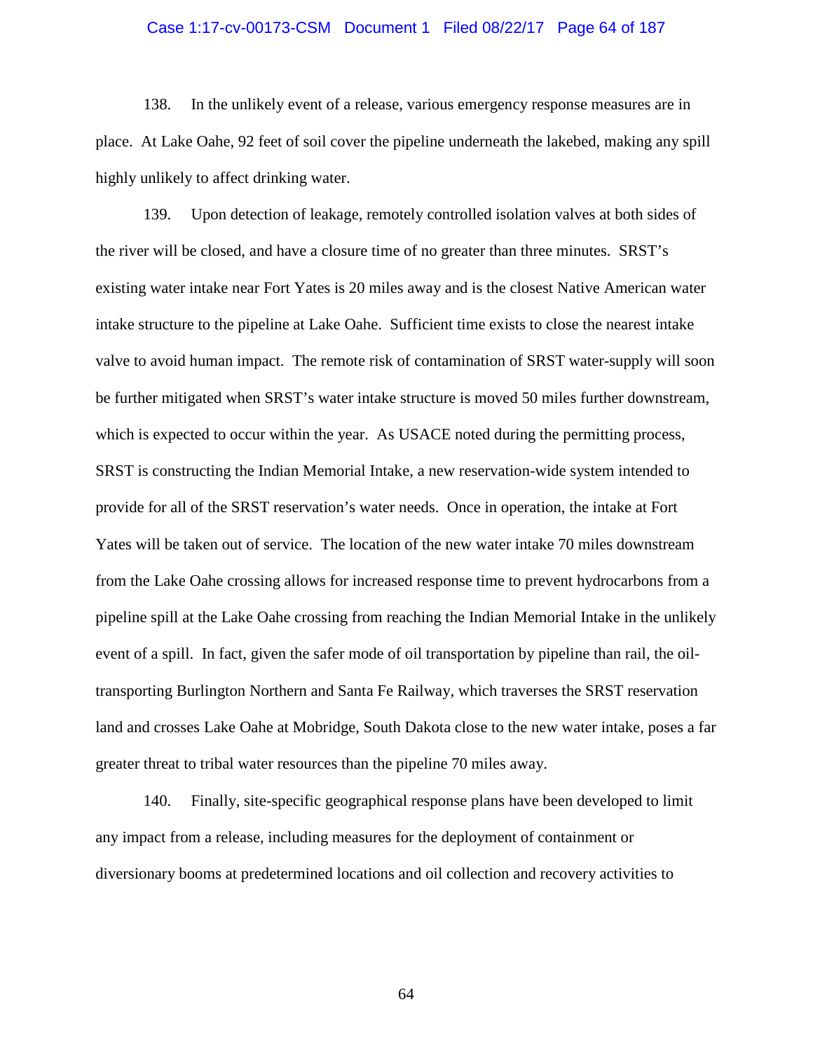138. In the unlikely event of a release, various emergency response measures are in place. At Lake Oahe, 92 feet of soil cover the pipeline underneath the lakebed, making any spill highly unlikely to affect drinking water.

139. Upon detection of leakage, remotely controlled isolation valves at both sides of the river will be closed, and have a closure time of no greater than three minutes. SRST's existing water intake near Fort Yates is 20 miles away and is the closest Native American water intake structure to the pipeline at Lake Oahe. Sufficient time exists to close the nearest intake valve to avoid human impact. The remote risk of contamination of SRST water-supply will soon be further mitigated when SRST's water intake structure is moved 50 miles further downstream, which is expected to occur within the year. As USACE noted during the permitting process, SRST is constructing the Indian Memorial Intake, a new reservation-wide system intended to provide for all of the SRST reservation's water needs. Once in operation, the intake at Fort Yates will be taken out of service. The location of the new water intake 70 miles downstream from the Lake Oahe crossing allows for increased response time to prevent hydrocarbons from a pipeline spill at the Lake Oahe crossing from reaching the Indian Memorial Intake in the unlikely event of a spill. In fact, given the safer mode of oil transportation by pipeline than rail, the oil-transporting Burlington Northern and Santa Fe Railway, which traverses the SRST reservation land and crosses Lake Oahe at Mobridge, South Dakota close to the new water intake, poses a far greater threat to tribal water resources than the pipeline 70 miles away.

140. Finally, site-specific geographical response plans have been developed to limit any impact from a release, including measures for the deployment of containment or diversionary booms at predetermined locations and oil collection and recovery activities to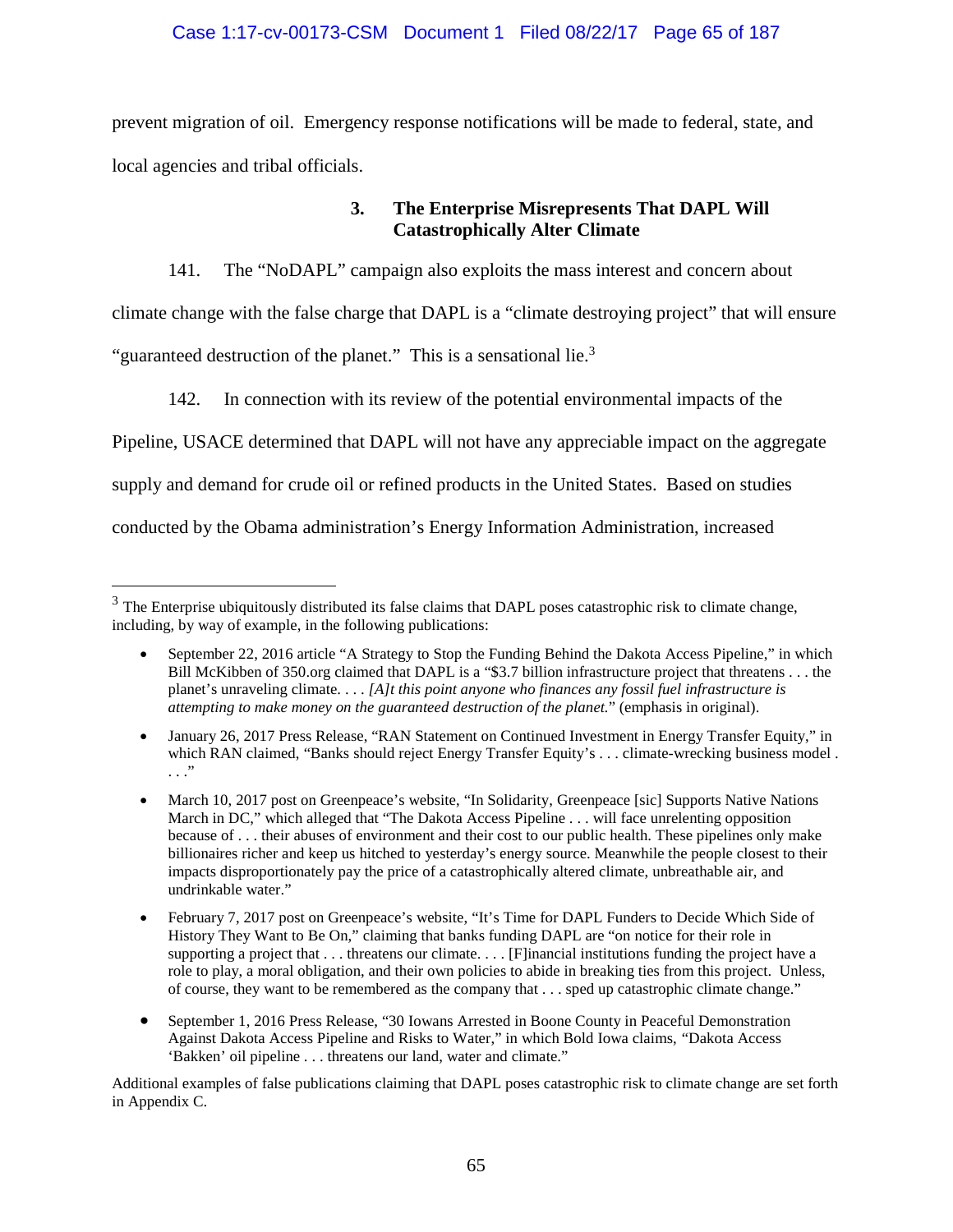prevent migration of oil. Emergency response notifications will be made to federal, state, and local agencies and tribal officials.

### 3. The Enterprise Misrepresents That DAPL Will Catastrophically Alter Climate

141. The "NoDAPL" campaign also exploits the mass interest and concern about climate change with the false charge that DAPL is a "climate destroying project" that will ensure "guaranteed destruction of the planet." This is a sensational lie.[3]

142. In connection with its review of the potential environmental impacts of the Pipeline, USACE determined that DAPL will not have any appreciable impact on the aggregate supply and demand for crude oil or refined products in the United States. Based on studies conducted by the Obama administration's Energy Information Administration, increased

---

[3] The Enterprise ubiquitously distributed its false claims that DAPL poses catastrophic risk to climate change, including, by way of example, in the following publications:

- September 22, 2016 article "A Strategy to Stop the Funding Behind the Dakota Access Pipeline," in which Bill McKibben of 350.org claimed that DAPL is a "$3.7 billion infrastructure project that threatens . . . the planet's unraveling climate. . . . *[A]t this point anyone who finances any fossil fuel infrastructure is attempting to make money on the guaranteed destruction of the planet.*" (emphasis in original).
- January 26, 2017 Press Release, "RAN Statement on Continued Investment in Energy Transfer Equity," in which RAN claimed, "Banks should reject Energy Transfer Equity's . . . climate-wrecking business model . . . ."
- March 10, 2017 post on Greenpeace's website, "In Solidarity, Greenpeace [sic] Supports Native Nations March in DC," which alleged that "The Dakota Access Pipeline . . . will face unrelenting opposition because of . . . their abuses of environment and their cost to our public health. These pipelines only make billionaires richer and keep us hitched to yesterday's energy source. Meanwhile the people closest to their impacts disproportionately pay the price of a catastrophically altered climate, unbreathable air, and undrinkable water."
- February 7, 2017 post on Greenpeace's website, "It's Time for DAPL Funders to Decide Which Side of History They Want to Be On," claiming that banks funding DAPL are "on notice for their role in supporting a project that . . . threatens our climate. . . . [F]inancial institutions funding the project have a role to play, a moral obligation, and their own policies to abide in breaking ties from this project. Unless, of course, they want to be remembered as the company that . . . sped up catastrophic climate change."
- September 1, 2016 Press Release, "30 Iowans Arrested in Boone County in Peaceful Demonstration Against Dakota Access Pipeline and Risks to Water," in which Bold Iowa claims, "Dakota Access 'Bakken' oil pipeline . . . threatens our land, water and climate."

Additional examples of false publications claiming that DAPL poses catastrophic risk to climate change are set forth in Appendix C.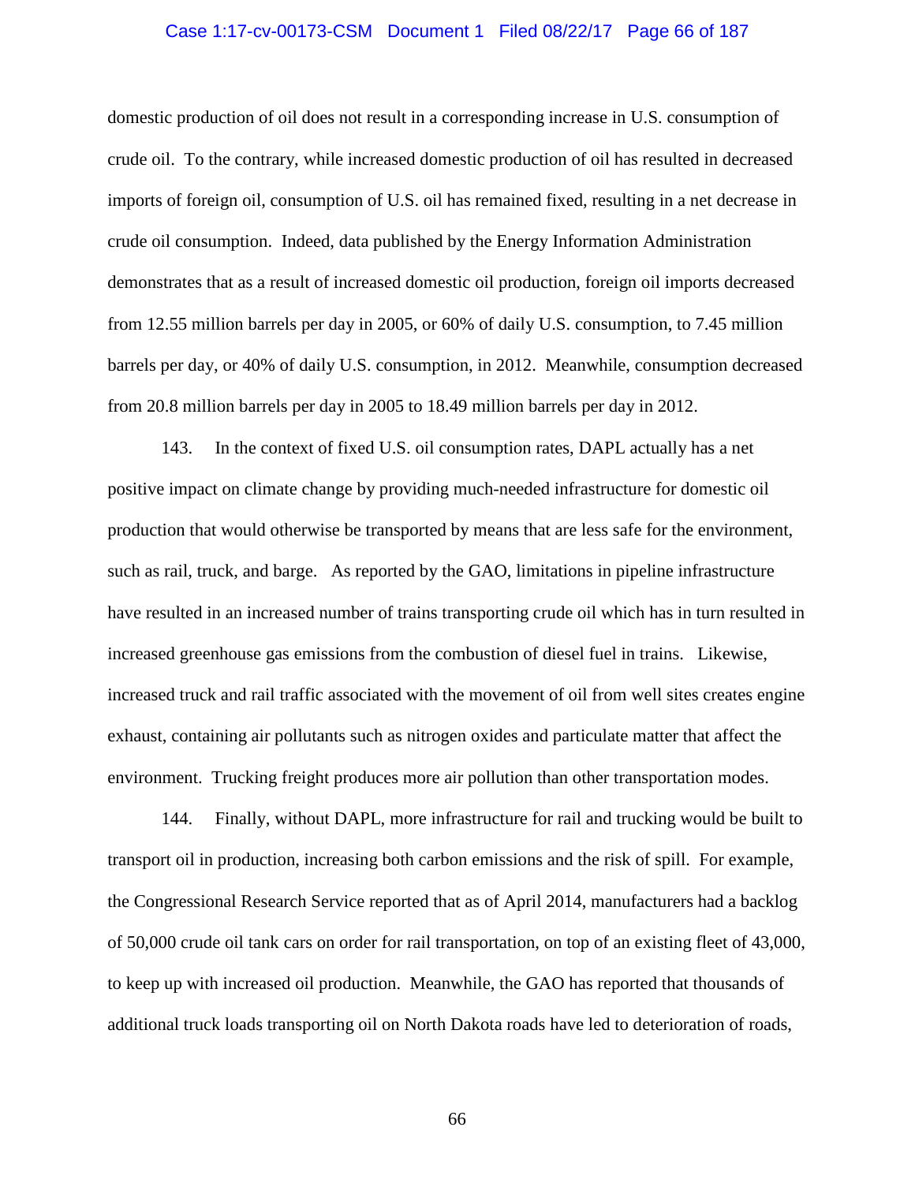domestic production of oil does not result in a corresponding increase in U.S. consumption of crude oil. To the contrary, while increased domestic production of oil has resulted in decreased imports of foreign oil, consumption of U.S. oil has remained fixed, resulting in a net decrease in crude oil consumption. Indeed, data published by the Energy Information Administration demonstrates that as a result of increased domestic oil production, foreign oil imports decreased from 12.55 million barrels per day in 2005, or 60% of daily U.S. consumption, to 7.45 million barrels per day, or 40% of daily U.S. consumption, in 2012. Meanwhile, consumption decreased from 20.8 million barrels per day in 2005 to 18.49 million barrels per day in 2012.

143. In the context of fixed U.S. oil consumption rates, DAPL actually has a net positive impact on climate change by providing much-needed infrastructure for domestic oil production that would otherwise be transported by means that are less safe for the environment, such as rail, truck, and barge. As reported by the GAO, limitations in pipeline infrastructure have resulted in an increased number of trains transporting crude oil which has in turn resulted in increased greenhouse gas emissions from the combustion of diesel fuel in trains. Likewise, increased truck and rail traffic associated with the movement of oil from well sites creates engine exhaust, containing air pollutants such as nitrogen oxides and particulate matter that affect the environment. Trucking freight produces more air pollution than other transportation modes.

144. Finally, without DAPL, more infrastructure for rail and trucking would be built to transport oil in production, increasing both carbon emissions and the risk of spill. For example, the Congressional Research Service reported that as of April 2014, manufacturers had a backlog of 50,000 crude oil tank cars on order for rail transportation, on top of an existing fleet of 43,000, to keep up with increased oil production. Meanwhile, the GAO has reported that thousands of additional truck loads transporting oil on North Dakota roads have led to deterioration of roads,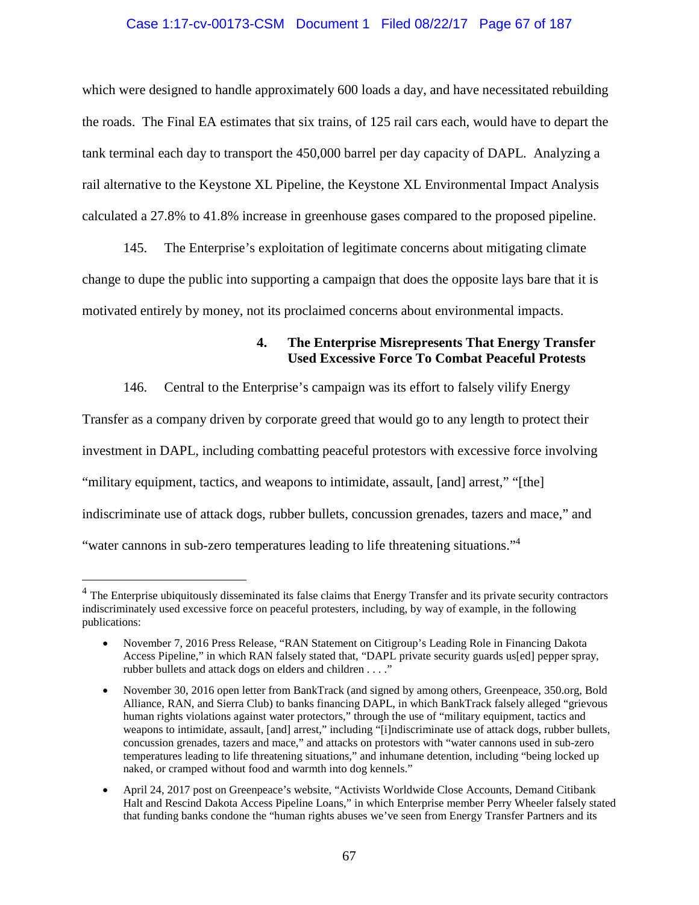which were designed to handle approximately 600 loads a day, and have necessitated rebuilding the roads. The Final EA estimates that six trains, of 125 rail cars each, would have to depart the tank terminal each day to transport the 450,000 barrel per day capacity of DAPL. Analyzing a rail alternative to the Keystone XL Pipeline, the Keystone XL Environmental Impact Analysis calculated a 27.8% to 41.8% increase in greenhouse gases compared to the proposed pipeline.

145. The Enterprise's exploitation of legitimate concerns about mitigating climate change to dupe the public into supporting a campaign that does the opposite lays bare that it is motivated entirely by money, not its proclaimed concerns about environmental impacts.

#### 4. The Enterprise Misrepresents That Energy Transfer Used Excessive Force To Combat Peaceful Protests

146. Central to the Enterprise's campaign was its effort to falsely vilify Energy Transfer as a company driven by corporate greed that would go to any length to protect their investment in DAPL, including combatting peaceful protestors with excessive force involving "military equipment, tactics, and weapons to intimidate, assault, [and] arrest," "[the] indiscriminate use of attack dogs, rubber bullets, concussion grenades, tazers and mace," and "water cannons in sub-zero temperatures leading to life threatening situations."[4]

---

[4] The Enterprise ubiquitously disseminated its false claims that Energy Transfer and its private security contractors indiscriminately used excessive force on peaceful protesters, including, by way of example, in the following publications:

- November 7, 2016 Press Release, "RAN Statement on Citigroup's Leading Role in Financing Dakota Access Pipeline," in which RAN falsely stated that, "DAPL private security guards us[ed] pepper spray, rubber bullets and attack dogs on elders and children . . . ."
- November 30, 2016 open letter from BankTrack (and signed by among others, Greenpeace, 350.org, Bold Alliance, RAN, and Sierra Club) to banks financing DAPL, in which BankTrack falsely alleged "grievous human rights violations against water protectors," through the use of "military equipment, tactics and weapons to intimidate, assault, [and] arrest," including "[i]ndiscriminate use of attack dogs, rubber bullets, concussion grenades, tazers and mace," and attacks on protestors with "water cannons used in sub-zero temperatures leading to life threatening situations," and inhumane detention, including "being locked up naked, or cramped without food and warmth into dog kennels."
- April 24, 2017 post on Greenpeace's website, "Activists Worldwide Close Accounts, Demand Citibank Halt and Rescind Dakota Access Pipeline Loans," in which Enterprise member Perry Wheeler falsely stated that funding banks condone the "human rights abuses we've seen from Energy Transfer Partners and its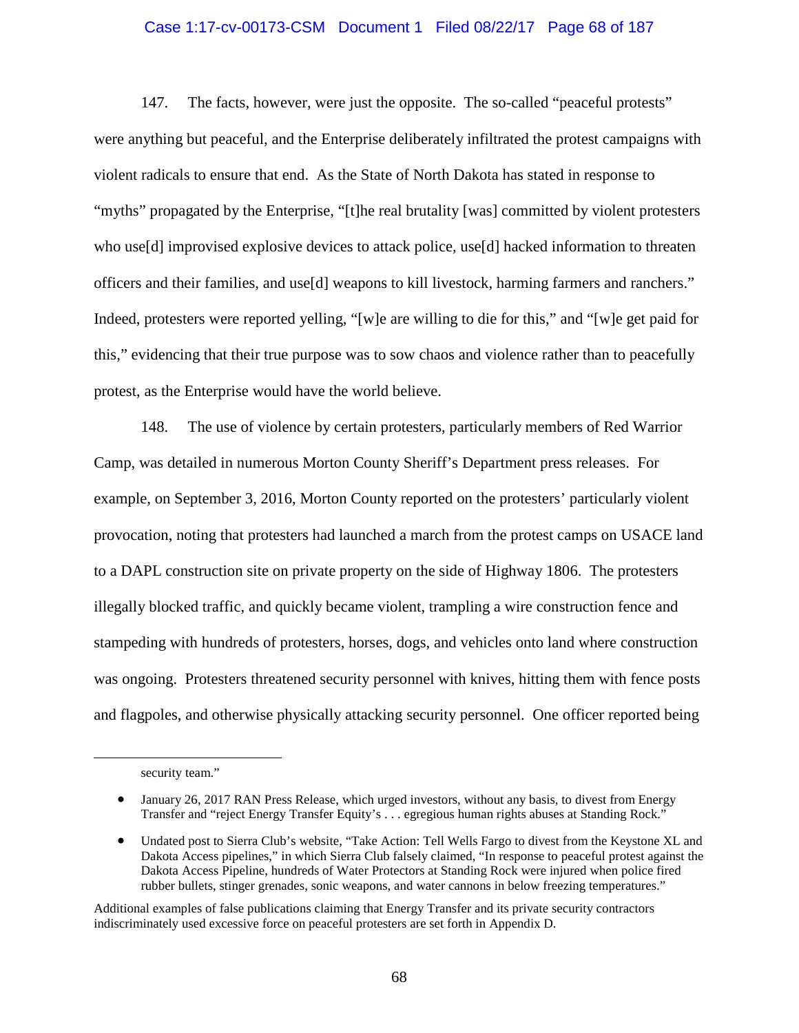147. The facts, however, were just the opposite. The so-called "peaceful protests" were anything but peaceful, and the Enterprise deliberately infiltrated the protest campaigns with violent radicals to ensure that end. As the State of North Dakota has stated in response to "myths" propagated by the Enterprise, "[t]he real brutality [was] committed by violent protesters who use[d] improvised explosive devices to attack police, use[d] hacked information to threaten officers and their families, and use[d] weapons to kill livestock, harming farmers and ranchers." Indeed, protesters were reported yelling, "[w]e are willing to die for this," and "[w]e get paid for this," evidencing that their true purpose was to sow chaos and violence rather than to peacefully protest, as the Enterprise would have the world believe.

148. The use of violence by certain protesters, particularly members of Red Warrior Camp, was detailed in numerous Morton County Sheriff's Department press releases. For example, on September 3, 2016, Morton County reported on the protesters' particularly violent provocation, noting that protesters had launched a march from the protest camps on USACE land to a DAPL construction site on private property on the side of Highway 1806. The protesters illegally blocked traffic, and quickly became violent, trampling a wire construction fence and stampeding with hundreds of protesters, horses, dogs, and vehicles onto land where construction was ongoing. Protesters threatened security personnel with knives, hitting them with fence posts and flagpoles, and otherwise physically attacking security personnel. One officer reported being

---

security team."

- January 26, 2017 RAN Press Release, which urged investors, without any basis, to divest from Energy Transfer and "reject Energy Transfer Equity's . . . egregious human rights abuses at Standing Rock."
- Undated post to Sierra Club's website, "Take Action: Tell Wells Fargo to divest from the Keystone XL and Dakota Access pipelines," in which Sierra Club falsely claimed, "In response to peaceful protest against the Dakota Access Pipeline, hundreds of Water Protectors at Standing Rock were injured when police fired rubber bullets, stinger grenades, sonic weapons, and water cannons in below freezing temperatures."

Additional examples of false publications claiming that Energy Transfer and its private security contractors indiscriminately used excessive force on peaceful protesters are set forth in Appendix D.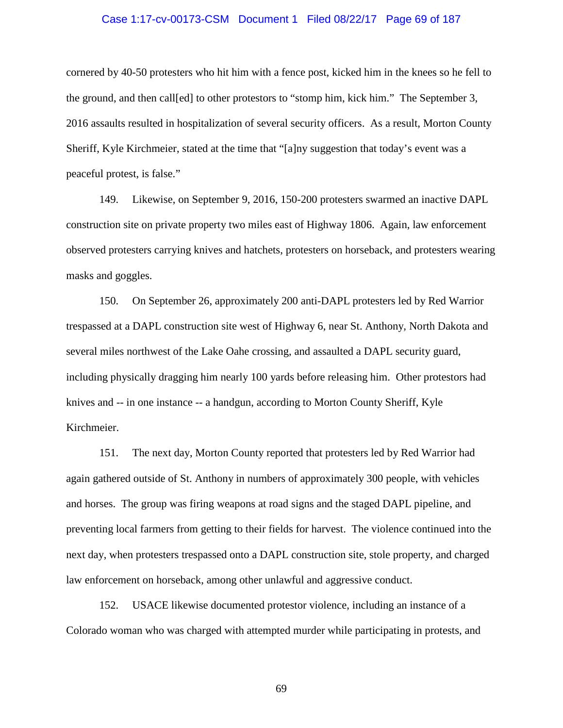cornered by 40-50 protesters who hit him with a fence post, kicked him in the knees so he fell to the ground, and then call[ed] to other protestors to "stomp him, kick him." The September 3, 2016 assaults resulted in hospitalization of several security officers. As a result, Morton County Sheriff, Kyle Kirchmeier, stated at the time that "[a]ny suggestion that today's event was a peaceful protest, is false."

149. Likewise, on September 9, 2016, 150-200 protesters swarmed an inactive DAPL construction site on private property two miles east of Highway 1806. Again, law enforcement observed protesters carrying knives and hatchets, protesters on horseback, and protesters wearing masks and goggles.

150. On September 26, approximately 200 anti-DAPL protesters led by Red Warrior trespassed at a DAPL construction site west of Highway 6, near St. Anthony, North Dakota and several miles northwest of the Lake Oahe crossing, and assaulted a DAPL security guard, including physically dragging him nearly 100 yards before releasing him. Other protestors had knives and -- in one instance -- a handgun, according to Morton County Sheriff, Kyle Kirchmeier.

151. The next day, Morton County reported that protesters led by Red Warrior had again gathered outside of St. Anthony in numbers of approximately 300 people, with vehicles and horses. The group was firing weapons at road signs and the staged DAPL pipeline, and preventing local farmers from getting to their fields for harvest. The violence continued into the next day, when protesters trespassed onto a DAPL construction site, stole property, and charged law enforcement on horseback, among other unlawful and aggressive conduct.

152. USACE likewise documented protestor violence, including an instance of a Colorado woman who was charged with attempted murder while participating in protests, and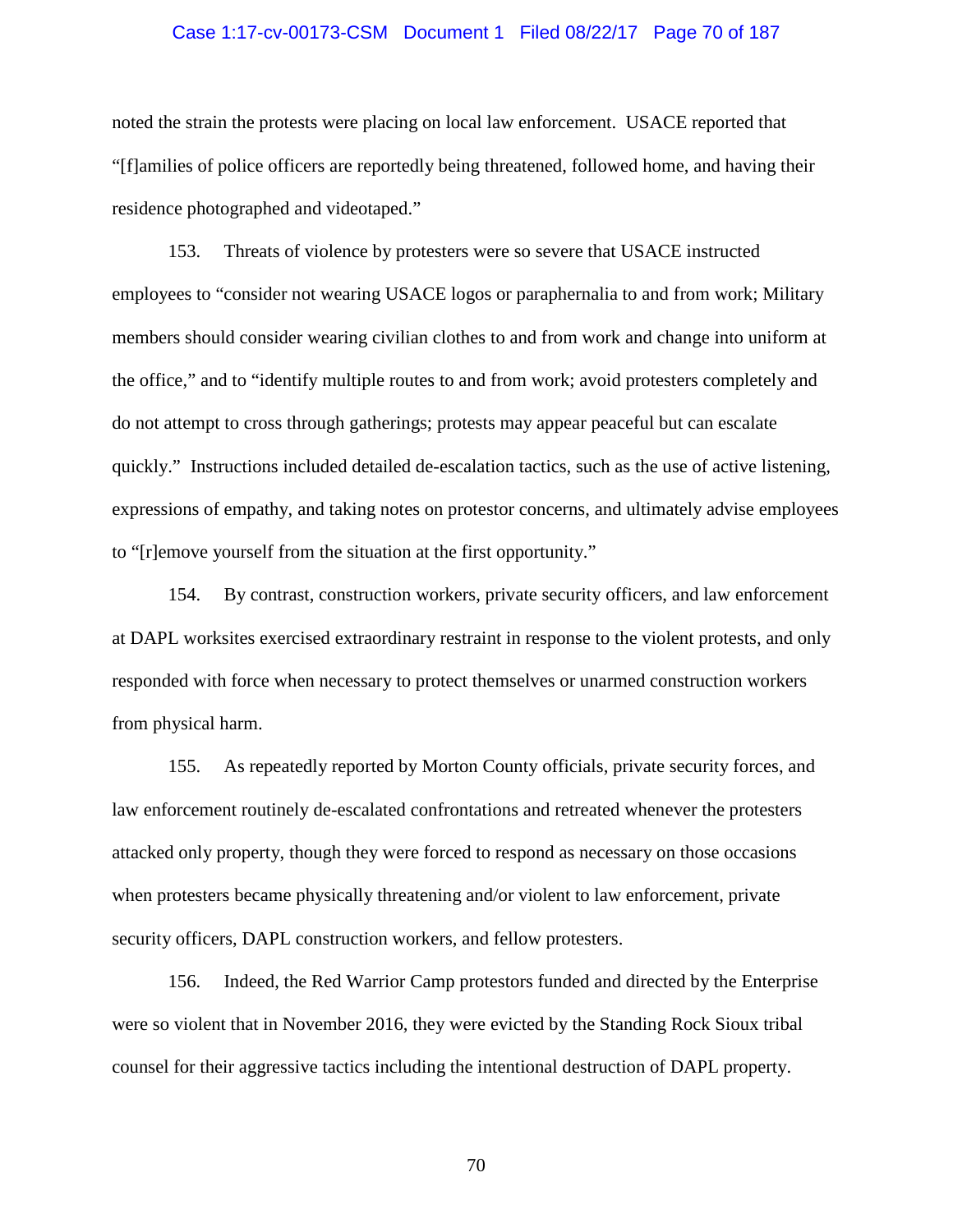noted the strain the protests were placing on local law enforcement. USACE reported that "[f]amilies of police officers are reportedly being threatened, followed home, and having their residence photographed and videotaped."

153. Threats of violence by protesters were so severe that USACE instructed employees to "consider not wearing USACE logos or paraphernalia to and from work; Military members should consider wearing civilian clothes to and from work and change into uniform at the office," and to "identify multiple routes to and from work; avoid protesters completely and do not attempt to cross through gatherings; protests may appear peaceful but can escalate quickly." Instructions included detailed de-escalation tactics, such as the use of active listening, expressions of empathy, and taking notes on protestor concerns, and ultimately advise employees to "[r]emove yourself from the situation at the first opportunity."

154. By contrast, construction workers, private security officers, and law enforcement at DAPL worksites exercised extraordinary restraint in response to the violent protests, and only responded with force when necessary to protect themselves or unarmed construction workers from physical harm.

155. As repeatedly reported by Morton County officials, private security forces, and law enforcement routinely de-escalated confrontations and retreated whenever the protesters attacked only property, though they were forced to respond as necessary on those occasions when protesters became physically threatening and/or violent to law enforcement, private security officers, DAPL construction workers, and fellow protesters.

156. Indeed, the Red Warrior Camp protestors funded and directed by the Enterprise were so violent that in November 2016, they were evicted by the Standing Rock Sioux tribal counsel for their aggressive tactics including the intentional destruction of DAPL property.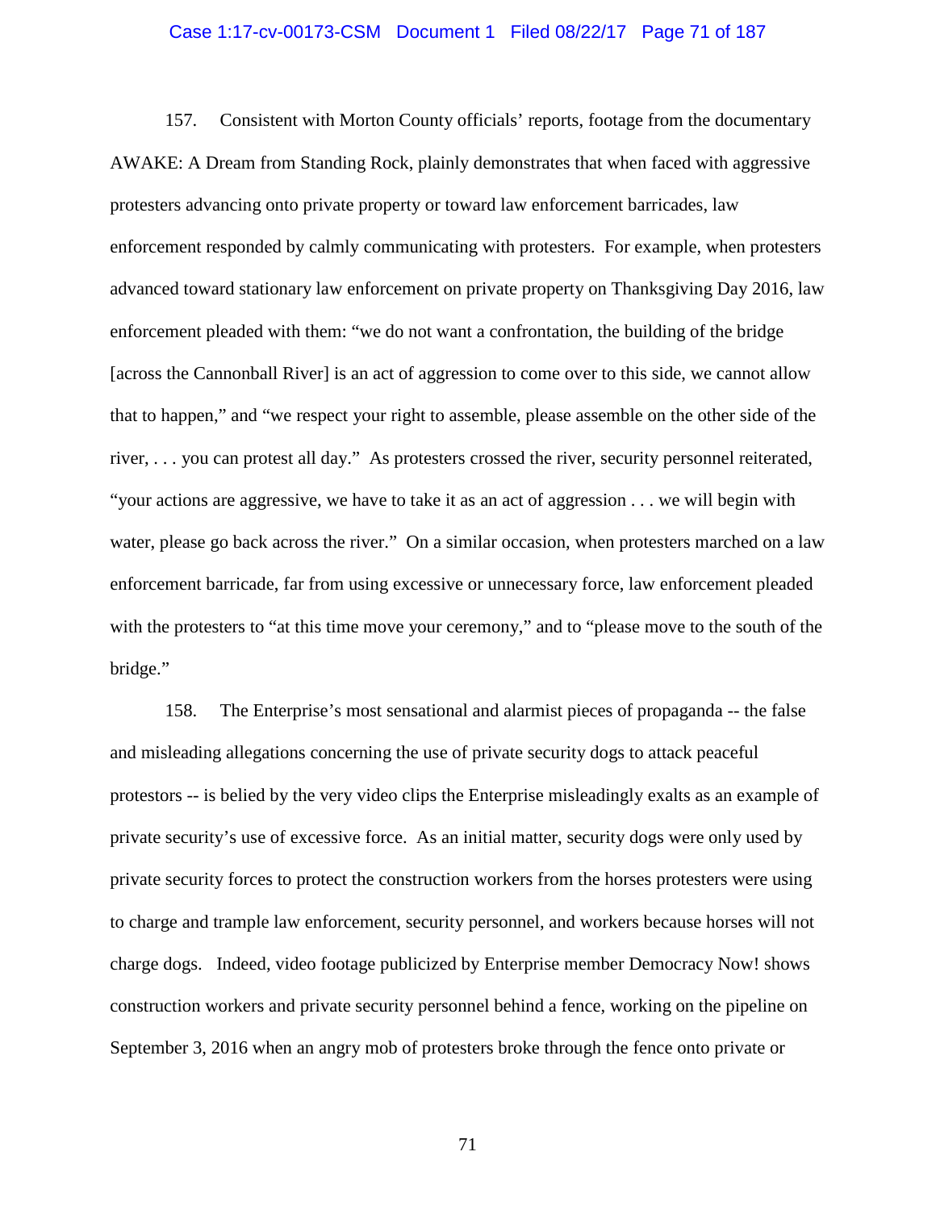157. Consistent with Morton County officials' reports, footage from the documentary AWAKE: A Dream from Standing Rock, plainly demonstrates that when faced with aggressive protesters advancing onto private property or toward law enforcement barricades, law enforcement responded by calmly communicating with protesters. For example, when protesters advanced toward stationary law enforcement on private property on Thanksgiving Day 2016, law enforcement pleaded with them: "we do not want a confrontation, the building of the bridge [across the Cannonball River] is an act of aggression to come over to this side, we cannot allow that to happen," and "we respect your right to assemble, please assemble on the other side of the river, . . . you can protest all day." As protesters crossed the river, security personnel reiterated, "your actions are aggressive, we have to take it as an act of aggression . . . we will begin with water, please go back across the river." On a similar occasion, when protesters marched on a law enforcement barricade, far from using excessive or unnecessary force, law enforcement pleaded with the protesters to "at this time move your ceremony," and to "please move to the south of the bridge."

158. The Enterprise's most sensational and alarmist pieces of propaganda -- the false and misleading allegations concerning the use of private security dogs to attack peaceful protestors -- is belied by the very video clips the Enterprise misleadingly exalts as an example of private security's use of excessive force. As an initial matter, security dogs were only used by private security forces to protect the construction workers from the horses protesters were using to charge and trample law enforcement, security personnel, and workers because horses will not charge dogs. Indeed, video footage publicized by Enterprise member Democracy Now! shows construction workers and private security personnel behind a fence, working on the pipeline on September 3, 2016 when an angry mob of protesters broke through the fence onto private or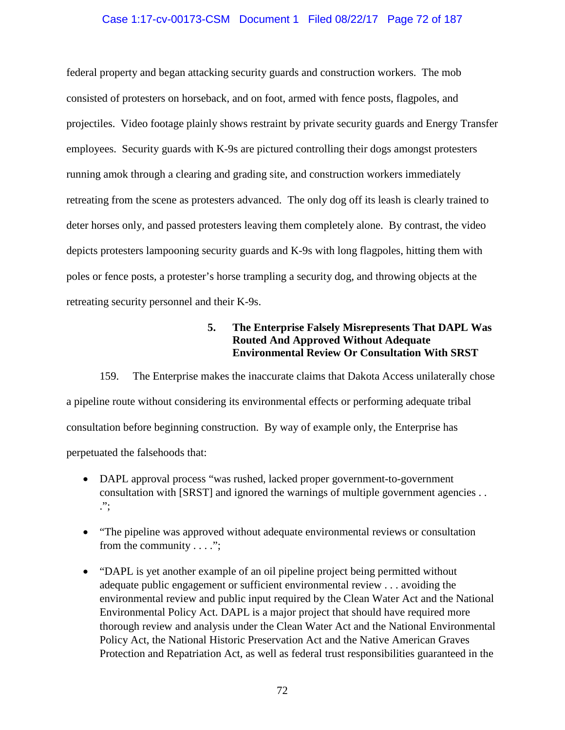federal property and began attacking security guards and construction workers. The mob consisted of protesters on horseback, and on foot, armed with fence posts, flagpoles, and projectiles. Video footage plainly shows restraint by private security guards and Energy Transfer employees. Security guards with K-9s are pictured controlling their dogs amongst protesters running amok through a clearing and grading site, and construction workers immediately retreating from the scene as protesters advanced. The only dog off its leash is clearly trained to deter horses only, and passed protesters leaving them completely alone. By contrast, the video depicts protesters lampooning security guards and K-9s with long flagpoles, hitting them with poles or fence posts, a protester's horse trampling a security dog, and throwing objects at the retreating security personnel and their K-9s.

### 5. The Enterprise Falsely Misrepresents That DAPL Was Routed And Approved Without Adequate Environmental Review Or Consultation With SRST

159. The Enterprise makes the inaccurate claims that Dakota Access unilaterally chose a pipeline route without considering its environmental effects or performing adequate tribal consultation before beginning construction. By way of example only, the Enterprise has perpetuated the falsehoods that:

- DAPL approval process "was rushed, lacked proper government-to-government consultation with [SRST] and ignored the warnings of multiple government agencies . . .";
- "The pipeline was approved without adequate environmental reviews or consultation from the community . . . .";
- "DAPL is yet another example of an oil pipeline project being permitted without adequate public engagement or sufficient environmental review . . . avoiding the environmental review and public input required by the Clean Water Act and the National Environmental Policy Act. DAPL is a major project that should have required more thorough review and analysis under the Clean Water Act and the National Environmental Policy Act, the National Historic Preservation Act and the Native American Graves Protection and Repatriation Act, as well as federal trust responsibilities guaranteed in the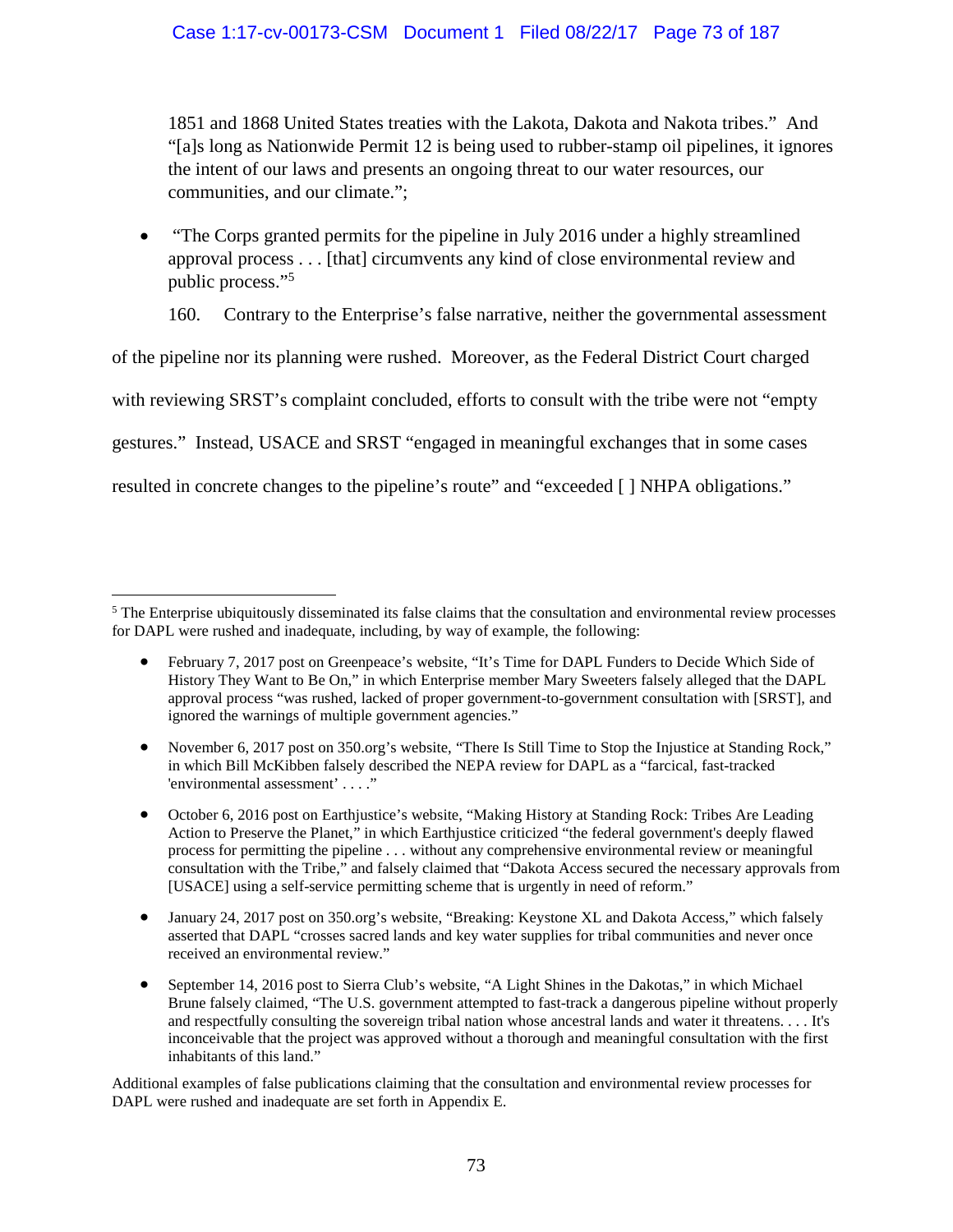1851 and 1868 United States treaties with the Lakota, Dakota and Nakota tribes." And "[a]s long as Nationwide Permit 12 is being used to rubber-stamp oil pipelines, it ignores the intent of our laws and presents an ongoing threat to our water resources, our communities, and our climate.";

- "The Corps granted permits for the pipeline in July 2016 under a highly streamlined approval process . . . [that] circumvents any kind of close environmental review and public process."[5]

160. Contrary to the Enterprise's false narrative, neither the governmental assessment of the pipeline nor its planning were rushed. Moreover, as the Federal District Court charged with reviewing SRST's complaint concluded, efforts to consult with the tribe were not "empty gestures." Instead, USACE and SRST "engaged in meaningful exchanges that in some cases resulted in concrete changes to the pipeline's route" and "exceeded [ ] NHPA obligations."

---

[5] The Enterprise ubiquitously disseminated its false claims that the consultation and environmental review processes for DAPL were rushed and inadequate, including, by way of example, the following:

- February 7, 2017 post on Greenpeace's website, "It's Time for DAPL Funders to Decide Which Side of History They Want to Be On," in which Enterprise member Mary Sweeters falsely alleged that the DAPL approval process "was rushed, lacked of proper government-to-government consultation with [SRST], and ignored the warnings of multiple government agencies."
- November 6, 2017 post on 350.org's website, "There Is Still Time to Stop the Injustice at Standing Rock," in which Bill McKibben falsely described the NEPA review for DAPL as a "farcical, fast-tracked 'environmental assessment' . . . ."
- October 6, 2016 post on Earthjustice's website, "Making History at Standing Rock: Tribes Are Leading Action to Preserve the Planet," in which Earthjustice criticized "the federal government's deeply flawed process for permitting the pipeline . . . without any comprehensive environmental review or meaningful consultation with the Tribe," and falsely claimed that "Dakota Access secured the necessary approvals from [USACE] using a self-service permitting scheme that is urgently in need of reform."
- January 24, 2017 post on 350.org's website, "Breaking: Keystone XL and Dakota Access," which falsely asserted that DAPL "crosses sacred lands and key water supplies for tribal communities and never once received an environmental review."
- September 14, 2016 post to Sierra Club's website, "A Light Shines in the Dakotas," in which Michael Brune falsely claimed, "The U.S. government attempted to fast-track a dangerous pipeline without properly and respectfully consulting the sovereign tribal nation whose ancestral lands and water it threatens. . . . It's inconceivable that the project was approved without a thorough and meaningful consultation with the first inhabitants of this land."

Additional examples of false publications claiming that the consultation and environmental review processes for DAPL were rushed and inadequate are set forth in Appendix E.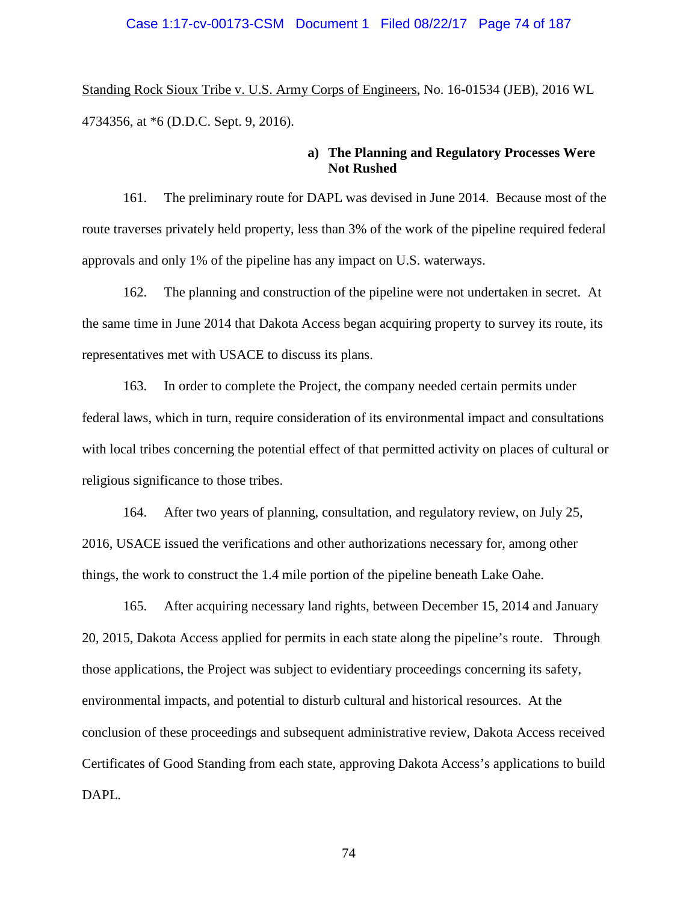Standing Rock Sioux Tribe v. U.S. Army Corps of Engineers, No. 16-01534 (JEB), 2016 WL 4734356, at *6 (D.D.C. Sept. 9, 2016).

**a) The Planning and Regulatory Processes Were Not Rushed**

161. The preliminary route for DAPL was devised in June 2014. Because most of the route traverses privately held property, less than 3% of the work of the pipeline required federal approvals and only 1% of the pipeline has any impact on U.S. waterways.

162. The planning and construction of the pipeline were not undertaken in secret. At the same time in June 2014 that Dakota Access began acquiring property to survey its route, its representatives met with USACE to discuss its plans.

163. In order to complete the Project, the company needed certain permits under federal laws, which in turn, require consideration of its environmental impact and consultations with local tribes concerning the potential effect of that permitted activity on places of cultural or religious significance to those tribes.

164. After two years of planning, consultation, and regulatory review, on July 25, 2016, USACE issued the verifications and other authorizations necessary for, among other things, the work to construct the 1.4 mile portion of the pipeline beneath Lake Oahe.

165. After acquiring necessary land rights, between December 15, 2014 and January 20, 2015, Dakota Access applied for permits in each state along the pipeline's route. Through those applications, the Project was subject to evidentiary proceedings concerning its safety, environmental impacts, and potential to disturb cultural and historical resources. At the conclusion of these proceedings and subsequent administrative review, Dakota Access received Certificates of Good Standing from each state, approving Dakota Access's applications to build DAPL.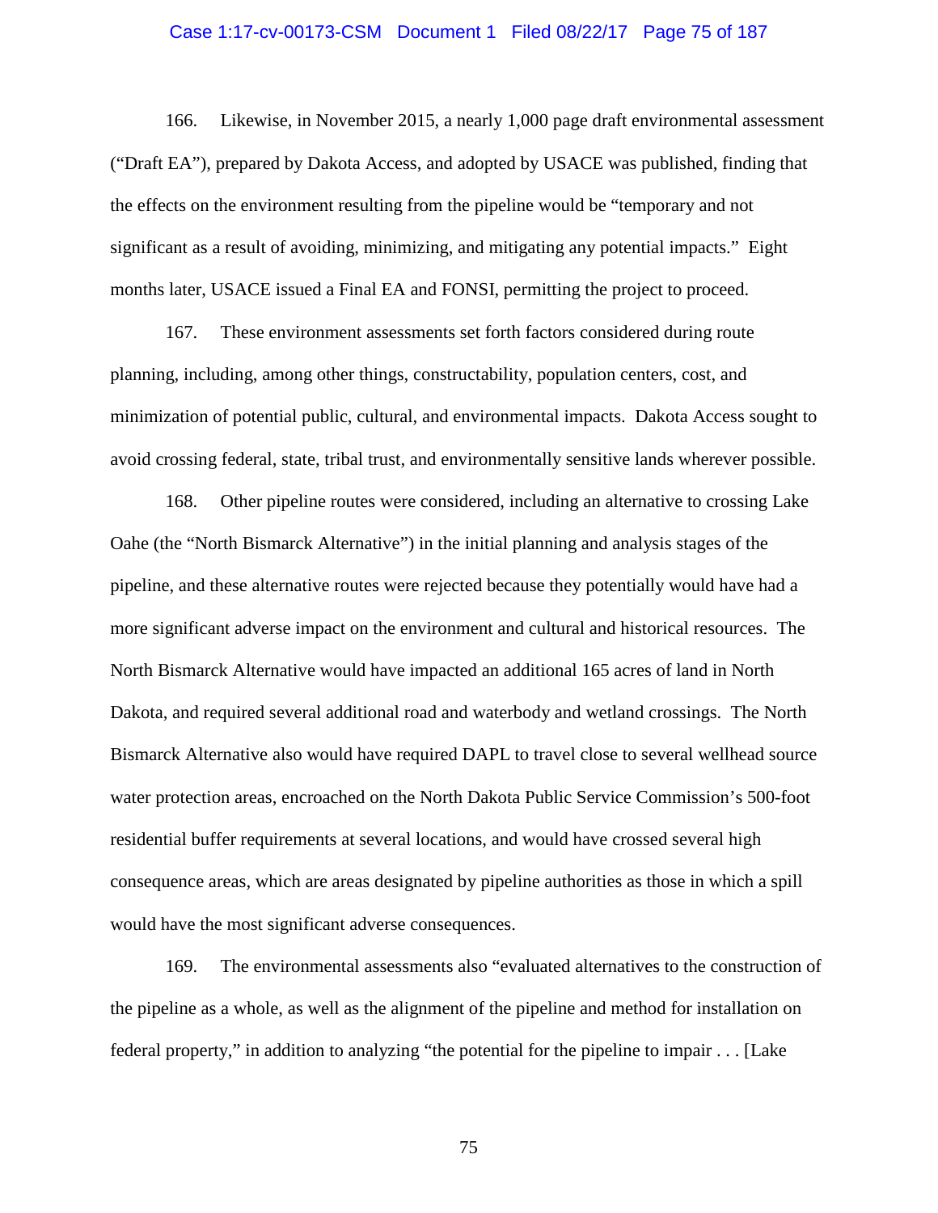166. Likewise, in November 2015, a nearly 1,000 page draft environmental assessment ("Draft EA"), prepared by Dakota Access, and adopted by USACE was published, finding that the effects on the environment resulting from the pipeline would be "temporary and not significant as a result of avoiding, minimizing, and mitigating any potential impacts." Eight months later, USACE issued a Final EA and FONSI, permitting the project to proceed.

167. These environment assessments set forth factors considered during route planning, including, among other things, constructability, population centers, cost, and minimization of potential public, cultural, and environmental impacts. Dakota Access sought to avoid crossing federal, state, tribal trust, and environmentally sensitive lands wherever possible.

168. Other pipeline routes were considered, including an alternative to crossing Lake Oahe (the "North Bismarck Alternative") in the initial planning and analysis stages of the pipeline, and these alternative routes were rejected because they potentially would have had a more significant adverse impact on the environment and cultural and historical resources. The North Bismarck Alternative would have impacted an additional 165 acres of land in North Dakota, and required several additional road and waterbody and wetland crossings. The North Bismarck Alternative also would have required DAPL to travel close to several wellhead source water protection areas, encroached on the North Dakota Public Service Commission's 500-foot residential buffer requirements at several locations, and would have crossed several high consequence areas, which are areas designated by pipeline authorities as those in which a spill would have the most significant adverse consequences.

169. The environmental assessments also "evaluated alternatives to the construction of the pipeline as a whole, as well as the alignment of the pipeline and method for installation on federal property," in addition to analyzing "the potential for the pipeline to impair . . . [Lake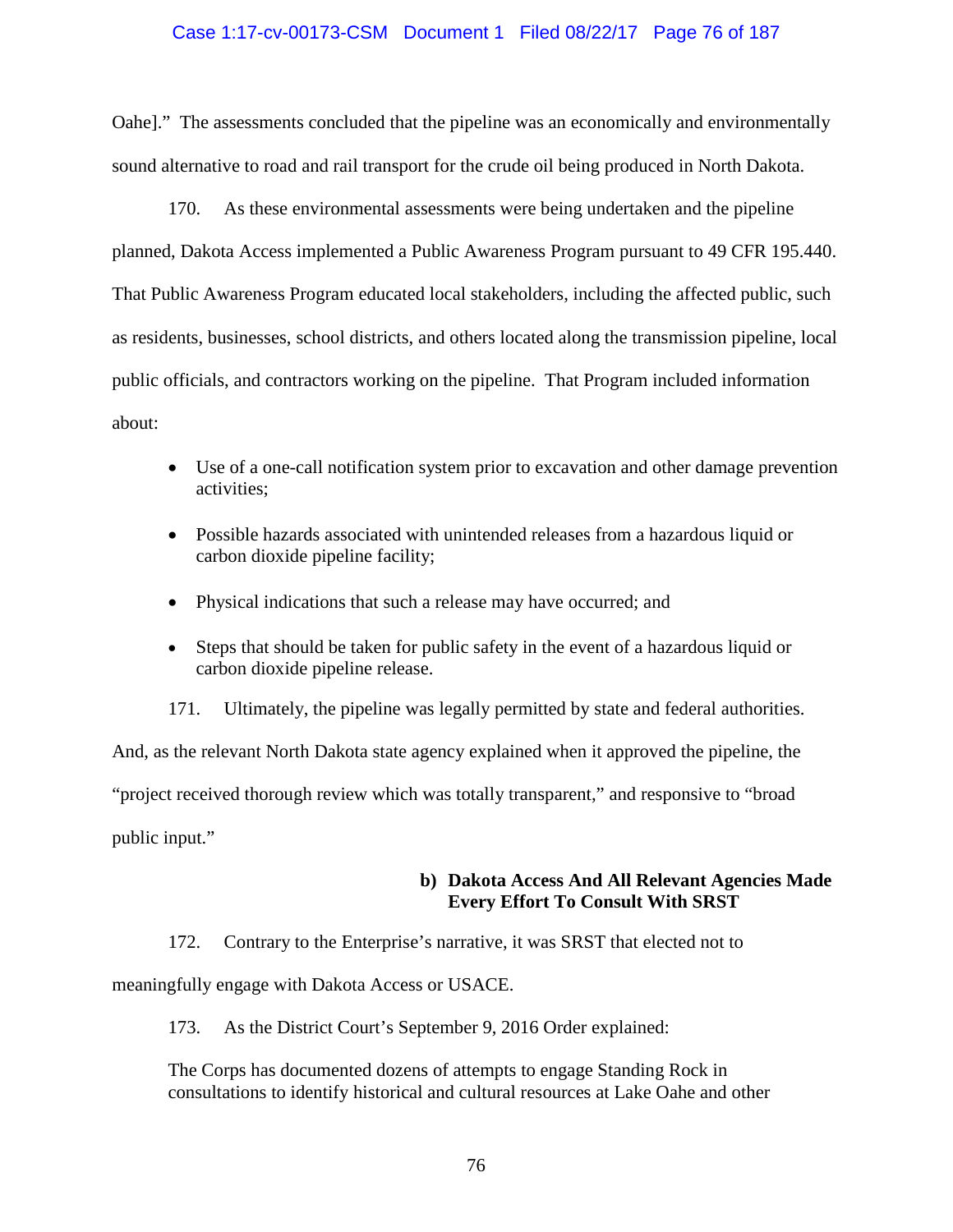Oahe].” The assessments concluded that the pipeline was an economically and environmentally sound alternative to road and rail transport for the crude oil being produced in North Dakota.

170. As these environmental assessments were being undertaken and the pipeline planned, Dakota Access implemented a Public Awareness Program pursuant to 49 CFR 195.440. That Public Awareness Program educated local stakeholders, including the affected public, such as residents, businesses, school districts, and others located along the transmission pipeline, local public officials, and contractors working on the pipeline. That Program included information about:

- Use of a one-call notification system prior to excavation and other damage prevention activities;
- Possible hazards associated with unintended releases from a hazardous liquid or carbon dioxide pipeline facility;
- Physical indications that such a release may have occurred; and
- Steps that should be taken for public safety in the event of a hazardous liquid or carbon dioxide pipeline release.

171. Ultimately, the pipeline was legally permitted by state and federal authorities. And, as the relevant North Dakota state agency explained when it approved the pipeline, the “project received thorough review which was totally transparent,” and responsive to “broad public input.”

**b) Dakota Access And All Relevant Agencies Made Every Effort To Consult With SRST**

172. Contrary to the Enterprise’s narrative, it was SRST that elected not to meaningfully engage with Dakota Access or USACE.

173. As the District Court’s September 9, 2016 Order explained:

> The Corps has documented dozens of attempts to engage Standing Rock in consultations to identify historical and cultural resources at Lake Oahe and other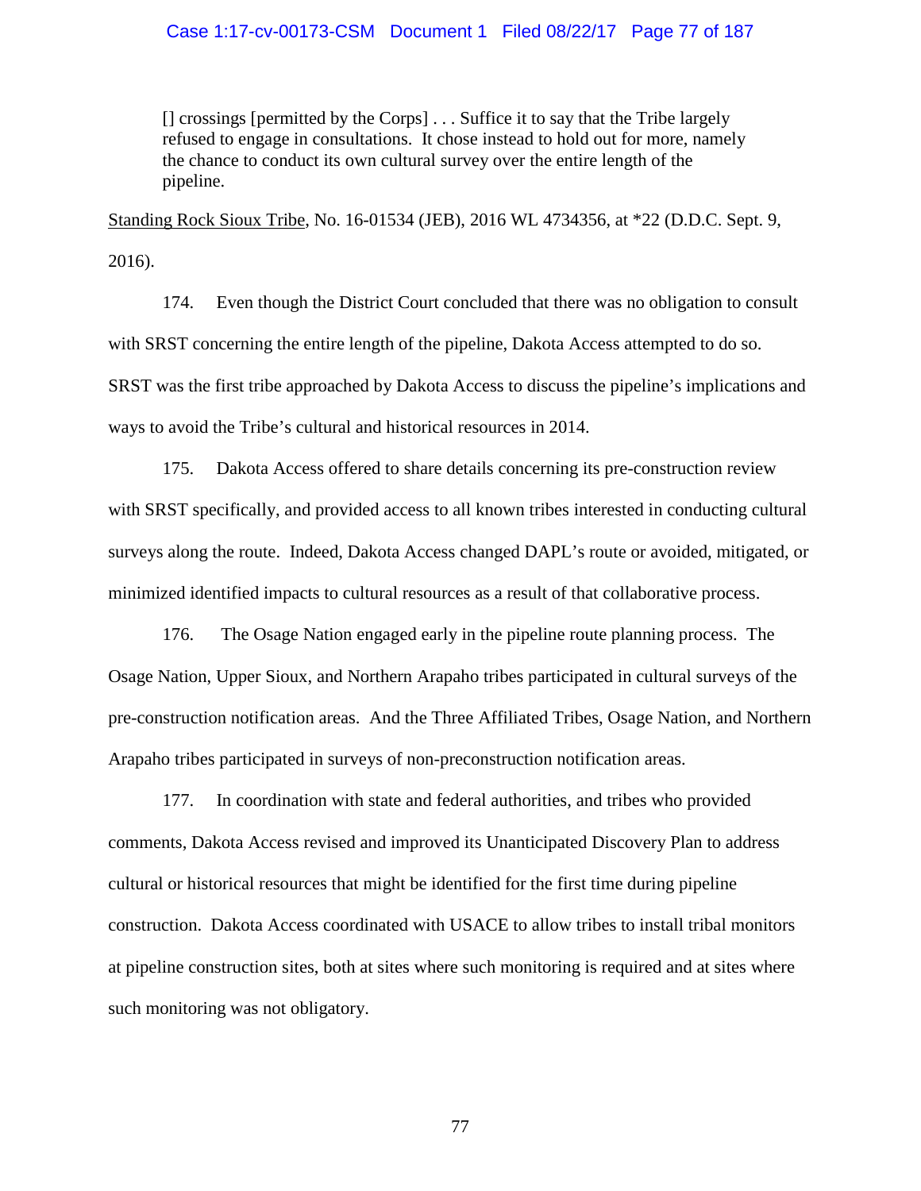> [] crossings [permitted by the Corps] . . . Suffice it to say that the Tribe largely refused to engage in consultations. It chose instead to hold out for more, namely the chance to conduct its own cultural survey over the entire length of the pipeline.

Standing Rock Sioux Tribe, No. 16-01534 (JEB), 2016 WL 4734356, at *22 (D.D.C. Sept. 9, 2016).

174. Even though the District Court concluded that there was no obligation to consult with SRST concerning the entire length of the pipeline, Dakota Access attempted to do so. SRST was the first tribe approached by Dakota Access to discuss the pipeline's implications and ways to avoid the Tribe's cultural and historical resources in 2014.

175. Dakota Access offered to share details concerning its pre-construction review with SRST specifically, and provided access to all known tribes interested in conducting cultural surveys along the route. Indeed, Dakota Access changed DAPL's route or avoided, mitigated, or minimized identified impacts to cultural resources as a result of that collaborative process.

176. The Osage Nation engaged early in the pipeline route planning process. The Osage Nation, Upper Sioux, and Northern Arapaho tribes participated in cultural surveys of the pre-construction notification areas. And the Three Affiliated Tribes, Osage Nation, and Northern Arapaho tribes participated in surveys of non-preconstruction notification areas.

177. In coordination with state and federal authorities, and tribes who provided comments, Dakota Access revised and improved its Unanticipated Discovery Plan to address cultural or historical resources that might be identified for the first time during pipeline construction. Dakota Access coordinated with USACE to allow tribes to install tribal monitors at pipeline construction sites, both at sites where such monitoring is required and at sites where such monitoring was not obligatory.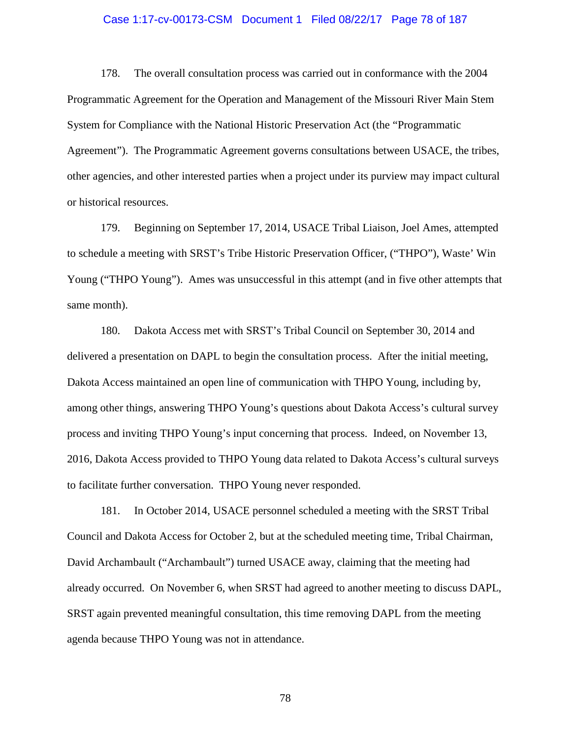178. The overall consultation process was carried out in conformance with the 2004 Programmatic Agreement for the Operation and Management of the Missouri River Main Stem System for Compliance with the National Historic Preservation Act (the "Programmatic Agreement"). The Programmatic Agreement governs consultations between USACE, the tribes, other agencies, and other interested parties when a project under its purview may impact cultural or historical resources.

179. Beginning on September 17, 2014, USACE Tribal Liaison, Joel Ames, attempted to schedule a meeting with SRST's Tribe Historic Preservation Officer, ("THPO"), Waste' Win Young ("THPO Young"). Ames was unsuccessful in this attempt (and in five other attempts that same month).

180. Dakota Access met with SRST's Tribal Council on September 30, 2014 and delivered a presentation on DAPL to begin the consultation process. After the initial meeting, Dakota Access maintained an open line of communication with THPO Young, including by, among other things, answering THPO Young's questions about Dakota Access's cultural survey process and inviting THPO Young's input concerning that process. Indeed, on November 13, 2016, Dakota Access provided to THPO Young data related to Dakota Access's cultural surveys to facilitate further conversation. THPO Young never responded.

181. In October 2014, USACE personnel scheduled a meeting with the SRST Tribal Council and Dakota Access for October 2, but at the scheduled meeting time, Tribal Chairman, David Archambault ("Archambault") turned USACE away, claiming that the meeting had already occurred. On November 6, when SRST had agreed to another meeting to discuss DAPL, SRST again prevented meaningful consultation, this time removing DAPL from the meeting agenda because THPO Young was not in attendance.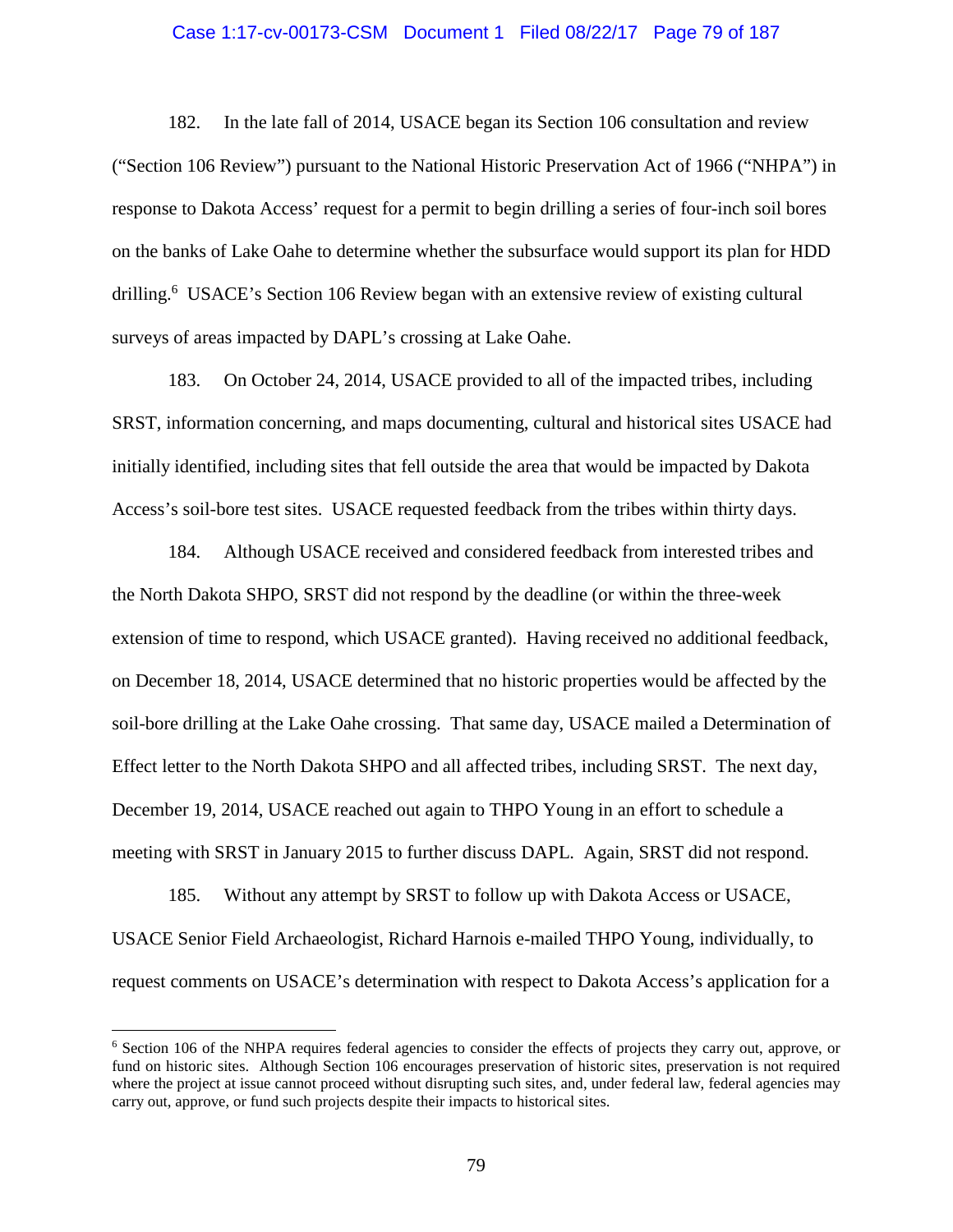182. In the late fall of 2014, USACE began its Section 106 consultation and review ("Section 106 Review") pursuant to the National Historic Preservation Act of 1966 ("NHPA") in response to Dakota Access' request for a permit to begin drilling a series of four-inch soil bores on the banks of Lake Oahe to determine whether the subsurface would support its plan for HDD drilling.[6] USACE's Section 106 Review began with an extensive review of existing cultural surveys of areas impacted by DAPL's crossing at Lake Oahe.

183. On October 24, 2014, USACE provided to all of the impacted tribes, including SRST, information concerning, and maps documenting, cultural and historical sites USACE had initially identified, including sites that fell outside the area that would be impacted by Dakota Access's soil-bore test sites. USACE requested feedback from the tribes within thirty days.

184. Although USACE received and considered feedback from interested tribes and the North Dakota SHPO, SRST did not respond by the deadline (or within the three-week extension of time to respond, which USACE granted). Having received no additional feedback, on December 18, 2014, USACE determined that no historic properties would be affected by the soil-bore drilling at the Lake Oahe crossing. That same day, USACE mailed a Determination of Effect letter to the North Dakota SHPO and all affected tribes, including SRST. The next day, December 19, 2014, USACE reached out again to THPO Young in an effort to schedule a meeting with SRST in January 2015 to further discuss DAPL. Again, SRST did not respond.

185. Without any attempt by SRST to follow up with Dakota Access or USACE, USACE Senior Field Archaeologist, Richard Harnois e-mailed THPO Young, individually, to request comments on USACE's determination with respect to Dakota Access's application for a

---

[6] Section 106 of the NHPA requires federal agencies to consider the effects of projects they carry out, approve, or fund on historic sites. Although Section 106 encourages preservation of historic sites, preservation is not required where the project at issue cannot proceed without disrupting such sites, and, under federal law, federal agencies may carry out, approve, or fund such projects despite their impacts to historical sites.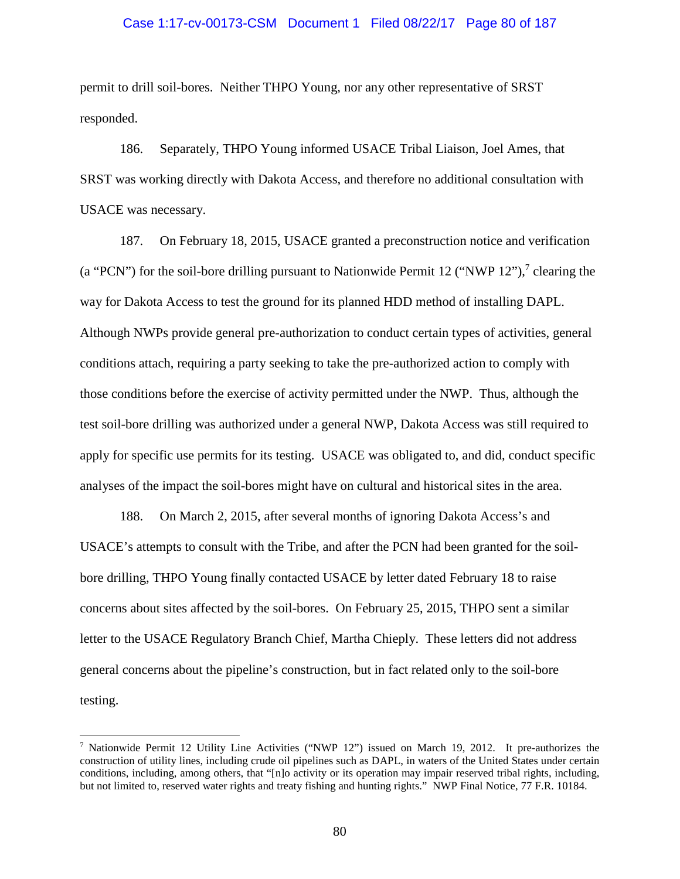permit to drill soil-bores. Neither THPO Young, nor any other representative of SRST responded.

186. Separately, THPO Young informed USACE Tribal Liaison, Joel Ames, that SRST was working directly with Dakota Access, and therefore no additional consultation with USACE was necessary.

187. On February 18, 2015, USACE granted a preconstruction notice and verification (a "PCN") for the soil-bore drilling pursuant to Nationwide Permit 12 ("NWP 12"),[7] clearing the way for Dakota Access to test the ground for its planned HDD method of installing DAPL. Although NWPs provide general pre-authorization to conduct certain types of activities, general conditions attach, requiring a party seeking to take the pre-authorized action to comply with those conditions before the exercise of activity permitted under the NWP. Thus, although the test soil-bore drilling was authorized under a general NWP, Dakota Access was still required to apply for specific use permits for its testing. USACE was obligated to, and did, conduct specific analyses of the impact the soil-bores might have on cultural and historical sites in the area.

188. On March 2, 2015, after several months of ignoring Dakota Access's and USACE's attempts to consult with the Tribe, and after the PCN had been granted for the soil-bore drilling, THPO Young finally contacted USACE by letter dated February 18 to raise concerns about sites affected by the soil-bores. On February 25, 2015, THPO sent a similar letter to the USACE Regulatory Branch Chief, Martha Chieply. These letters did not address general concerns about the pipeline's construction, but in fact related only to the soil-bore testing.

---

[7] Nationwide Permit 12 Utility Line Activities ("NWP 12") issued on March 19, 2012. It pre-authorizes the construction of utility lines, including crude oil pipelines such as DAPL, in waters of the United States under certain conditions, including, among others, that "[n]o activity or its operation may impair reserved tribal rights, including, but not limited to, reserved water rights and treaty fishing and hunting rights." NWP Final Notice, 77 F.R. 10184.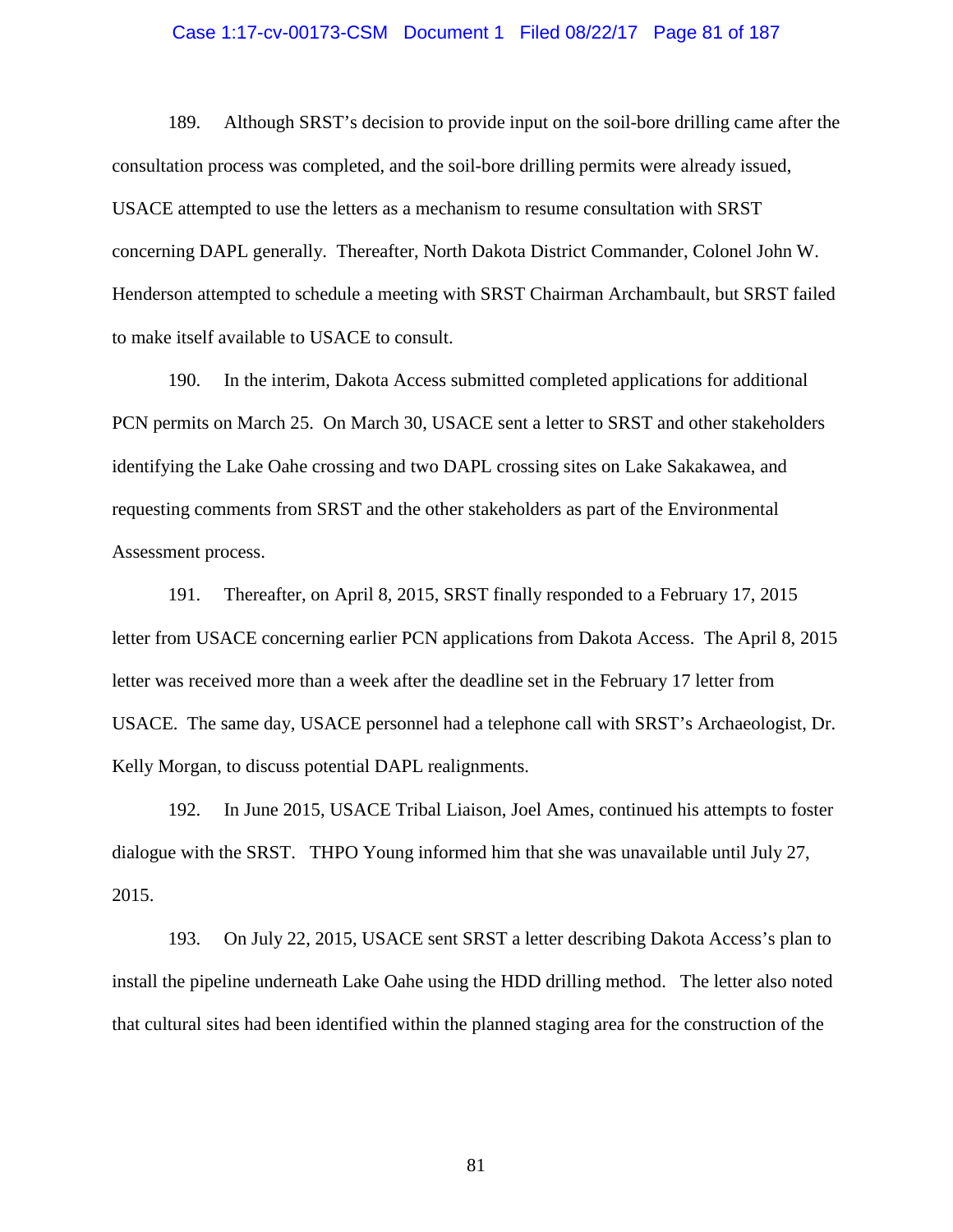189. Although SRST's decision to provide input on the soil-bore drilling came after the consultation process was completed, and the soil-bore drilling permits were already issued, USACE attempted to use the letters as a mechanism to resume consultation with SRST concerning DAPL generally. Thereafter, North Dakota District Commander, Colonel John W. Henderson attempted to schedule a meeting with SRST Chairman Archambault, but SRST failed to make itself available to USACE to consult.

190. In the interim, Dakota Access submitted completed applications for additional PCN permits on March 25. On March 30, USACE sent a letter to SRST and other stakeholders identifying the Lake Oahe crossing and two DAPL crossing sites on Lake Sakakawea, and requesting comments from SRST and the other stakeholders as part of the Environmental Assessment process.

191. Thereafter, on April 8, 2015, SRST finally responded to a February 17, 2015 letter from USACE concerning earlier PCN applications from Dakota Access. The April 8, 2015 letter was received more than a week after the deadline set in the February 17 letter from USACE. The same day, USACE personnel had a telephone call with SRST's Archaeologist, Dr. Kelly Morgan, to discuss potential DAPL realignments.

192. In June 2015, USACE Tribal Liaison, Joel Ames, continued his attempts to foster dialogue with the SRST. THPO Young informed him that she was unavailable until July 27, 2015.

193. On July 22, 2015, USACE sent SRST a letter describing Dakota Access's plan to install the pipeline underneath Lake Oahe using the HDD drilling method. The letter also noted that cultural sites had been identified within the planned staging area for the construction of the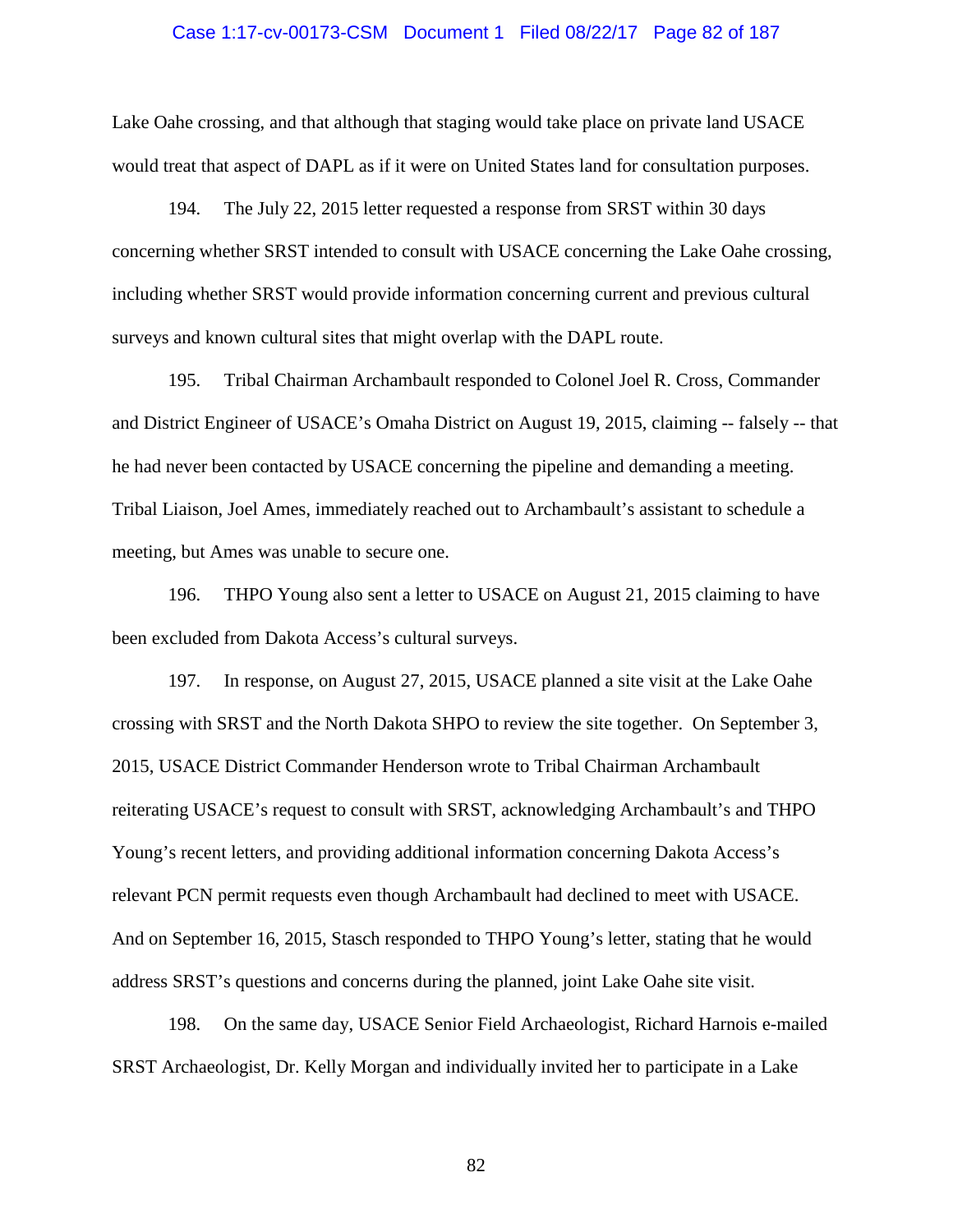Lake Oahe crossing, and that although that staging would take place on private land USACE would treat that aspect of DAPL as if it were on United States land for consultation purposes.

194. The July 22, 2015 letter requested a response from SRST within 30 days concerning whether SRST intended to consult with USACE concerning the Lake Oahe crossing, including whether SRST would provide information concerning current and previous cultural surveys and known cultural sites that might overlap with the DAPL route.

195. Tribal Chairman Archambault responded to Colonel Joel R. Cross, Commander and District Engineer of USACE's Omaha District on August 19, 2015, claiming -- falsely -- that he had never been contacted by USACE concerning the pipeline and demanding a meeting. Tribal Liaison, Joel Ames, immediately reached out to Archambault's assistant to schedule a meeting, but Ames was unable to secure one.

196. THPO Young also sent a letter to USACE on August 21, 2015 claiming to have been excluded from Dakota Access's cultural surveys.

197. In response, on August 27, 2015, USACE planned a site visit at the Lake Oahe crossing with SRST and the North Dakota SHPO to review the site together. On September 3, 2015, USACE District Commander Henderson wrote to Tribal Chairman Archambault reiterating USACE's request to consult with SRST, acknowledging Archambault's and THPO Young's recent letters, and providing additional information concerning Dakota Access's relevant PCN permit requests even though Archambault had declined to meet with USACE. And on September 16, 2015, Stasch responded to THPO Young's letter, stating that he would address SRST's questions and concerns during the planned, joint Lake Oahe site visit.

198. On the same day, USACE Senior Field Archaeologist, Richard Harnois e-mailed SRST Archaeologist, Dr. Kelly Morgan and individually invited her to participate in a Lake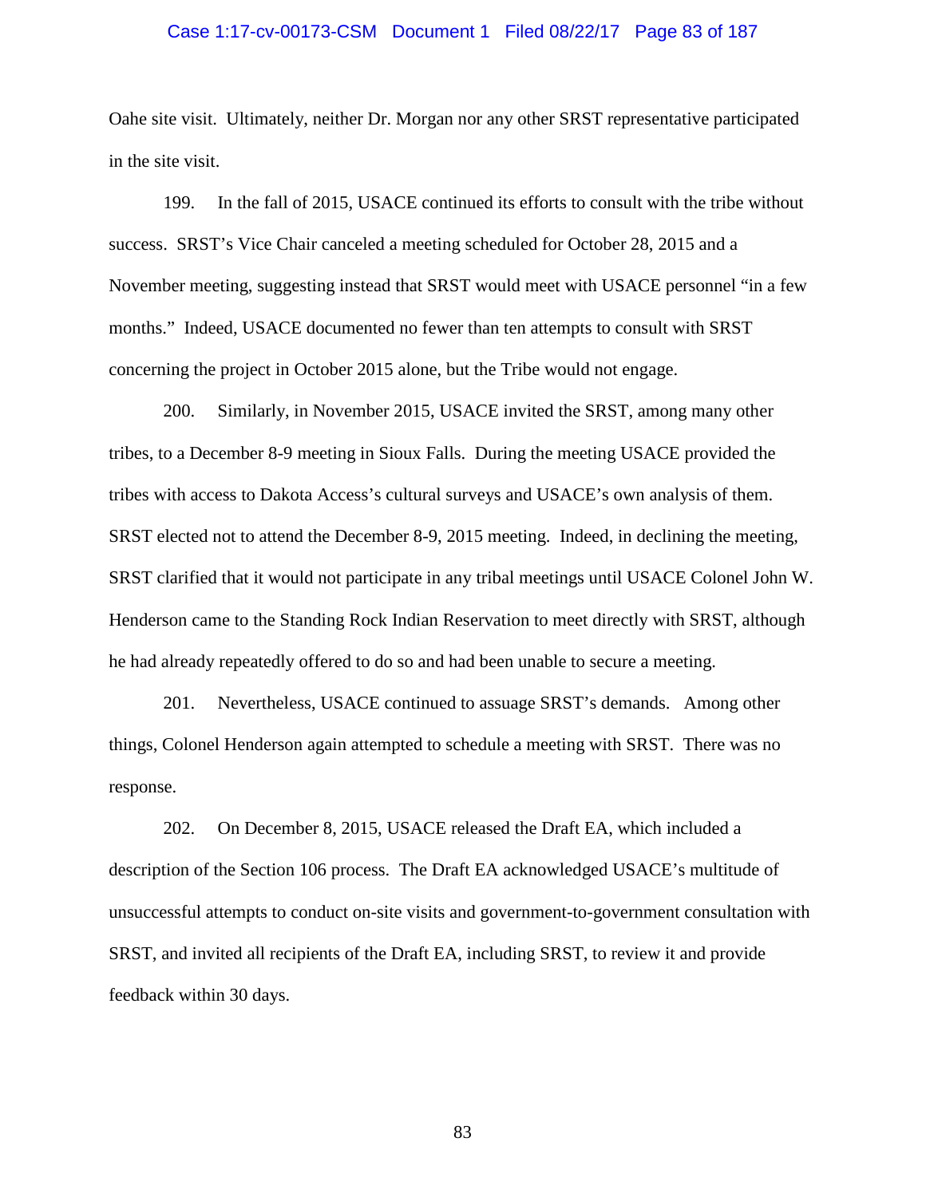Oahe site visit. Ultimately, neither Dr. Morgan nor any other SRST representative participated in the site visit.

199. In the fall of 2015, USACE continued its efforts to consult with the tribe without success. SRST's Vice Chair canceled a meeting scheduled for October 28, 2015 and a November meeting, suggesting instead that SRST would meet with USACE personnel "in a few months." Indeed, USACE documented no fewer than ten attempts to consult with SRST concerning the project in October 2015 alone, but the Tribe would not engage.

200. Similarly, in November 2015, USACE invited the SRST, among many other tribes, to a December 8-9 meeting in Sioux Falls. During the meeting USACE provided the tribes with access to Dakota Access's cultural surveys and USACE's own analysis of them. SRST elected not to attend the December 8-9, 2015 meeting. Indeed, in declining the meeting, SRST clarified that it would not participate in any tribal meetings until USACE Colonel John W. Henderson came to the Standing Rock Indian Reservation to meet directly with SRST, although he had already repeatedly offered to do so and had been unable to secure a meeting.

201. Nevertheless, USACE continued to assuage SRST's demands. Among other things, Colonel Henderson again attempted to schedule a meeting with SRST. There was no response.

202. On December 8, 2015, USACE released the Draft EA, which included a description of the Section 106 process. The Draft EA acknowledged USACE's multitude of unsuccessful attempts to conduct on-site visits and government-to-government consultation with SRST, and invited all recipients of the Draft EA, including SRST, to review it and provide feedback within 30 days.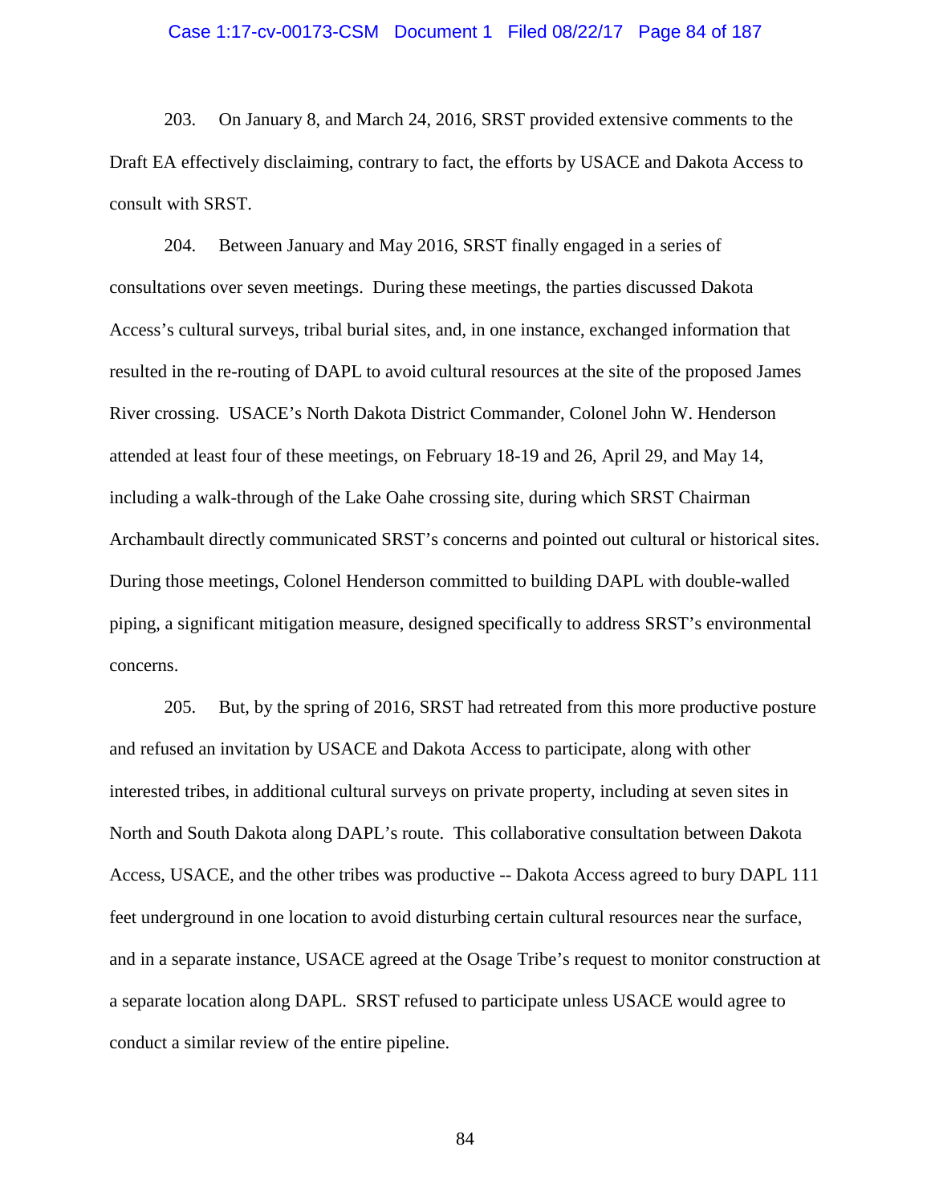203. On January 8, and March 24, 2016, SRST provided extensive comments to the Draft EA effectively disclaiming, contrary to fact, the efforts by USACE and Dakota Access to consult with SRST.

204. Between January and May 2016, SRST finally engaged in a series of consultations over seven meetings. During these meetings, the parties discussed Dakota Access's cultural surveys, tribal burial sites, and, in one instance, exchanged information that resulted in the re-routing of DAPL to avoid cultural resources at the site of the proposed James River crossing. USACE's North Dakota District Commander, Colonel John W. Henderson attended at least four of these meetings, on February 18-19 and 26, April 29, and May 14, including a walk-through of the Lake Oahe crossing site, during which SRST Chairman Archambault directly communicated SRST's concerns and pointed out cultural or historical sites. During those meetings, Colonel Henderson committed to building DAPL with double-walled piping, a significant mitigation measure, designed specifically to address SRST's environmental concerns.

205. But, by the spring of 2016, SRST had retreated from this more productive posture and refused an invitation by USACE and Dakota Access to participate, along with other interested tribes, in additional cultural surveys on private property, including at seven sites in North and South Dakota along DAPL's route. This collaborative consultation between Dakota Access, USACE, and the other tribes was productive -- Dakota Access agreed to bury DAPL 111 feet underground in one location to avoid disturbing certain cultural resources near the surface, and in a separate instance, USACE agreed at the Osage Tribe's request to monitor construction at a separate location along DAPL. SRST refused to participate unless USACE would agree to conduct a similar review of the entire pipeline.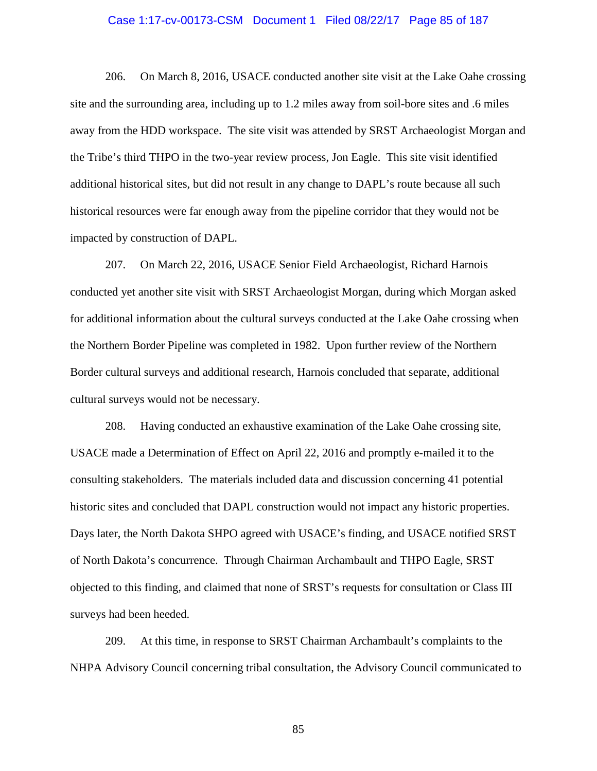206. On March 8, 2016, USACE conducted another site visit at the Lake Oahe crossing site and the surrounding area, including up to 1.2 miles away from soil-bore sites and .6 miles away from the HDD workspace. The site visit was attended by SRST Archaeologist Morgan and the Tribe's third THPO in the two-year review process, Jon Eagle. This site visit identified additional historical sites, but did not result in any change to DAPL's route because all such historical resources were far enough away from the pipeline corridor that they would not be impacted by construction of DAPL.

207. On March 22, 2016, USACE Senior Field Archaeologist, Richard Harnois conducted yet another site visit with SRST Archaeologist Morgan, during which Morgan asked for additional information about the cultural surveys conducted at the Lake Oahe crossing when the Northern Border Pipeline was completed in 1982. Upon further review of the Northern Border cultural surveys and additional research, Harnois concluded that separate, additional cultural surveys would not be necessary.

208. Having conducted an exhaustive examination of the Lake Oahe crossing site, USACE made a Determination of Effect on April 22, 2016 and promptly e-mailed it to the consulting stakeholders. The materials included data and discussion concerning 41 potential historic sites and concluded that DAPL construction would not impact any historic properties. Days later, the North Dakota SHPO agreed with USACE's finding, and USACE notified SRST of North Dakota's concurrence. Through Chairman Archambault and THPO Eagle, SRST objected to this finding, and claimed that none of SRST's requests for consultation or Class III surveys had been heeded.

209. At this time, in response to SRST Chairman Archambault's complaints to the NHPA Advisory Council concerning tribal consultation, the Advisory Council communicated to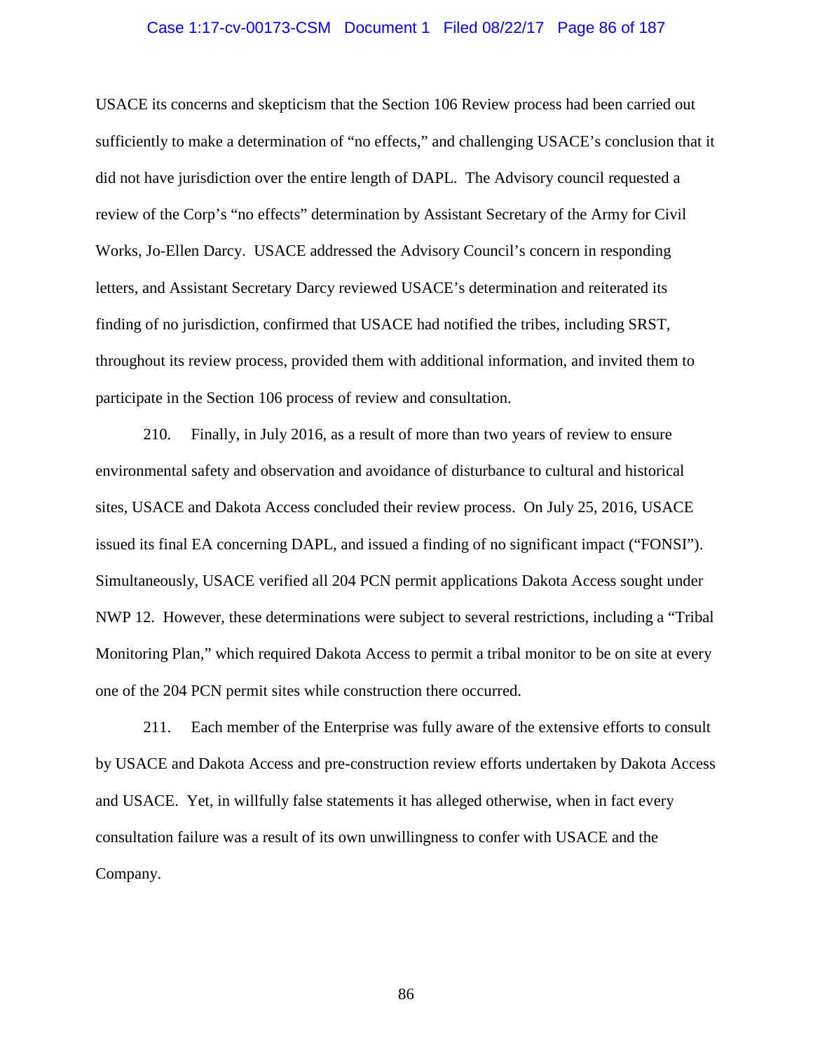USACE its concerns and skepticism that the Section 106 Review process had been carried out sufficiently to make a determination of "no effects," and challenging USACE's conclusion that it did not have jurisdiction over the entire length of DAPL. The Advisory council requested a review of the Corp's "no effects" determination by Assistant Secretary of the Army for Civil Works, Jo-Ellen Darcy. USACE addressed the Advisory Council's concern in responding letters, and Assistant Secretary Darcy reviewed USACE's determination and reiterated its finding of no jurisdiction, confirmed that USACE had notified the tribes, including SRST, throughout its review process, provided them with additional information, and invited them to participate in the Section 106 process of review and consultation.

210. Finally, in July 2016, as a result of more than two years of review to ensure environmental safety and observation and avoidance of disturbance to cultural and historical sites, USACE and Dakota Access concluded their review process. On July 25, 2016, USACE issued its final EA concerning DAPL, and issued a finding of no significant impact ("FONSI"). Simultaneously, USACE verified all 204 PCN permit applications Dakota Access sought under NWP 12. However, these determinations were subject to several restrictions, including a "Tribal Monitoring Plan," which required Dakota Access to permit a tribal monitor to be on site at every one of the 204 PCN permit sites while construction there occurred.

211. Each member of the Enterprise was fully aware of the extensive efforts to consult by USACE and Dakota Access and pre-construction review efforts undertaken by Dakota Access and USACE. Yet, in willfully false statements it has alleged otherwise, when in fact every consultation failure was a result of its own unwillingness to confer with USACE and the Company.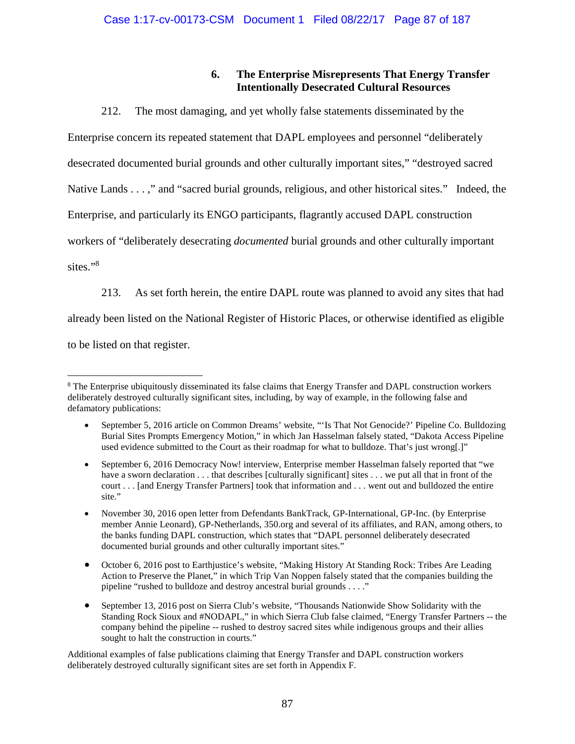### 6. The Enterprise Misrepresents That Energy Transfer Intentionally Desecrated Cultural Resources

212. The most damaging, and yet wholly false statements disseminated by the Enterprise concern its repeated statement that DAPL employees and personnel "deliberately desecrated documented burial grounds and other culturally important sites," "destroyed sacred Native Lands . . . ," and "sacred burial grounds, religious, and other historical sites." Indeed, the Enterprise, and particularly its ENGO participants, flagrantly accused DAPL construction workers of "deliberately desecrating *documented* burial grounds and other culturally important sites."[8]

213. As set forth herein, the entire DAPL route was planned to avoid any sites that had already been listed on the National Register of Historic Places, or otherwise identified as eligible to be listed on that register.

---

[8] The Enterprise ubiquitously disseminated its false claims that Energy Transfer and DAPL construction workers deliberately destroyed culturally significant sites, including, by way of example, in the following false and defamatory publications:

- September 5, 2016 article on Common Dreams' website, "'Is That Not Genocide?' Pipeline Co. Bulldozing Burial Sites Prompts Emergency Motion," in which Jan Hasselman falsely stated, "Dakota Access Pipeline used evidence submitted to the Court as their roadmap for what to bulldoze. That's just wrong[.]"
- September 6, 2016 Democracy Now! interview, Enterprise member Hasselman falsely reported that "we have a sworn declaration . . . that describes [culturally significant] sites . . . we put all that in front of the court . . . [and Energy Transfer Partners] took that information and . . . went out and bulldozed the entire site."
- November 30, 2016 open letter from Defendants BankTrack, GP-International, GP-Inc. (by Enterprise member Annie Leonard), GP-Netherlands, 350.org and several of its affiliates, and RAN, among others, to the banks funding DAPL construction, which states that "DAPL personnel deliberately desecrated documented burial grounds and other culturally important sites."
- October 6, 2016 post to Earthjustice's website, "Making History At Standing Rock: Tribes Are Leading Action to Preserve the Planet," in which Trip Van Noppen falsely stated that the companies building the pipeline "rushed to bulldoze and destroy ancestral burial grounds . . . ."
- September 13, 2016 post on Sierra Club's website, "Thousands Nationwide Show Solidarity with the Standing Rock Sioux and #NODAPL," in which Sierra Club false claimed, "Energy Transfer Partners -- the company behind the pipeline -- rushed to destroy sacred sites while indigenous groups and their allies sought to halt the construction in courts."

Additional examples of false publications claiming that Energy Transfer and DAPL construction workers deliberately destroyed culturally significant sites are set forth in Appendix F.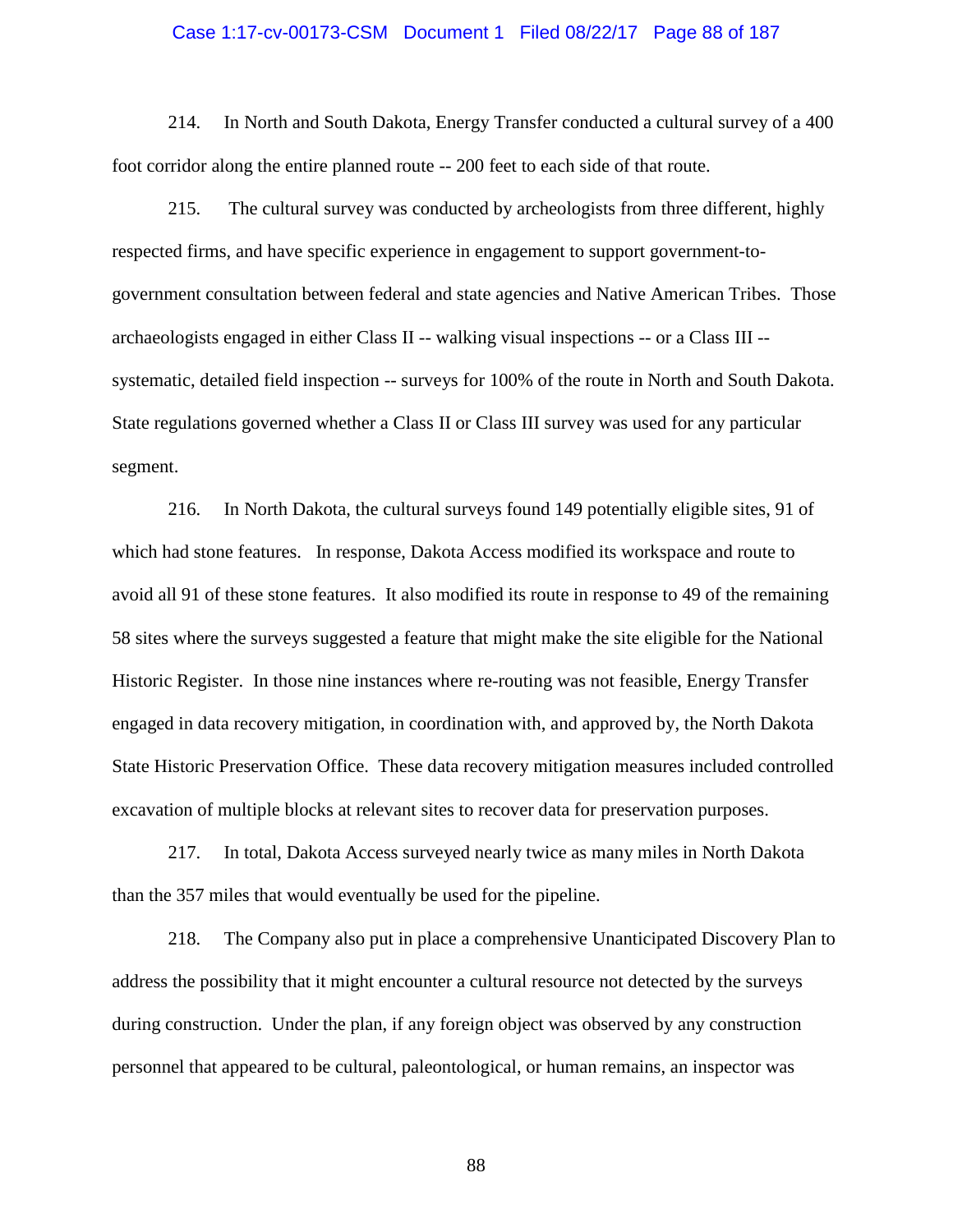214. In North and South Dakota, Energy Transfer conducted a cultural survey of a 400 foot corridor along the entire planned route -- 200 feet to each side of that route.

215. The cultural survey was conducted by archeologists from three different, highly respected firms, and have specific experience in engagement to support government-to-government consultation between federal and state agencies and Native American Tribes. Those archaeologists engaged in either Class II -- walking visual inspections -- or a Class III -- systematic, detailed field inspection -- surveys for 100% of the route in North and South Dakota. State regulations governed whether a Class II or Class III survey was used for any particular segment.

216. In North Dakota, the cultural surveys found 149 potentially eligible sites, 91 of which had stone features. In response, Dakota Access modified its workspace and route to avoid all 91 of these stone features. It also modified its route in response to 49 of the remaining 58 sites where the surveys suggested a feature that might make the site eligible for the National Historic Register. In those nine instances where re-routing was not feasible, Energy Transfer engaged in data recovery mitigation, in coordination with, and approved by, the North Dakota State Historic Preservation Office. These data recovery mitigation measures included controlled excavation of multiple blocks at relevant sites to recover data for preservation purposes.

217. In total, Dakota Access surveyed nearly twice as many miles in North Dakota than the 357 miles that would eventually be used for the pipeline.

218. The Company also put in place a comprehensive Unanticipated Discovery Plan to address the possibility that it might encounter a cultural resource not detected by the surveys during construction. Under the plan, if any foreign object was observed by any construction personnel that appeared to be cultural, paleontological, or human remains, an inspector was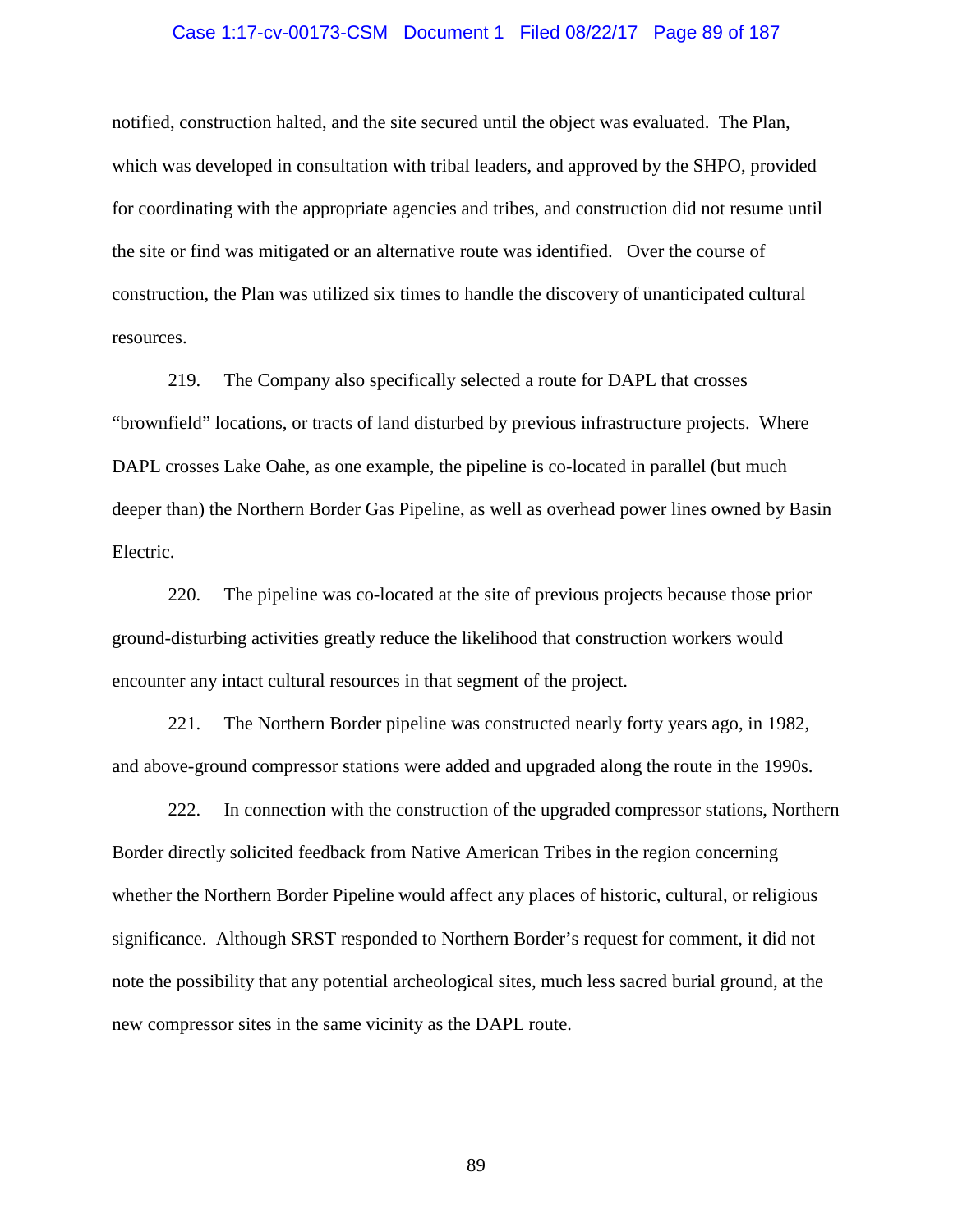notified, construction halted, and the site secured until the object was evaluated. The Plan, which was developed in consultation with tribal leaders, and approved by the SHPO, provided for coordinating with the appropriate agencies and tribes, and construction did not resume until the site or find was mitigated or an alternative route was identified. Over the course of construction, the Plan was utilized six times to handle the discovery of unanticipated cultural resources.

219. The Company also specifically selected a route for DAPL that crosses "brownfield" locations, or tracts of land disturbed by previous infrastructure projects. Where DAPL crosses Lake Oahe, as one example, the pipeline is co-located in parallel (but much deeper than) the Northern Border Gas Pipeline, as well as overhead power lines owned by Basin Electric.

220. The pipeline was co-located at the site of previous projects because those prior ground-disturbing activities greatly reduce the likelihood that construction workers would encounter any intact cultural resources in that segment of the project.

221. The Northern Border pipeline was constructed nearly forty years ago, in 1982, and above-ground compressor stations were added and upgraded along the route in the 1990s.

222. In connection with the construction of the upgraded compressor stations, Northern Border directly solicited feedback from Native American Tribes in the region concerning whether the Northern Border Pipeline would affect any places of historic, cultural, or religious significance. Although SRST responded to Northern Border's request for comment, it did not note the possibility that any potential archeological sites, much less sacred burial ground, at the new compressor sites in the same vicinity as the DAPL route.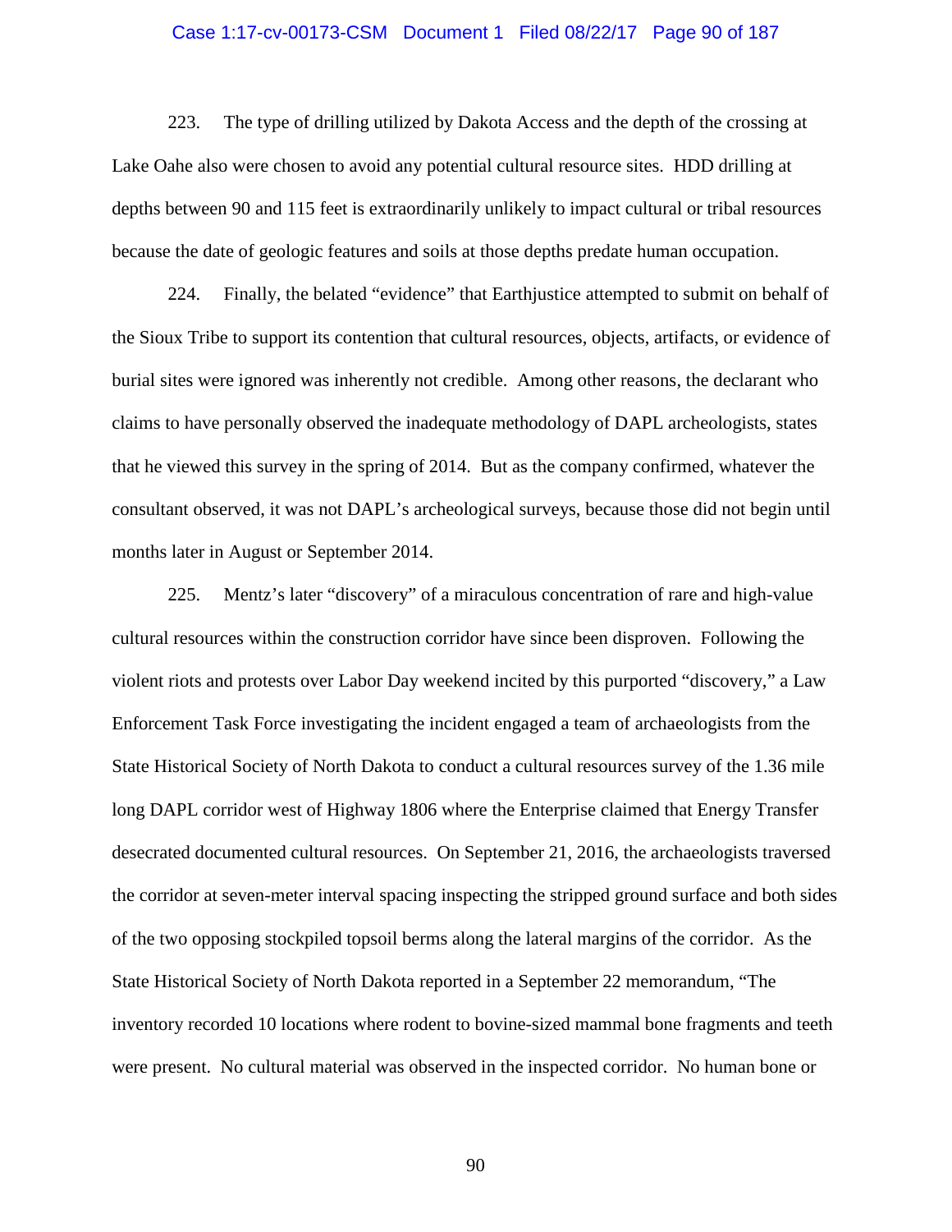223. The type of drilling utilized by Dakota Access and the depth of the crossing at Lake Oahe also were chosen to avoid any potential cultural resource sites. HDD drilling at depths between 90 and 115 feet is extraordinarily unlikely to impact cultural or tribal resources because the date of geologic features and soils at those depths predate human occupation.

224. Finally, the belated "evidence" that Earthjustice attempted to submit on behalf of the Sioux Tribe to support its contention that cultural resources, objects, artifacts, or evidence of burial sites were ignored was inherently not credible. Among other reasons, the declarant who claims to have personally observed the inadequate methodology of DAPL archeologists, states that he viewed this survey in the spring of 2014. But as the company confirmed, whatever the consultant observed, it was not DAPL's archeological surveys, because those did not begin until months later in August or September 2014.

225. Mentz's later "discovery" of a miraculous concentration of rare and high-value cultural resources within the construction corridor have since been disproven. Following the violent riots and protests over Labor Day weekend incited by this purported "discovery," a Law Enforcement Task Force investigating the incident engaged a team of archaeologists from the State Historical Society of North Dakota to conduct a cultural resources survey of the 1.36 mile long DAPL corridor west of Highway 1806 where the Enterprise claimed that Energy Transfer desecrated documented cultural resources. On September 21, 2016, the archaeologists traversed the corridor at seven-meter interval spacing inspecting the stripped ground surface and both sides of the two opposing stockpiled topsoil berms along the lateral margins of the corridor. As the State Historical Society of North Dakota reported in a September 22 memorandum, "The inventory recorded 10 locations where rodent to bovine-sized mammal bone fragments and teeth were present. No cultural material was observed in the inspected corridor. No human bone or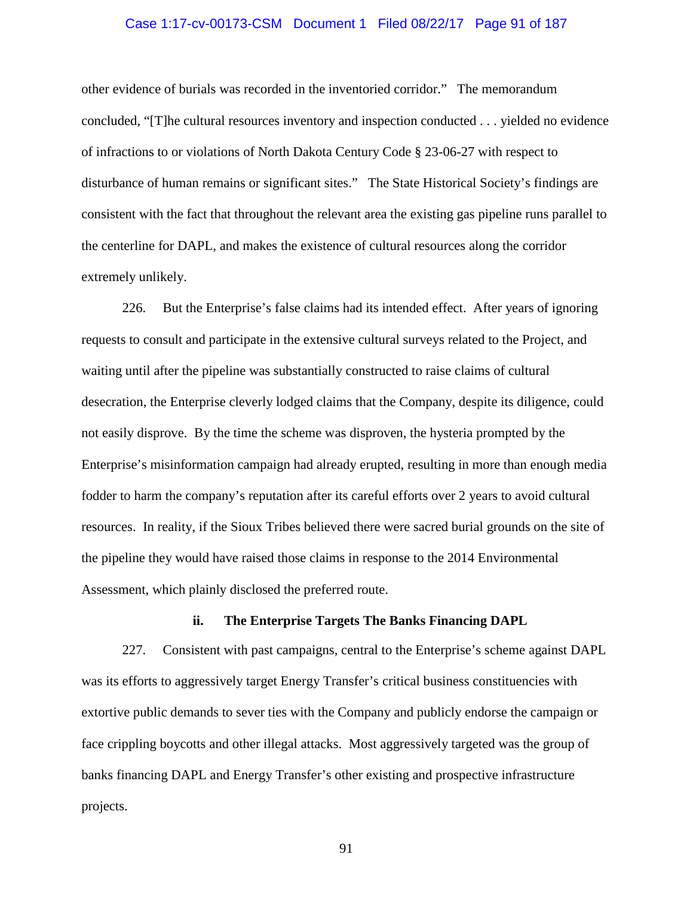other evidence of burials was recorded in the inventoried corridor." The memorandum concluded, "[T]he cultural resources inventory and inspection conducted . . . yielded no evidence of infractions to or violations of North Dakota Century Code § 23-06-27 with respect to disturbance of human remains or significant sites." The State Historical Society's findings are consistent with the fact that throughout the relevant area the existing gas pipeline runs parallel to the centerline for DAPL, and makes the existence of cultural resources along the corridor extremely unlikely.

226. But the Enterprise's false claims had its intended effect. After years of ignoring requests to consult and participate in the extensive cultural surveys related to the Project, and waiting until after the pipeline was substantially constructed to raise claims of cultural desecration, the Enterprise cleverly lodged claims that the Company, despite its diligence, could not easily disprove. By the time the scheme was disproven, the hysteria prompted by the Enterprise's misinformation campaign had already erupted, resulting in more than enough media fodder to harm the company's reputation after its careful efforts over 2 years to avoid cultural resources. In reality, if the Sioux Tribes believed there were sacred burial grounds on the site of the pipeline they would have raised those claims in response to the 2014 Environmental Assessment, which plainly disclosed the preferred route.

**ii. The Enterprise Targets The Banks Financing DAPL**

227. Consistent with past campaigns, central to the Enterprise's scheme against DAPL was its efforts to aggressively target Energy Transfer's critical business constituencies with extortive public demands to sever ties with the Company and publicly endorse the campaign or face crippling boycotts and other illegal attacks. Most aggressively targeted was the group of banks financing DAPL and Energy Transfer's other existing and prospective infrastructure projects.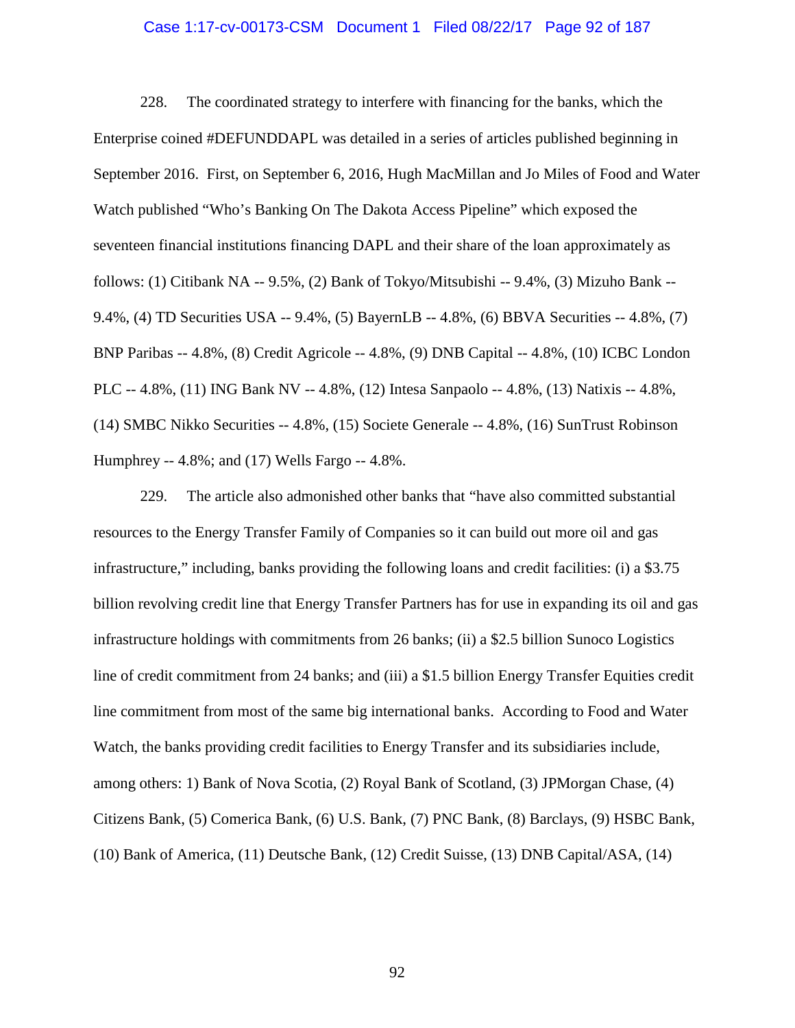228. The coordinated strategy to interfere with financing for the banks, which the Enterprise coined #DEFUNDDAPL was detailed in a series of articles published beginning in September 2016. First, on September 6, 2016, Hugh MacMillan and Jo Miles of Food and Water Watch published "Who's Banking On The Dakota Access Pipeline" which exposed the seventeen financial institutions financing DAPL and their share of the loan approximately as follows: (1) Citibank NA -- 9.5%, (2) Bank of Tokyo/Mitsubishi -- 9.4%, (3) Mizuho Bank -- 9.4%, (4) TD Securities USA -- 9.4%, (5) BayernLB -- 4.8%, (6) BBVA Securities -- 4.8%, (7) BNP Paribas -- 4.8%, (8) Credit Agricole -- 4.8%, (9) DNB Capital -- 4.8%, (10) ICBC London PLC -- 4.8%, (11) ING Bank NV -- 4.8%, (12) Intesa Sanpaolo -- 4.8%, (13) Natixis -- 4.8%, (14) SMBC Nikko Securities -- 4.8%, (15) Societe Generale -- 4.8%, (16) SunTrust Robinson Humphrey -- 4.8%; and (17) Wells Fargo -- 4.8%.

229. The article also admonished other banks that "have also committed substantial resources to the Energy Transfer Family of Companies so it can build out more oil and gas infrastructure," including, banks providing the following loans and credit facilities: (i) a $3.75 billion revolving credit line that Energy Transfer Partners has for use in expanding its oil and gas infrastructure holdings with commitments from 26 banks; (ii) a $2.5 billion Sunoco Logistics line of credit commitment from 24 banks; and (iii) a $1.5 billion Energy Transfer Equities credit line commitment from most of the same big international banks. According to Food and Water Watch, the banks providing credit facilities to Energy Transfer and its subsidiaries include, among others: 1) Bank of Nova Scotia, (2) Royal Bank of Scotland, (3) JPMorgan Chase, (4) Citizens Bank, (5) Comerica Bank, (6) U.S. Bank, (7) PNC Bank, (8) Barclays, (9) HSBC Bank, (10) Bank of America, (11) Deutsche Bank, (12) Credit Suisse, (13) DNB Capital/ASA, (14)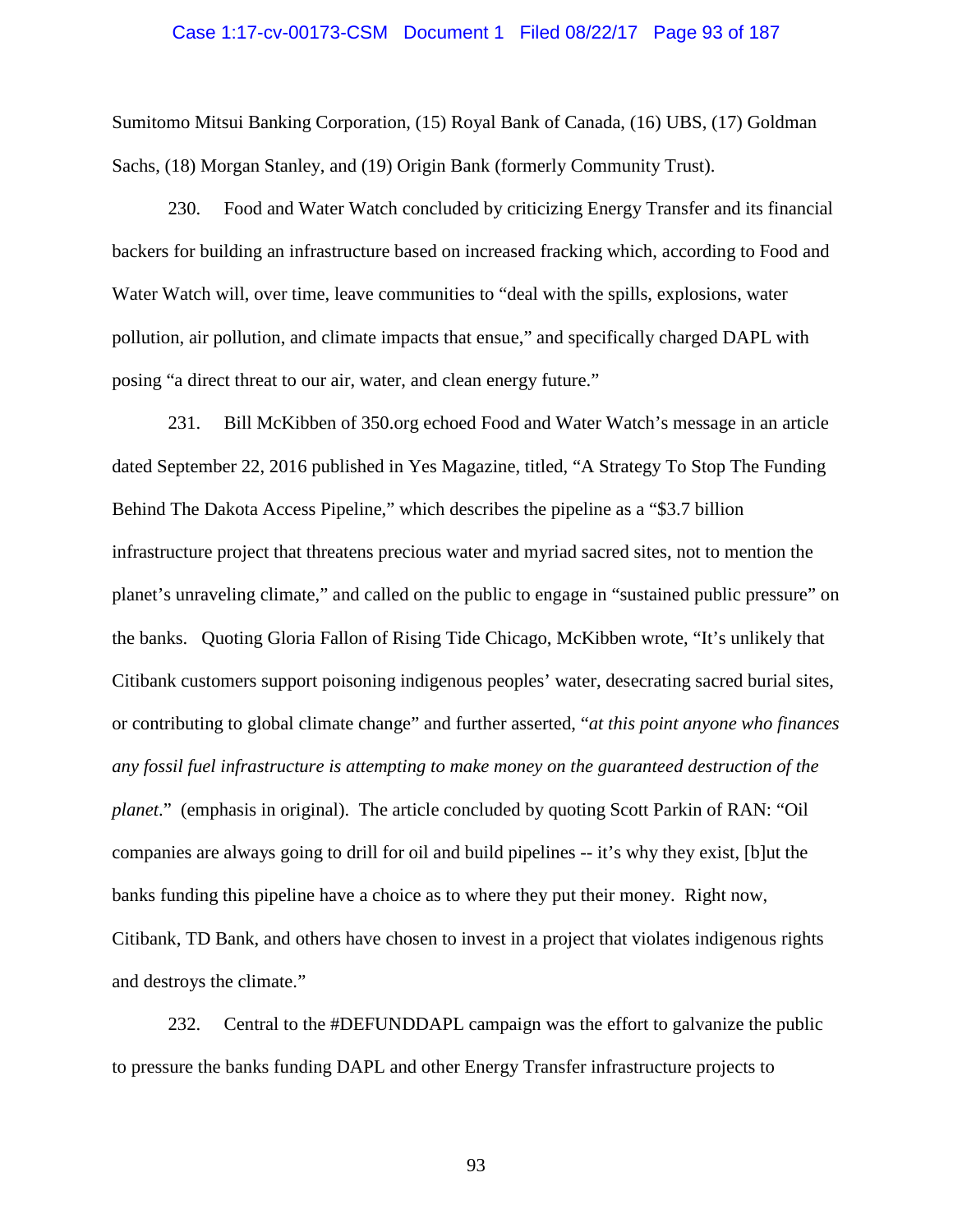Sumitomo Mitsui Banking Corporation, (15) Royal Bank of Canada, (16) UBS, (17) Goldman Sachs, (18) Morgan Stanley, and (19) Origin Bank (formerly Community Trust).

230. Food and Water Watch concluded by criticizing Energy Transfer and its financial backers for building an infrastructure based on increased fracking which, according to Food and Water Watch will, over time, leave communities to "deal with the spills, explosions, water pollution, air pollution, and climate impacts that ensue," and specifically charged DAPL with posing "a direct threat to our air, water, and clean energy future."

231. Bill McKibben of 350.org echoed Food and Water Watch's message in an article dated September 22, 2016 published in Yes Magazine, titled, "A Strategy To Stop The Funding Behind The Dakota Access Pipeline," which describes the pipeline as a "$3.7 billion infrastructure project that threatens precious water and myriad sacred sites, not to mention the planet's unraveling climate," and called on the public to engage in "sustained public pressure" on the banks. Quoting Gloria Fallon of Rising Tide Chicago, McKibben wrote, "It's unlikely that Citibank customers support poisoning indigenous peoples' water, desecrating sacred burial sites, or contributing to global climate change" and further asserted, "*at this point anyone who finances any fossil fuel infrastructure is attempting to make money on the guaranteed destruction of the planet*." (emphasis in original). The article concluded by quoting Scott Parkin of RAN: "Oil companies are always going to drill for oil and build pipelines -- it's why they exist, [b]ut the banks funding this pipeline have a choice as to where they put their money. Right now, Citibank, TD Bank, and others have chosen to invest in a project that violates indigenous rights and destroys the climate."

232. Central to the #DEFUNDDAPL campaign was the effort to galvanize the public to pressure the banks funding DAPL and other Energy Transfer infrastructure projects to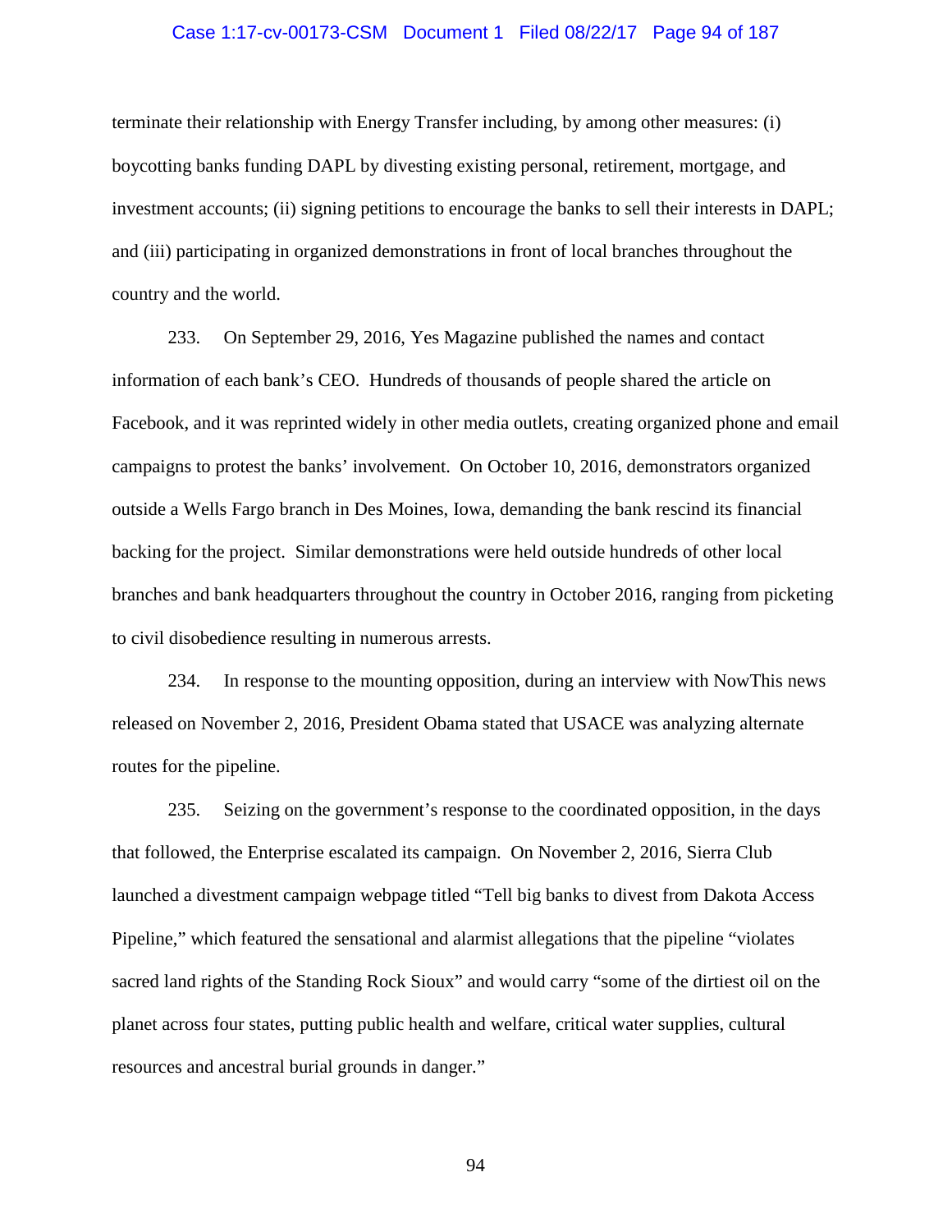terminate their relationship with Energy Transfer including, by among other measures: (i) boycotting banks funding DAPL by divesting existing personal, retirement, mortgage, and investment accounts; (ii) signing petitions to encourage the banks to sell their interests in DAPL; and (iii) participating in organized demonstrations in front of local branches throughout the country and the world.

233. On September 29, 2016, Yes Magazine published the names and contact information of each bank's CEO. Hundreds of thousands of people shared the article on Facebook, and it was reprinted widely in other media outlets, creating organized phone and email campaigns to protest the banks' involvement. On October 10, 2016, demonstrators organized outside a Wells Fargo branch in Des Moines, Iowa, demanding the bank rescind its financial backing for the project. Similar demonstrations were held outside hundreds of other local branches and bank headquarters throughout the country in October 2016, ranging from picketing to civil disobedience resulting in numerous arrests.

234. In response to the mounting opposition, during an interview with NowThis news released on November 2, 2016, President Obama stated that USACE was analyzing alternate routes for the pipeline.

235. Seizing on the government's response to the coordinated opposition, in the days that followed, the Enterprise escalated its campaign. On November 2, 2016, Sierra Club launched a divestment campaign webpage titled "Tell big banks to divest from Dakota Access Pipeline," which featured the sensational and alarmist allegations that the pipeline "violates sacred land rights of the Standing Rock Sioux" and would carry "some of the dirtiest oil on the planet across four states, putting public health and welfare, critical water supplies, cultural resources and ancestral burial grounds in danger."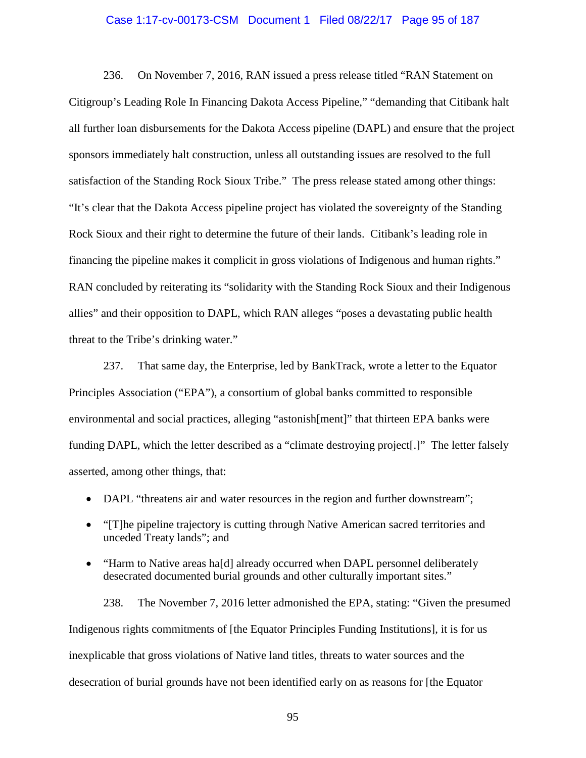236. On November 7, 2016, RAN issued a press release titled "RAN Statement on Citigroup's Leading Role In Financing Dakota Access Pipeline," "demanding that Citibank halt all further loan disbursements for the Dakota Access pipeline (DAPL) and ensure that the project sponsors immediately halt construction, unless all outstanding issues are resolved to the full satisfaction of the Standing Rock Sioux Tribe." The press release stated among other things: "It's clear that the Dakota Access pipeline project has violated the sovereignty of the Standing Rock Sioux and their right to determine the future of their lands. Citibank's leading role in financing the pipeline makes it complicit in gross violations of Indigenous and human rights." RAN concluded by reiterating its "solidarity with the Standing Rock Sioux and their Indigenous allies" and their opposition to DAPL, which RAN alleges "poses a devastating public health threat to the Tribe's drinking water."

237. That same day, the Enterprise, led by BankTrack, wrote a letter to the Equator Principles Association ("EPA"), a consortium of global banks committed to responsible environmental and social practices, alleging "astonish[ment]" that thirteen EPA banks were funding DAPL, which the letter described as a "climate destroying project[.]" The letter falsely asserted, among other things, that:

- DAPL "threatens air and water resources in the region and further downstream";
- "[T]he pipeline trajectory is cutting through Native American sacred territories and unceded Treaty lands"; and
- "Harm to Native areas ha[d] already occurred when DAPL personnel deliberately desecrated documented burial grounds and other culturally important sites."

238. The November 7, 2016 letter admonished the EPA, stating: "Given the presumed Indigenous rights commitments of [the Equator Principles Funding Institutions], it is for us inexplicable that gross violations of Native land titles, threats to water sources and the desecration of burial grounds have not been identified early on as reasons for [the Equator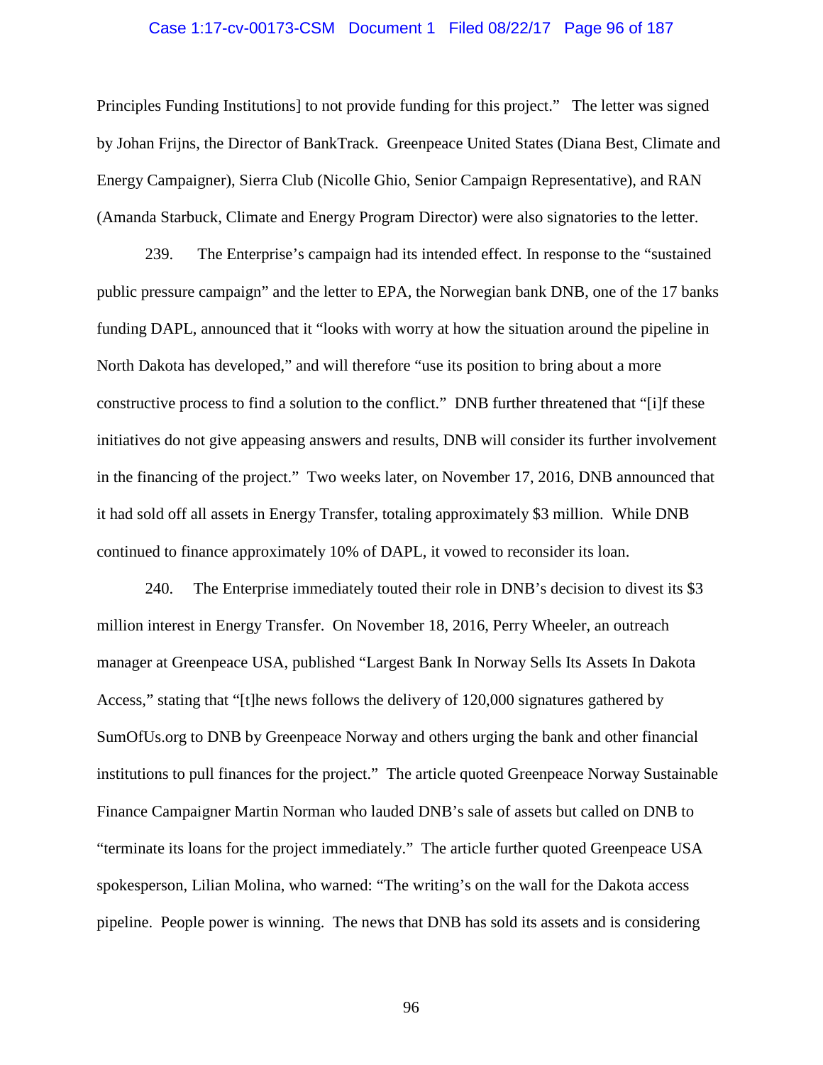Principles Funding Institutions] to not provide funding for this project." The letter was signed by Johan Frijns, the Director of BankTrack. Greenpeace United States (Diana Best, Climate and Energy Campaigner), Sierra Club (Nicolle Ghio, Senior Campaign Representative), and RAN (Amanda Starbuck, Climate and Energy Program Director) were also signatories to the letter.

239. The Enterprise's campaign had its intended effect. In response to the "sustained public pressure campaign" and the letter to EPA, the Norwegian bank DNB, one of the 17 banks funding DAPL, announced that it "looks with worry at how the situation around the pipeline in North Dakota has developed," and will therefore "use its position to bring about a more constructive process to find a solution to the conflict." DNB further threatened that "[i]f these initiatives do not give appeasing answers and results, DNB will consider its further involvement in the financing of the project." Two weeks later, on November 17, 2016, DNB announced that it had sold off all assets in Energy Transfer, totaling approximately $3 million. While DNB continued to finance approximately 10% of DAPL, it vowed to reconsider its loan.

240. The Enterprise immediately touted their role in DNB's decision to divest its $3 million interest in Energy Transfer. On November 18, 2016, Perry Wheeler, an outreach manager at Greenpeace USA, published "Largest Bank In Norway Sells Its Assets In Dakota Access," stating that "[t]he news follows the delivery of 120,000 signatures gathered by SumOfUs.org to DNB by Greenpeace Norway and others urging the bank and other financial institutions to pull finances for the project." The article quoted Greenpeace Norway Sustainable Finance Campaigner Martin Norman who lauded DNB's sale of assets but called on DNB to "terminate its loans for the project immediately." The article further quoted Greenpeace USA spokesperson, Lilian Molina, who warned: "The writing's on the wall for the Dakota access pipeline. People power is winning. The news that DNB has sold its assets and is considering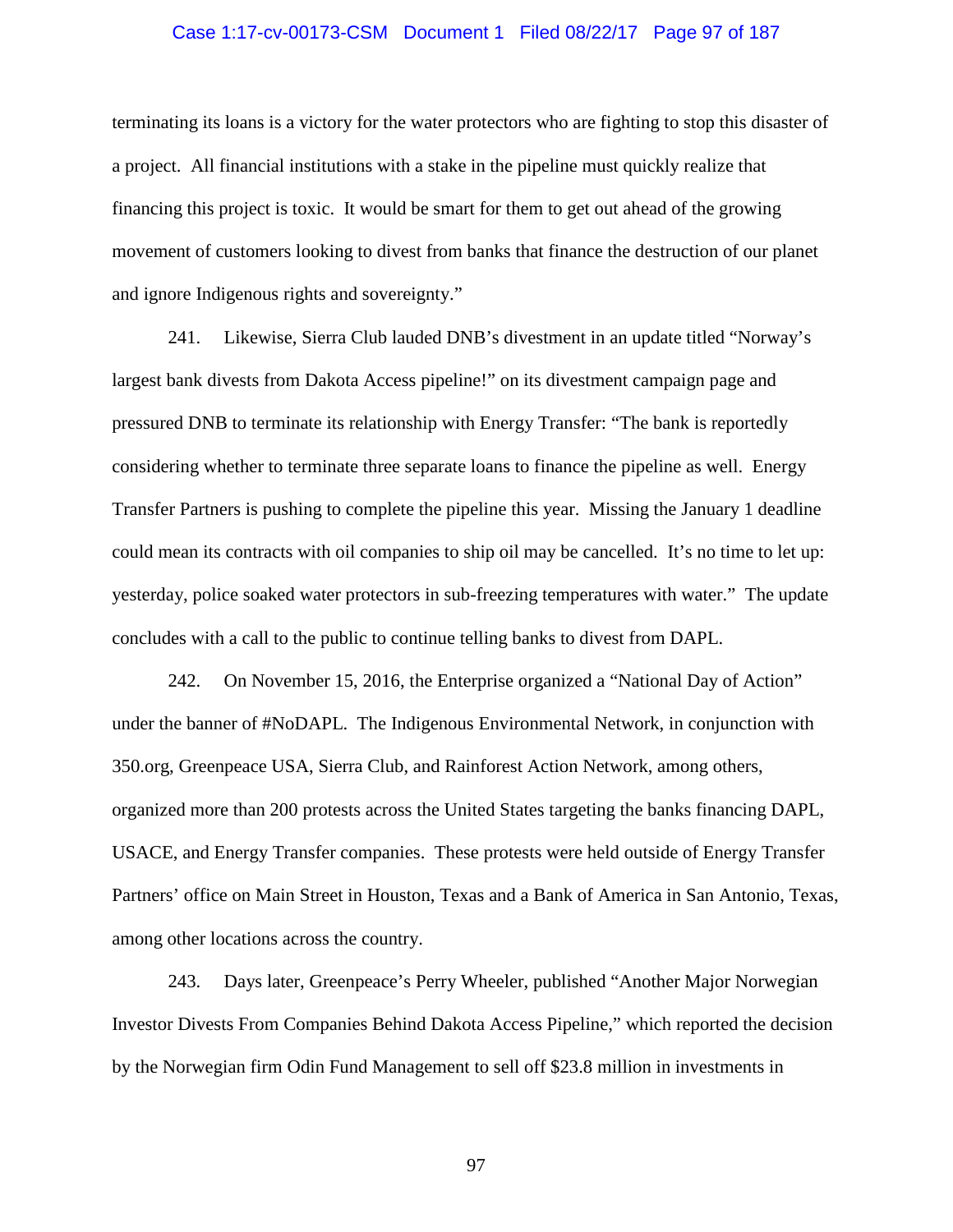terminating its loans is a victory for the water protectors who are fighting to stop this disaster of a project. All financial institutions with a stake in the pipeline must quickly realize that financing this project is toxic. It would be smart for them to get out ahead of the growing movement of customers looking to divest from banks that finance the destruction of our planet and ignore Indigenous rights and sovereignty."

241. Likewise, Sierra Club lauded DNB's divestment in an update titled "Norway's largest bank divests from Dakota Access pipeline!" on its divestment campaign page and pressured DNB to terminate its relationship with Energy Transfer: "The bank is reportedly considering whether to terminate three separate loans to finance the pipeline as well. Energy Transfer Partners is pushing to complete the pipeline this year. Missing the January 1 deadline could mean its contracts with oil companies to ship oil may be cancelled. It's no time to let up: yesterday, police soaked water protectors in sub-freezing temperatures with water." The update concludes with a call to the public to continue telling banks to divest from DAPL.

242. On November 15, 2016, the Enterprise organized a "National Day of Action" under the banner of #NoDAPL. The Indigenous Environmental Network, in conjunction with 350.org, Greenpeace USA, Sierra Club, and Rainforest Action Network, among others, organized more than 200 protests across the United States targeting the banks financing DAPL, USACE, and Energy Transfer companies. These protests were held outside of Energy Transfer Partners' office on Main Street in Houston, Texas and a Bank of America in San Antonio, Texas, among other locations across the country.

243. Days later, Greenpeace's Perry Wheeler, published "Another Major Norwegian Investor Divests From Companies Behind Dakota Access Pipeline," which reported the decision by the Norwegian firm Odin Fund Management to sell off $23.8 million in investments in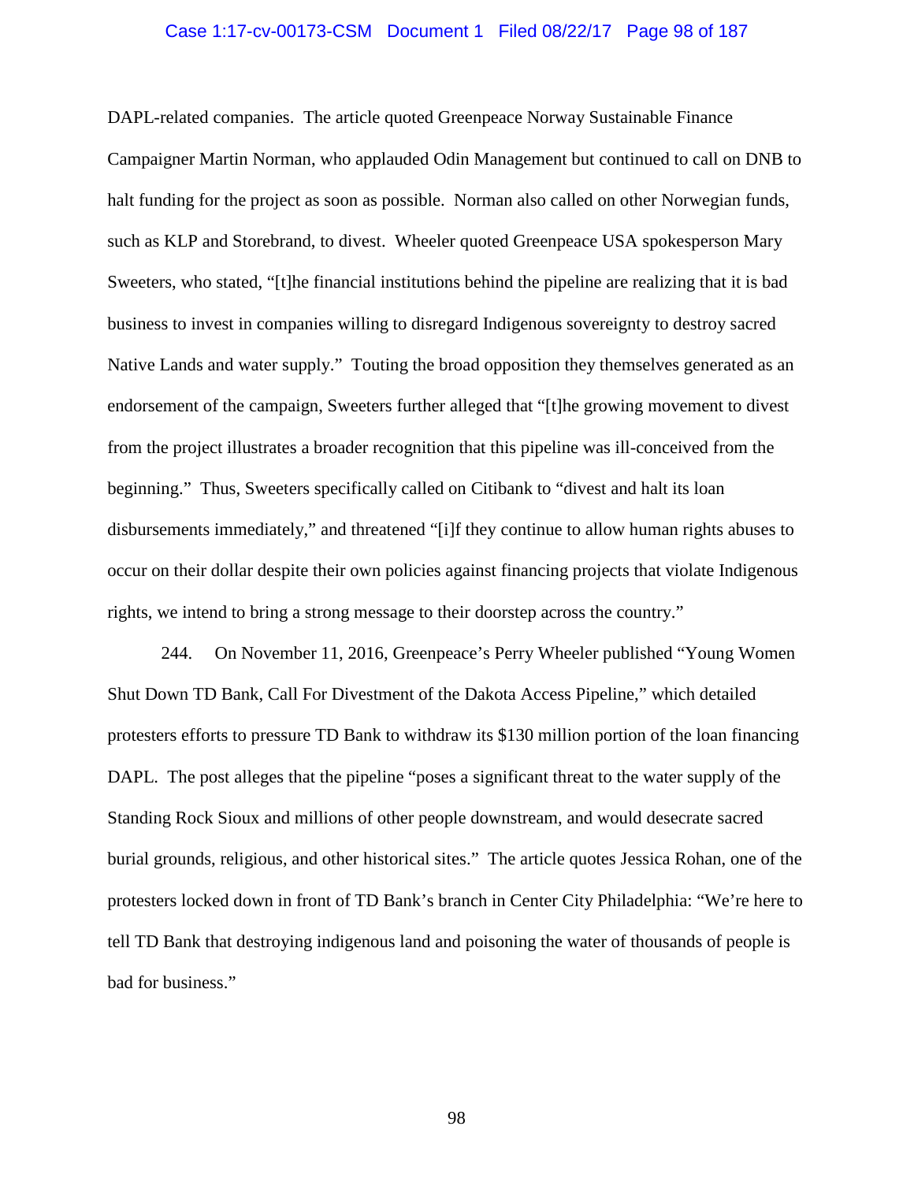DAPL-related companies. The article quoted Greenpeace Norway Sustainable Finance Campaigner Martin Norman, who applauded Odin Management but continued to call on DNB to halt funding for the project as soon as possible. Norman also called on other Norwegian funds, such as KLP and Storebrand, to divest. Wheeler quoted Greenpeace USA spokesperson Mary Sweeters, who stated, "[t]he financial institutions behind the pipeline are realizing that it is bad business to invest in companies willing to disregard Indigenous sovereignty to destroy sacred Native Lands and water supply." Touting the broad opposition they themselves generated as an endorsement of the campaign, Sweeters further alleged that "[t]he growing movement to divest from the project illustrates a broader recognition that this pipeline was ill-conceived from the beginning." Thus, Sweeters specifically called on Citibank to "divest and halt its loan disbursements immediately," and threatened "[i]f they continue to allow human rights abuses to occur on their dollar despite their own policies against financing projects that violate Indigenous rights, we intend to bring a strong message to their doorstep across the country."

244. On November 11, 2016, Greenpeace's Perry Wheeler published "Young Women Shut Down TD Bank, Call For Divestment of the Dakota Access Pipeline," which detailed protesters efforts to pressure TD Bank to withdraw its $130 million portion of the loan financing DAPL. The post alleges that the pipeline "poses a significant threat to the water supply of the Standing Rock Sioux and millions of other people downstream, and would desecrate sacred burial grounds, religious, and other historical sites." The article quotes Jessica Rohan, one of the protesters locked down in front of TD Bank's branch in Center City Philadelphia: "We're here to tell TD Bank that destroying indigenous land and poisoning the water of thousands of people is bad for business."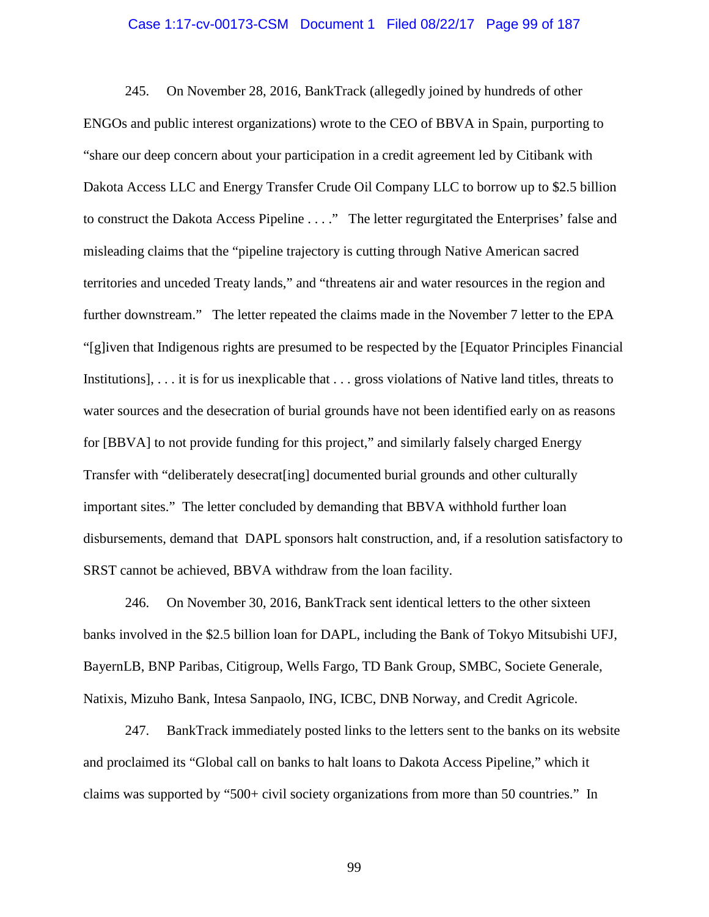245. On November 28, 2016, BankTrack (allegedly joined by hundreds of other ENGOs and public interest organizations) wrote to the CEO of BBVA in Spain, purporting to "share our deep concern about your participation in a credit agreement led by Citibank with Dakota Access LLC and Energy Transfer Crude Oil Company LLC to borrow up to $2.5 billion to construct the Dakota Access Pipeline . . . ." The letter regurgitated the Enterprises' false and misleading claims that the "pipeline trajectory is cutting through Native American sacred territories and unceded Treaty lands," and "threatens air and water resources in the region and further downstream." The letter repeated the claims made in the November 7 letter to the EPA "[g]iven that Indigenous rights are presumed to be respected by the [Equator Principles Financial Institutions], . . . it is for us inexplicable that . . . gross violations of Native land titles, threats to water sources and the desecration of burial grounds have not been identified early on as reasons for [BBVA] to not provide funding for this project," and similarly falsely charged Energy Transfer with "deliberately desecrat[ing] documented burial grounds and other culturally important sites." The letter concluded by demanding that BBVA withhold further loan disbursements, demand that DAPL sponsors halt construction, and, if a resolution satisfactory to SRST cannot be achieved, BBVA withdraw from the loan facility.

246. On November 30, 2016, BankTrack sent identical letters to the other sixteen banks involved in the $2.5 billion loan for DAPL, including the Bank of Tokyo Mitsubishi UFJ, BayernLB, BNP Paribas, Citigroup, Wells Fargo, TD Bank Group, SMBC, Societe Generale, Natixis, Mizuho Bank, Intesa Sanpaolo, ING, ICBC, DNB Norway, and Credit Agricole.

247. BankTrack immediately posted links to the letters sent to the banks on its website and proclaimed its "Global call on banks to halt loans to Dakota Access Pipeline," which it claims was supported by "500+ civil society organizations from more than 50 countries." In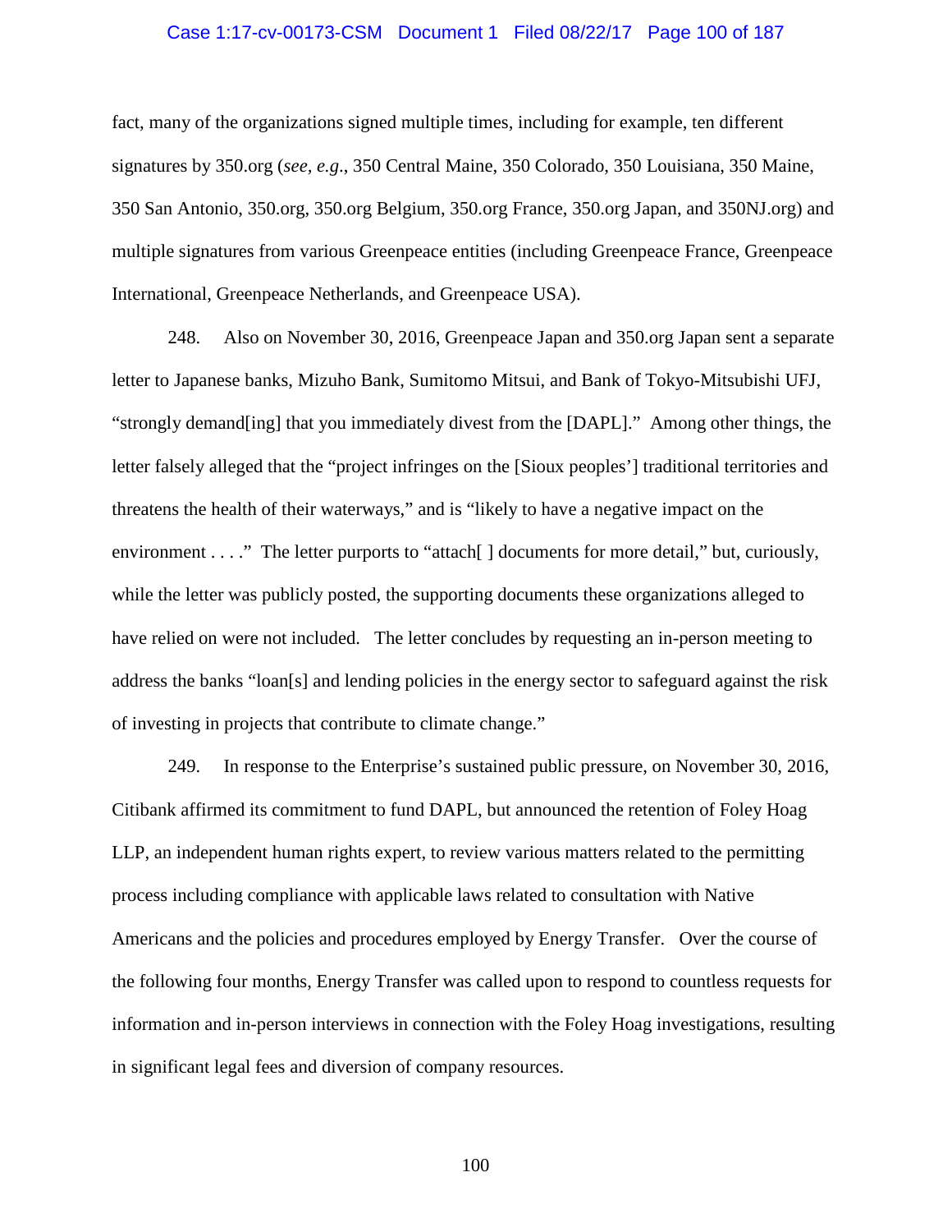fact, many of the organizations signed multiple times, including for example, ten different signatures by 350.org (*see, e.g*., 350 Central Maine, 350 Colorado, 350 Louisiana, 350 Maine, 350 San Antonio, 350.org, 350.org Belgium, 350.org France, 350.org Japan, and 350NJ.org) and multiple signatures from various Greenpeace entities (including Greenpeace France, Greenpeace International, Greenpeace Netherlands, and Greenpeace USA).

248. Also on November 30, 2016, Greenpeace Japan and 350.org Japan sent a separate letter to Japanese banks, Mizuho Bank, Sumitomo Mitsui, and Bank of Tokyo-Mitsubishi UFJ, "strongly demand[ing] that you immediately divest from the [DAPL]." Among other things, the letter falsely alleged that the "project infringes on the [Sioux peoples'] traditional territories and threatens the health of their waterways," and is "likely to have a negative impact on the environment . . . ." The letter purports to "attach[ ] documents for more detail," but, curiously, while the letter was publicly posted, the supporting documents these organizations alleged to have relied on were not included. The letter concludes by requesting an in-person meeting to address the banks "loan[s] and lending policies in the energy sector to safeguard against the risk of investing in projects that contribute to climate change."

249. In response to the Enterprise's sustained public pressure, on November 30, 2016, Citibank affirmed its commitment to fund DAPL, but announced the retention of Foley Hoag LLP, an independent human rights expert, to review various matters related to the permitting process including compliance with applicable laws related to consultation with Native Americans and the policies and procedures employed by Energy Transfer. Over the course of the following four months, Energy Transfer was called upon to respond to countless requests for information and in-person interviews in connection with the Foley Hoag investigations, resulting in significant legal fees and diversion of company resources.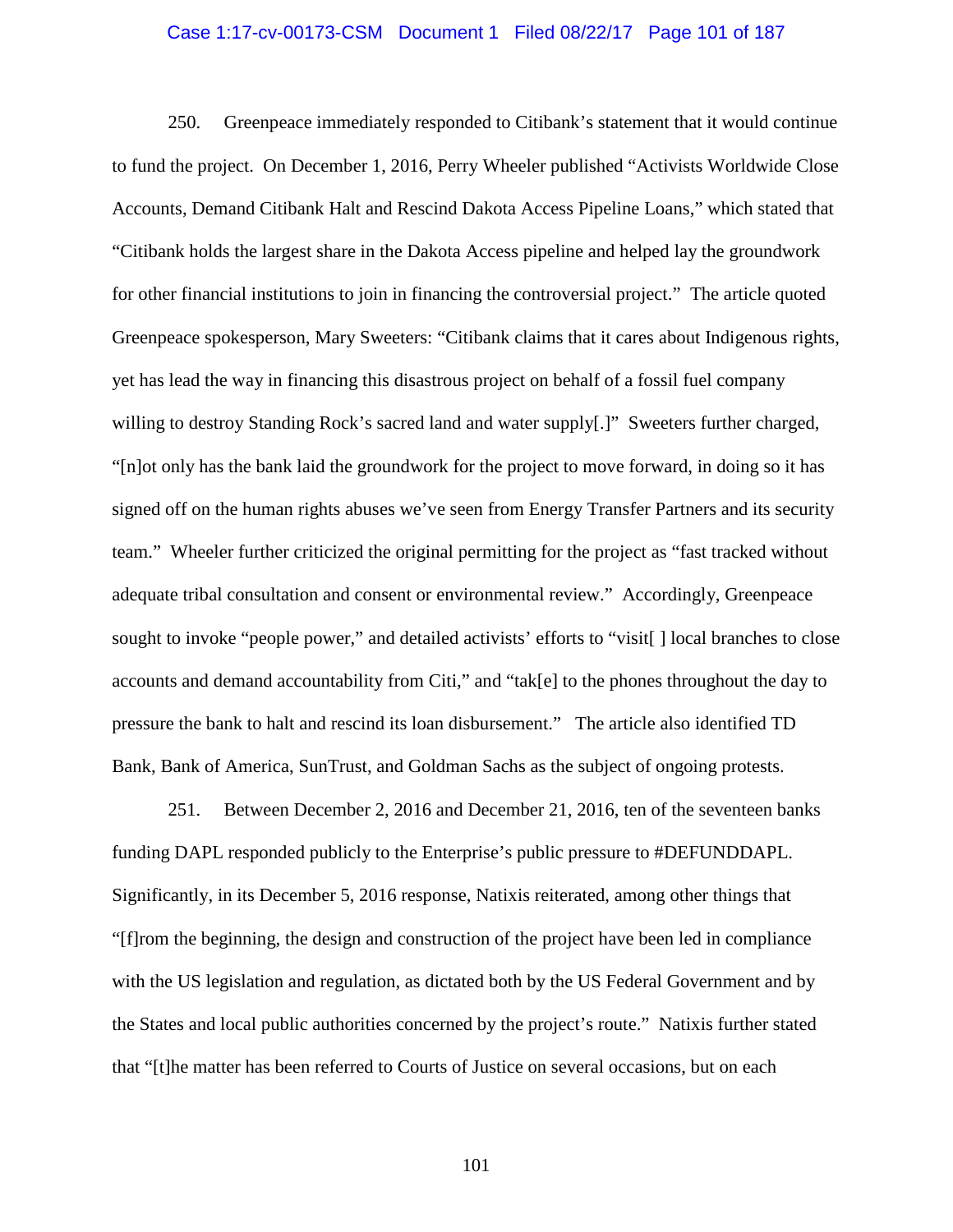250. Greenpeace immediately responded to Citibank's statement that it would continue to fund the project. On December 1, 2016, Perry Wheeler published "Activists Worldwide Close Accounts, Demand Citibank Halt and Rescind Dakota Access Pipeline Loans," which stated that "Citibank holds the largest share in the Dakota Access pipeline and helped lay the groundwork for other financial institutions to join in financing the controversial project." The article quoted Greenpeace spokesperson, Mary Sweeters: "Citibank claims that it cares about Indigenous rights, yet has lead the way in financing this disastrous project on behalf of a fossil fuel company willing to destroy Standing Rock's sacred land and water supply[.]" Sweeters further charged, "[n]ot only has the bank laid the groundwork for the project to move forward, in doing so it has signed off on the human rights abuses we've seen from Energy Transfer Partners and its security team." Wheeler further criticized the original permitting for the project as "fast tracked without adequate tribal consultation and consent or environmental review." Accordingly, Greenpeace sought to invoke "people power," and detailed activists' efforts to "visit[ ] local branches to close accounts and demand accountability from Citi," and "tak[e] to the phones throughout the day to pressure the bank to halt and rescind its loan disbursement." The article also identified TD Bank, Bank of America, SunTrust, and Goldman Sachs as the subject of ongoing protests.

251. Between December 2, 2016 and December 21, 2016, ten of the seventeen banks funding DAPL responded publicly to the Enterprise's public pressure to #DEFUNDDAPL. Significantly, in its December 5, 2016 response, Natixis reiterated, among other things that "[f]rom the beginning, the design and construction of the project have been led in compliance with the US legislation and regulation, as dictated both by the US Federal Government and by the States and local public authorities concerned by the project's route." Natixis further stated that "[t]he matter has been referred to Courts of Justice on several occasions, but on each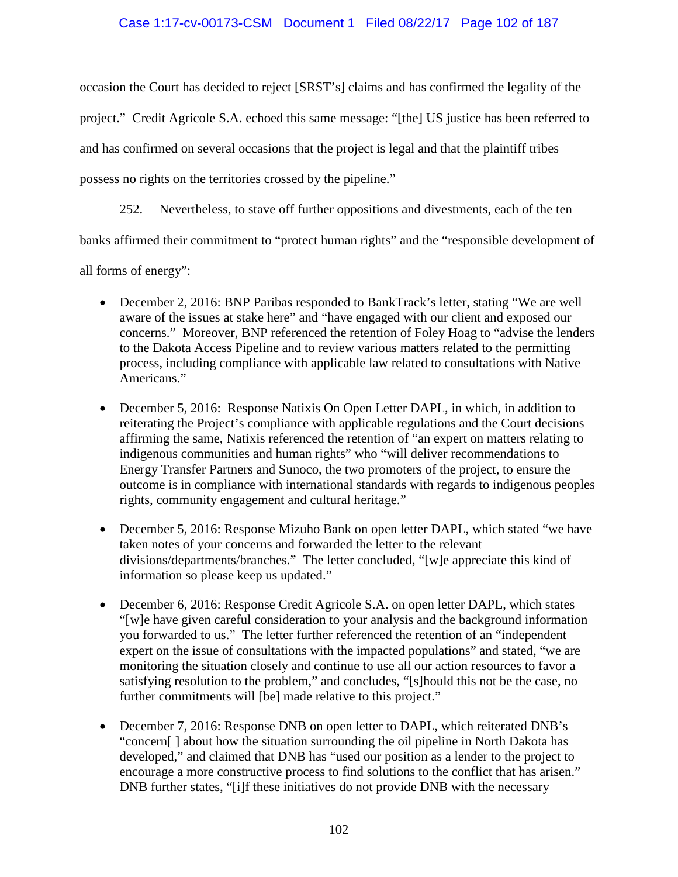occasion the Court has decided to reject [SRST's] claims and has confirmed the legality of the project." Credit Agricole S.A. echoed this same message: "[the] US justice has been referred to and has confirmed on several occasions that the project is legal and that the plaintiff tribes possess no rights on the territories crossed by the pipeline."

252. Nevertheless, to stave off further oppositions and divestments, each of the ten banks affirmed their commitment to "protect human rights" and the "responsible development of all forms of energy":

- December 2, 2016: BNP Paribas responded to BankTrack's letter, stating "We are well aware of the issues at stake here" and "have engaged with our client and exposed our concerns." Moreover, BNP referenced the retention of Foley Hoag to "advise the lenders to the Dakota Access Pipeline and to review various matters related to the permitting process, including compliance with applicable law related to consultations with Native Americans."

- December 5, 2016: Response Natixis On Open Letter DAPL, in which, in addition to reiterating the Project's compliance with applicable regulations and the Court decisions affirming the same, Natixis referenced the retention of "an expert on matters relating to indigenous communities and human rights" who "will deliver recommendations to Energy Transfer Partners and Sunoco, the two promoters of the project, to ensure the outcome is in compliance with international standards with regards to indigenous peoples rights, community engagement and cultural heritage."

- December 5, 2016: Response Mizuho Bank on open letter DAPL, which stated "we have taken notes of your concerns and forwarded the letter to the relevant divisions/departments/branches." The letter concluded, "[w]e appreciate this kind of information so please keep us updated."

- December 6, 2016: Response Credit Agricole S.A. on open letter DAPL, which states "[w]e have given careful consideration to your analysis and the background information you forwarded to us." The letter further referenced the retention of an "independent expert on the issue of consultations with the impacted populations" and stated, "we are monitoring the situation closely and continue to use all our action resources to favor a satisfying resolution to the problem," and concludes, "[s]hould this not be the case, no further commitments will [be] made relative to this project."

- December 7, 2016: Response DNB on open letter to DAPL, which reiterated DNB's "concern[ ] about how the situation surrounding the oil pipeline in North Dakota has developed," and claimed that DNB has "used our position as a lender to the project to encourage a more constructive process to find solutions to the conflict that has arisen." DNB further states, "[i]f these initiatives do not provide DNB with the necessary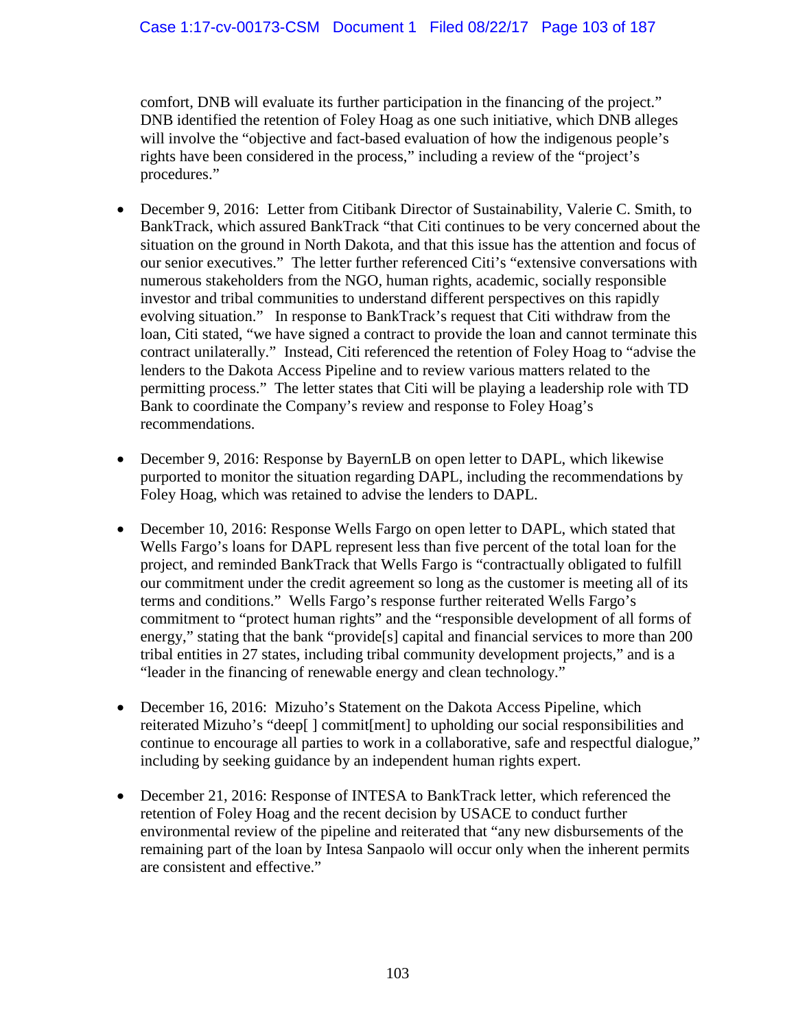comfort, DNB will evaluate its further participation in the financing of the project." DNB identified the retention of Foley Hoag as one such initiative, which DNB alleges will involve the "objective and fact-based evaluation of how the indigenous people's rights have been considered in the process," including a review of the "project's procedures."

- December 9, 2016: Letter from Citibank Director of Sustainability, Valerie C. Smith, to BankTrack, which assured BankTrack "that Citi continues to be very concerned about the situation on the ground in North Dakota, and that this issue has the attention and focus of our senior executives." The letter further referenced Citi's "extensive conversations with numerous stakeholders from the NGO, human rights, academic, socially responsible investor and tribal communities to understand different perspectives on this rapidly evolving situation." In response to BankTrack's request that Citi withdraw from the loan, Citi stated, "we have signed a contract to provide the loan and cannot terminate this contract unilaterally." Instead, Citi referenced the retention of Foley Hoag to "advise the lenders to the Dakota Access Pipeline and to review various matters related to the permitting process." The letter states that Citi will be playing a leadership role with TD Bank to coordinate the Company's review and response to Foley Hoag's recommendations.

- December 9, 2016: Response by BayernLB on open letter to DAPL, which likewise purported to monitor the situation regarding DAPL, including the recommendations by Foley Hoag, which was retained to advise the lenders to DAPL.

- December 10, 2016: Response Wells Fargo on open letter to DAPL, which stated that Wells Fargo's loans for DAPL represent less than five percent of the total loan for the project, and reminded BankTrack that Wells Fargo is "contractually obligated to fulfill our commitment under the credit agreement so long as the customer is meeting all of its terms and conditions." Wells Fargo's response further reiterated Wells Fargo's commitment to "protect human rights" and the "responsible development of all forms of energy," stating that the bank "provide[s] capital and financial services to more than 200 tribal entities in 27 states, including tribal community development projects," and is a "leader in the financing of renewable energy and clean technology."

- December 16, 2016: Mizuho's Statement on the Dakota Access Pipeline, which reiterated Mizuho's "deep[ ] commit[ment] to upholding our social responsibilities and continue to encourage all parties to work in a collaborative, safe and respectful dialogue," including by seeking guidance by an independent human rights expert.

- December 21, 2016: Response of INTESA to BankTrack letter, which referenced the retention of Foley Hoag and the recent decision by USACE to conduct further environmental review of the pipeline and reiterated that "any new disbursements of the remaining part of the loan by Intesa Sanpaolo will occur only when the inherent permits are consistent and effective."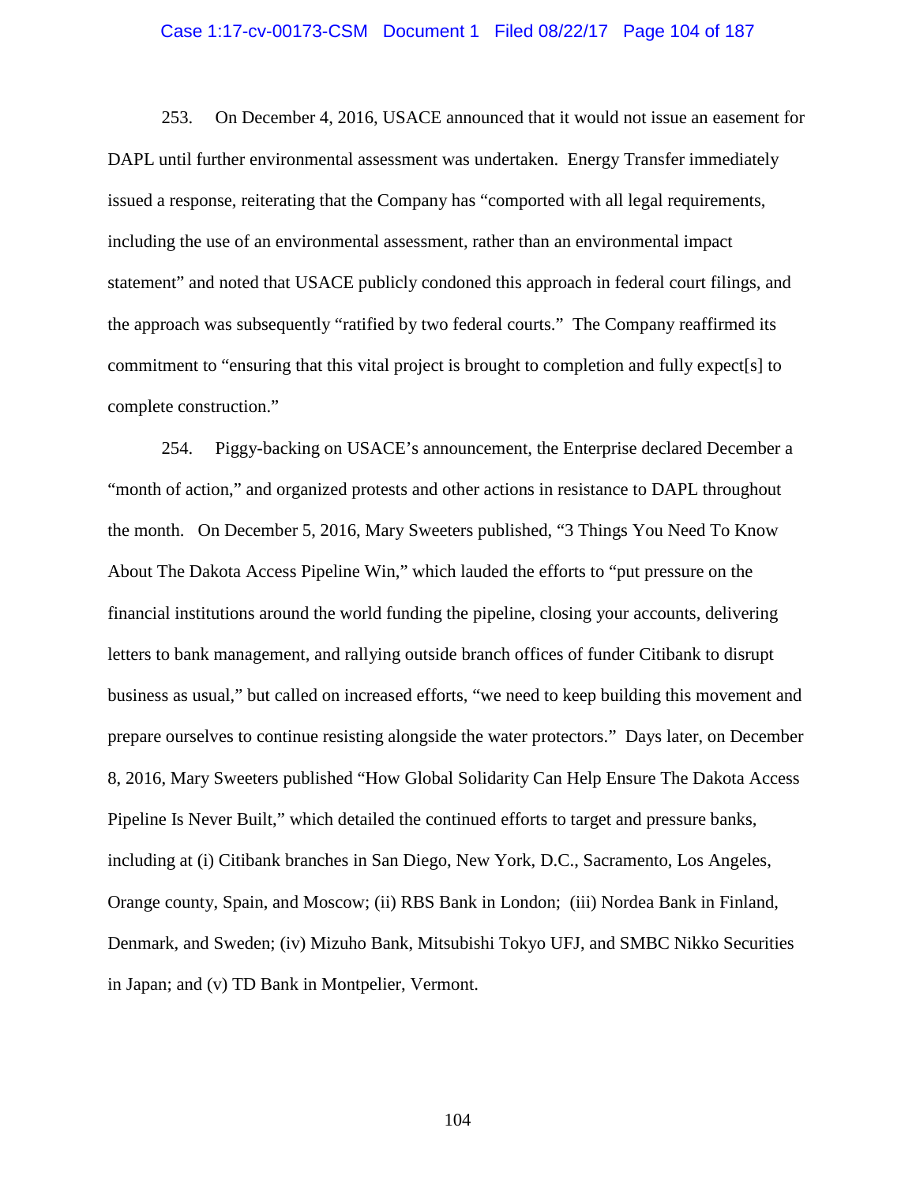253. On December 4, 2016, USACE announced that it would not issue an easement for DAPL until further environmental assessment was undertaken. Energy Transfer immediately issued a response, reiterating that the Company has "comported with all legal requirements, including the use of an environmental assessment, rather than an environmental impact statement" and noted that USACE publicly condoned this approach in federal court filings, and the approach was subsequently "ratified by two federal courts." The Company reaffirmed its commitment to "ensuring that this vital project is brought to completion and fully expect[s] to complete construction."

254. Piggy-backing on USACE's announcement, the Enterprise declared December a "month of action," and organized protests and other actions in resistance to DAPL throughout the month. On December 5, 2016, Mary Sweeters published, "3 Things You Need To Know About The Dakota Access Pipeline Win," which lauded the efforts to "put pressure on the financial institutions around the world funding the pipeline, closing your accounts, delivering letters to bank management, and rallying outside branch offices of funder Citibank to disrupt business as usual," but called on increased efforts, "we need to keep building this movement and prepare ourselves to continue resisting alongside the water protectors." Days later, on December 8, 2016, Mary Sweeters published "How Global Solidarity Can Help Ensure The Dakota Access Pipeline Is Never Built," which detailed the continued efforts to target and pressure banks, including at (i) Citibank branches in San Diego, New York, D.C., Sacramento, Los Angeles, Orange county, Spain, and Moscow; (ii) RBS Bank in London; (iii) Nordea Bank in Finland, Denmark, and Sweden; (iv) Mizuho Bank, Mitsubishi Tokyo UFJ, and SMBC Nikko Securities in Japan; and (v) TD Bank in Montpelier, Vermont.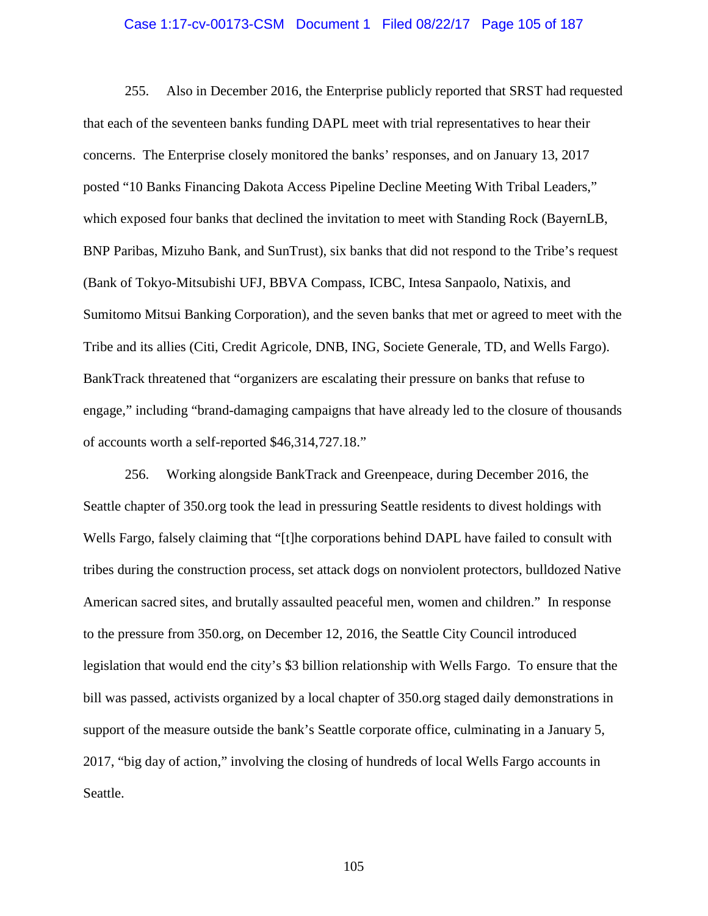255. Also in December 2016, the Enterprise publicly reported that SRST had requested that each of the seventeen banks funding DAPL meet with trial representatives to hear their concerns. The Enterprise closely monitored the banks' responses, and on January 13, 2017 posted "10 Banks Financing Dakota Access Pipeline Decline Meeting With Tribal Leaders," which exposed four banks that declined the invitation to meet with Standing Rock (BayernLB, BNP Paribas, Mizuho Bank, and SunTrust), six banks that did not respond to the Tribe's request (Bank of Tokyo-Mitsubishi UFJ, BBVA Compass, ICBC, Intesa Sanpaolo, Natixis, and Sumitomo Mitsui Banking Corporation), and the seven banks that met or agreed to meet with the Tribe and its allies (Citi, Credit Agricole, DNB, ING, Societe Generale, TD, and Wells Fargo). BankTrack threatened that "organizers are escalating their pressure on banks that refuse to engage," including "brand-damaging campaigns that have already led to the closure of thousands of accounts worth a self-reported $46,314,727.18."

256. Working alongside BankTrack and Greenpeace, during December 2016, the Seattle chapter of 350.org took the lead in pressuring Seattle residents to divest holdings with Wells Fargo, falsely claiming that "[t]he corporations behind DAPL have failed to consult with tribes during the construction process, set attack dogs on nonviolent protectors, bulldozed Native American sacred sites, and brutally assaulted peaceful men, women and children." In response to the pressure from 350.org, on December 12, 2016, the Seattle City Council introduced legislation that would end the city's $3 billion relationship with Wells Fargo. To ensure that the bill was passed, activists organized by a local chapter of 350.org staged daily demonstrations in support of the measure outside the bank's Seattle corporate office, culminating in a January 5, 2017, "big day of action," involving the closing of hundreds of local Wells Fargo accounts in Seattle.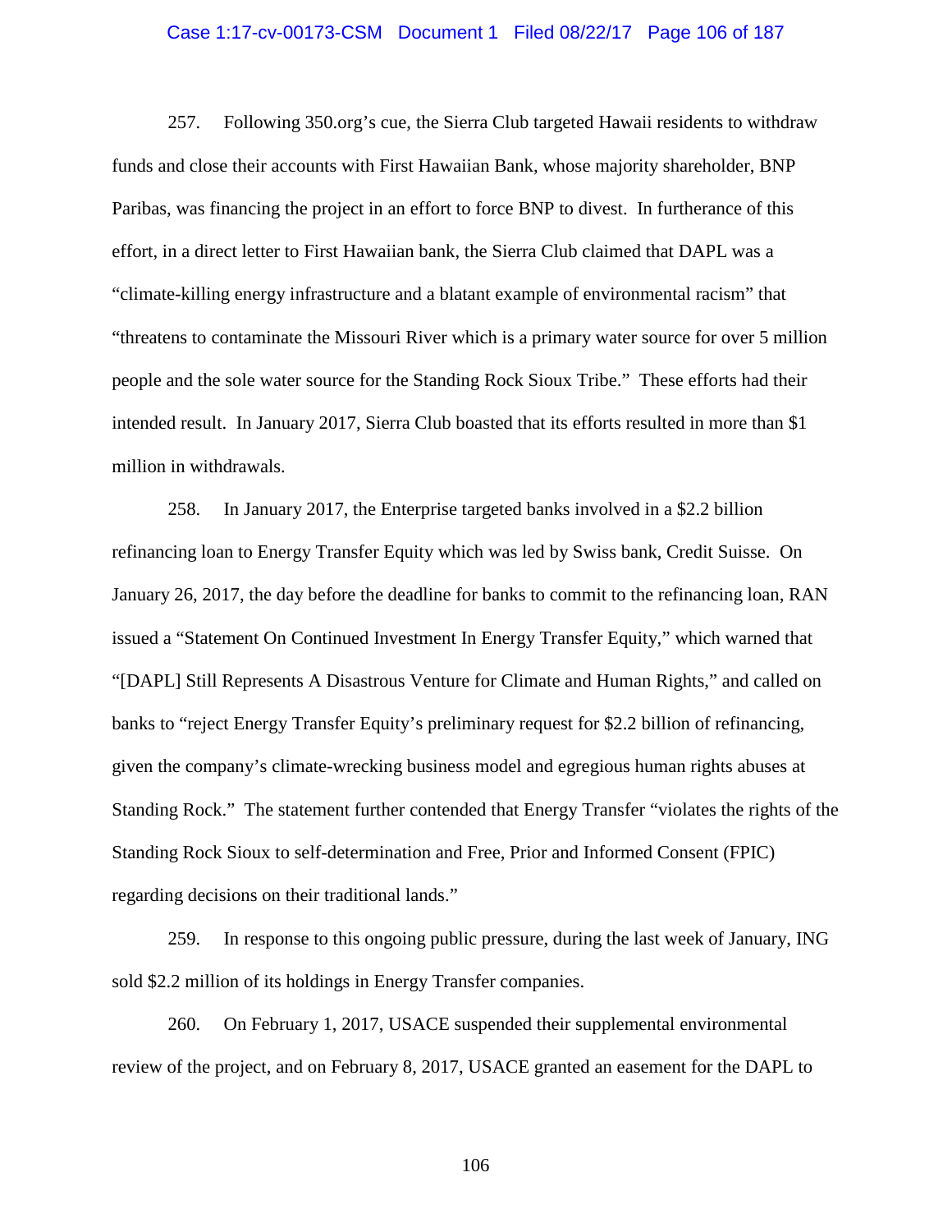257. Following 350.org's cue, the Sierra Club targeted Hawaii residents to withdraw funds and close their accounts with First Hawaiian Bank, whose majority shareholder, BNP Paribas, was financing the project in an effort to force BNP to divest. In furtherance of this effort, in a direct letter to First Hawaiian bank, the Sierra Club claimed that DAPL was a "climate-killing energy infrastructure and a blatant example of environmental racism" that "threatens to contaminate the Missouri River which is a primary water source for over 5 million people and the sole water source for the Standing Rock Sioux Tribe." These efforts had their intended result. In January 2017, Sierra Club boasted that its efforts resulted in more than $1 million in withdrawals.

258. In January 2017, the Enterprise targeted banks involved in a $2.2 billion refinancing loan to Energy Transfer Equity which was led by Swiss bank, Credit Suisse. On January 26, 2017, the day before the deadline for banks to commit to the refinancing loan, RAN issued a "Statement On Continued Investment In Energy Transfer Equity," which warned that "[DAPL] Still Represents A Disastrous Venture for Climate and Human Rights," and called on banks to "reject Energy Transfer Equity's preliminary request for $2.2 billion of refinancing, given the company's climate-wrecking business model and egregious human rights abuses at Standing Rock." The statement further contended that Energy Transfer "violates the rights of the Standing Rock Sioux to self-determination and Free, Prior and Informed Consent (FPIC) regarding decisions on their traditional lands."

259. In response to this ongoing public pressure, during the last week of January, ING sold $2.2 million of its holdings in Energy Transfer companies.

260. On February 1, 2017, USACE suspended their supplemental environmental review of the project, and on February 8, 2017, USACE granted an easement for the DAPL to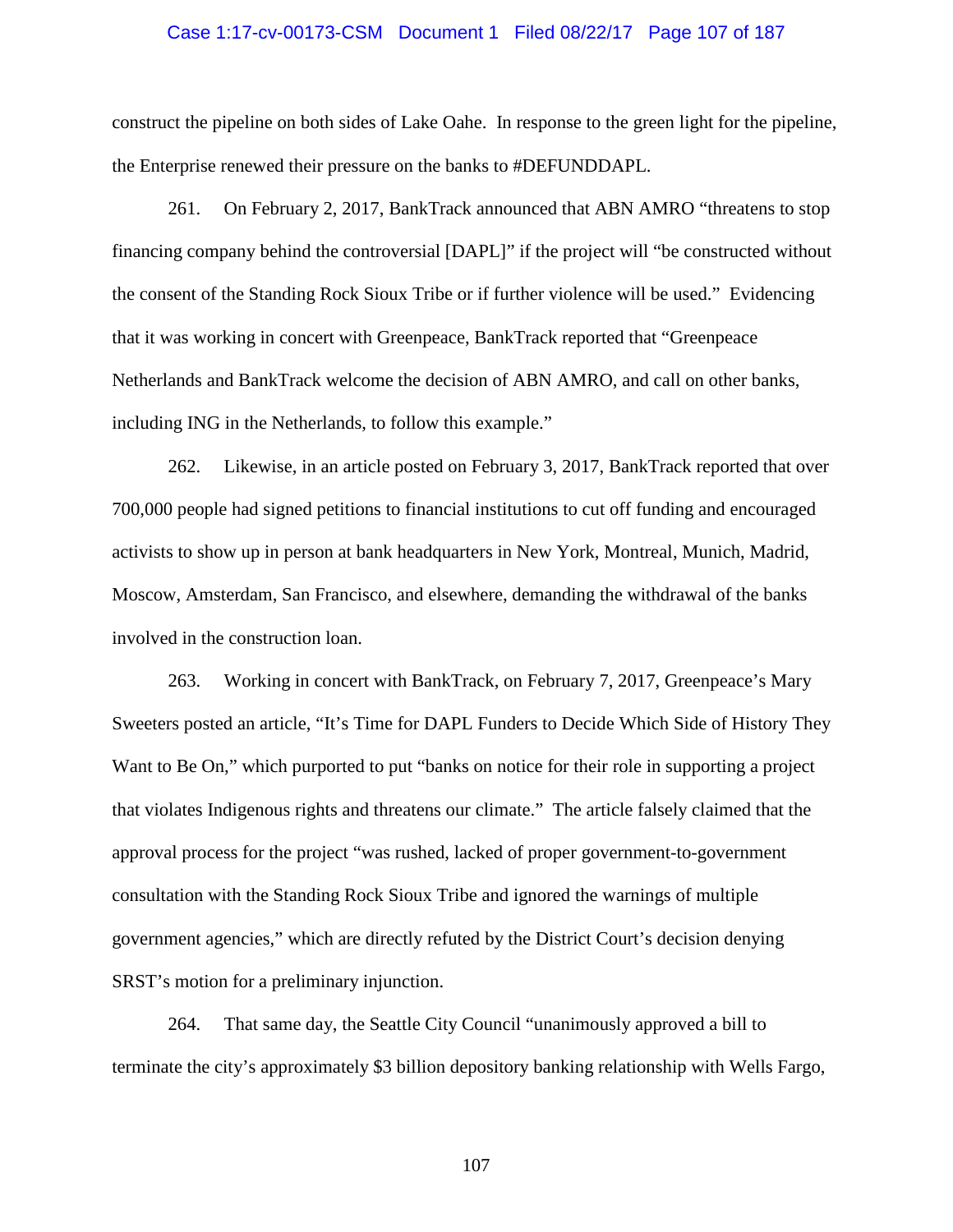construct the pipeline on both sides of Lake Oahe. In response to the green light for the pipeline, the Enterprise renewed their pressure on the banks to #DEFUNDDAPL.

261. On February 2, 2017, BankTrack announced that ABN AMRO "threatens to stop financing company behind the controversial [DAPL]" if the project will "be constructed without the consent of the Standing Rock Sioux Tribe or if further violence will be used." Evidencing that it was working in concert with Greenpeace, BankTrack reported that "Greenpeace Netherlands and BankTrack welcome the decision of ABN AMRO, and call on other banks, including ING in the Netherlands, to follow this example."

262. Likewise, in an article posted on February 3, 2017, BankTrack reported that over 700,000 people had signed petitions to financial institutions to cut off funding and encouraged activists to show up in person at bank headquarters in New York, Montreal, Munich, Madrid, Moscow, Amsterdam, San Francisco, and elsewhere, demanding the withdrawal of the banks involved in the construction loan.

263. Working in concert with BankTrack, on February 7, 2017, Greenpeace's Mary Sweeters posted an article, "It's Time for DAPL Funders to Decide Which Side of History They Want to Be On," which purported to put "banks on notice for their role in supporting a project that violates Indigenous rights and threatens our climate." The article falsely claimed that the approval process for the project "was rushed, lacked of proper government-to-government consultation with the Standing Rock Sioux Tribe and ignored the warnings of multiple government agencies," which are directly refuted by the District Court's decision denying SRST's motion for a preliminary injunction.

264. That same day, the Seattle City Council "unanimously approved a bill to terminate the city's approximately $3 billion depository banking relationship with Wells Fargo,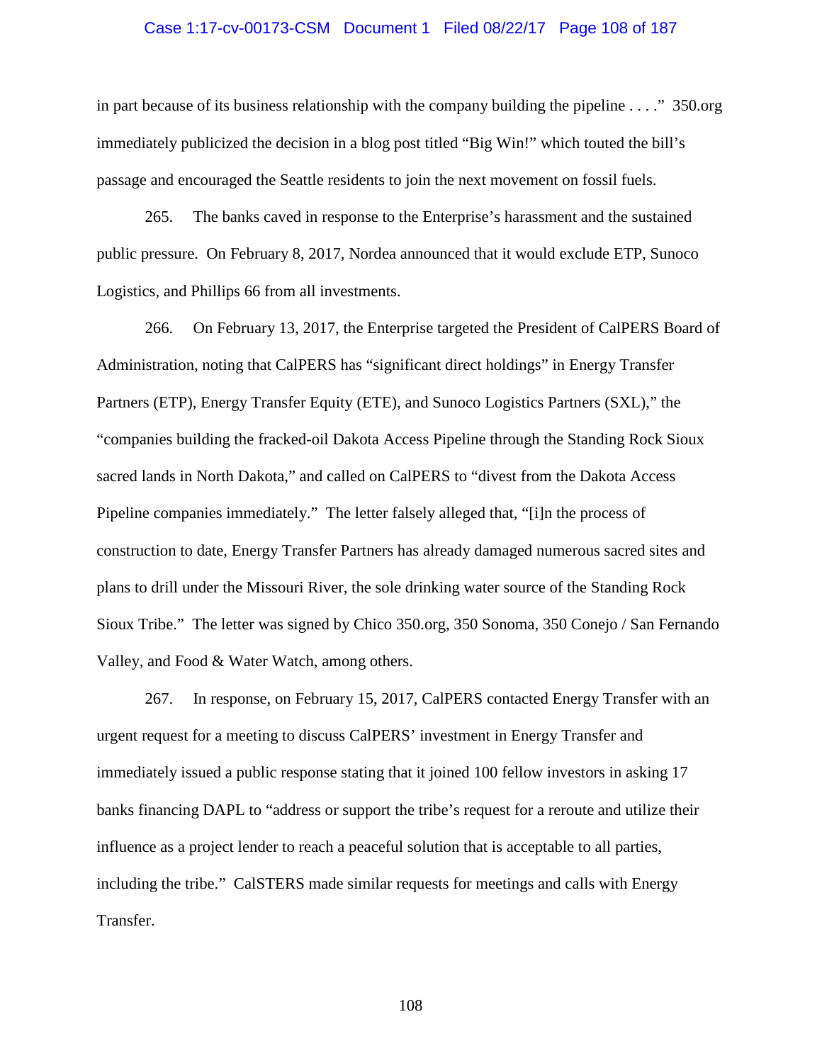in part because of its business relationship with the company building the pipeline . . . ." 350.org immediately publicized the decision in a blog post titled "Big Win!" which touted the bill's passage and encouraged the Seattle residents to join the next movement on fossil fuels.

265. The banks caved in response to the Enterprise's harassment and the sustained public pressure. On February 8, 2017, Nordea announced that it would exclude ETP, Sunoco Logistics, and Phillips 66 from all investments.

266. On February 13, 2017, the Enterprise targeted the President of CalPERS Board of Administration, noting that CalPERS has "significant direct holdings" in Energy Transfer Partners (ETP), Energy Transfer Equity (ETE), and Sunoco Logistics Partners (SXL)," the "companies building the fracked-oil Dakota Access Pipeline through the Standing Rock Sioux sacred lands in North Dakota," and called on CalPERS to "divest from the Dakota Access Pipeline companies immediately." The letter falsely alleged that, "[i]n the process of construction to date, Energy Transfer Partners has already damaged numerous sacred sites and plans to drill under the Missouri River, the sole drinking water source of the Standing Rock Sioux Tribe." The letter was signed by Chico 350.org, 350 Sonoma, 350 Conejo / San Fernando Valley, and Food & Water Watch, among others.

267. In response, on February 15, 2017, CalPERS contacted Energy Transfer with an urgent request for a meeting to discuss CalPERS' investment in Energy Transfer and immediately issued a public response stating that it joined 100 fellow investors in asking 17 banks financing DAPL to "address or support the tribe's request for a reroute and utilize their influence as a project lender to reach a peaceful solution that is acceptable to all parties, including the tribe." CalSTERS made similar requests for meetings and calls with Energy Transfer.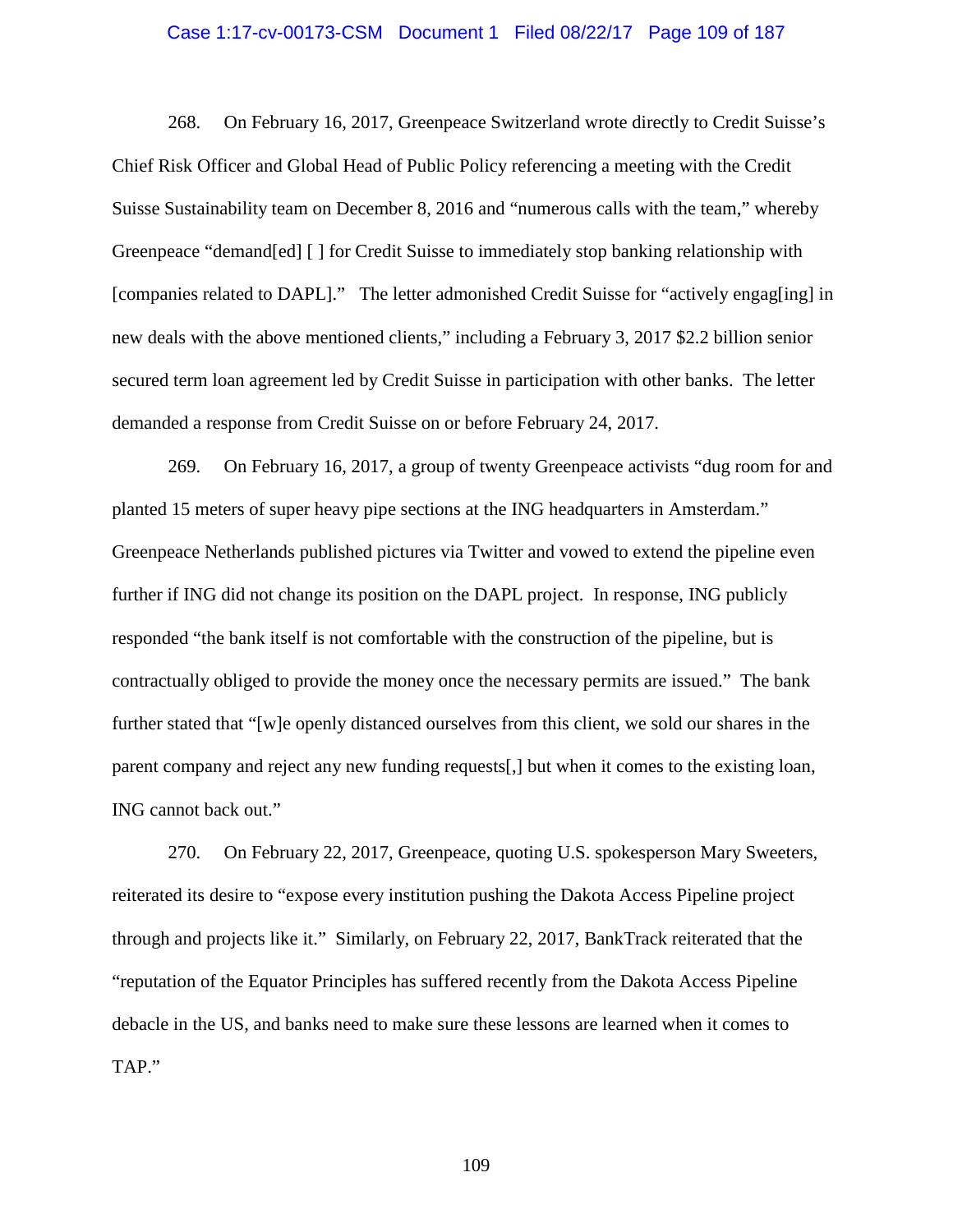268. On February 16, 2017, Greenpeace Switzerland wrote directly to Credit Suisse's Chief Risk Officer and Global Head of Public Policy referencing a meeting with the Credit Suisse Sustainability team on December 8, 2016 and "numerous calls with the team," whereby Greenpeace "demand[ed] [ ] for Credit Suisse to immediately stop banking relationship with [companies related to DAPL]." The letter admonished Credit Suisse for "actively engag[ing] in new deals with the above mentioned clients," including a February 3, 2017 $2.2 billion senior secured term loan agreement led by Credit Suisse in participation with other banks. The letter demanded a response from Credit Suisse on or before February 24, 2017.

269. On February 16, 2017, a group of twenty Greenpeace activists "dug room for and planted 15 meters of super heavy pipe sections at the ING headquarters in Amsterdam." Greenpeace Netherlands published pictures via Twitter and vowed to extend the pipeline even further if ING did not change its position on the DAPL project. In response, ING publicly responded "the bank itself is not comfortable with the construction of the pipeline, but is contractually obliged to provide the money once the necessary permits are issued." The bank further stated that "[w]e openly distanced ourselves from this client, we sold our shares in the parent company and reject any new funding requests[,] but when it comes to the existing loan, ING cannot back out."

270. On February 22, 2017, Greenpeace, quoting U.S. spokesperson Mary Sweeters, reiterated its desire to "expose every institution pushing the Dakota Access Pipeline project through and projects like it." Similarly, on February 22, 2017, BankTrack reiterated that the "reputation of the Equator Principles has suffered recently from the Dakota Access Pipeline debacle in the US, and banks need to make sure these lessons are learned when it comes to TAP."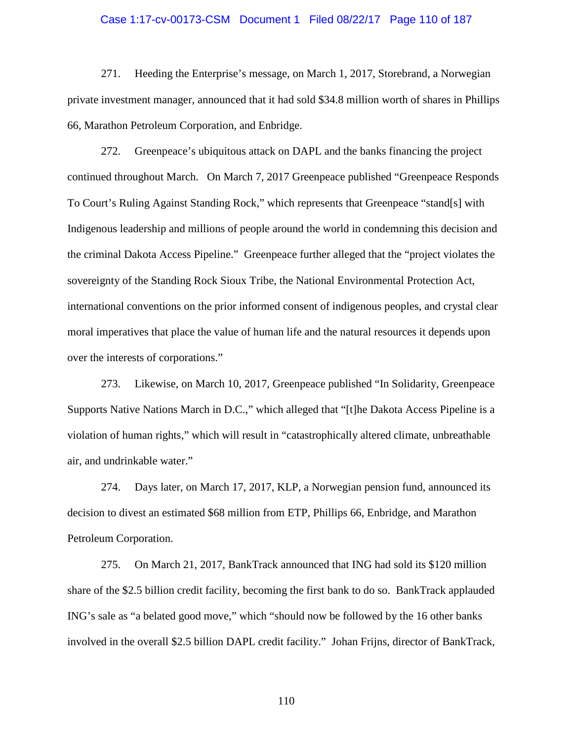271. Heeding the Enterprise's message, on March 1, 2017, Storebrand, a Norwegian private investment manager, announced that it had sold $34.8 million worth of shares in Phillips 66, Marathon Petroleum Corporation, and Enbridge.

272. Greenpeace's ubiquitous attack on DAPL and the banks financing the project continued throughout March. On March 7, 2017 Greenpeace published "Greenpeace Responds To Court's Ruling Against Standing Rock," which represents that Greenpeace "stand[s] with Indigenous leadership and millions of people around the world in condemning this decision and the criminal Dakota Access Pipeline." Greenpeace further alleged that the "project violates the sovereignty of the Standing Rock Sioux Tribe, the National Environmental Protection Act, international conventions on the prior informed consent of indigenous peoples, and crystal clear moral imperatives that place the value of human life and the natural resources it depends upon over the interests of corporations."

273. Likewise, on March 10, 2017, Greenpeace published "In Solidarity, Greenpeace Supports Native Nations March in D.C.," which alleged that "[t]he Dakota Access Pipeline is a violation of human rights," which will result in "catastrophically altered climate, unbreathable air, and undrinkable water."

274. Days later, on March 17, 2017, KLP, a Norwegian pension fund, announced its decision to divest an estimated $68 million from ETP, Phillips 66, Enbridge, and Marathon Petroleum Corporation.

275. On March 21, 2017, BankTrack announced that ING had sold its $120 million share of the $2.5 billion credit facility, becoming the first bank to do so. BankTrack applauded ING's sale as "a belated good move," which "should now be followed by the 16 other banks involved in the overall $2.5 billion DAPL credit facility." Johan Frijns, director of BankTrack,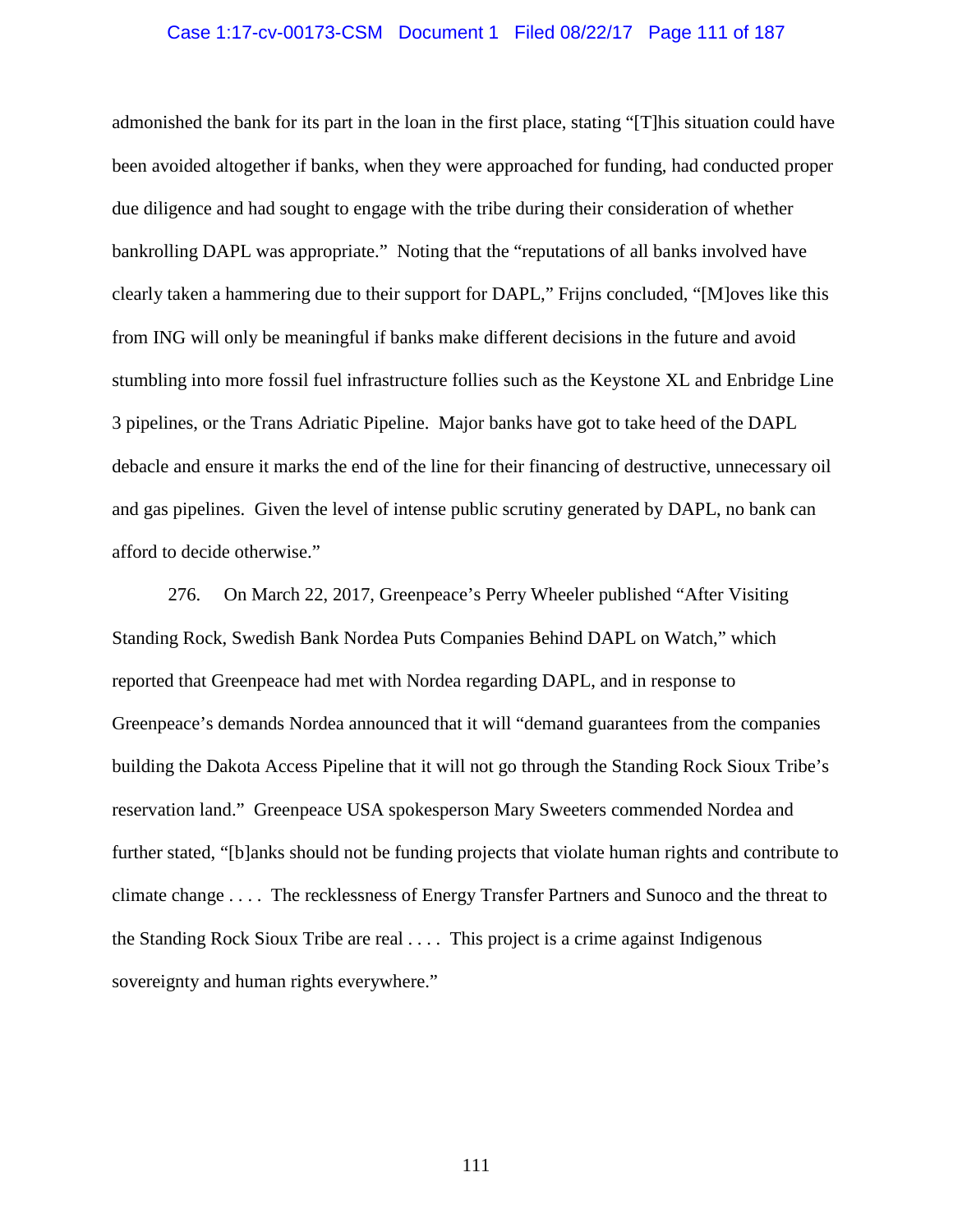admonished the bank for its part in the loan in the first place, stating "[T]his situation could have been avoided altogether if banks, when they were approached for funding, had conducted proper due diligence and had sought to engage with the tribe during their consideration of whether bankrolling DAPL was appropriate." Noting that the "reputations of all banks involved have clearly taken a hammering due to their support for DAPL," Frijns concluded, "[M]oves like this from ING will only be meaningful if banks make different decisions in the future and avoid stumbling into more fossil fuel infrastructure follies such as the Keystone XL and Enbridge Line 3 pipelines, or the Trans Adriatic Pipeline. Major banks have got to take heed of the DAPL debacle and ensure it marks the end of the line for their financing of destructive, unnecessary oil and gas pipelines. Given the level of intense public scrutiny generated by DAPL, no bank can afford to decide otherwise."

276. On March 22, 2017, Greenpeace's Perry Wheeler published "After Visiting Standing Rock, Swedish Bank Nordea Puts Companies Behind DAPL on Watch," which reported that Greenpeace had met with Nordea regarding DAPL, and in response to Greenpeace's demands Nordea announced that it will "demand guarantees from the companies building the Dakota Access Pipeline that it will not go through the Standing Rock Sioux Tribe's reservation land." Greenpeace USA spokesperson Mary Sweeters commended Nordea and further stated, "[b]anks should not be funding projects that violate human rights and contribute to climate change . . . . The recklessness of Energy Transfer Partners and Sunoco and the threat to the Standing Rock Sioux Tribe are real . . . . This project is a crime against Indigenous sovereignty and human rights everywhere."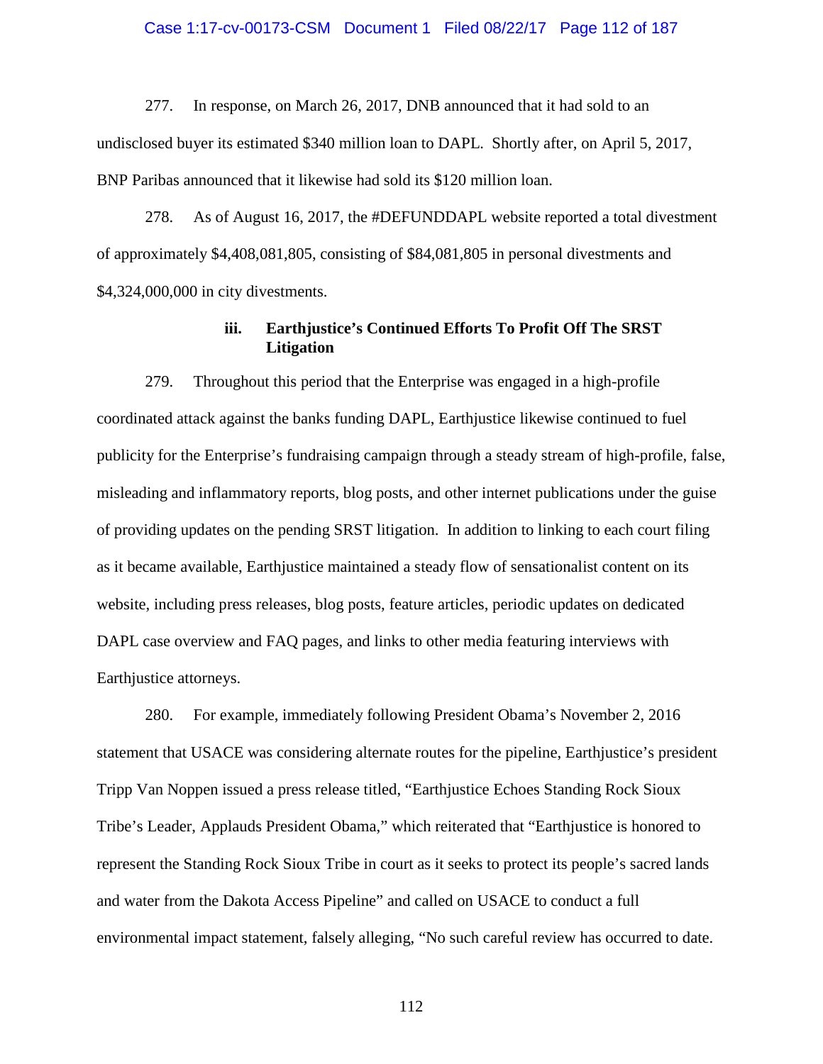277. In response, on March 26, 2017, DNB announced that it had sold to an undisclosed buyer its estimated $340 million loan to DAPL. Shortly after, on April 5, 2017, BNP Paribas announced that it likewise had sold its $120 million loan.

278. As of August 16, 2017, the #DEFUNDDAPL website reported a total divestment of approximately $4,408,081,805, consisting of $84,081,805 in personal divestments and $4,324,000,000 in city divestments.

### iii. Earthjustice's Continued Efforts To Profit Off The SRST Litigation

279. Throughout this period that the Enterprise was engaged in a high-profile coordinated attack against the banks funding DAPL, Earthjustice likewise continued to fuel publicity for the Enterprise's fundraising campaign through a steady stream of high-profile, false, misleading and inflammatory reports, blog posts, and other internet publications under the guise of providing updates on the pending SRST litigation. In addition to linking to each court filing as it became available, Earthjustice maintained a steady flow of sensationalist content on its website, including press releases, blog posts, feature articles, periodic updates on dedicated DAPL case overview and FAQ pages, and links to other media featuring interviews with Earthjustice attorneys.

280. For example, immediately following President Obama's November 2, 2016 statement that USACE was considering alternate routes for the pipeline, Earthjustice's president Tripp Van Noppen issued a press release titled, "Earthjustice Echoes Standing Rock Sioux Tribe's Leader, Applauds President Obama," which reiterated that "Earthjustice is honored to represent the Standing Rock Sioux Tribe in court as it seeks to protect its people's sacred lands and water from the Dakota Access Pipeline" and called on USACE to conduct a full environmental impact statement, falsely alleging, "No such careful review has occurred to date.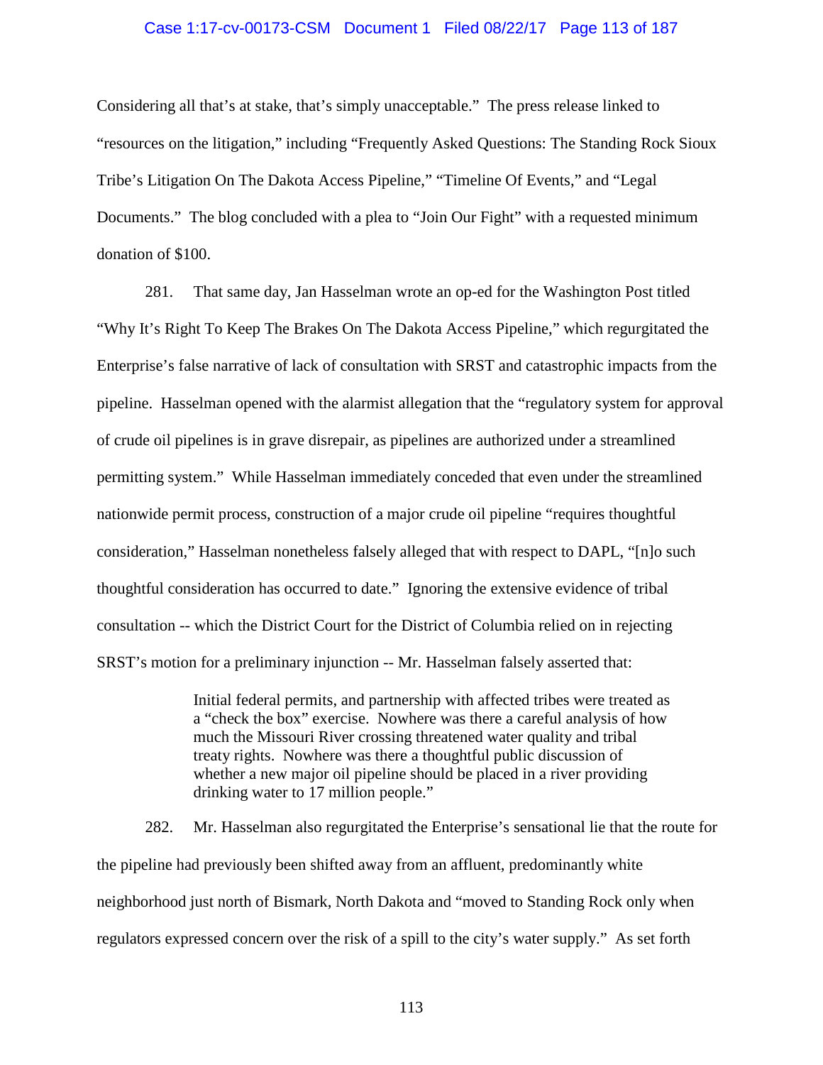Considering all that's at stake, that's simply unacceptable." The press release linked to "resources on the litigation," including "Frequently Asked Questions: The Standing Rock Sioux Tribe's Litigation On The Dakota Access Pipeline," "Timeline Of Events," and "Legal Documents." The blog concluded with a plea to "Join Our Fight" with a requested minimum donation of $100.

281. That same day, Jan Hasselman wrote an op-ed for the Washington Post titled "Why It's Right To Keep The Brakes On The Dakota Access Pipeline," which regurgitated the Enterprise's false narrative of lack of consultation with SRST and catastrophic impacts from the pipeline. Hasselman opened with the alarmist allegation that the "regulatory system for approval of crude oil pipelines is in grave disrepair, as pipelines are authorized under a streamlined permitting system." While Hasselman immediately conceded that even under the streamlined nationwide permit process, construction of a major crude oil pipeline "requires thoughtful consideration," Hasselman nonetheless falsely alleged that with respect to DAPL, "[n]o such thoughtful consideration has occurred to date." Ignoring the extensive evidence of tribal consultation -- which the District Court for the District of Columbia relied on in rejecting SRST's motion for a preliminary injunction -- Mr. Hasselman falsely asserted that:

> Initial federal permits, and partnership with affected tribes were treated as a "check the box" exercise. Nowhere was there a careful analysis of how much the Missouri River crossing threatened water quality and tribal treaty rights. Nowhere was there a thoughtful public discussion of whether a new major oil pipeline should be placed in a river providing drinking water to 17 million people."

282. Mr. Hasselman also regurgitated the Enterprise's sensational lie that the route for the pipeline had previously been shifted away from an affluent, predominantly white neighborhood just north of Bismark, North Dakota and "moved to Standing Rock only when regulators expressed concern over the risk of a spill to the city's water supply." As set forth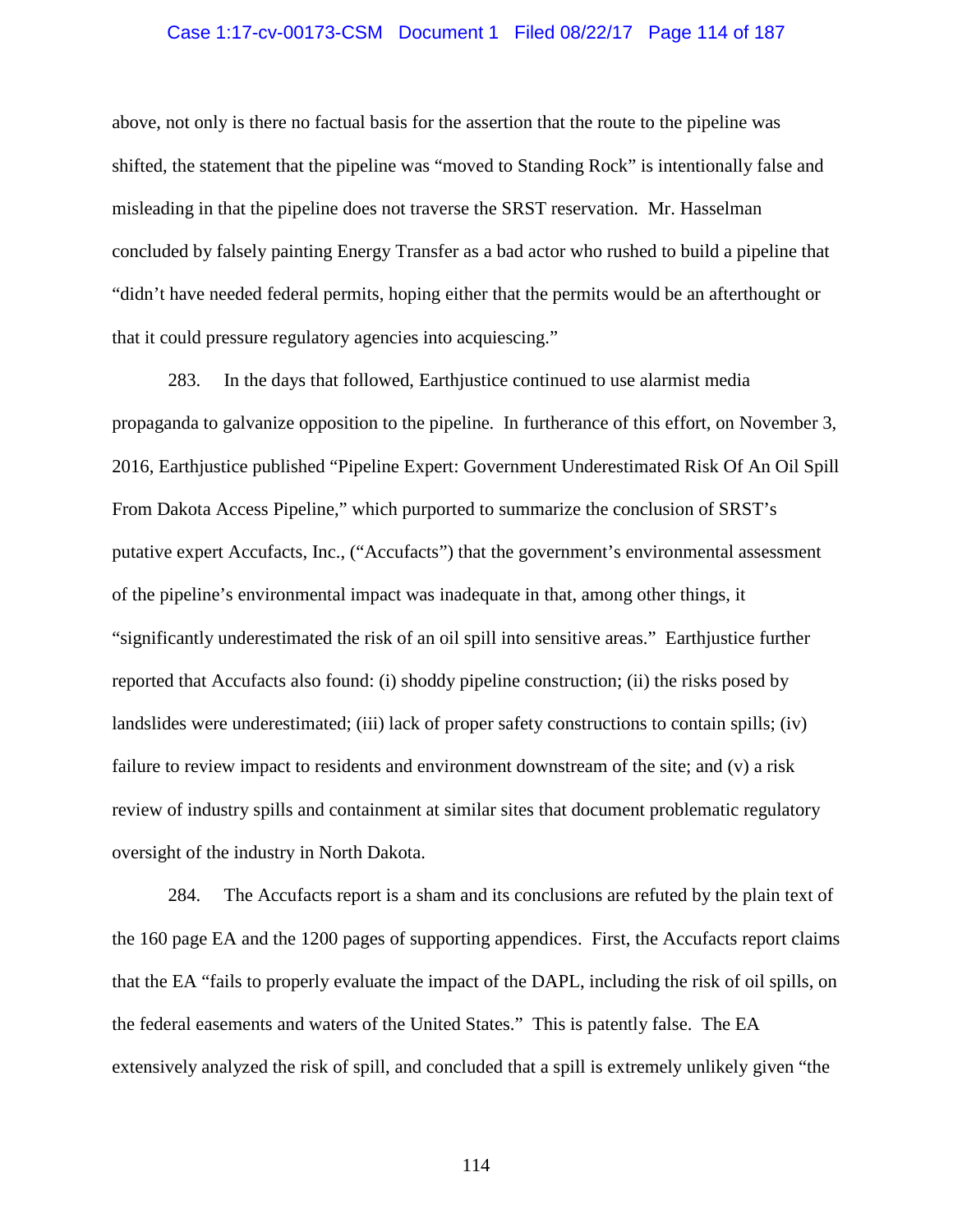above, not only is there no factual basis for the assertion that the route to the pipeline was shifted, the statement that the pipeline was "moved to Standing Rock" is intentionally false and misleading in that the pipeline does not traverse the SRST reservation. Mr. Hasselman concluded by falsely painting Energy Transfer as a bad actor who rushed to build a pipeline that "didn't have needed federal permits, hoping either that the permits would be an afterthought or that it could pressure regulatory agencies into acquiescing."

283. In the days that followed, Earthjustice continued to use alarmist media propaganda to galvanize opposition to the pipeline. In furtherance of this effort, on November 3, 2016, Earthjustice published "Pipeline Expert: Government Underestimated Risk Of An Oil Spill From Dakota Access Pipeline," which purported to summarize the conclusion of SRST's putative expert Accufacts, Inc., ("Accufacts") that the government's environmental assessment of the pipeline's environmental impact was inadequate in that, among other things, it "significantly underestimated the risk of an oil spill into sensitive areas." Earthjustice further reported that Accufacts also found: (i) shoddy pipeline construction; (ii) the risks posed by landslides were underestimated; (iii) lack of proper safety constructions to contain spills; (iv) failure to review impact to residents and environment downstream of the site; and (v) a risk review of industry spills and containment at similar sites that document problematic regulatory oversight of the industry in North Dakota.

284. The Accufacts report is a sham and its conclusions are refuted by the plain text of the 160 page EA and the 1200 pages of supporting appendices. First, the Accufacts report claims that the EA "fails to properly evaluate the impact of the DAPL, including the risk of oil spills, on the federal easements and waters of the United States." This is patently false. The EA extensively analyzed the risk of spill, and concluded that a spill is extremely unlikely given "the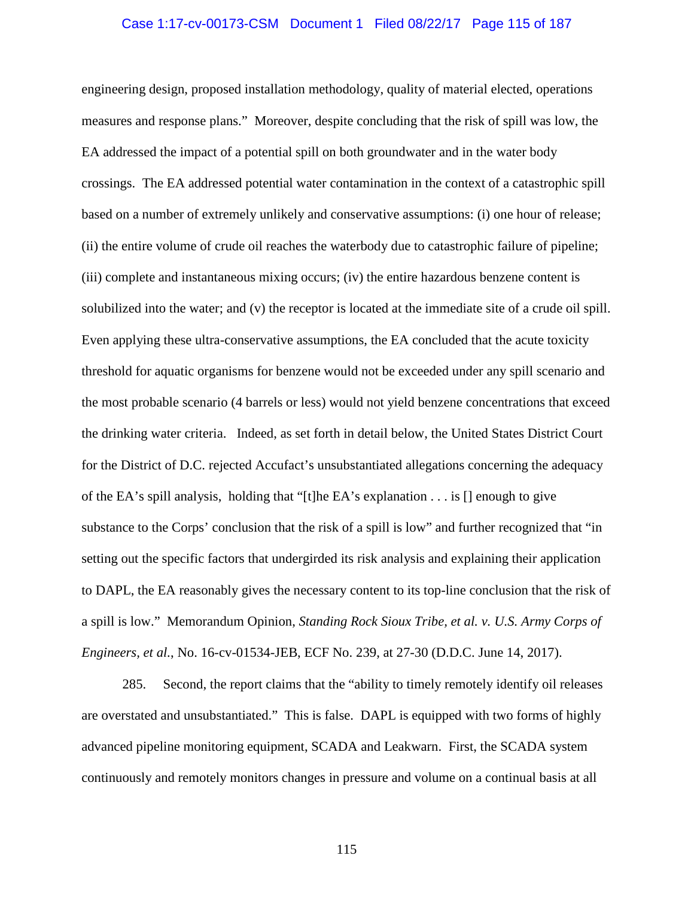engineering design, proposed installation methodology, quality of material elected, operations measures and response plans." Moreover, despite concluding that the risk of spill was low, the EA addressed the impact of a potential spill on both groundwater and in the water body crossings. The EA addressed potential water contamination in the context of a catastrophic spill based on a number of extremely unlikely and conservative assumptions: (i) one hour of release; (ii) the entire volume of crude oil reaches the waterbody due to catastrophic failure of pipeline; (iii) complete and instantaneous mixing occurs; (iv) the entire hazardous benzene content is solubilized into the water; and (v) the receptor is located at the immediate site of a crude oil spill. Even applying these ultra-conservative assumptions, the EA concluded that the acute toxicity threshold for aquatic organisms for benzene would not be exceeded under any spill scenario and the most probable scenario (4 barrels or less) would not yield benzene concentrations that exceed the drinking water criteria. Indeed, as set forth in detail below, the United States District Court for the District of D.C. rejected Accufact's unsubstantiated allegations concerning the adequacy of the EA's spill analysis, holding that "[t]he EA's explanation . . . is [] enough to give substance to the Corps' conclusion that the risk of a spill is low" and further recognized that "in setting out the specific factors that undergirded its risk analysis and explaining their application to DAPL, the EA reasonably gives the necessary content to its top-line conclusion that the risk of a spill is low." Memorandum Opinion, *Standing Rock Sioux Tribe, et al. v. U.S. Army Corps of Engineers, et al.*, No. 16-cv-01534-JEB, ECF No. 239, at 27-30 (D.D.C. June 14, 2017).

285. Second, the report claims that the "ability to timely remotely identify oil releases are overstated and unsubstantiated." This is false. DAPL is equipped with two forms of highly advanced pipeline monitoring equipment, SCADA and Leakwarn. First, the SCADA system continuously and remotely monitors changes in pressure and volume on a continual basis at all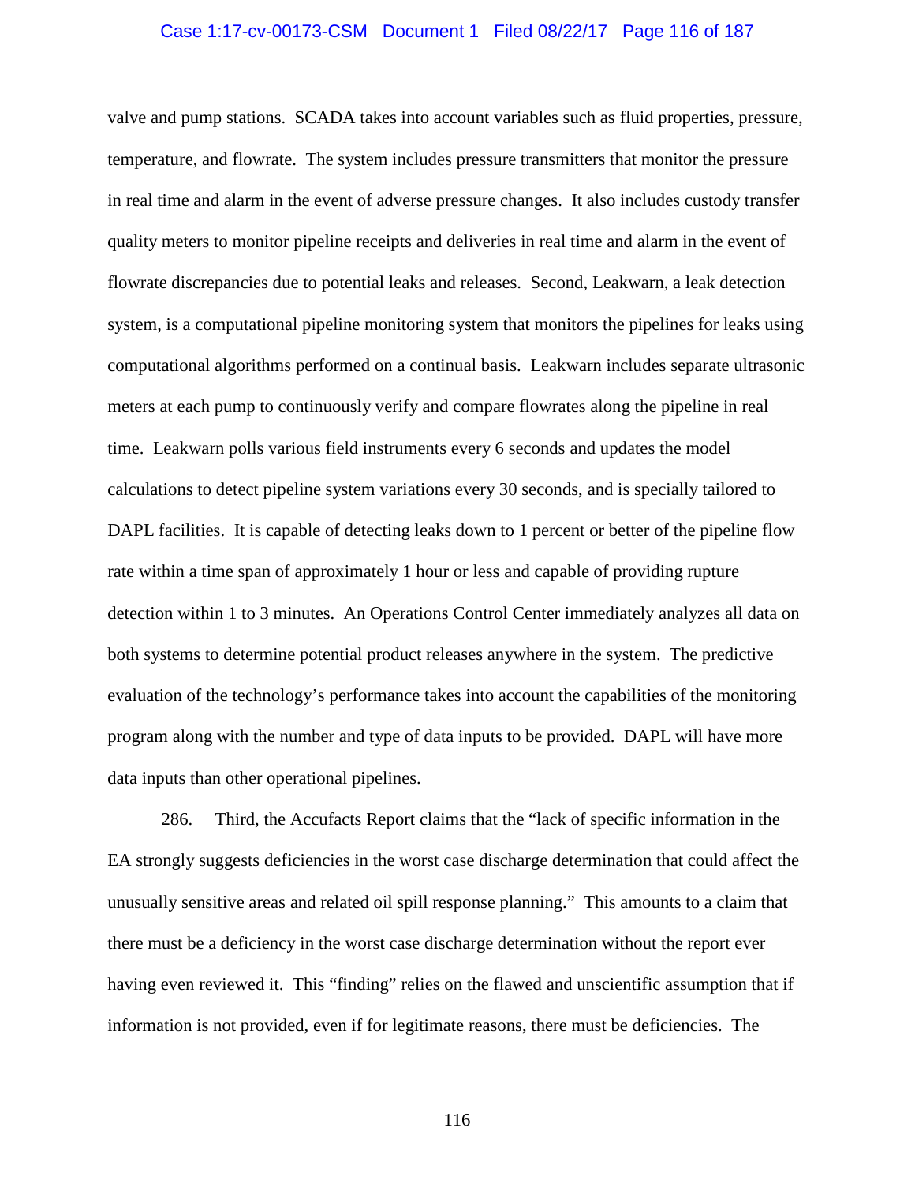valve and pump stations. SCADA takes into account variables such as fluid properties, pressure, temperature, and flowrate. The system includes pressure transmitters that monitor the pressure in real time and alarm in the event of adverse pressure changes. It also includes custody transfer quality meters to monitor pipeline receipts and deliveries in real time and alarm in the event of flowrate discrepancies due to potential leaks and releases. Second, Leakwarn, a leak detection system, is a computational pipeline monitoring system that monitors the pipelines for leaks using computational algorithms performed on a continual basis. Leakwarn includes separate ultrasonic meters at each pump to continuously verify and compare flowrates along the pipeline in real time. Leakwarn polls various field instruments every 6 seconds and updates the model calculations to detect pipeline system variations every 30 seconds, and is specially tailored to DAPL facilities. It is capable of detecting leaks down to 1 percent or better of the pipeline flow rate within a time span of approximately 1 hour or less and capable of providing rupture detection within 1 to 3 minutes. An Operations Control Center immediately analyzes all data on both systems to determine potential product releases anywhere in the system. The predictive evaluation of the technology's performance takes into account the capabilities of the monitoring program along with the number and type of data inputs to be provided. DAPL will have more data inputs than other operational pipelines.

286. Third, the Accufacts Report claims that the "lack of specific information in the EA strongly suggests deficiencies in the worst case discharge determination that could affect the unusually sensitive areas and related oil spill response planning." This amounts to a claim that there must be a deficiency in the worst case discharge determination without the report ever having even reviewed it. This "finding" relies on the flawed and unscientific assumption that if information is not provided, even if for legitimate reasons, there must be deficiencies. The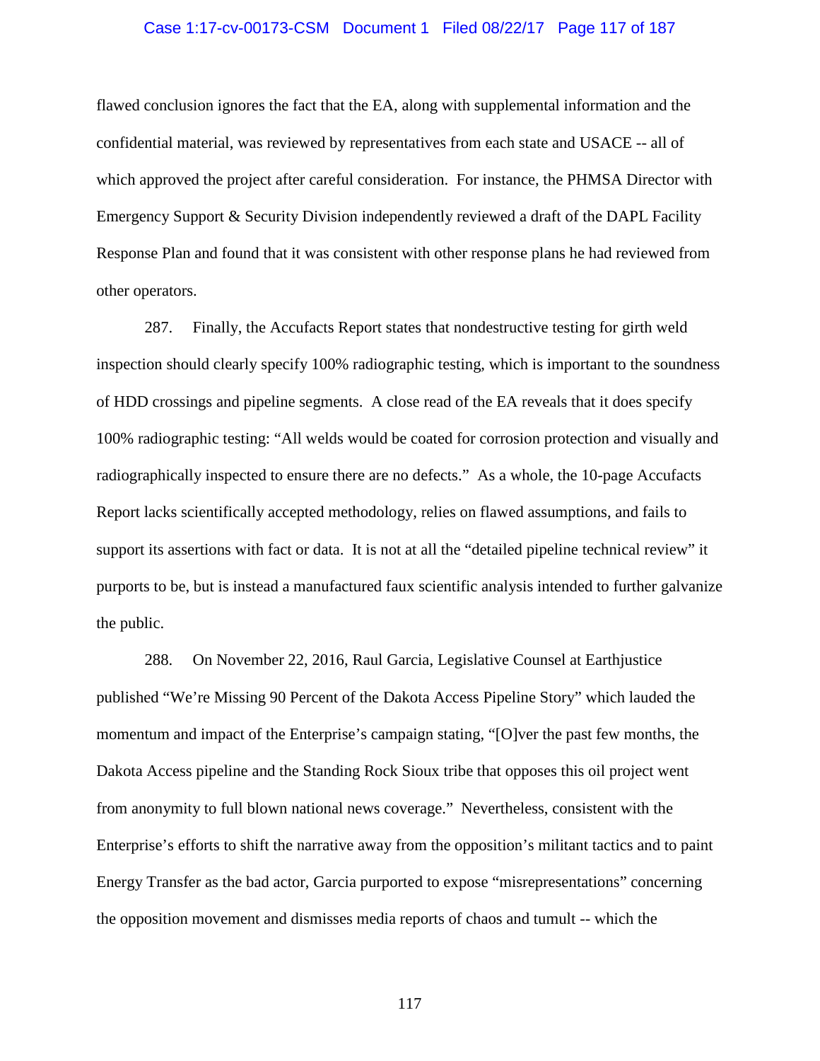flawed conclusion ignores the fact that the EA, along with supplemental information and the confidential material, was reviewed by representatives from each state and USACE -- all of which approved the project after careful consideration. For instance, the PHMSA Director with Emergency Support & Security Division independently reviewed a draft of the DAPL Facility Response Plan and found that it was consistent with other response plans he had reviewed from other operators.

287. Finally, the Accufacts Report states that nondestructive testing for girth weld inspection should clearly specify 100% radiographic testing, which is important to the soundness of HDD crossings and pipeline segments. A close read of the EA reveals that it does specify 100% radiographic testing: "All welds would be coated for corrosion protection and visually and radiographically inspected to ensure there are no defects." As a whole, the 10-page Accufacts Report lacks scientifically accepted methodology, relies on flawed assumptions, and fails to support its assertions with fact or data. It is not at all the "detailed pipeline technical review" it purports to be, but is instead a manufactured faux scientific analysis intended to further galvanize the public.

288. On November 22, 2016, Raul Garcia, Legislative Counsel at Earthjustice published "We're Missing 90 Percent of the Dakota Access Pipeline Story" which lauded the momentum and impact of the Enterprise's campaign stating, "[O]ver the past few months, the Dakota Access pipeline and the Standing Rock Sioux tribe that opposes this oil project went from anonymity to full blown national news coverage." Nevertheless, consistent with the Enterprise's efforts to shift the narrative away from the opposition's militant tactics and to paint Energy Transfer as the bad actor, Garcia purported to expose "misrepresentations" concerning the opposition movement and dismisses media reports of chaos and tumult -- which the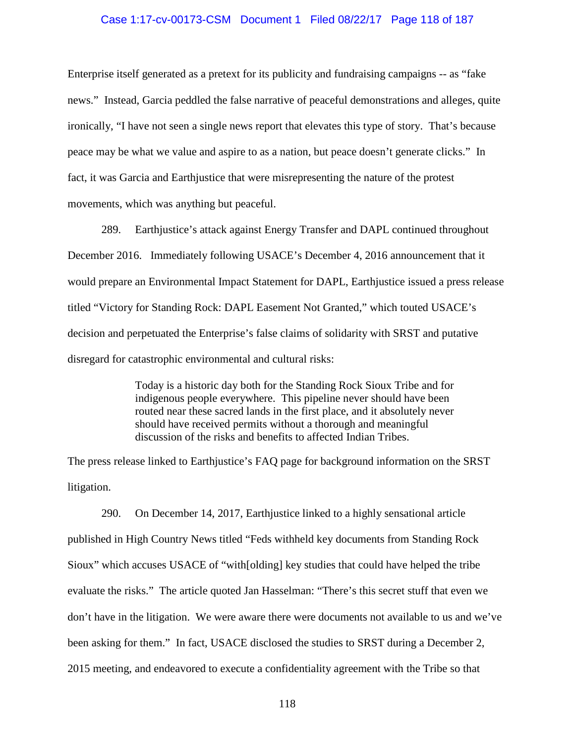Enterprise itself generated as a pretext for its publicity and fundraising campaigns -- as "fake news." Instead, Garcia peddled the false narrative of peaceful demonstrations and alleges, quite ironically, "I have not seen a single news report that elevates this type of story. That's because peace may be what we value and aspire to as a nation, but peace doesn't generate clicks." In fact, it was Garcia and Earthjustice that were misrepresenting the nature of the protest movements, which was anything but peaceful.

289. Earthjustice's attack against Energy Transfer and DAPL continued throughout December 2016. Immediately following USACE's December 4, 2016 announcement that it would prepare an Environmental Impact Statement for DAPL, Earthjustice issued a press release titled "Victory for Standing Rock: DAPL Easement Not Granted," which touted USACE's decision and perpetuated the Enterprise's false claims of solidarity with SRST and putative disregard for catastrophic environmental and cultural risks:

> Today is a historic day both for the Standing Rock Sioux Tribe and for indigenous people everywhere. This pipeline never should have been routed near these sacred lands in the first place, and it absolutely never should have received permits without a thorough and meaningful discussion of the risks and benefits to affected Indian Tribes.

The press release linked to Earthjustice's FAQ page for background information on the SRST litigation.

290. On December 14, 2017, Earthjustice linked to a highly sensational article published in High Country News titled "Feds withheld key documents from Standing Rock Sioux" which accuses USACE of "with[olding] key studies that could have helped the tribe evaluate the risks." The article quoted Jan Hasselman: "There's this secret stuff that even we don't have in the litigation. We were aware there were documents not available to us and we've been asking for them." In fact, USACE disclosed the studies to SRST during a December 2, 2015 meeting, and endeavored to execute a confidentiality agreement with the Tribe so that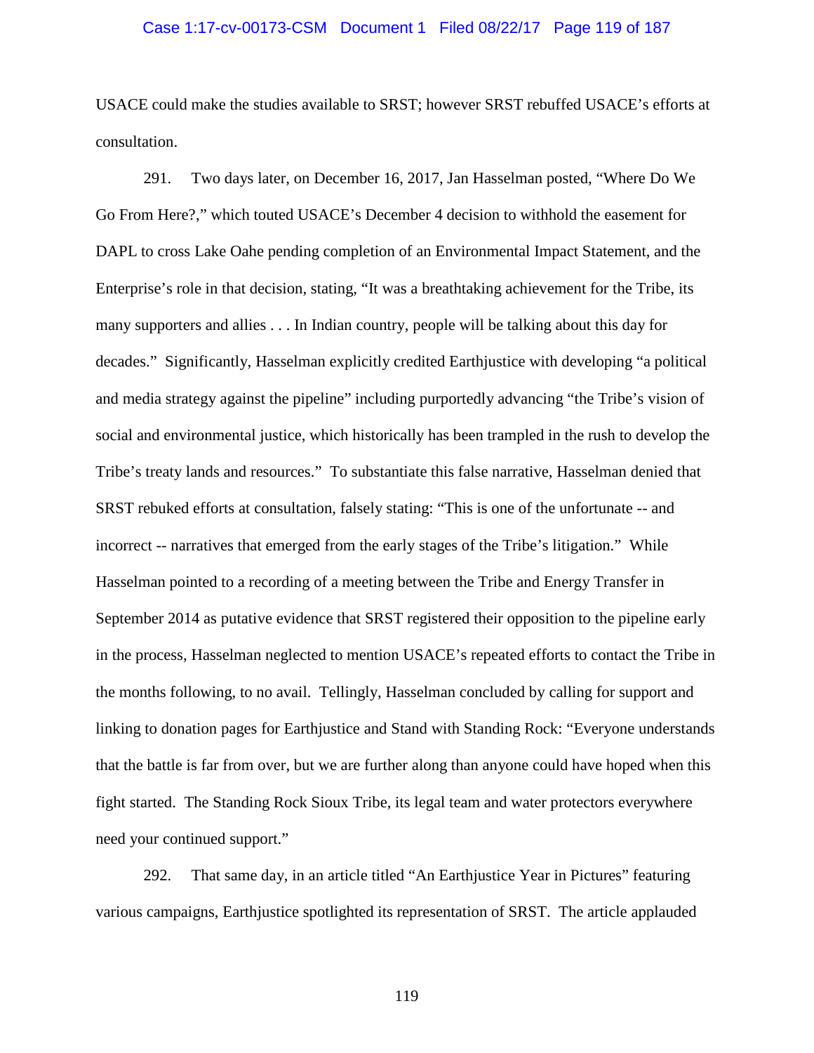USACE could make the studies available to SRST; however SRST rebuffed USACE's efforts at consultation.

291. Two days later, on December 16, 2017, Jan Hasselman posted, "Where Do We Go From Here?," which touted USACE's December 4 decision to withhold the easement for DAPL to cross Lake Oahe pending completion of an Environmental Impact Statement, and the Enterprise's role in that decision, stating, "It was a breathtaking achievement for the Tribe, its many supporters and allies . . . In Indian country, people will be talking about this day for decades." Significantly, Hasselman explicitly credited Earthjustice with developing "a political and media strategy against the pipeline" including purportedly advancing "the Tribe's vision of social and environmental justice, which historically has been trampled in the rush to develop the Tribe's treaty lands and resources." To substantiate this false narrative, Hasselman denied that SRST rebuked efforts at consultation, falsely stating: "This is one of the unfortunate -- and incorrect -- narratives that emerged from the early stages of the Tribe's litigation." While Hasselman pointed to a recording of a meeting between the Tribe and Energy Transfer in September 2014 as putative evidence that SRST registered their opposition to the pipeline early in the process, Hasselman neglected to mention USACE's repeated efforts to contact the Tribe in the months following, to no avail. Tellingly, Hasselman concluded by calling for support and linking to donation pages for Earthjustice and Stand with Standing Rock: "Everyone understands that the battle is far from over, but we are further along than anyone could have hoped when this fight started. The Standing Rock Sioux Tribe, its legal team and water protectors everywhere need your continued support."

292. That same day, in an article titled "An Earthjustice Year in Pictures" featuring various campaigns, Earthjustice spotlighted its representation of SRST. The article applauded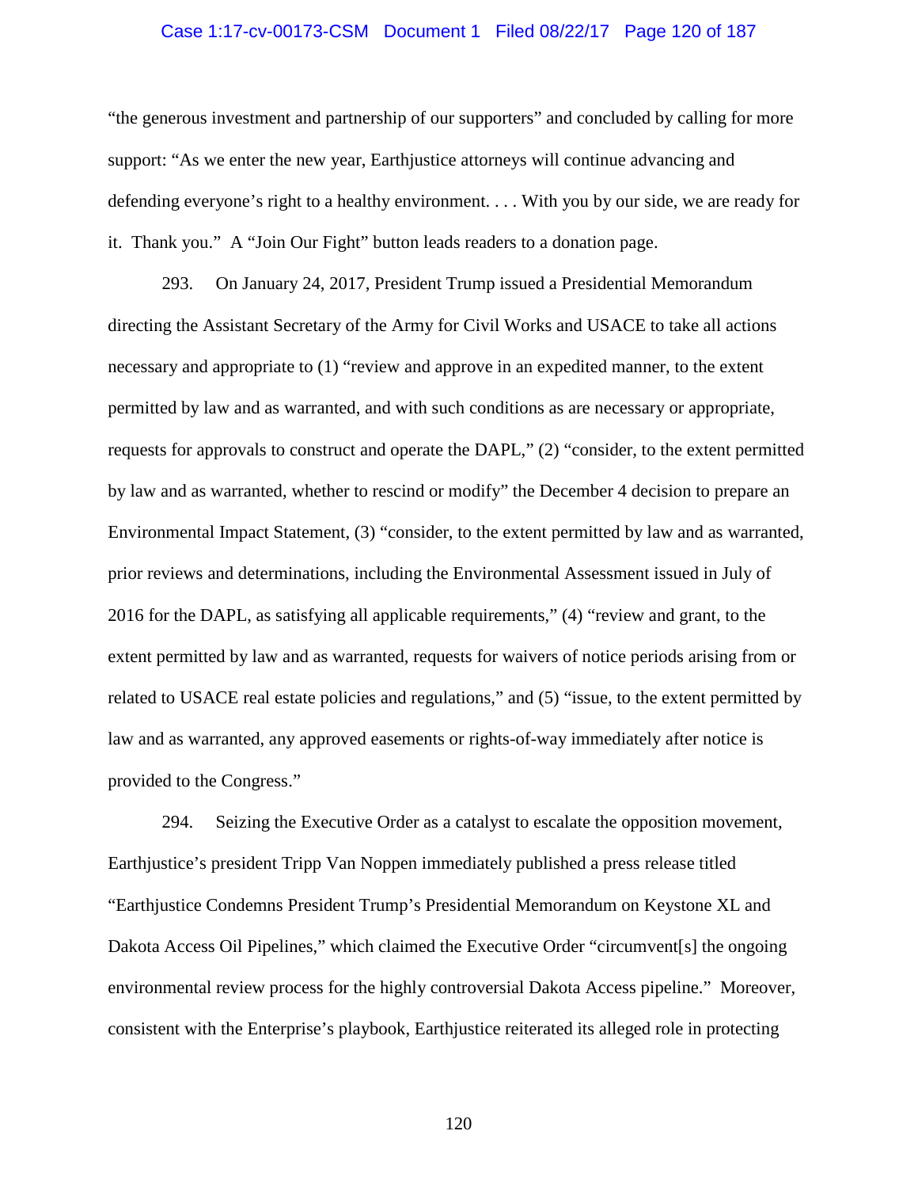"the generous investment and partnership of our supporters" and concluded by calling for more support: "As we enter the new year, Earthjustice attorneys will continue advancing and defending everyone's right to a healthy environment. . . . With you by our side, we are ready for it. Thank you." A "Join Our Fight" button leads readers to a donation page.

293. On January 24, 2017, President Trump issued a Presidential Memorandum directing the Assistant Secretary of the Army for Civil Works and USACE to take all actions necessary and appropriate to (1) "review and approve in an expedited manner, to the extent permitted by law and as warranted, and with such conditions as are necessary or appropriate, requests for approvals to construct and operate the DAPL," (2) "consider, to the extent permitted by law and as warranted, whether to rescind or modify" the December 4 decision to prepare an Environmental Impact Statement, (3) "consider, to the extent permitted by law and as warranted, prior reviews and determinations, including the Environmental Assessment issued in July of 2016 for the DAPL, as satisfying all applicable requirements," (4) "review and grant, to the extent permitted by law and as warranted, requests for waivers of notice periods arising from or related to USACE real estate policies and regulations," and (5) "issue, to the extent permitted by law and as warranted, any approved easements or rights-of-way immediately after notice is provided to the Congress."

294. Seizing the Executive Order as a catalyst to escalate the opposition movement, Earthjustice's president Tripp Van Noppen immediately published a press release titled "Earthjustice Condemns President Trump's Presidential Memorandum on Keystone XL and Dakota Access Oil Pipelines," which claimed the Executive Order "circumvent[s] the ongoing environmental review process for the highly controversial Dakota Access pipeline." Moreover, consistent with the Enterprise's playbook, Earthjustice reiterated its alleged role in protecting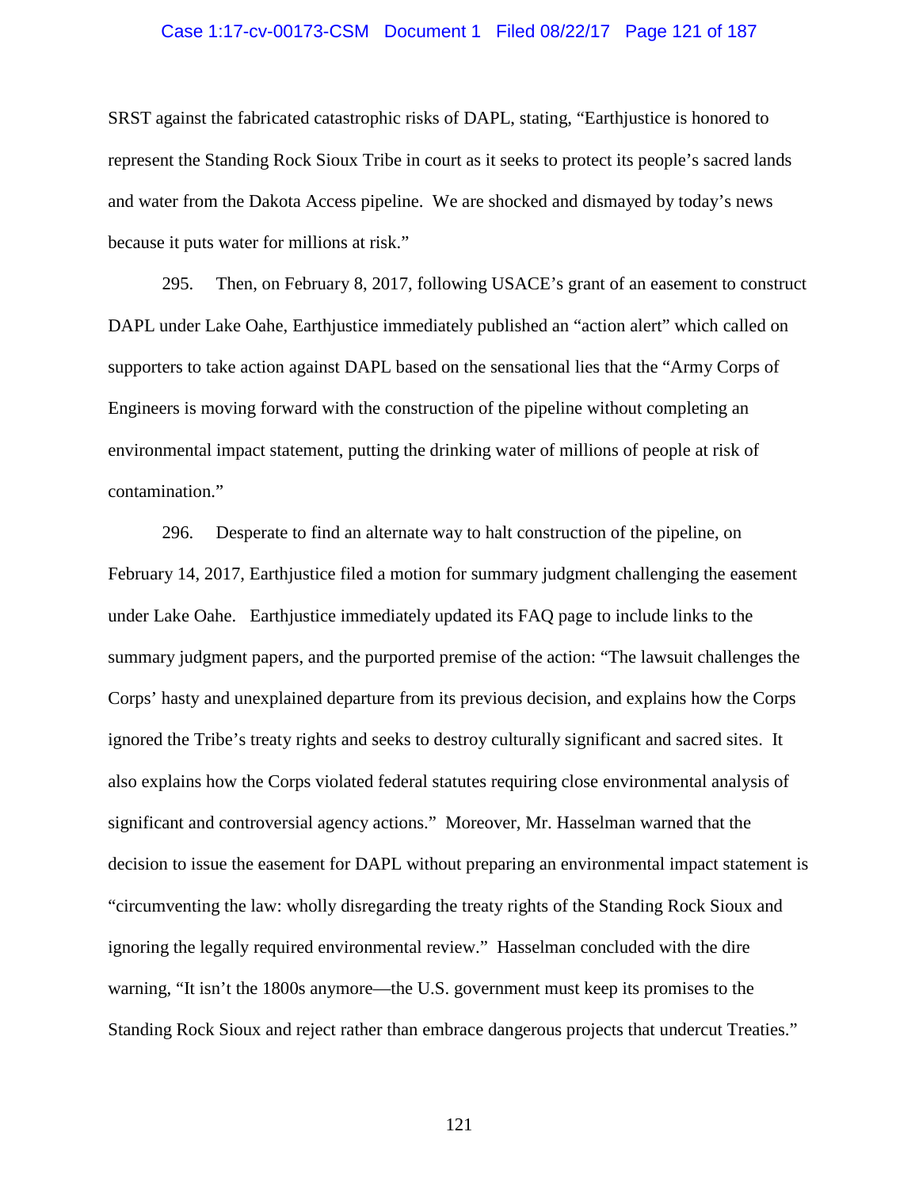SRST against the fabricated catastrophic risks of DAPL, stating, "Earthjustice is honored to represent the Standing Rock Sioux Tribe in court as it seeks to protect its people's sacred lands and water from the Dakota Access pipeline. We are shocked and dismayed by today's news because it puts water for millions at risk."

295. Then, on February 8, 2017, following USACE's grant of an easement to construct DAPL under Lake Oahe, Earthjustice immediately published an "action alert" which called on supporters to take action against DAPL based on the sensational lies that the "Army Corps of Engineers is moving forward with the construction of the pipeline without completing an environmental impact statement, putting the drinking water of millions of people at risk of contamination."

296. Desperate to find an alternate way to halt construction of the pipeline, on February 14, 2017, Earthjustice filed a motion for summary judgment challenging the easement under Lake Oahe. Earthjustice immediately updated its FAQ page to include links to the summary judgment papers, and the purported premise of the action: "The lawsuit challenges the Corps' hasty and unexplained departure from its previous decision, and explains how the Corps ignored the Tribe's treaty rights and seeks to destroy culturally significant and sacred sites. It also explains how the Corps violated federal statutes requiring close environmental analysis of significant and controversial agency actions." Moreover, Mr. Hasselman warned that the decision to issue the easement for DAPL without preparing an environmental impact statement is "circumventing the law: wholly disregarding the treaty rights of the Standing Rock Sioux and ignoring the legally required environmental review." Hasselman concluded with the dire warning, "It isn't the 1800s anymore—the U.S. government must keep its promises to the Standing Rock Sioux and reject rather than embrace dangerous projects that undercut Treaties."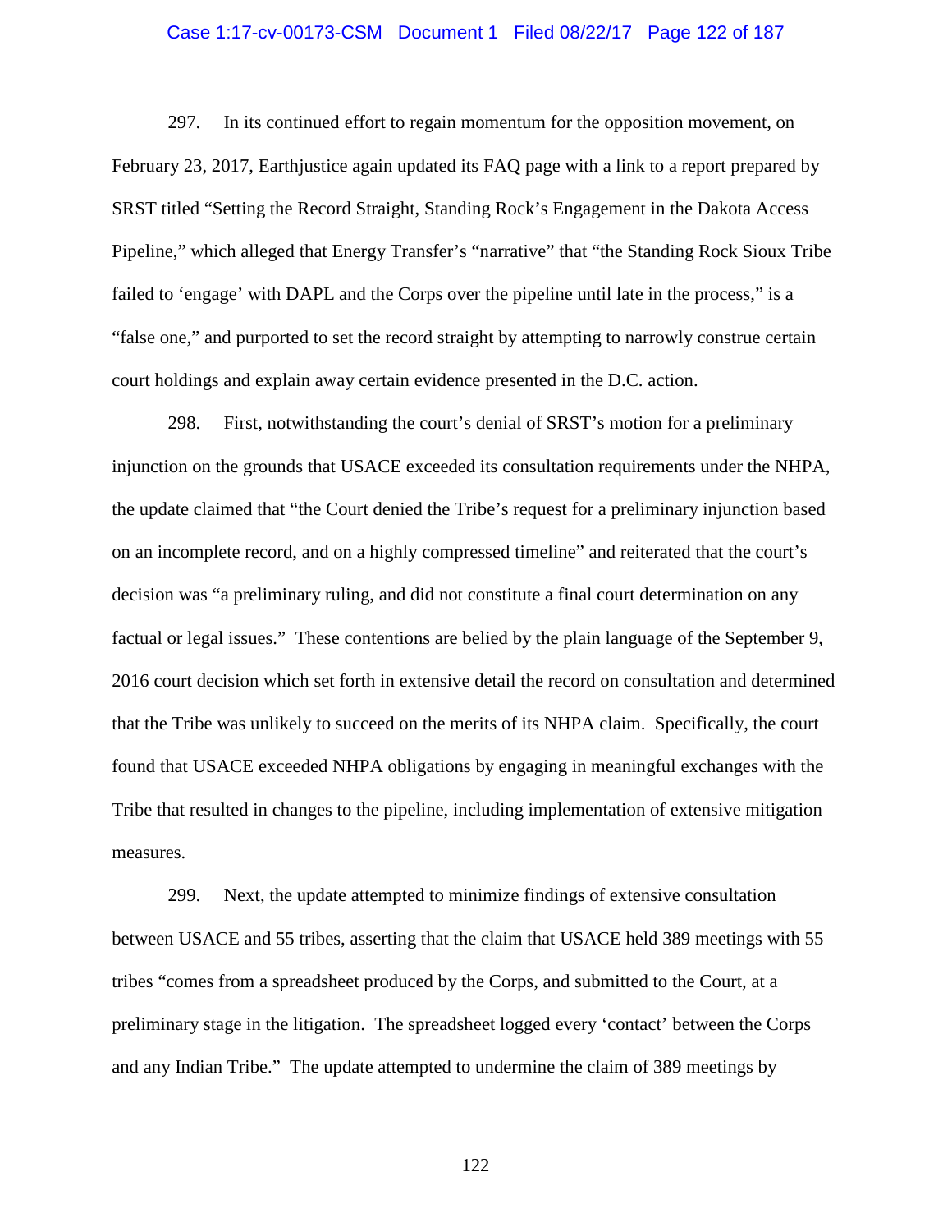297. In its continued effort to regain momentum for the opposition movement, on February 23, 2017, Earthjustice again updated its FAQ page with a link to a report prepared by SRST titled "Setting the Record Straight, Standing Rock's Engagement in the Dakota Access Pipeline," which alleged that Energy Transfer's "narrative" that "the Standing Rock Sioux Tribe failed to 'engage' with DAPL and the Corps over the pipeline until late in the process," is a "false one," and purported to set the record straight by attempting to narrowly construe certain court holdings and explain away certain evidence presented in the D.C. action.

298. First, notwithstanding the court's denial of SRST's motion for a preliminary injunction on the grounds that USACE exceeded its consultation requirements under the NHPA, the update claimed that "the Court denied the Tribe's request for a preliminary injunction based on an incomplete record, and on a highly compressed timeline" and reiterated that the court's decision was "a preliminary ruling, and did not constitute a final court determination on any factual or legal issues." These contentions are belied by the plain language of the September 9, 2016 court decision which set forth in extensive detail the record on consultation and determined that the Tribe was unlikely to succeed on the merits of its NHPA claim. Specifically, the court found that USACE exceeded NHPA obligations by engaging in meaningful exchanges with the Tribe that resulted in changes to the pipeline, including implementation of extensive mitigation measures.

299. Next, the update attempted to minimize findings of extensive consultation between USACE and 55 tribes, asserting that the claim that USACE held 389 meetings with 55 tribes "comes from a spreadsheet produced by the Corps, and submitted to the Court, at a preliminary stage in the litigation. The spreadsheet logged every 'contact' between the Corps and any Indian Tribe." The update attempted to undermine the claim of 389 meetings by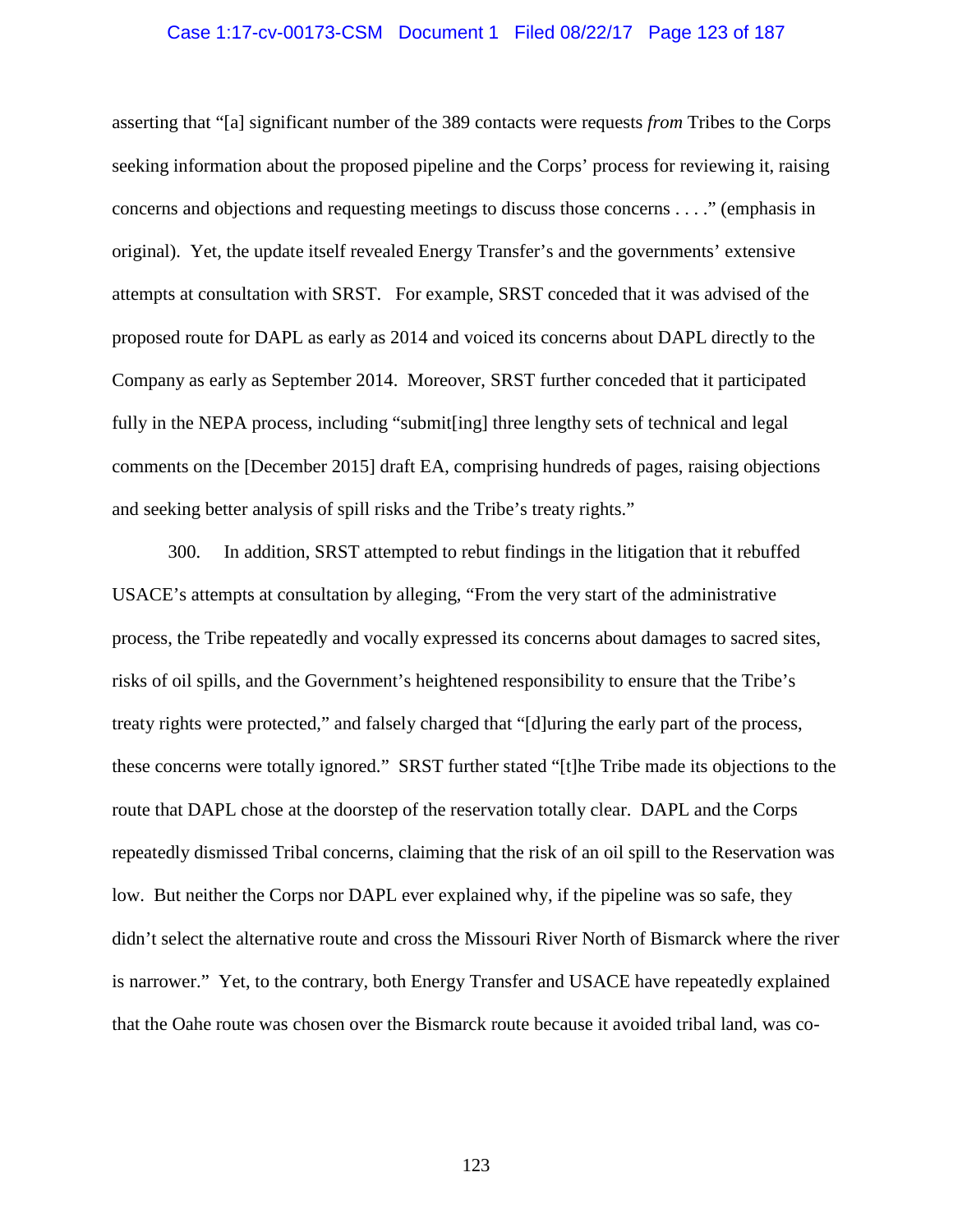asserting that "[a] significant number of the 389 contacts were requests *from* Tribes to the Corps seeking information about the proposed pipeline and the Corps' process for reviewing it, raising concerns and objections and requesting meetings to discuss those concerns . . . ." (emphasis in original). Yet, the update itself revealed Energy Transfer's and the governments' extensive attempts at consultation with SRST. For example, SRST conceded that it was advised of the proposed route for DAPL as early as 2014 and voiced its concerns about DAPL directly to the Company as early as September 2014. Moreover, SRST further conceded that it participated fully in the NEPA process, including "submit[ing] three lengthy sets of technical and legal comments on the [December 2015] draft EA, comprising hundreds of pages, raising objections and seeking better analysis of spill risks and the Tribe's treaty rights."

300. In addition, SRST attempted to rebut findings in the litigation that it rebuffed USACE's attempts at consultation by alleging, "From the very start of the administrative process, the Tribe repeatedly and vocally expressed its concerns about damages to sacred sites, risks of oil spills, and the Government's heightened responsibility to ensure that the Tribe's treaty rights were protected," and falsely charged that "[d]uring the early part of the process, these concerns were totally ignored." SRST further stated "[t]he Tribe made its objections to the route that DAPL chose at the doorstep of the reservation totally clear. DAPL and the Corps repeatedly dismissed Tribal concerns, claiming that the risk of an oil spill to the Reservation was low. But neither the Corps nor DAPL ever explained why, if the pipeline was so safe, they didn't select the alternative route and cross the Missouri River North of Bismarck where the river is narrower." Yet, to the contrary, both Energy Transfer and USACE have repeatedly explained that the Oahe route was chosen over the Bismarck route because it avoided tribal land, was co-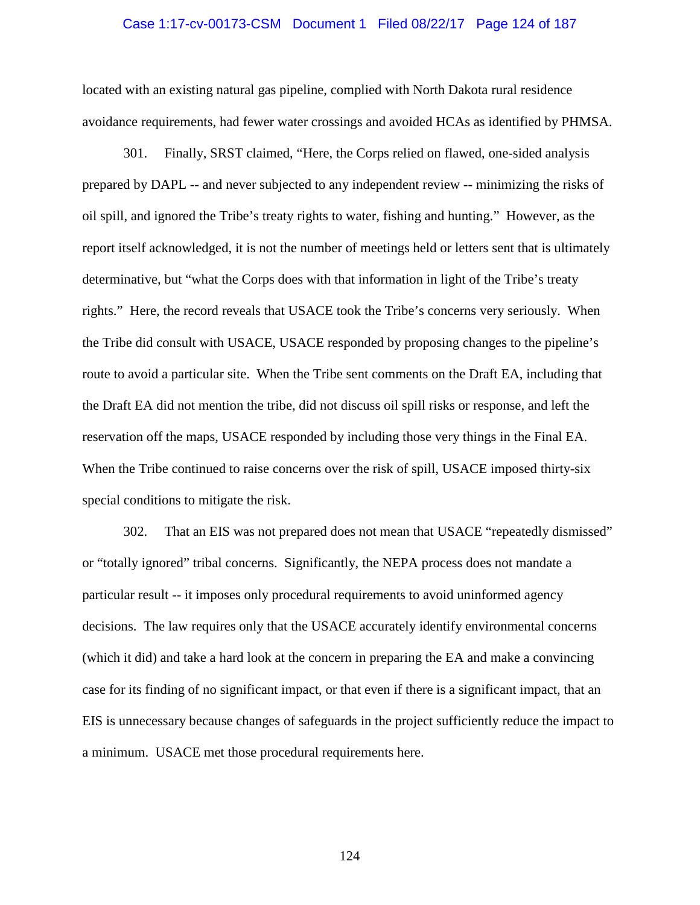located with an existing natural gas pipeline, complied with North Dakota rural residence avoidance requirements, had fewer water crossings and avoided HCAs as identified by PHMSA.

301. Finally, SRST claimed, "Here, the Corps relied on flawed, one-sided analysis prepared by DAPL -- and never subjected to any independent review -- minimizing the risks of oil spill, and ignored the Tribe's treaty rights to water, fishing and hunting." However, as the report itself acknowledged, it is not the number of meetings held or letters sent that is ultimately determinative, but "what the Corps does with that information in light of the Tribe's treaty rights." Here, the record reveals that USACE took the Tribe's concerns very seriously. When the Tribe did consult with USACE, USACE responded by proposing changes to the pipeline's route to avoid a particular site. When the Tribe sent comments on the Draft EA, including that the Draft EA did not mention the tribe, did not discuss oil spill risks or response, and left the reservation off the maps, USACE responded by including those very things in the Final EA. When the Tribe continued to raise concerns over the risk of spill, USACE imposed thirty-six special conditions to mitigate the risk.

302. That an EIS was not prepared does not mean that USACE "repeatedly dismissed" or "totally ignored" tribal concerns. Significantly, the NEPA process does not mandate a particular result -- it imposes only procedural requirements to avoid uninformed agency decisions. The law requires only that the USACE accurately identify environmental concerns (which it did) and take a hard look at the concern in preparing the EA and make a convincing case for its finding of no significant impact, or that even if there is a significant impact, that an EIS is unnecessary because changes of safeguards in the project sufficiently reduce the impact to a minimum. USACE met those procedural requirements here.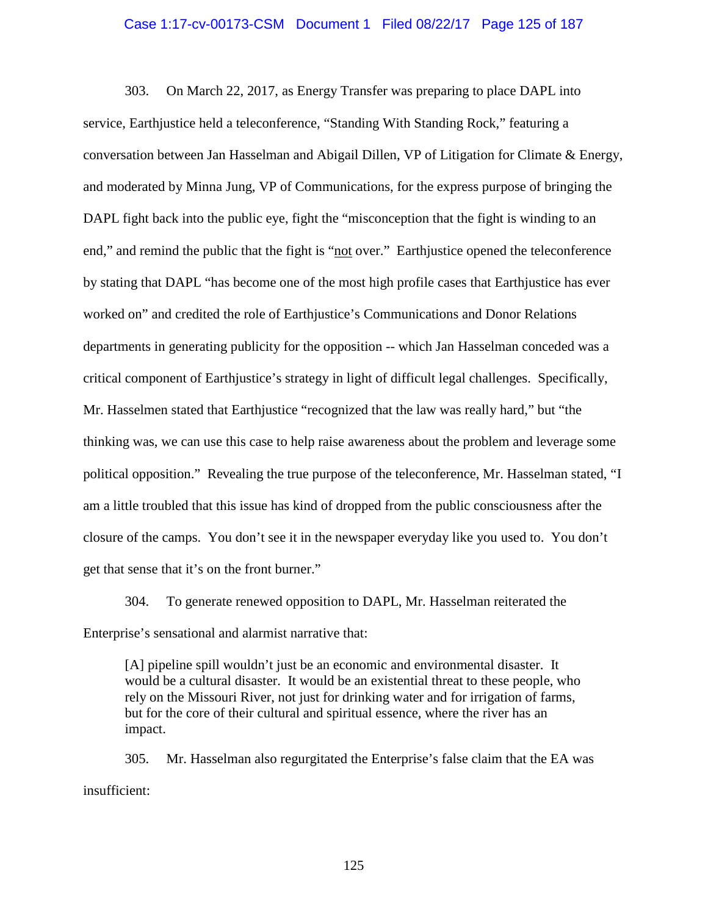303. On March 22, 2017, as Energy Transfer was preparing to place DAPL into service, Earthjustice held a teleconference, "Standing With Standing Rock," featuring a conversation between Jan Hasselman and Abigail Dillen, VP of Litigation for Climate & Energy, and moderated by Minna Jung, VP of Communications, for the express purpose of bringing the DAPL fight back into the public eye, fight the "misconception that the fight is winding to an end," and remind the public that the fight is "<u>not</u> over." Earthjustice opened the teleconference by stating that DAPL "has become one of the most high profile cases that Earthjustice has ever worked on" and credited the role of Earthjustice's Communications and Donor Relations departments in generating publicity for the opposition -- which Jan Hasselman conceded was a critical component of Earthjustice's strategy in light of difficult legal challenges. Specifically, Mr. Hasselmen stated that Earthjustice "recognized that the law was really hard," but "the thinking was, we can use this case to help raise awareness about the problem and leverage some political opposition." Revealing the true purpose of the teleconference, Mr. Hasselman stated, "I am a little troubled that this issue has kind of dropped from the public consciousness after the closure of the camps. You don't see it in the newspaper everyday like you used to. You don't get that sense that it's on the front burner."

304. To generate renewed opposition to DAPL, Mr. Hasselman reiterated the Enterprise's sensational and alarmist narrative that:

> [A] pipeline spill wouldn't just be an economic and environmental disaster. It would be a cultural disaster. It would be an existential threat to these people, who rely on the Missouri River, not just for drinking water and for irrigation of farms, but for the core of their cultural and spiritual essence, where the river has an impact.

305. Mr. Hasselman also regurgitated the Enterprise's false claim that the EA was insufficient: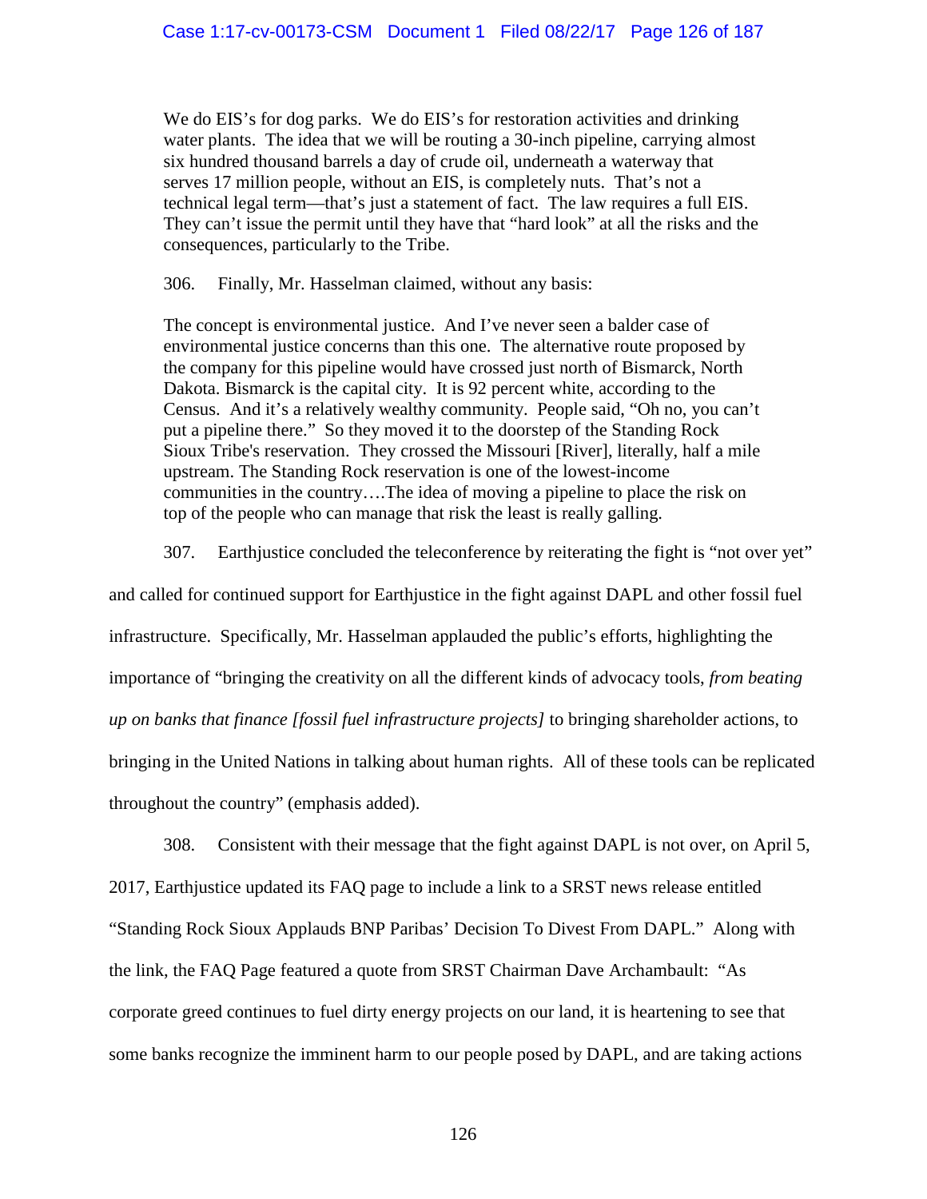> We do EIS's for dog parks. We do EIS's for restoration activities and drinking water plants. The idea that we will be routing a 30-inch pipeline, carrying almost six hundred thousand barrels a day of crude oil, underneath a waterway that serves 17 million people, without an EIS, is completely nuts. That's not a technical legal term—that's just a statement of fact. The law requires a full EIS. They can't issue the permit until they have that "hard look" at all the risks and the consequences, particularly to the Tribe.

306. Finally, Mr. Hasselman claimed, without any basis:

> The concept is environmental justice. And I've never seen a balder case of environmental justice concerns than this one. The alternative route proposed by the company for this pipeline would have crossed just north of Bismarck, North Dakota. Bismarck is the capital city. It is 92 percent white, according to the Census. And it's a relatively wealthy community. People said, "Oh no, you can't put a pipeline there." So they moved it to the doorstep of the Standing Rock Sioux Tribe's reservation. They crossed the Missouri [River], literally, half a mile upstream. The Standing Rock reservation is one of the lowest-income communities in the country….The idea of moving a pipeline to place the risk on top of the people who can manage that risk the least is really galling.

307. Earthjustice concluded the teleconference by reiterating the fight is "not over yet" and called for continued support for Earthjustice in the fight against DAPL and other fossil fuel infrastructure. Specifically, Mr. Hasselman applauded the public's efforts, highlighting the importance of "bringing the creativity on all the different kinds of advocacy tools, *from beating up on banks that finance [fossil fuel infrastructure projects]* to bringing shareholder actions, to bringing in the United Nations in talking about human rights. All of these tools can be replicated throughout the country" (emphasis added).

308. Consistent with their message that the fight against DAPL is not over, on April 5, 2017, Earthjustice updated its FAQ page to include a link to a SRST news release entitled "Standing Rock Sioux Applauds BNP Paribas' Decision To Divest From DAPL." Along with the link, the FAQ Page featured a quote from SRST Chairman Dave Archambault: "As corporate greed continues to fuel dirty energy projects on our land, it is heartening to see that some banks recognize the imminent harm to our people posed by DAPL, and are taking actions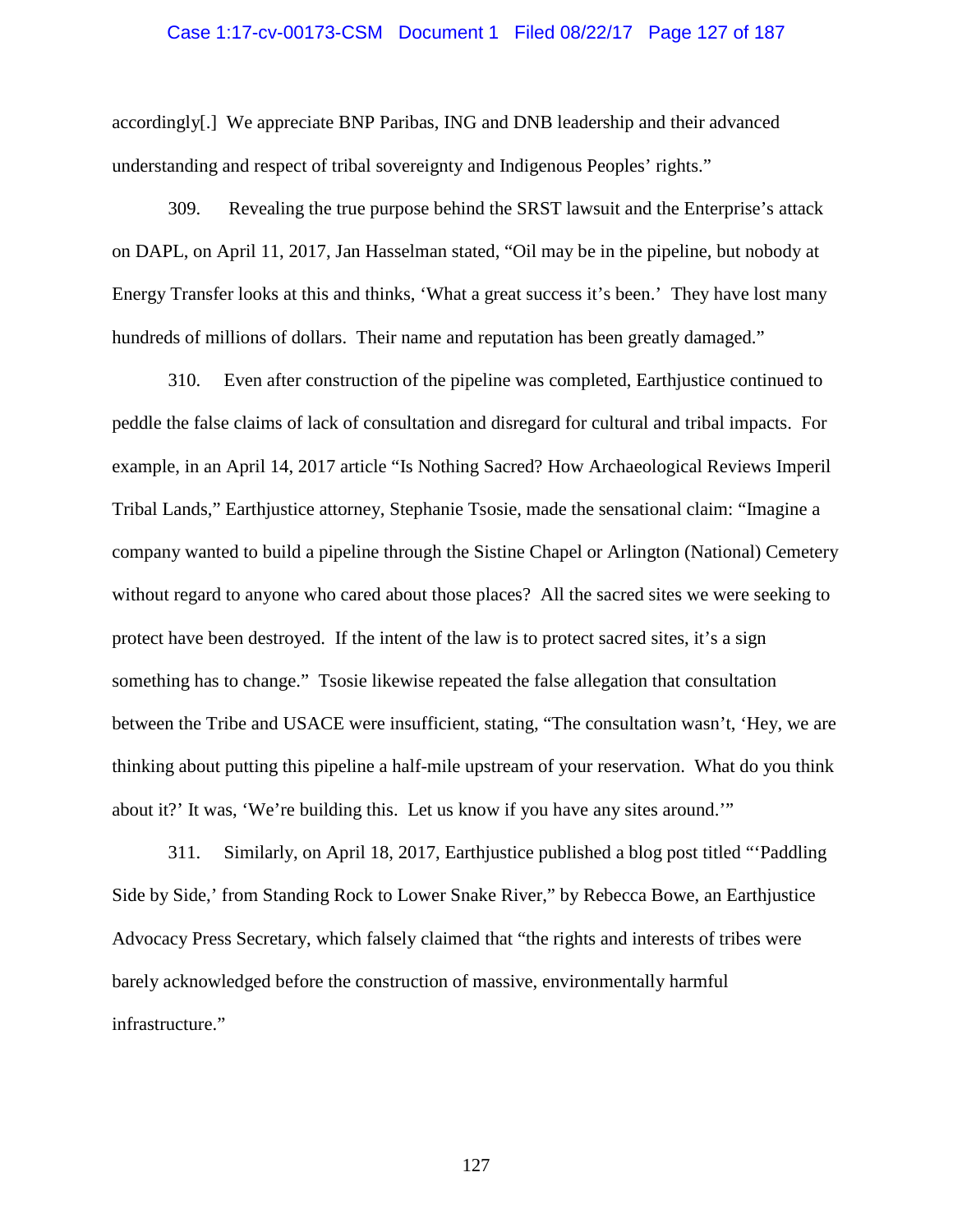accordingly[.] We appreciate BNP Paribas, ING and DNB leadership and their advanced understanding and respect of tribal sovereignty and Indigenous Peoples' rights."

309. Revealing the true purpose behind the SRST lawsuit and the Enterprise's attack on DAPL, on April 11, 2017, Jan Hasselman stated, "Oil may be in the pipeline, but nobody at Energy Transfer looks at this and thinks, 'What a great success it's been.' They have lost many hundreds of millions of dollars. Their name and reputation has been greatly damaged."

310. Even after construction of the pipeline was completed, Earthjustice continued to peddle the false claims of lack of consultation and disregard for cultural and tribal impacts. For example, in an April 14, 2017 article "Is Nothing Sacred? How Archaeological Reviews Imperil Tribal Lands," Earthjustice attorney, Stephanie Tsosie, made the sensational claim: "Imagine a company wanted to build a pipeline through the Sistine Chapel or Arlington (National) Cemetery without regard to anyone who cared about those places? All the sacred sites we were seeking to protect have been destroyed. If the intent of the law is to protect sacred sites, it's a sign something has to change." Tsosie likewise repeated the false allegation that consultation between the Tribe and USACE were insufficient, stating, "The consultation wasn't, 'Hey, we are thinking about putting this pipeline a half-mile upstream of your reservation. What do you think about it?' It was, 'We're building this. Let us know if you have any sites around.'"

311. Similarly, on April 18, 2017, Earthjustice published a blog post titled "'Paddling Side by Side,' from Standing Rock to Lower Snake River," by Rebecca Bowe, an Earthjustice Advocacy Press Secretary, which falsely claimed that "the rights and interests of tribes were barely acknowledged before the construction of massive, environmentally harmful infrastructure."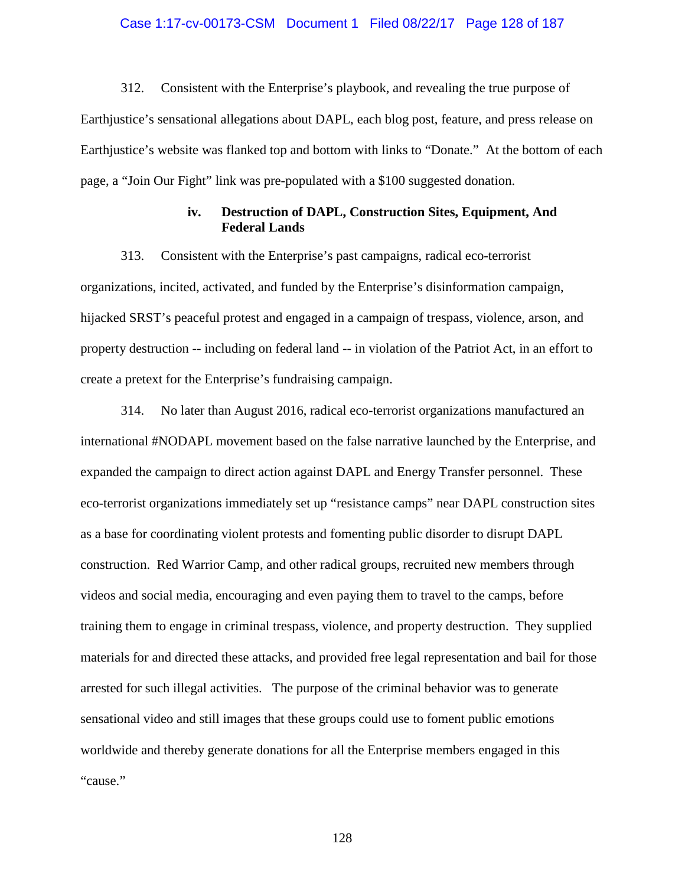312. Consistent with the Enterprise's playbook, and revealing the true purpose of Earthjustice's sensational allegations about DAPL, each blog post, feature, and press release on Earthjustice's website was flanked top and bottom with links to "Donate." At the bottom of each page, a "Join Our Fight" link was pre-populated with a $100 suggested donation.

#### iv. Destruction of DAPL, Construction Sites, Equipment, And Federal Lands

313. Consistent with the Enterprise's past campaigns, radical eco-terrorist organizations, incited, activated, and funded by the Enterprise's disinformation campaign, hijacked SRST's peaceful protest and engaged in a campaign of trespass, violence, arson, and property destruction -- including on federal land -- in violation of the Patriot Act, in an effort to create a pretext for the Enterprise's fundraising campaign.

314. No later than August 2016, radical eco-terrorist organizations manufactured an international #NODAPL movement based on the false narrative launched by the Enterprise, and expanded the campaign to direct action against DAPL and Energy Transfer personnel. These eco-terrorist organizations immediately set up "resistance camps" near DAPL construction sites as a base for coordinating violent protests and fomenting public disorder to disrupt DAPL construction. Red Warrior Camp, and other radical groups, recruited new members through videos and social media, encouraging and even paying them to travel to the camps, before training them to engage in criminal trespass, violence, and property destruction. They supplied materials for and directed these attacks, and provided free legal representation and bail for those arrested for such illegal activities. The purpose of the criminal behavior was to generate sensational video and still images that these groups could use to foment public emotions worldwide and thereby generate donations for all the Enterprise members engaged in this "cause."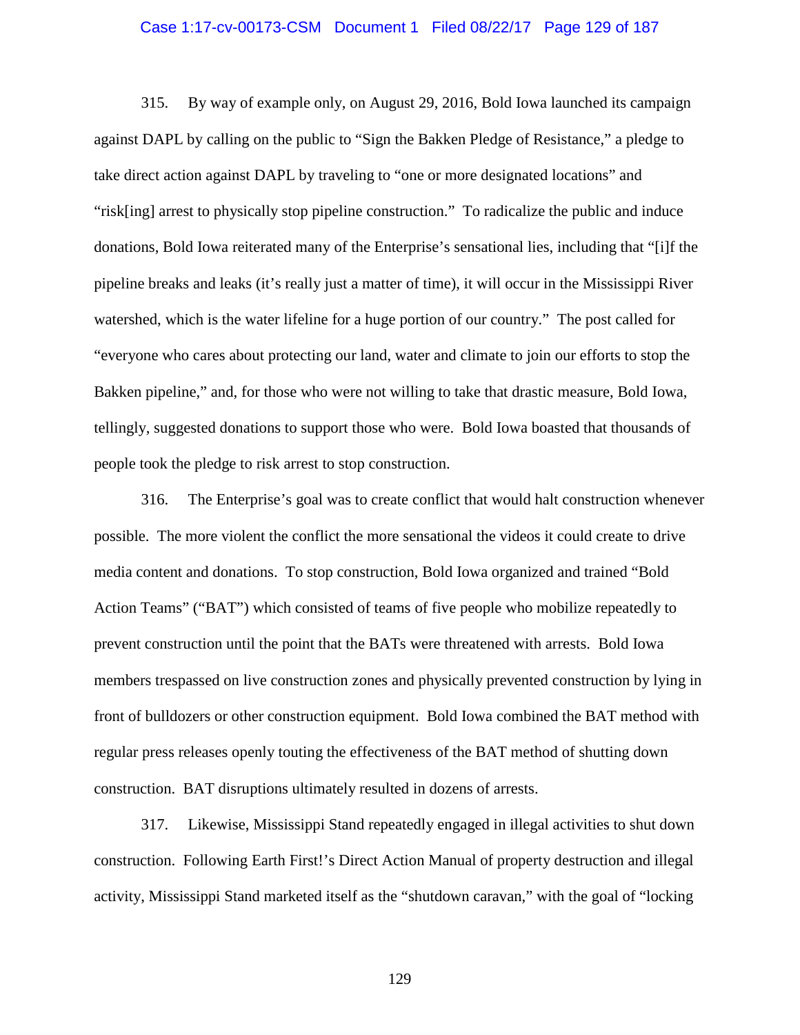315. By way of example only, on August 29, 2016, Bold Iowa launched its campaign against DAPL by calling on the public to "Sign the Bakken Pledge of Resistance," a pledge to take direct action against DAPL by traveling to "one or more designated locations" and "risk[ing] arrest to physically stop pipeline construction." To radicalize the public and induce donations, Bold Iowa reiterated many of the Enterprise's sensational lies, including that "[i]f the pipeline breaks and leaks (it's really just a matter of time), it will occur in the Mississippi River watershed, which is the water lifeline for a huge portion of our country." The post called for "everyone who cares about protecting our land, water and climate to join our efforts to stop the Bakken pipeline," and, for those who were not willing to take that drastic measure, Bold Iowa, tellingly, suggested donations to support those who were. Bold Iowa boasted that thousands of people took the pledge to risk arrest to stop construction.

316. The Enterprise's goal was to create conflict that would halt construction whenever possible. The more violent the conflict the more sensational the videos it could create to drive media content and donations. To stop construction, Bold Iowa organized and trained "Bold Action Teams" ("BAT") which consisted of teams of five people who mobilize repeatedly to prevent construction until the point that the BATs were threatened with arrests. Bold Iowa members trespassed on live construction zones and physically prevented construction by lying in front of bulldozers or other construction equipment. Bold Iowa combined the BAT method with regular press releases openly touting the effectiveness of the BAT method of shutting down construction. BAT disruptions ultimately resulted in dozens of arrests.

317. Likewise, Mississippi Stand repeatedly engaged in illegal activities to shut down construction. Following Earth First!'s Direct Action Manual of property destruction and illegal activity, Mississippi Stand marketed itself as the "shutdown caravan," with the goal of "locking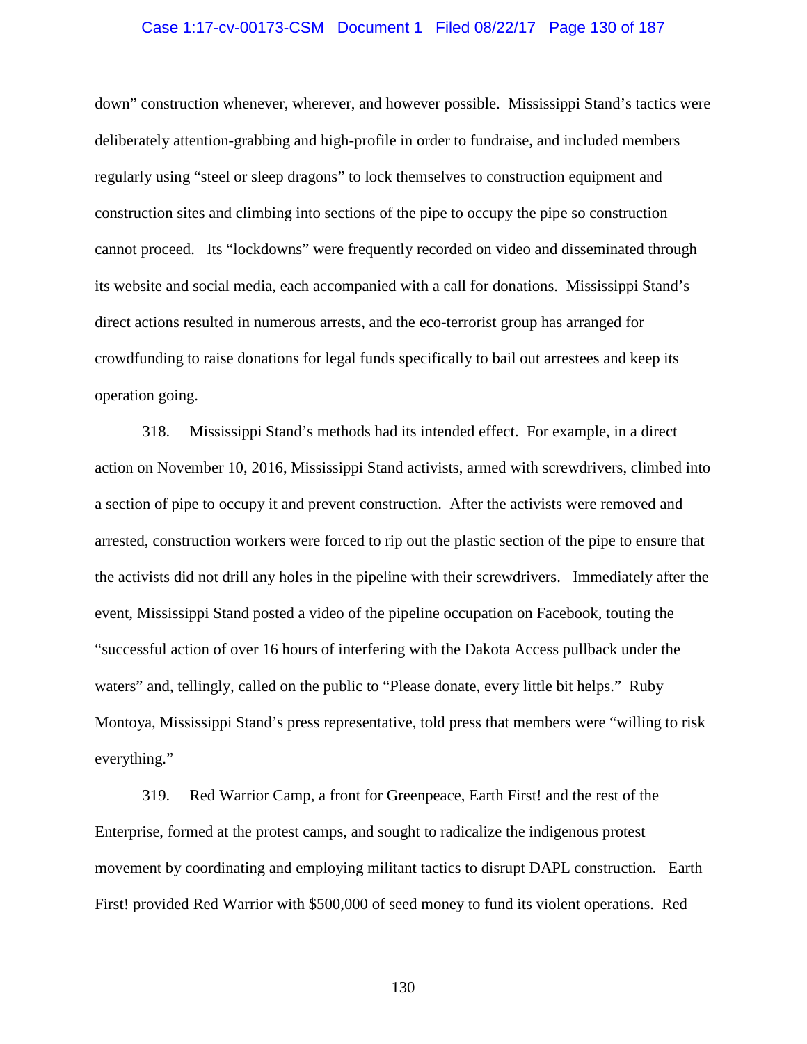down" construction whenever, wherever, and however possible. Mississippi Stand's tactics were deliberately attention-grabbing and high-profile in order to fundraise, and included members regularly using "steel or sleep dragons" to lock themselves to construction equipment and construction sites and climbing into sections of the pipe to occupy the pipe so construction cannot proceed. Its "lockdowns" were frequently recorded on video and disseminated through its website and social media, each accompanied with a call for donations. Mississippi Stand's direct actions resulted in numerous arrests, and the eco-terrorist group has arranged for crowdfunding to raise donations for legal funds specifically to bail out arrestees and keep its operation going.

318. Mississippi Stand's methods had its intended effect. For example, in a direct action on November 10, 2016, Mississippi Stand activists, armed with screwdrivers, climbed into a section of pipe to occupy it and prevent construction. After the activists were removed and arrested, construction workers were forced to rip out the plastic section of the pipe to ensure that the activists did not drill any holes in the pipeline with their screwdrivers. Immediately after the event, Mississippi Stand posted a video of the pipeline occupation on Facebook, touting the "successful action of over 16 hours of interfering with the Dakota Access pullback under the waters" and, tellingly, called on the public to "Please donate, every little bit helps." Ruby Montoya, Mississippi Stand's press representative, told press that members were "willing to risk everything."

319. Red Warrior Camp, a front for Greenpeace, Earth First! and the rest of the Enterprise, formed at the protest camps, and sought to radicalize the indigenous protest movement by coordinating and employing militant tactics to disrupt DAPL construction. Earth First! provided Red Warrior with $500,000 of seed money to fund its violent operations. Red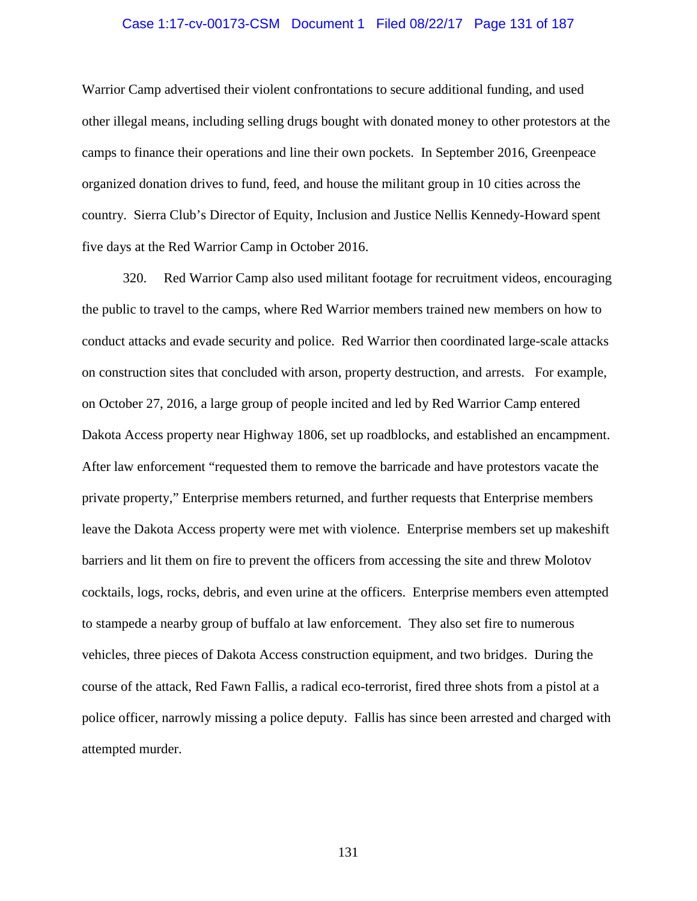Warrior Camp advertised their violent confrontations to secure additional funding, and used other illegal means, including selling drugs bought with donated money to other protestors at the camps to finance their operations and line their own pockets. In September 2016, Greenpeace organized donation drives to fund, feed, and house the militant group in 10 cities across the country. Sierra Club's Director of Equity, Inclusion and Justice Nellis Kennedy-Howard spent five days at the Red Warrior Camp in October 2016.

320. Red Warrior Camp also used militant footage for recruitment videos, encouraging the public to travel to the camps, where Red Warrior members trained new members on how to conduct attacks and evade security and police. Red Warrior then coordinated large-scale attacks on construction sites that concluded with arson, property destruction, and arrests. For example, on October 27, 2016, a large group of people incited and led by Red Warrior Camp entered Dakota Access property near Highway 1806, set up roadblocks, and established an encampment. After law enforcement "requested them to remove the barricade and have protestors vacate the private property," Enterprise members returned, and further requests that Enterprise members leave the Dakota Access property were met with violence. Enterprise members set up makeshift barriers and lit them on fire to prevent the officers from accessing the site and threw Molotov cocktails, logs, rocks, debris, and even urine at the officers. Enterprise members even attempted to stampede a nearby group of buffalo at law enforcement. They also set fire to numerous vehicles, three pieces of Dakota Access construction equipment, and two bridges. During the course of the attack, Red Fawn Fallis, a radical eco-terrorist, fired three shots from a pistol at a police officer, narrowly missing a police deputy. Fallis has since been arrested and charged with attempted murder.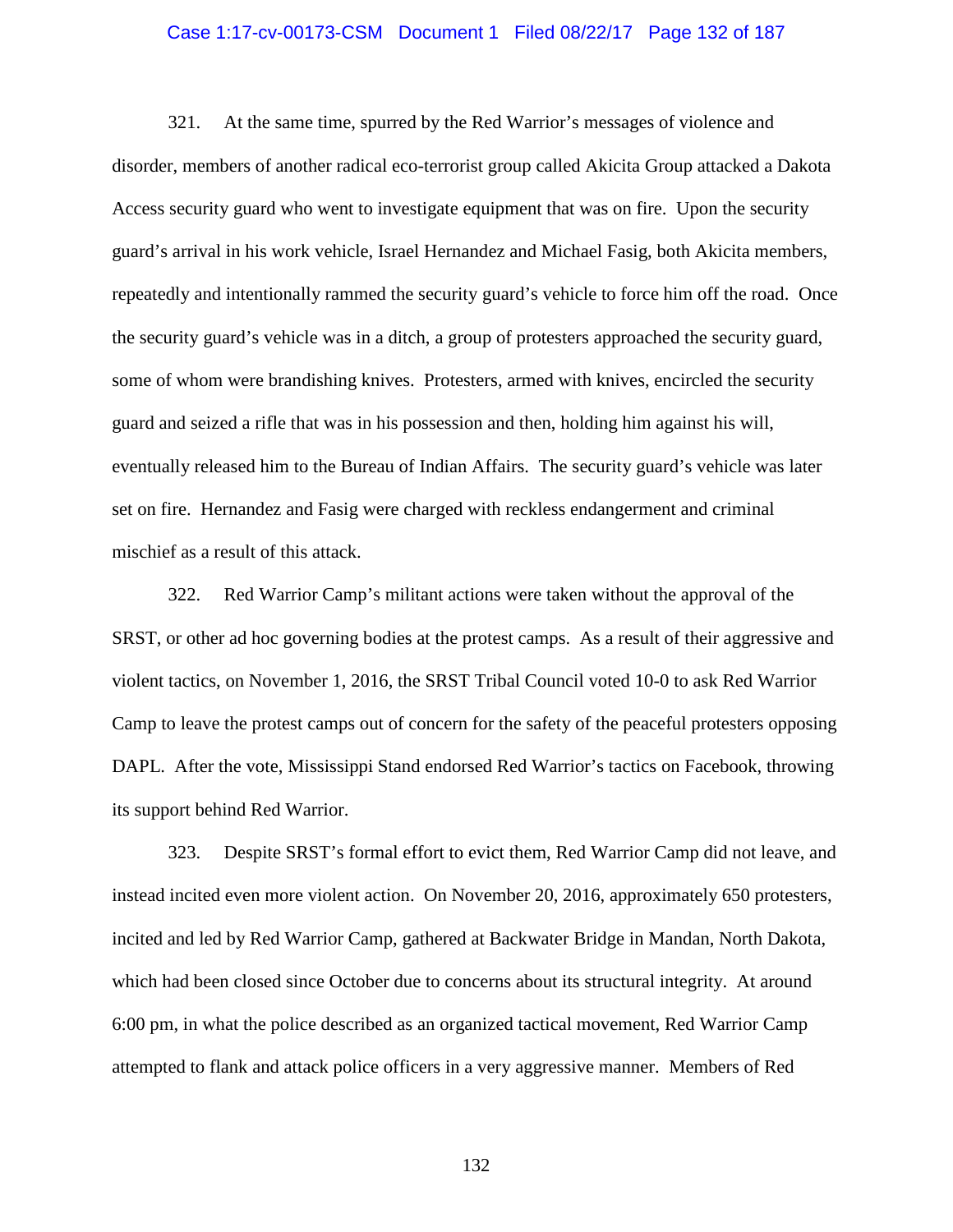321. At the same time, spurred by the Red Warrior's messages of violence and disorder, members of another radical eco-terrorist group called Akicita Group attacked a Dakota Access security guard who went to investigate equipment that was on fire. Upon the security guard's arrival in his work vehicle, Israel Hernandez and Michael Fasig, both Akicita members, repeatedly and intentionally rammed the security guard's vehicle to force him off the road. Once the security guard's vehicle was in a ditch, a group of protesters approached the security guard, some of whom were brandishing knives. Protesters, armed with knives, encircled the security guard and seized a rifle that was in his possession and then, holding him against his will, eventually released him to the Bureau of Indian Affairs. The security guard's vehicle was later set on fire. Hernandez and Fasig were charged with reckless endangerment and criminal mischief as a result of this attack.

322. Red Warrior Camp's militant actions were taken without the approval of the SRST, or other ad hoc governing bodies at the protest camps. As a result of their aggressive and violent tactics, on November 1, 2016, the SRST Tribal Council voted 10-0 to ask Red Warrior Camp to leave the protest camps out of concern for the safety of the peaceful protesters opposing DAPL. After the vote, Mississippi Stand endorsed Red Warrior's tactics on Facebook, throwing its support behind Red Warrior.

323. Despite SRST's formal effort to evict them, Red Warrior Camp did not leave, and instead incited even more violent action. On November 20, 2016, approximately 650 protesters, incited and led by Red Warrior Camp, gathered at Backwater Bridge in Mandan, North Dakota, which had been closed since October due to concerns about its structural integrity. At around 6:00 pm, in what the police described as an organized tactical movement, Red Warrior Camp attempted to flank and attack police officers in a very aggressive manner. Members of Red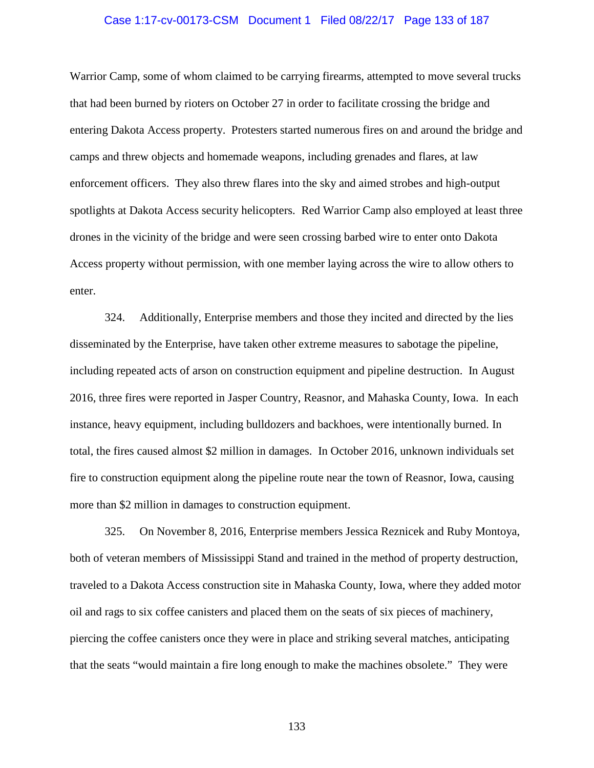Warrior Camp, some of whom claimed to be carrying firearms, attempted to move several trucks that had been burned by rioters on October 27 in order to facilitate crossing the bridge and entering Dakota Access property. Protesters started numerous fires on and around the bridge and camps and threw objects and homemade weapons, including grenades and flares, at law enforcement officers. They also threw flares into the sky and aimed strobes and high-output spotlights at Dakota Access security helicopters. Red Warrior Camp also employed at least three drones in the vicinity of the bridge and were seen crossing barbed wire to enter onto Dakota Access property without permission, with one member laying across the wire to allow others to enter.

324. Additionally, Enterprise members and those they incited and directed by the lies disseminated by the Enterprise, have taken other extreme measures to sabotage the pipeline, including repeated acts of arson on construction equipment and pipeline destruction. In August 2016, three fires were reported in Jasper Country, Reasnor, and Mahaska County, Iowa. In each instance, heavy equipment, including bulldozers and backhoes, were intentionally burned. In total, the fires caused almost $2 million in damages. In October 2016, unknown individuals set fire to construction equipment along the pipeline route near the town of Reasnor, Iowa, causing more than $2 million in damages to construction equipment.

325. On November 8, 2016, Enterprise members Jessica Reznicek and Ruby Montoya, both of veteran members of Mississippi Stand and trained in the method of property destruction, traveled to a Dakota Access construction site in Mahaska County, Iowa, where they added motor oil and rags to six coffee canisters and placed them on the seats of six pieces of machinery, piercing the coffee canisters once they were in place and striking several matches, anticipating that the seats "would maintain a fire long enough to make the machines obsolete." They were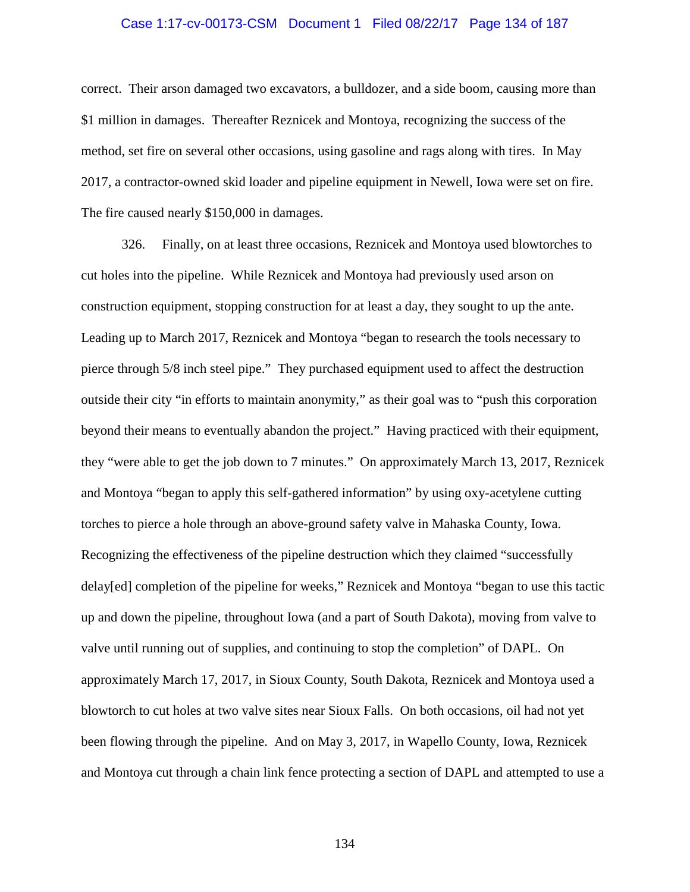correct. Their arson damaged two excavators, a bulldozer, and a side boom, causing more than $1 million in damages. Thereafter Reznicek and Montoya, recognizing the success of the method, set fire on several other occasions, using gasoline and rags along with tires. In May 2017, a contractor-owned skid loader and pipeline equipment in Newell, Iowa were set on fire. The fire caused nearly $150,000 in damages.

326. Finally, on at least three occasions, Reznicek and Montoya used blowtorches to cut holes into the pipeline. While Reznicek and Montoya had previously used arson on construction equipment, stopping construction for at least a day, they sought to up the ante. Leading up to March 2017, Reznicek and Montoya "began to research the tools necessary to pierce through 5/8 inch steel pipe." They purchased equipment used to affect the destruction outside their city "in efforts to maintain anonymity," as their goal was to "push this corporation beyond their means to eventually abandon the project." Having practiced with their equipment, they "were able to get the job down to 7 minutes." On approximately March 13, 2017, Reznicek and Montoya "began to apply this self-gathered information" by using oxy-acetylene cutting torches to pierce a hole through an above-ground safety valve in Mahaska County, Iowa. Recognizing the effectiveness of the pipeline destruction which they claimed "successfully delay[ed] completion of the pipeline for weeks," Reznicek and Montoya "began to use this tactic up and down the pipeline, throughout Iowa (and a part of South Dakota), moving from valve to valve until running out of supplies, and continuing to stop the completion" of DAPL. On approximately March 17, 2017, in Sioux County, South Dakota, Reznicek and Montoya used a blowtorch to cut holes at two valve sites near Sioux Falls. On both occasions, oil had not yet been flowing through the pipeline. And on May 3, 2017, in Wapello County, Iowa, Reznicek and Montoya cut through a chain link fence protecting a section of DAPL and attempted to use a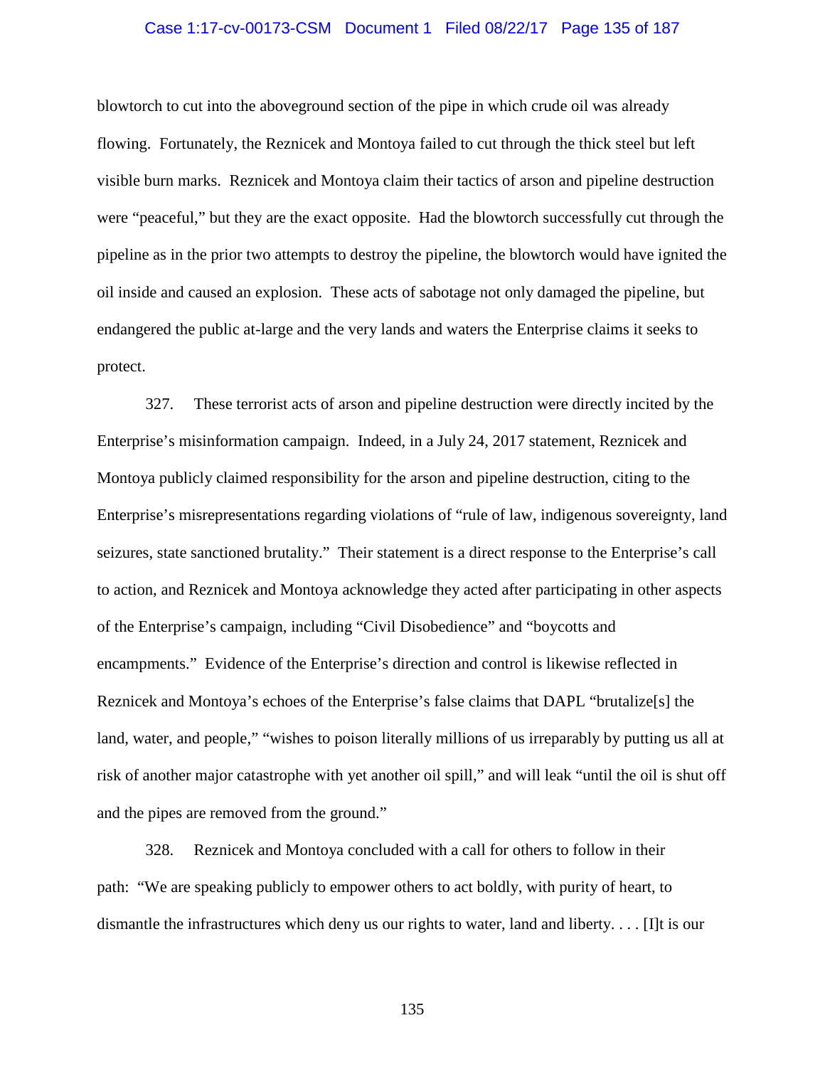blowtorch to cut into the aboveground section of the pipe in which crude oil was already flowing. Fortunately, the Reznicek and Montoya failed to cut through the thick steel but left visible burn marks. Reznicek and Montoya claim their tactics of arson and pipeline destruction were "peaceful," but they are the exact opposite. Had the blowtorch successfully cut through the pipeline as in the prior two attempts to destroy the pipeline, the blowtorch would have ignited the oil inside and caused an explosion. These acts of sabotage not only damaged the pipeline, but endangered the public at-large and the very lands and waters the Enterprise claims it seeks to protect.

327. These terrorist acts of arson and pipeline destruction were directly incited by the Enterprise's misinformation campaign. Indeed, in a July 24, 2017 statement, Reznicek and Montoya publicly claimed responsibility for the arson and pipeline destruction, citing to the Enterprise's misrepresentations regarding violations of "rule of law, indigenous sovereignty, land seizures, state sanctioned brutality." Their statement is a direct response to the Enterprise's call to action, and Reznicek and Montoya acknowledge they acted after participating in other aspects of the Enterprise's campaign, including "Civil Disobedience" and "boycotts and encampments." Evidence of the Enterprise's direction and control is likewise reflected in Reznicek and Montoya's echoes of the Enterprise's false claims that DAPL "brutalize[s] the land, water, and people," "wishes to poison literally millions of us irreparably by putting us all at risk of another major catastrophe with yet another oil spill," and will leak "until the oil is shut off and the pipes are removed from the ground."

328. Reznicek and Montoya concluded with a call for others to follow in their path: "We are speaking publicly to empower others to act boldly, with purity of heart, to dismantle the infrastructures which deny us our rights to water, land and liberty. . . . [I]t is our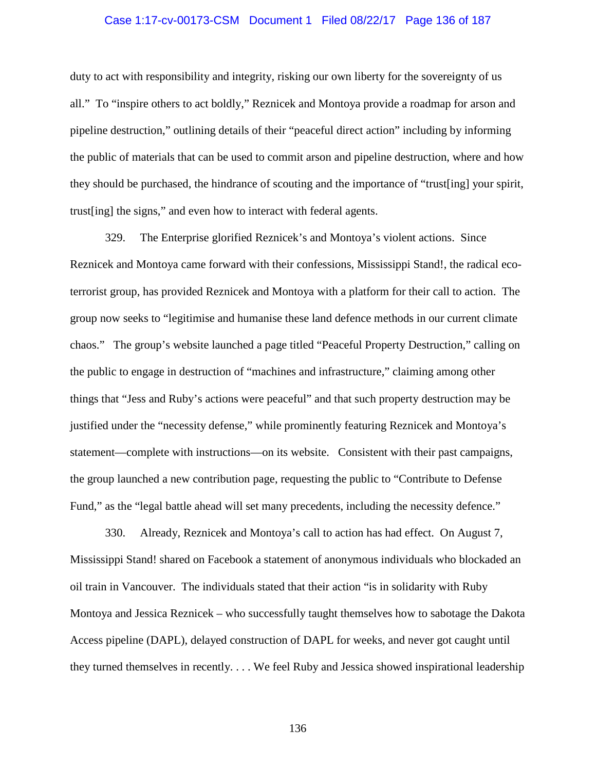duty to act with responsibility and integrity, risking our own liberty for the sovereignty of us all." To "inspire others to act boldly," Reznicek and Montoya provide a roadmap for arson and pipeline destruction," outlining details of their "peaceful direct action" including by informing the public of materials that can be used to commit arson and pipeline destruction, where and how they should be purchased, the hindrance of scouting and the importance of "trust[ing] your spirit, trust[ing] the signs," and even how to interact with federal agents.

329. The Enterprise glorified Reznicek's and Montoya's violent actions. Since Reznicek and Montoya came forward with their confessions, Mississippi Stand!, the radical eco-terrorist group, has provided Reznicek and Montoya with a platform for their call to action. The group now seeks to "legitimise and humanise these land defence methods in our current climate chaos." The group's website launched a page titled "Peaceful Property Destruction," calling on the public to engage in destruction of "machines and infrastructure," claiming among other things that "Jess and Ruby's actions were peaceful" and that such property destruction may be justified under the "necessity defense," while prominently featuring Reznicek and Montoya's statement—complete with instructions—on its website. Consistent with their past campaigns, the group launched a new contribution page, requesting the public to "Contribute to Defense Fund," as the "legal battle ahead will set many precedents, including the necessity defence."

330. Already, Reznicek and Montoya's call to action has had effect. On August 7, Mississippi Stand! shared on Facebook a statement of anonymous individuals who blockaded an oil train in Vancouver. The individuals stated that their action "is in solidarity with Ruby Montoya and Jessica Reznicek – who successfully taught themselves how to sabotage the Dakota Access pipeline (DAPL), delayed construction of DAPL for weeks, and never got caught until they turned themselves in recently. . . . We feel Ruby and Jessica showed inspirational leadership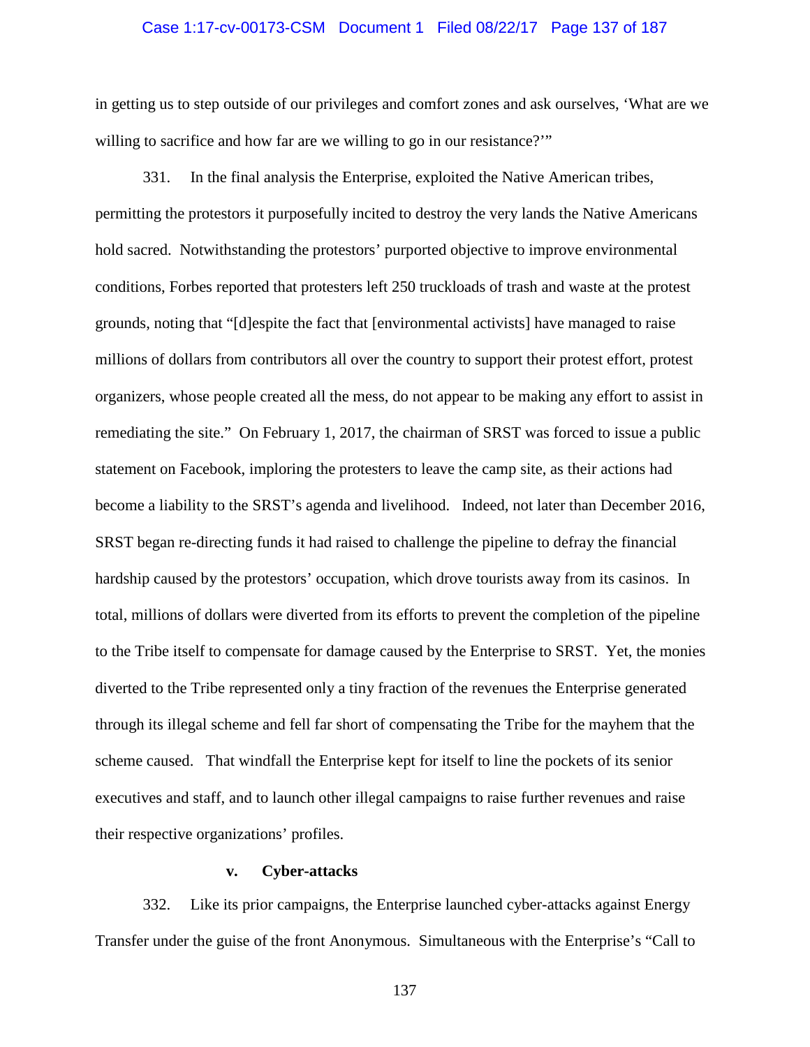in getting us to step outside of our privileges and comfort zones and ask ourselves, 'What are we willing to sacrifice and how far are we willing to go in our resistance?'"

331. In the final analysis the Enterprise, exploited the Native American tribes, permitting the protestors it purposefully incited to destroy the very lands the Native Americans hold sacred. Notwithstanding the protestors' purported objective to improve environmental conditions, Forbes reported that protesters left 250 truckloads of trash and waste at the protest grounds, noting that "[d]espite the fact that [environmental activists] have managed to raise millions of dollars from contributors all over the country to support their protest effort, protest organizers, whose people created all the mess, do not appear to be making any effort to assist in remediating the site." On February 1, 2017, the chairman of SRST was forced to issue a public statement on Facebook, imploring the protesters to leave the camp site, as their actions had become a liability to the SRST's agenda and livelihood. Indeed, not later than December 2016, SRST began re-directing funds it had raised to challenge the pipeline to defray the financial hardship caused by the protestors' occupation, which drove tourists away from its casinos. In total, millions of dollars were diverted from its efforts to prevent the completion of the pipeline to the Tribe itself to compensate for damage caused by the Enterprise to SRST. Yet, the monies diverted to the Tribe represented only a tiny fraction of the revenues the Enterprise generated through its illegal scheme and fell far short of compensating the Tribe for the mayhem that the scheme caused. That windfall the Enterprise kept for itself to line the pockets of its senior executives and staff, and to launch other illegal campaigns to raise further revenues and raise their respective organizations' profiles.

#### v. Cyber-attacks

332. Like its prior campaigns, the Enterprise launched cyber-attacks against Energy Transfer under the guise of the front Anonymous. Simultaneous with the Enterprise's "Call to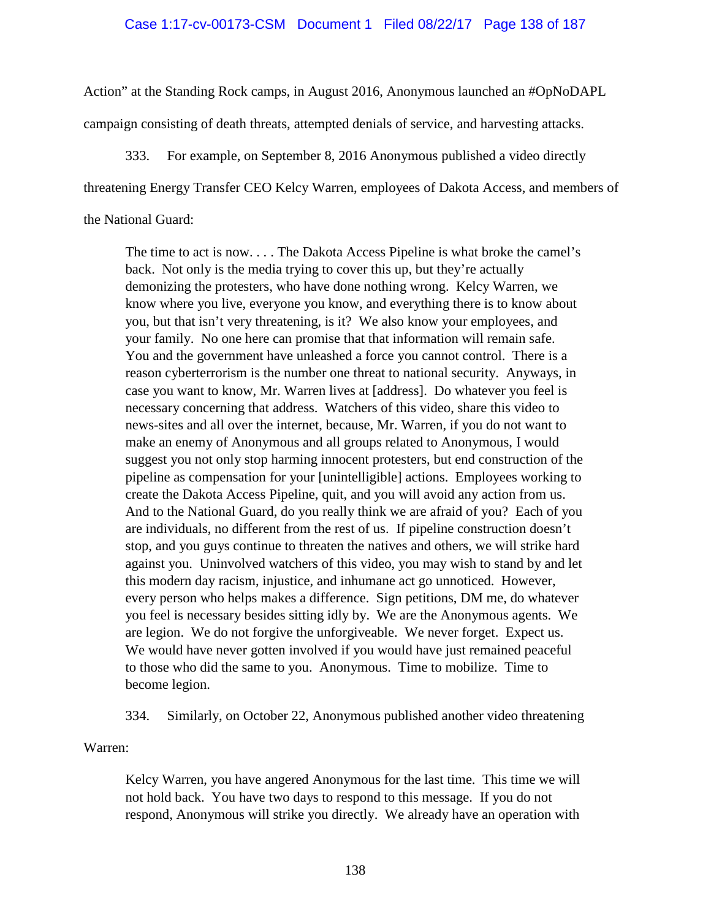Action" at the Standing Rock camps, in August 2016, Anonymous launched an #OpNoDAPL campaign consisting of death threats, attempted denials of service, and harvesting attacks.

333. For example, on September 8, 2016 Anonymous published a video directly threatening Energy Transfer CEO Kelcy Warren, employees of Dakota Access, and members of the National Guard:

> The time to act is now. . . . The Dakota Access Pipeline is what broke the camel's back. Not only is the media trying to cover this up, but they're actually demonizing the protesters, who have done nothing wrong. Kelcy Warren, we know where you live, everyone you know, and everything there is to know about you, but that isn't very threatening, is it? We also know your employees, and your family. No one here can promise that that information will remain safe. You and the government have unleashed a force you cannot control. There is a reason cyberterrorism is the number one threat to national security. Anyways, in case you want to know, Mr. Warren lives at [address]. Do whatever you feel is necessary concerning that address. Watchers of this video, share this video to news-sites and all over the internet, because, Mr. Warren, if you do not want to make an enemy of Anonymous and all groups related to Anonymous, I would suggest you not only stop harming innocent protesters, but end construction of the pipeline as compensation for your [unintelligible] actions. Employees working to create the Dakota Access Pipeline, quit, and you will avoid any action from us. And to the National Guard, do you really think we are afraid of you? Each of you are individuals, no different from the rest of us. If pipeline construction doesn't stop, and you guys continue to threaten the natives and others, we will strike hard against you. Uninvolved watchers of this video, you may wish to stand by and let this modern day racism, injustice, and inhumane act go unnoticed. However, every person who helps makes a difference. Sign petitions, DM me, do whatever you feel is necessary besides sitting idly by. We are the Anonymous agents. We are legion. We do not forgive the unforgiveable. We never forget. Expect us. We would have never gotten involved if you would have just remained peaceful to those who did the same to you. Anonymous. Time to mobilize. Time to become legion.

334. Similarly, on October 22, Anonymous published another video threatening Warren:

> Kelcy Warren, you have angered Anonymous for the last time. This time we will not hold back. You have two days to respond to this message. If you do not respond, Anonymous will strike you directly. We already have an operation with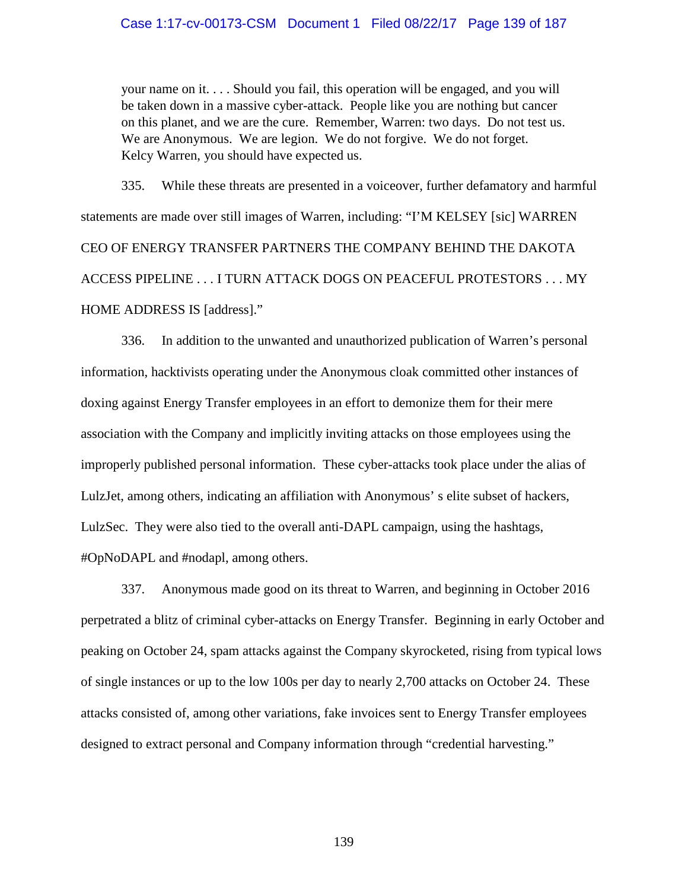> your name on it. . . . Should you fail, this operation will be engaged, and you will be taken down in a massive cyber-attack. People like you are nothing but cancer on this planet, and we are the cure. Remember, Warren: two days. Do not test us. We are Anonymous. We are legion. We do not forgive. We do not forget. Kelcy Warren, you should have expected us.

335. While these threats are presented in a voiceover, further defamatory and harmful statements are made over still images of Warren, including: "I'M KELSEY [sic] WARREN CEO OF ENERGY TRANSFER PARTNERS THE COMPANY BEHIND THE DAKOTA ACCESS PIPELINE . . . I TURN ATTACK DOGS ON PEACEFUL PROTESTORS . . . MY HOME ADDRESS IS [address]."

336. In addition to the unwanted and unauthorized publication of Warren's personal information, hacktivists operating under the Anonymous cloak committed other instances of doxing against Energy Transfer employees in an effort to demonize them for their mere association with the Company and implicitly inviting attacks on those employees using the improperly published personal information. These cyber-attacks took place under the alias of LulzJet, among others, indicating an affiliation with Anonymous' s elite subset of hackers, LulzSec. They were also tied to the overall anti-DAPL campaign, using the hashtags, #OpNoDAPL and #nodapl, among others.

337. Anonymous made good on its threat to Warren, and beginning in October 2016 perpetrated a blitz of criminal cyber-attacks on Energy Transfer. Beginning in early October and peaking on October 24, spam attacks against the Company skyrocketed, rising from typical lows of single instances or up to the low 100s per day to nearly 2,700 attacks on October 24. These attacks consisted of, among other variations, fake invoices sent to Energy Transfer employees designed to extract personal and Company information through "credential harvesting."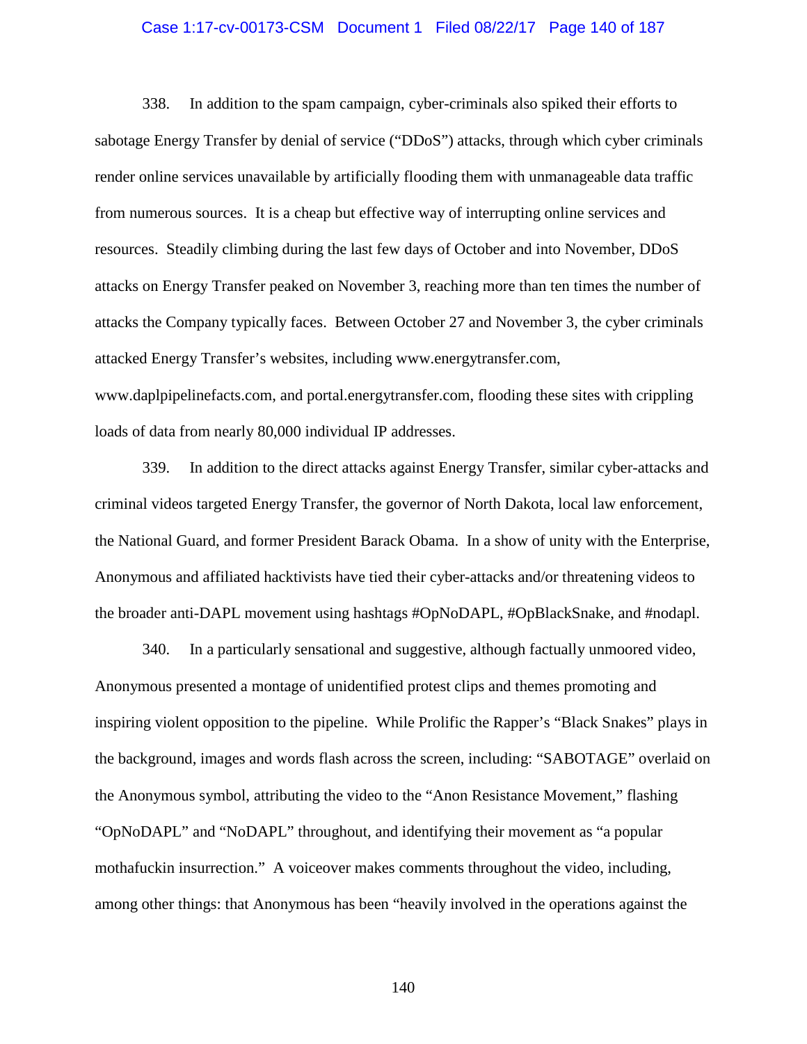338. In addition to the spam campaign, cyber-criminals also spiked their efforts to sabotage Energy Transfer by denial of service ("DDoS") attacks, through which cyber criminals render online services unavailable by artificially flooding them with unmanageable data traffic from numerous sources. It is a cheap but effective way of interrupting online services and resources. Steadily climbing during the last few days of October and into November, DDoS attacks on Energy Transfer peaked on November 3, reaching more than ten times the number of attacks the Company typically faces. Between October 27 and November 3, the cyber criminals attacked Energy Transfer's websites, including www.energytransfer.com, www.daplpipelinefacts.com, and portal.energytransfer.com, flooding these sites with crippling loads of data from nearly 80,000 individual IP addresses.

339. In addition to the direct attacks against Energy Transfer, similar cyber-attacks and criminal videos targeted Energy Transfer, the governor of North Dakota, local law enforcement, the National Guard, and former President Barack Obama. In a show of unity with the Enterprise, Anonymous and affiliated hacktivists have tied their cyber-attacks and/or threatening videos to the broader anti-DAPL movement using hashtags #OpNoDAPL, #OpBlackSnake, and #nodapl.

340. In a particularly sensational and suggestive, although factually unmoored video, Anonymous presented a montage of unidentified protest clips and themes promoting and inspiring violent opposition to the pipeline. While Prolific the Rapper's "Black Snakes" plays in the background, images and words flash across the screen, including: "SABOTAGE" overlaid on the Anonymous symbol, attributing the video to the "Anon Resistance Movement," flashing "OpNoDAPL" and "NoDAPL" throughout, and identifying their movement as "a popular mothafuckin insurrection." A voiceover makes comments throughout the video, including, among other things: that Anonymous has been "heavily involved in the operations against the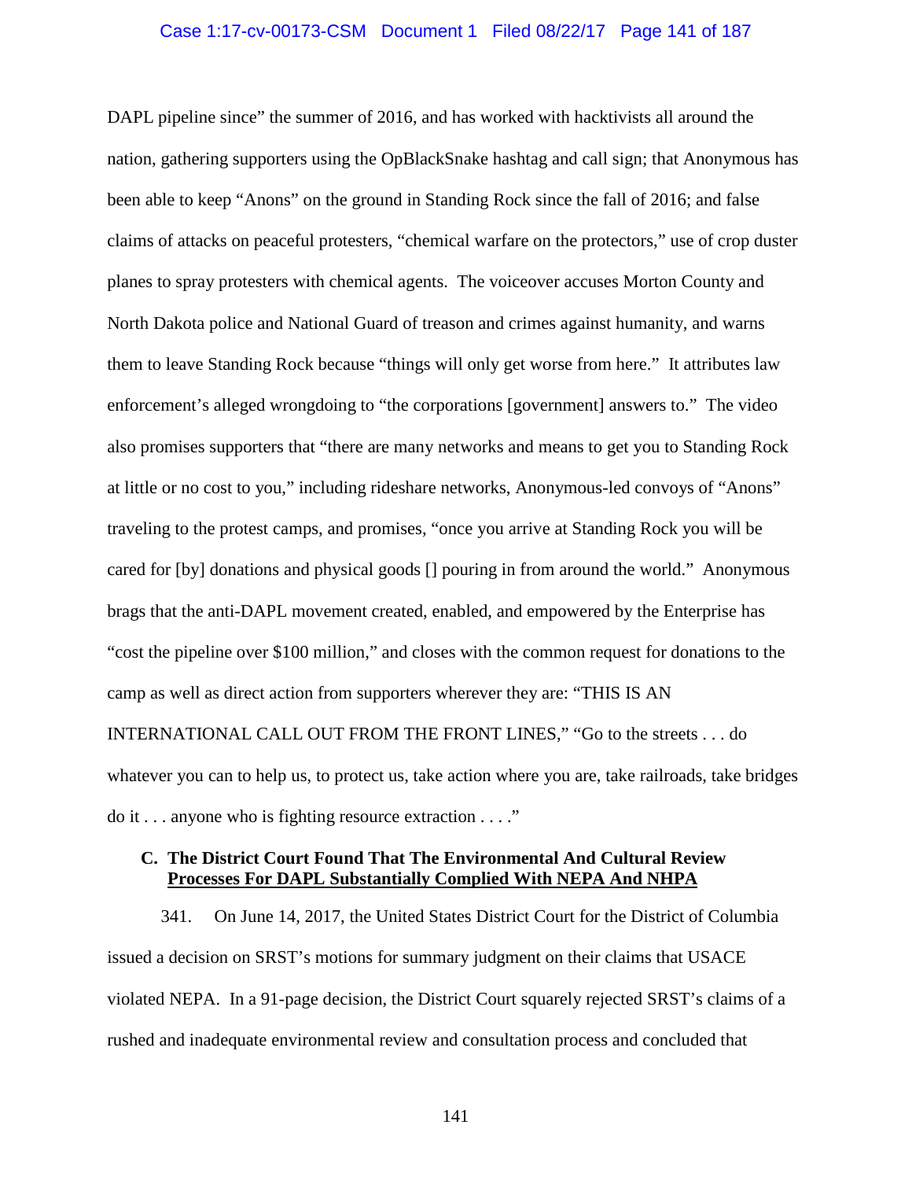DAPL pipeline since" the summer of 2016, and has worked with hacktivists all around the nation, gathering supporters using the OpBlackSnake hashtag and call sign; that Anonymous has been able to keep "Anons" on the ground in Standing Rock since the fall of 2016; and false claims of attacks on peaceful protesters, "chemical warfare on the protectors," use of crop duster planes to spray protesters with chemical agents. The voiceover accuses Morton County and North Dakota police and National Guard of treason and crimes against humanity, and warns them to leave Standing Rock because "things will only get worse from here." It attributes law enforcement's alleged wrongdoing to "the corporations [government] answers to." The video also promises supporters that "there are many networks and means to get you to Standing Rock at little or no cost to you," including rideshare networks, Anonymous-led convoys of "Anons" traveling to the protest camps, and promises, "once you arrive at Standing Rock you will be cared for [by] donations and physical goods [] pouring in from around the world." Anonymous brags that the anti-DAPL movement created, enabled, and empowered by the Enterprise has "cost the pipeline over $100 million," and closes with the common request for donations to the camp as well as direct action from supporters wherever they are: "THIS IS AN INTERNATIONAL CALL OUT FROM THE FRONT LINES," "Go to the streets . . . do whatever you can to help us, to protect us, take action where you are, take railroads, take bridges do it . . . anyone who is fighting resource extraction . . . ."

### C. The District Court Found That The Environmental And Cultural Review Processes For DAPL Substantially Complied With NEPA And NHPA

341. On June 14, 2017, the United States District Court for the District of Columbia issued a decision on SRST's motions for summary judgment on their claims that USACE violated NEPA. In a 91-page decision, the District Court squarely rejected SRST's claims of a rushed and inadequate environmental review and consultation process and concluded that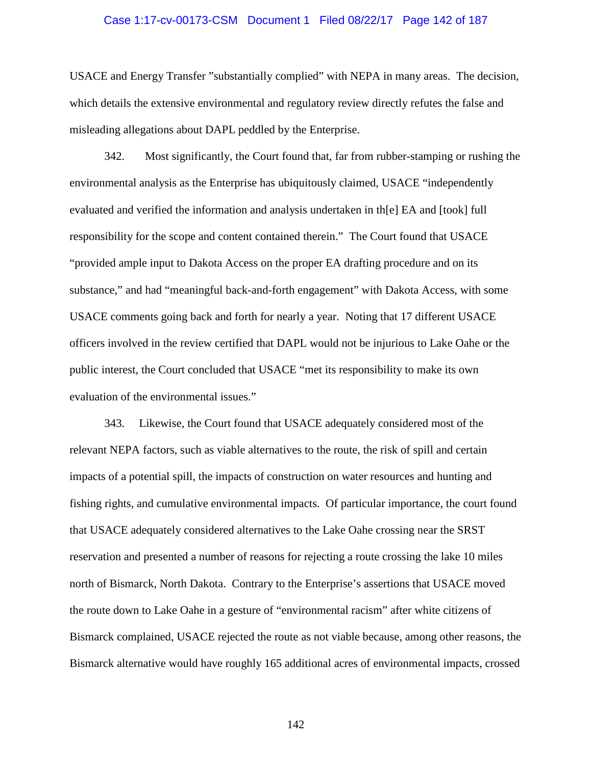USACE and Energy Transfer "substantially complied" with NEPA in many areas. The decision, which details the extensive environmental and regulatory review directly refutes the false and misleading allegations about DAPL peddled by the Enterprise.

342. Most significantly, the Court found that, far from rubber-stamping or rushing the environmental analysis as the Enterprise has ubiquitously claimed, USACE "independently evaluated and verified the information and analysis undertaken in th[e] EA and [took] full responsibility for the scope and content contained therein." The Court found that USACE "provided ample input to Dakota Access on the proper EA drafting procedure and on its substance," and had "meaningful back-and-forth engagement" with Dakota Access, with some USACE comments going back and forth for nearly a year. Noting that 17 different USACE officers involved in the review certified that DAPL would not be injurious to Lake Oahe or the public interest, the Court concluded that USACE "met its responsibility to make its own evaluation of the environmental issues."

343. Likewise, the Court found that USACE adequately considered most of the relevant NEPA factors, such as viable alternatives to the route, the risk of spill and certain impacts of a potential spill, the impacts of construction on water resources and hunting and fishing rights, and cumulative environmental impacts. Of particular importance, the court found that USACE adequately considered alternatives to the Lake Oahe crossing near the SRST reservation and presented a number of reasons for rejecting a route crossing the lake 10 miles north of Bismarck, North Dakota. Contrary to the Enterprise's assertions that USACE moved the route down to Lake Oahe in a gesture of "environmental racism" after white citizens of Bismarck complained, USACE rejected the route as not viable because, among other reasons, the Bismarck alternative would have roughly 165 additional acres of environmental impacts, crossed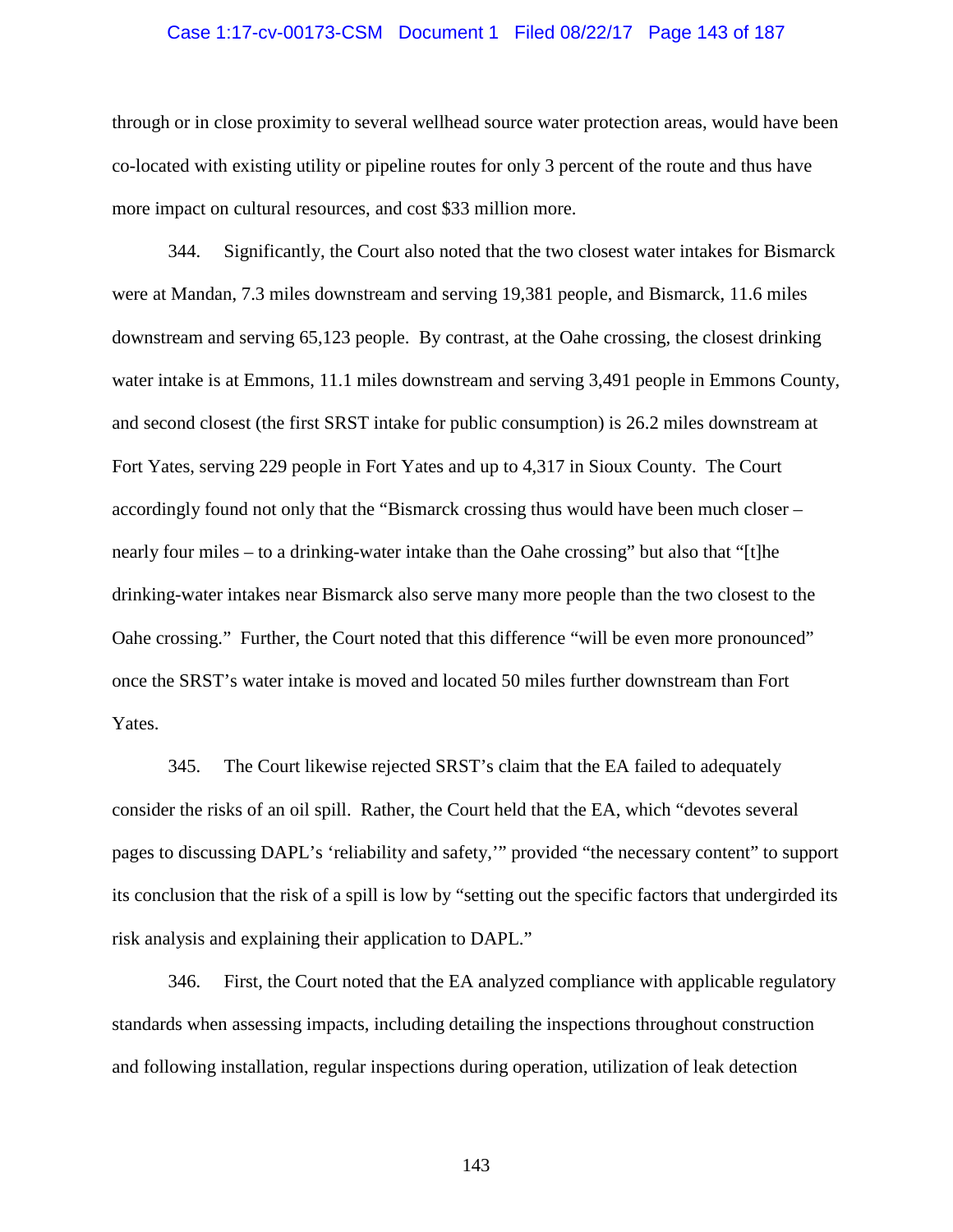through or in close proximity to several wellhead source water protection areas, would have been co-located with existing utility or pipeline routes for only 3 percent of the route and thus have more impact on cultural resources, and cost $33 million more.

344. Significantly, the Court also noted that the two closest water intakes for Bismarck were at Mandan, 7.3 miles downstream and serving 19,381 people, and Bismarck, 11.6 miles downstream and serving 65,123 people. By contrast, at the Oahe crossing, the closest drinking water intake is at Emmons, 11.1 miles downstream and serving 3,491 people in Emmons County, and second closest (the first SRST intake for public consumption) is 26.2 miles downstream at Fort Yates, serving 229 people in Fort Yates and up to 4,317 in Sioux County. The Court accordingly found not only that the "Bismarck crossing thus would have been much closer – nearly four miles – to a drinking-water intake than the Oahe crossing" but also that "[t]he drinking-water intakes near Bismarck also serve many more people than the two closest to the Oahe crossing." Further, the Court noted that this difference "will be even more pronounced" once the SRST's water intake is moved and located 50 miles further downstream than Fort Yates.

345. The Court likewise rejected SRST's claim that the EA failed to adequately consider the risks of an oil spill. Rather, the Court held that the EA, which "devotes several pages to discussing DAPL's 'reliability and safety,'" provided "the necessary content" to support its conclusion that the risk of a spill is low by "setting out the specific factors that undergirded its risk analysis and explaining their application to DAPL."

346. First, the Court noted that the EA analyzed compliance with applicable regulatory standards when assessing impacts, including detailing the inspections throughout construction and following installation, regular inspections during operation, utilization of leak detection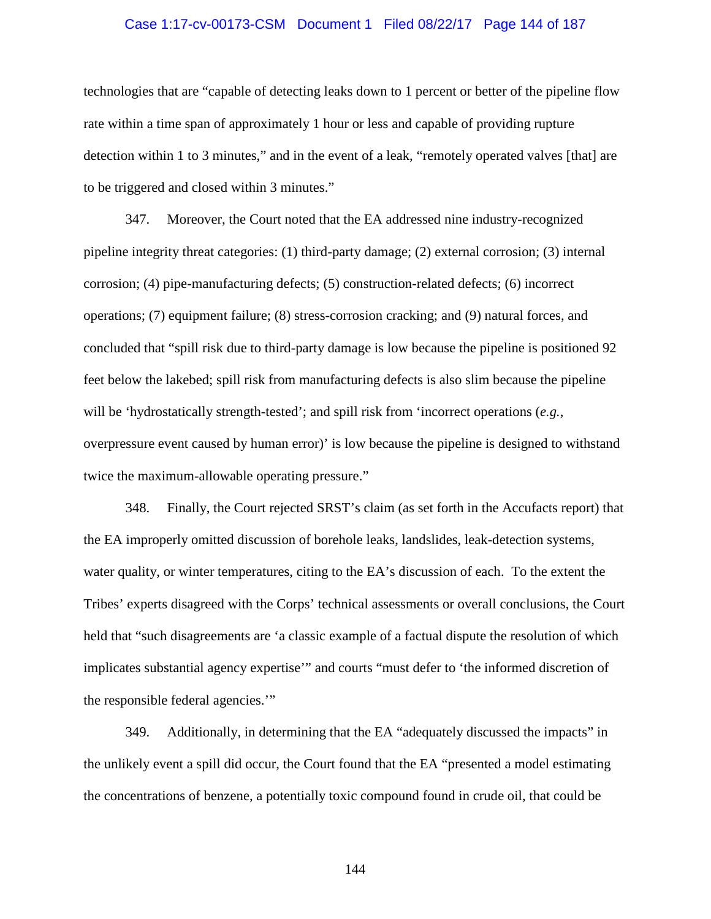technologies that are "capable of detecting leaks down to 1 percent or better of the pipeline flow rate within a time span of approximately 1 hour or less and capable of providing rupture detection within 1 to 3 minutes," and in the event of a leak, "remotely operated valves [that] are to be triggered and closed within 3 minutes."

347. Moreover, the Court noted that the EA addressed nine industry-recognized pipeline integrity threat categories: (1) third-party damage; (2) external corrosion; (3) internal corrosion; (4) pipe-manufacturing defects; (5) construction-related defects; (6) incorrect operations; (7) equipment failure; (8) stress-corrosion cracking; and (9) natural forces, and concluded that "spill risk due to third-party damage is low because the pipeline is positioned 92 feet below the lakebed; spill risk from manufacturing defects is also slim because the pipeline will be 'hydrostatically strength-tested'; and spill risk from 'incorrect operations (*e.g.*, overpressure event caused by human error)' is low because the pipeline is designed to withstand twice the maximum-allowable operating pressure."

348. Finally, the Court rejected SRST's claim (as set forth in the Accufacts report) that the EA improperly omitted discussion of borehole leaks, landslides, leak-detection systems, water quality, or winter temperatures, citing to the EA's discussion of each. To the extent the Tribes' experts disagreed with the Corps' technical assessments or overall conclusions, the Court held that "such disagreements are 'a classic example of a factual dispute the resolution of which implicates substantial agency expertise'" and courts "must defer to 'the informed discretion of the responsible federal agencies.'"

349. Additionally, in determining that the EA "adequately discussed the impacts" in the unlikely event a spill did occur, the Court found that the EA "presented a model estimating the concentrations of benzene, a potentially toxic compound found in crude oil, that could be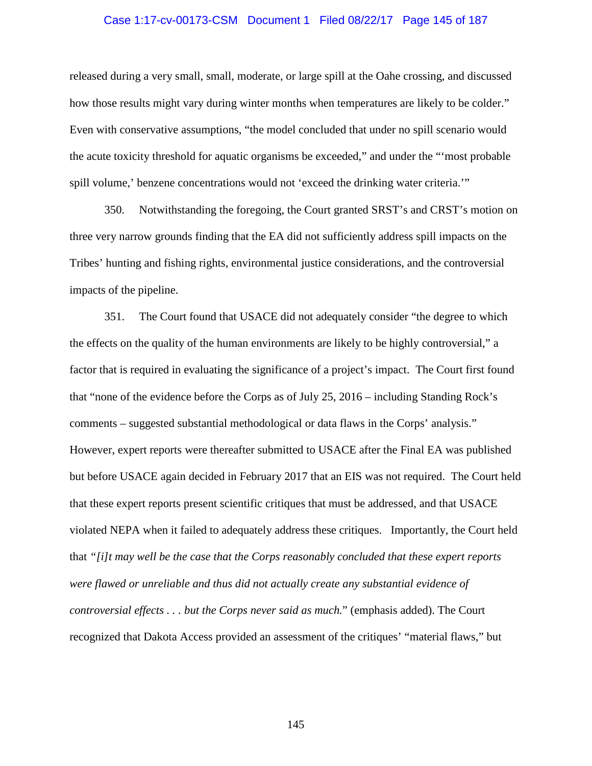released during a very small, small, moderate, or large spill at the Oahe crossing, and discussed how those results might vary during winter months when temperatures are likely to be colder." Even with conservative assumptions, "the model concluded that under no spill scenario would the acute toxicity threshold for aquatic organisms be exceeded," and under the "'most probable spill volume,' benzene concentrations would not 'exceed the drinking water criteria.'"

350. Notwithstanding the foregoing, the Court granted SRST's and CRST's motion on three very narrow grounds finding that the EA did not sufficiently address spill impacts on the Tribes' hunting and fishing rights, environmental justice considerations, and the controversial impacts of the pipeline.

351. The Court found that USACE did not adequately consider "the degree to which the effects on the quality of the human environments are likely to be highly controversial," a factor that is required in evaluating the significance of a project's impact. The Court first found that "none of the evidence before the Corps as of July 25, 2016 – including Standing Rock's comments – suggested substantial methodological or data flaws in the Corps' analysis." However, expert reports were thereafter submitted to USACE after the Final EA was published but before USACE again decided in February 2017 that an EIS was not required. The Court held that these expert reports present scientific critiques that must be addressed, and that USACE violated NEPA when it failed to adequately address these critiques. Importantly, the Court held that *"[i]t may well be the case that the Corps reasonably concluded that these expert reports were flawed or unreliable and thus did not actually create any substantial evidence of controversial effects . . . but the Corps never said as much.*" (emphasis added). The Court recognized that Dakota Access provided an assessment of the critiques' "material flaws," but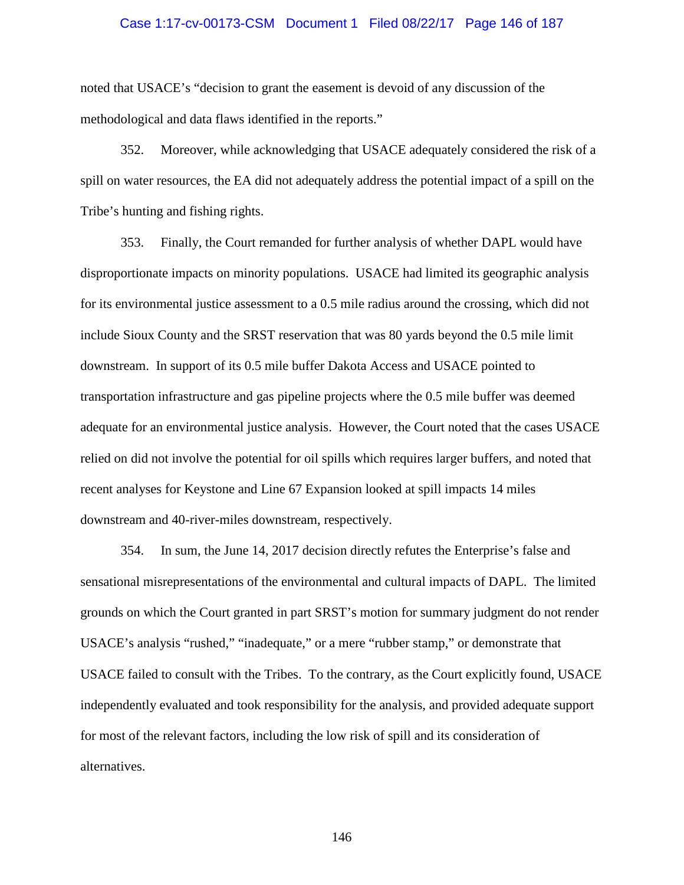noted that USACE's "decision to grant the easement is devoid of any discussion of the methodological and data flaws identified in the reports."

352. Moreover, while acknowledging that USACE adequately considered the risk of a spill on water resources, the EA did not adequately address the potential impact of a spill on the Tribe's hunting and fishing rights.

353. Finally, the Court remanded for further analysis of whether DAPL would have disproportionate impacts on minority populations. USACE had limited its geographic analysis for its environmental justice assessment to a 0.5 mile radius around the crossing, which did not include Sioux County and the SRST reservation that was 80 yards beyond the 0.5 mile limit downstream. In support of its 0.5 mile buffer Dakota Access and USACE pointed to transportation infrastructure and gas pipeline projects where the 0.5 mile buffer was deemed adequate for an environmental justice analysis. However, the Court noted that the cases USACE relied on did not involve the potential for oil spills which requires larger buffers, and noted that recent analyses for Keystone and Line 67 Expansion looked at spill impacts 14 miles downstream and 40-river-miles downstream, respectively.

354. In sum, the June 14, 2017 decision directly refutes the Enterprise's false and sensational misrepresentations of the environmental and cultural impacts of DAPL. The limited grounds on which the Court granted in part SRST's motion for summary judgment do not render USACE's analysis "rushed," "inadequate," or a mere "rubber stamp," or demonstrate that USACE failed to consult with the Tribes. To the contrary, as the Court explicitly found, USACE independently evaluated and took responsibility for the analysis, and provided adequate support for most of the relevant factors, including the low risk of spill and its consideration of alternatives.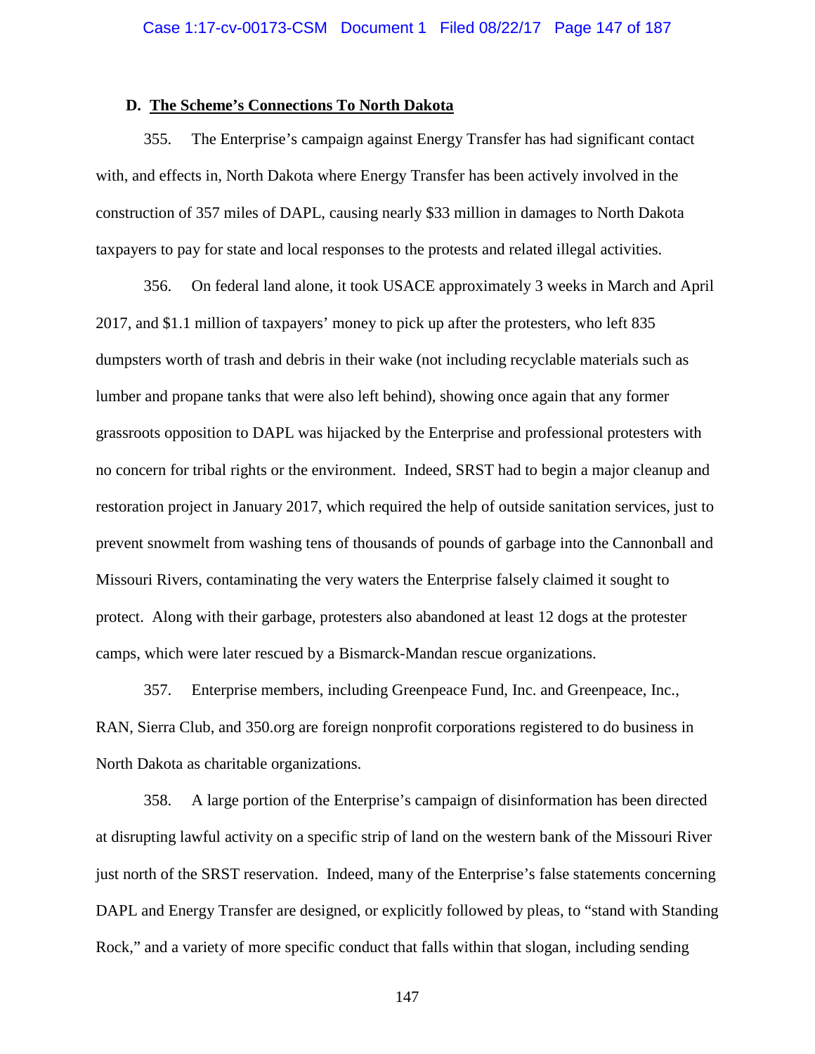### D. The Scheme's Connections To North Dakota

355. The Enterprise's campaign against Energy Transfer has had significant contact with, and effects in, North Dakota where Energy Transfer has been actively involved in the construction of 357 miles of DAPL, causing nearly $33 million in damages to North Dakota taxpayers to pay for state and local responses to the protests and related illegal activities.

356. On federal land alone, it took USACE approximately 3 weeks in March and April 2017, and $1.1 million of taxpayers' money to pick up after the protesters, who left 835 dumpsters worth of trash and debris in their wake (not including recyclable materials such as lumber and propane tanks that were also left behind), showing once again that any former grassroots opposition to DAPL was hijacked by the Enterprise and professional protesters with no concern for tribal rights or the environment. Indeed, SRST had to begin a major cleanup and restoration project in January 2017, which required the help of outside sanitation services, just to prevent snowmelt from washing tens of thousands of pounds of garbage into the Cannonball and Missouri Rivers, contaminating the very waters the Enterprise falsely claimed it sought to protect. Along with their garbage, protesters also abandoned at least 12 dogs at the protester camps, which were later rescued by a Bismarck-Mandan rescue organizations.

357. Enterprise members, including Greenpeace Fund, Inc. and Greenpeace, Inc., RAN, Sierra Club, and 350.org are foreign nonprofit corporations registered to do business in North Dakota as charitable organizations.

358. A large portion of the Enterprise's campaign of disinformation has been directed at disrupting lawful activity on a specific strip of land on the western bank of the Missouri River just north of the SRST reservation. Indeed, many of the Enterprise's false statements concerning DAPL and Energy Transfer are designed, or explicitly followed by pleas, to "stand with Standing Rock," and a variety of more specific conduct that falls within that slogan, including sending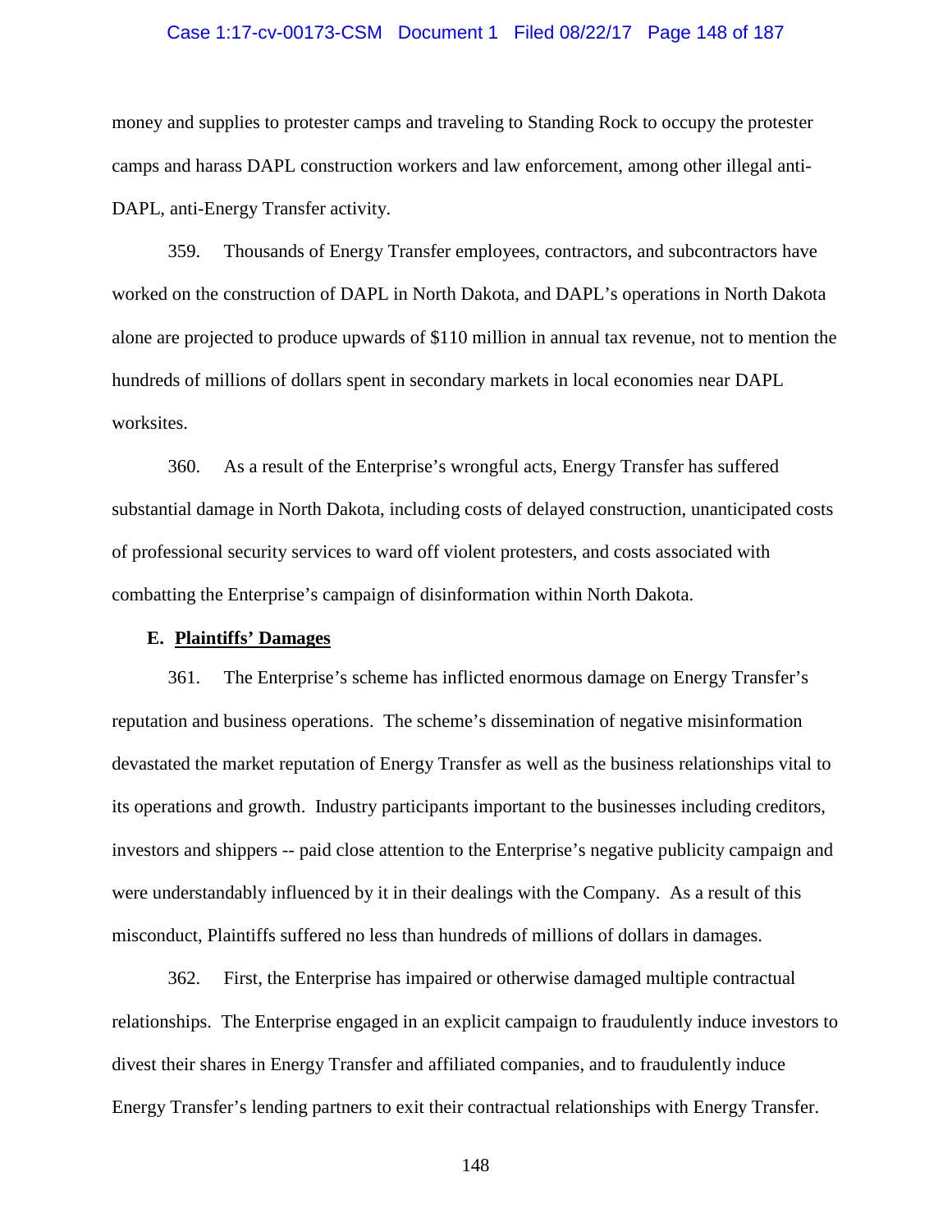money and supplies to protester camps and traveling to Standing Rock to occupy the protester camps and harass DAPL construction workers and law enforcement, among other illegal anti-DAPL, anti-Energy Transfer activity.

359. Thousands of Energy Transfer employees, contractors, and subcontractors have worked on the construction of DAPL in North Dakota, and DAPL's operations in North Dakota alone are projected to produce upwards of $110 million in annual tax revenue, not to mention the hundreds of millions of dollars spent in secondary markets in local economies near DAPL worksites.

360. As a result of the Enterprise's wrongful acts, Energy Transfer has suffered substantial damage in North Dakota, including costs of delayed construction, unanticipated costs of professional security services to ward off violent protesters, and costs associated with combatting the Enterprise's campaign of disinformation within North Dakota.

**E. <u>Plaintiffs' Damages</u>**

361. The Enterprise's scheme has inflicted enormous damage on Energy Transfer's reputation and business operations. The scheme's dissemination of negative misinformation devastated the market reputation of Energy Transfer as well as the business relationships vital to its operations and growth. Industry participants important to the businesses including creditors, investors and shippers -- paid close attention to the Enterprise's negative publicity campaign and were understandably influenced by it in their dealings with the Company. As a result of this misconduct, Plaintiffs suffered no less than hundreds of millions of dollars in damages.

362. First, the Enterprise has impaired or otherwise damaged multiple contractual relationships. The Enterprise engaged in an explicit campaign to fraudulently induce investors to divest their shares in Energy Transfer and affiliated companies, and to fraudulently induce Energy Transfer's lending partners to exit their contractual relationships with Energy Transfer.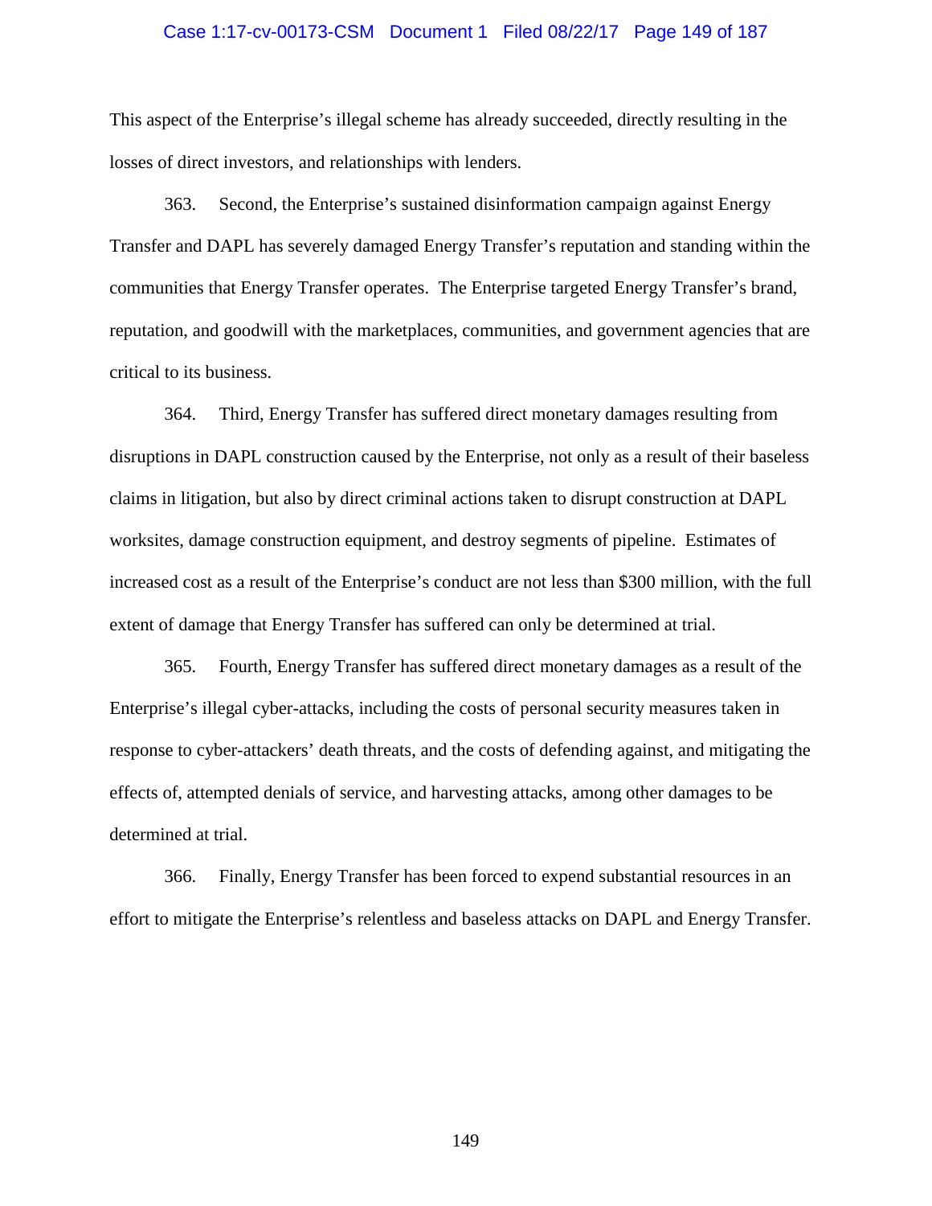This aspect of the Enterprise's illegal scheme has already succeeded, directly resulting in the losses of direct investors, and relationships with lenders.

363. Second, the Enterprise's sustained disinformation campaign against Energy Transfer and DAPL has severely damaged Energy Transfer's reputation and standing within the communities that Energy Transfer operates. The Enterprise targeted Energy Transfer's brand, reputation, and goodwill with the marketplaces, communities, and government agencies that are critical to its business.

364. Third, Energy Transfer has suffered direct monetary damages resulting from disruptions in DAPL construction caused by the Enterprise, not only as a result of their baseless claims in litigation, but also by direct criminal actions taken to disrupt construction at DAPL worksites, damage construction equipment, and destroy segments of pipeline. Estimates of increased cost as a result of the Enterprise's conduct are not less than $300 million, with the full extent of damage that Energy Transfer has suffered can only be determined at trial.

365. Fourth, Energy Transfer has suffered direct monetary damages as a result of the Enterprise's illegal cyber-attacks, including the costs of personal security measures taken in response to cyber-attackers' death threats, and the costs of defending against, and mitigating the effects of, attempted denials of service, and harvesting attacks, among other damages to be determined at trial.

366. Finally, Energy Transfer has been forced to expend substantial resources in an effort to mitigate the Enterprise's relentless and baseless attacks on DAPL and Energy Transfer.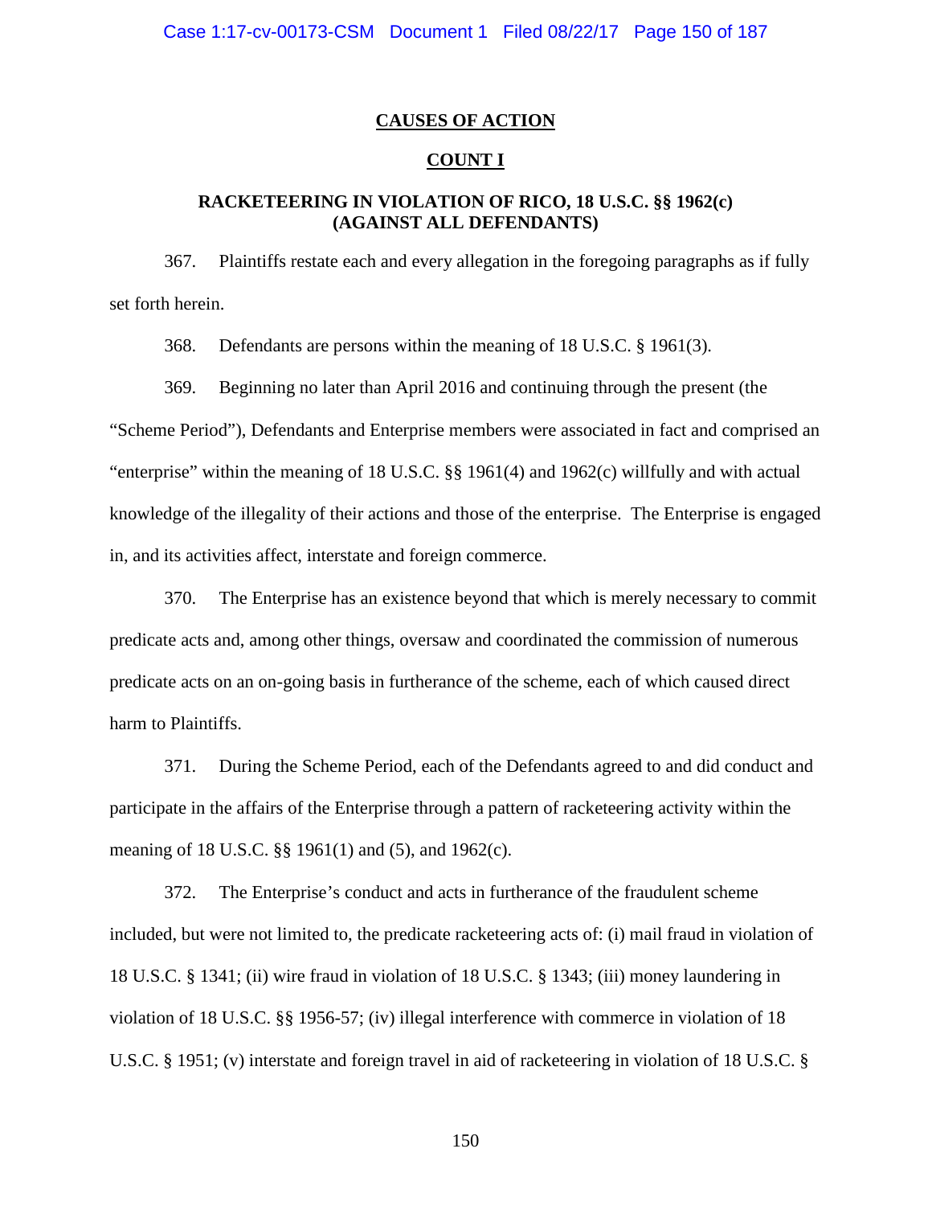## CAUSES OF ACTION

## COUNT I

### RACKETEERING IN VIOLATION OF RICO, 18 U.S.C. §§ 1962(c) (AGAINST ALL DEFENDANTS)

367. Plaintiffs restate each and every allegation in the foregoing paragraphs as if fully set forth herein.

368. Defendants are persons within the meaning of 18 U.S.C. § 1961(3).

369. Beginning no later than April 2016 and continuing through the present (the "Scheme Period"), Defendants and Enterprise members were associated in fact and comprised an "enterprise" within the meaning of 18 U.S.C. §§ 1961(4) and 1962(c) willfully and with actual knowledge of the illegality of their actions and those of the enterprise. The Enterprise is engaged in, and its activities affect, interstate and foreign commerce.

370. The Enterprise has an existence beyond that which is merely necessary to commit predicate acts and, among other things, oversaw and coordinated the commission of numerous predicate acts on an on-going basis in furtherance of the scheme, each of which caused direct harm to Plaintiffs.

371. During the Scheme Period, each of the Defendants agreed to and did conduct and participate in the affairs of the Enterprise through a pattern of racketeering activity within the meaning of 18 U.S.C. §§ 1961(1) and (5), and 1962(c).

372. The Enterprise's conduct and acts in furtherance of the fraudulent scheme included, but were not limited to, the predicate racketeering acts of: (i) mail fraud in violation of 18 U.S.C. § 1341; (ii) wire fraud in violation of 18 U.S.C. § 1343; (iii) money laundering in violation of 18 U.S.C. §§ 1956-57; (iv) illegal interference with commerce in violation of 18 U.S.C. § 1951; (v) interstate and foreign travel in aid of racketeering in violation of 18 U.S.C. §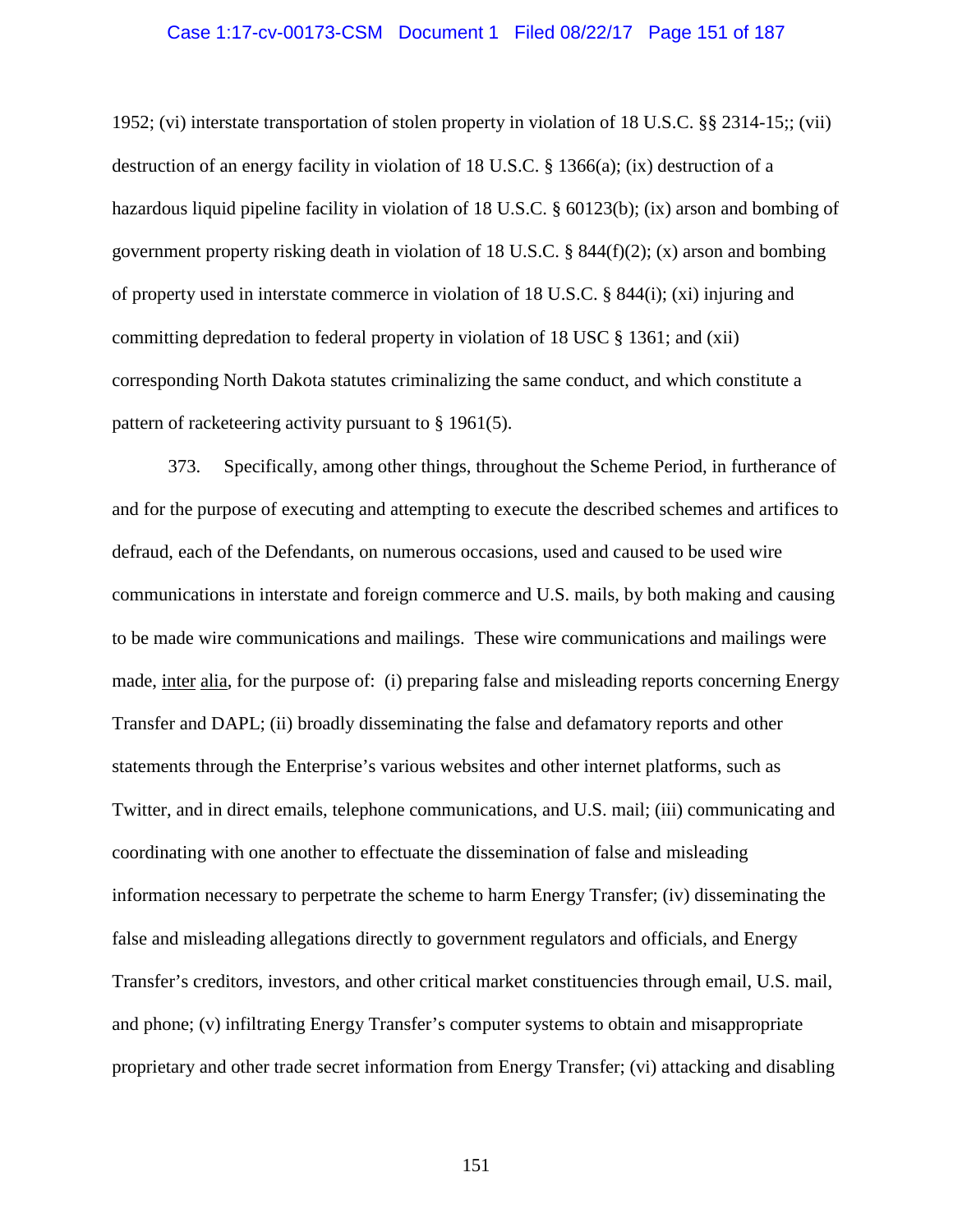1952; (vi) interstate transportation of stolen property in violation of 18 U.S.C. §§ 2314-15;; (vii) destruction of an energy facility in violation of 18 U.S.C. § 1366(a); (ix) destruction of a hazardous liquid pipeline facility in violation of 18 U.S.C. § 60123(b); (ix) arson and bombing of government property risking death in violation of 18 U.S.C. § 844(f)(2); (x) arson and bombing of property used in interstate commerce in violation of 18 U.S.C. § 844(i); (xi) injuring and committing depredation to federal property in violation of 18 USC § 1361; and (xii) corresponding North Dakota statutes criminalizing the same conduct, and which constitute a pattern of racketeering activity pursuant to § 1961(5).

373. Specifically, among other things, throughout the Scheme Period, in furtherance of and for the purpose of executing and attempting to execute the described schemes and artifices to defraud, each of the Defendants, on numerous occasions, used and caused to be used wire communications in interstate and foreign commerce and U.S. mails, by both making and causing to be made wire communications and mailings. These wire communications and mailings were made, inter alia, for the purpose of: (i) preparing false and misleading reports concerning Energy Transfer and DAPL; (ii) broadly disseminating the false and defamatory reports and other statements through the Enterprise's various websites and other internet platforms, such as Twitter, and in direct emails, telephone communications, and U.S. mail; (iii) communicating and coordinating with one another to effectuate the dissemination of false and misleading information necessary to perpetrate the scheme to harm Energy Transfer; (iv) disseminating the false and misleading allegations directly to government regulators and officials, and Energy Transfer's creditors, investors, and other critical market constituencies through email, U.S. mail, and phone; (v) infiltrating Energy Transfer's computer systems to obtain and misappropriate proprietary and other trade secret information from Energy Transfer; (vi) attacking and disabling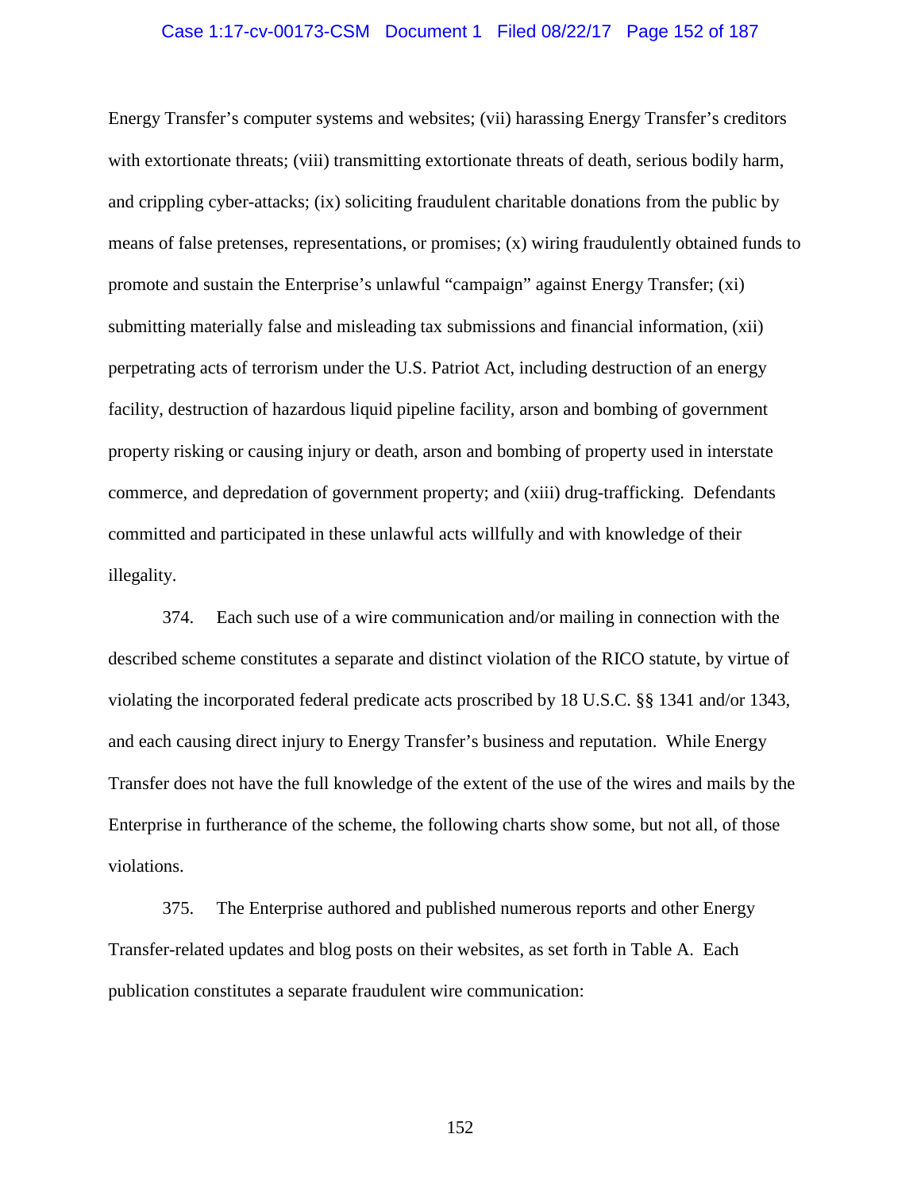Energy Transfer's computer systems and websites; (vii) harassing Energy Transfer's creditors with extortionate threats; (viii) transmitting extortionate threats of death, serious bodily harm, and crippling cyber-attacks; (ix) soliciting fraudulent charitable donations from the public by means of false pretenses, representations, or promises; (x) wiring fraudulently obtained funds to promote and sustain the Enterprise's unlawful "campaign" against Energy Transfer; (xi) submitting materially false and misleading tax submissions and financial information, (xii) perpetrating acts of terrorism under the U.S. Patriot Act, including destruction of an energy facility, destruction of hazardous liquid pipeline facility, arson and bombing of government property risking or causing injury or death, arson and bombing of property used in interstate commerce, and depredation of government property; and (xiii) drug-trafficking. Defendants committed and participated in these unlawful acts willfully and with knowledge of their illegality.

374. Each such use of a wire communication and/or mailing in connection with the described scheme constitutes a separate and distinct violation of the RICO statute, by virtue of violating the incorporated federal predicate acts proscribed by 18 U.S.C. §§ 1341 and/or 1343, and each causing direct injury to Energy Transfer's business and reputation. While Energy Transfer does not have the full knowledge of the extent of the use of the wires and mails by the Enterprise in furtherance of the scheme, the following charts show some, but not all, of those violations.

375. The Enterprise authored and published numerous reports and other Energy Transfer-related updates and blog posts on their websites, as set forth in Table A. Each publication constitutes a separate fraudulent wire communication: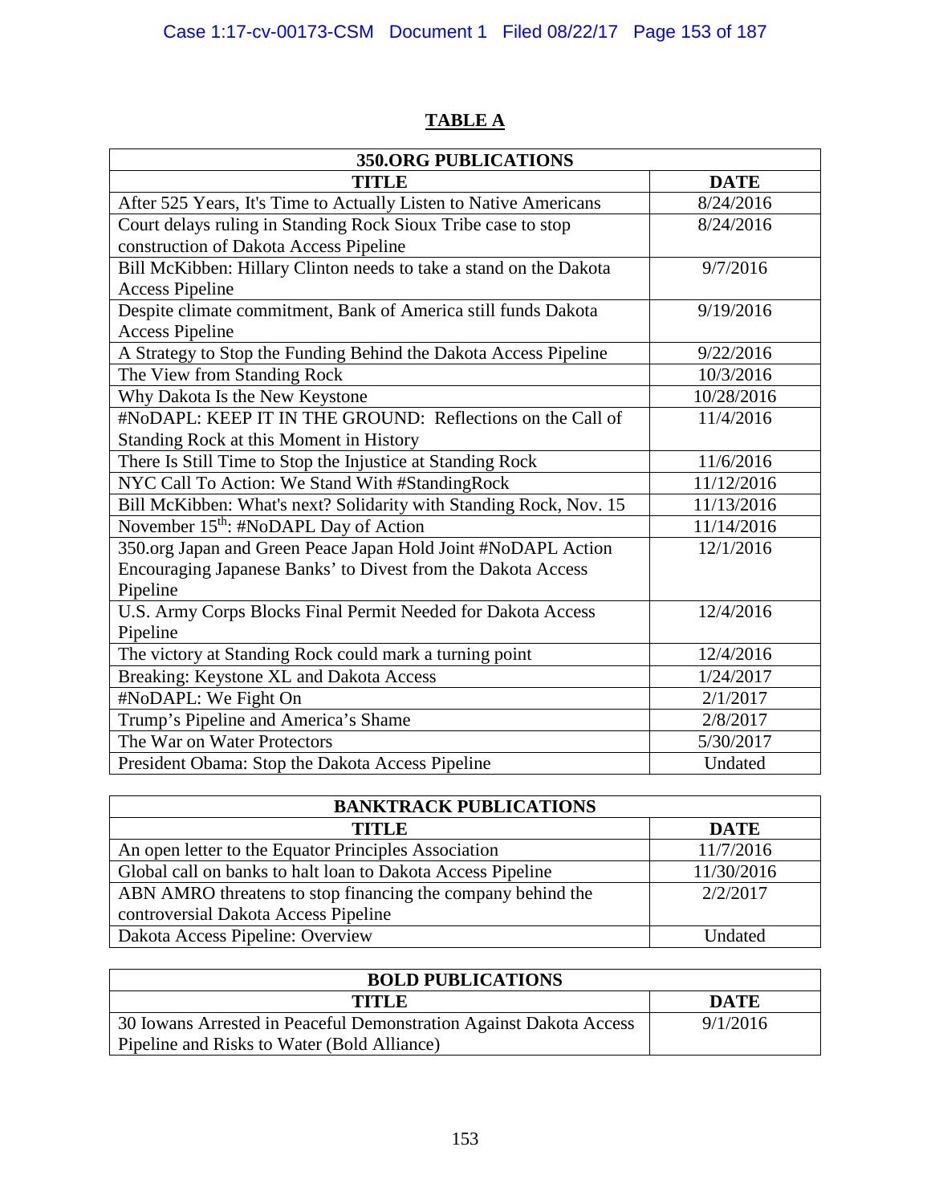**TABLE A**

| 350.ORG PUBLICATIONS | |
|---|---|
| **TITLE** | **DATE** |
| After 525 Years, It's Time to Actually Listen to Native Americans | 8/24/2016 |
| Court delays ruling in Standing Rock Sioux Tribe case to stop construction of Dakota Access Pipeline | 8/24/2016 |
| Bill McKibben: Hillary Clinton needs to take a stand on the Dakota Access Pipeline | 9/7/2016 |
| Despite climate commitment, Bank of America still funds Dakota Access Pipeline | 9/19/2016 |
| A Strategy to Stop the Funding Behind the Dakota Access Pipeline | 9/22/2016 |
| The View from Standing Rock | 10/3/2016 |
| Why Dakota Is the New Keystone | 10/28/2016 |
| #NoDAPL: KEEP IT IN THE GROUND: Reflections on the Call of Standing Rock at this Moment in History | 11/4/2016 |
| There Is Still Time to Stop the Injustice at Standing Rock | 11/6/2016 |
| NYC Call To Action: We Stand With #StandingRock | 11/12/2016 |
| Bill McKibben: What's next? Solidarity with Standing Rock, Nov. 15 | 11/13/2016 |
| November 15th: #NoDAPL Day of Action | 11/14/2016 |
| 350.org Japan and Green Peace Japan Hold Joint #NoDAPL Action Encouraging Japanese Banks' to Divest from the Dakota Access Pipeline | 12/1/2016 |
| U.S. Army Corps Blocks Final Permit Needed for Dakota Access Pipeline | 12/4/2016 |
| The victory at Standing Rock could mark a turning point | 12/4/2016 |
| Breaking: Keystone XL and Dakota Access | 1/24/2017 |
| #NoDAPL: We Fight On | 2/1/2017 |
| Trump's Pipeline and America's Shame | 2/8/2017 |
| The War on Water Protectors | 5/30/2017 |
| President Obama: Stop the Dakota Access Pipeline | Undated |

| BANKTRACK PUBLICATIONS | |
|---|---|
| **TITLE** | **DATE** |
| An open letter to the Equator Principles Association | 11/7/2016 |
| Global call on banks to halt loan to Dakota Access Pipeline | 11/30/2016 |
| ABN AMRO threatens to stop financing the company behind the controversial Dakota Access Pipeline | 2/2/2017 |
| Dakota Access Pipeline: Overview | Undated |

| BOLD PUBLICATIONS | |
|---|---|
| **TITLE** | **DATE** |
| 30 Iowans Arrested in Peaceful Demonstration Against Dakota Access Pipeline and Risks to Water (Bold Alliance) | 9/1/2016 |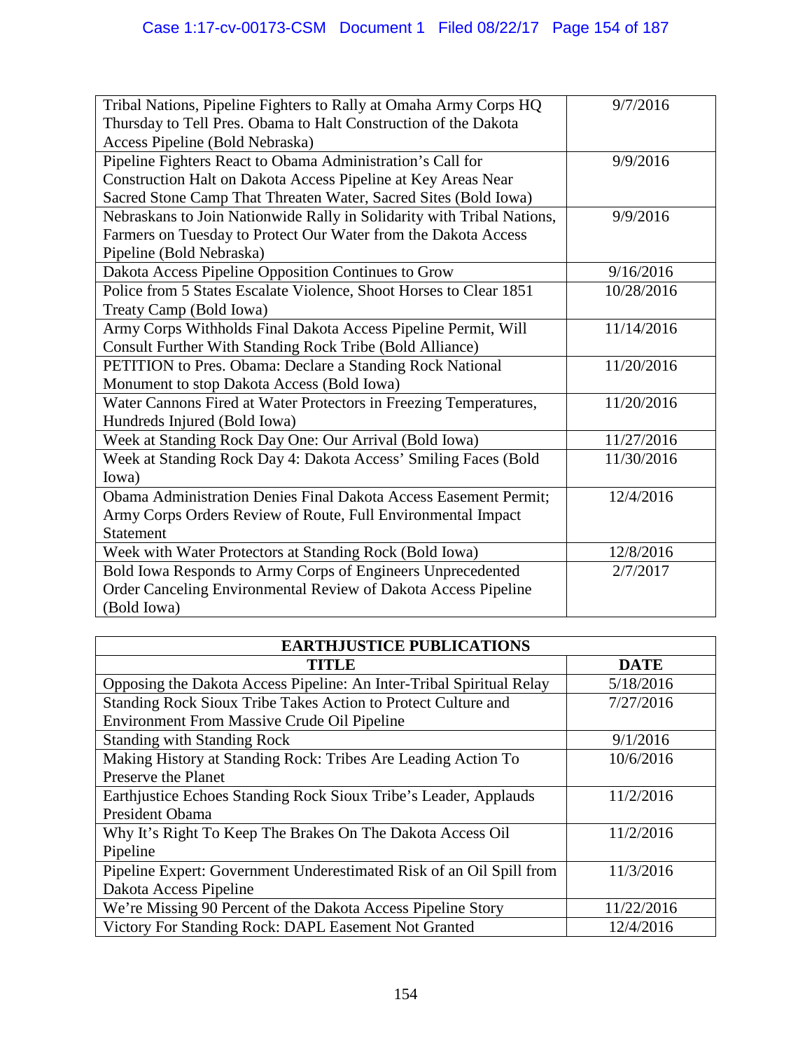| | |
|---|---|
| Tribal Nations, Pipeline Fighters to Rally at Omaha Army Corps HQ Thursday to Tell Pres. Obama to Halt Construction of the Dakota Access Pipeline (Bold Nebraska) | 9/7/2016 |
| Pipeline Fighters React to Obama Administration's Call for Construction Halt on Dakota Access Pipeline at Key Areas Near Sacred Stone Camp That Threaten Water, Sacred Sites (Bold Iowa) | 9/9/2016 |
| Nebraskans to Join Nationwide Rally in Solidarity with Tribal Nations, Farmers on Tuesday to Protect Our Water from the Dakota Access Pipeline (Bold Nebraska) | 9/9/2016 |
| Dakota Access Pipeline Opposition Continues to Grow | 9/16/2016 |
| Police from 5 States Escalate Violence, Shoot Horses to Clear 1851 Treaty Camp (Bold Iowa) | 10/28/2016 |
| Army Corps Withholds Final Dakota Access Pipeline Permit, Will Consult Further With Standing Rock Tribe (Bold Alliance) | 11/14/2016 |
| PETITION to Pres. Obama: Declare a Standing Rock National Monument to stop Dakota Access (Bold Iowa) | 11/20/2016 |
| Water Cannons Fired at Water Protectors in Freezing Temperatures, Hundreds Injured (Bold Iowa) | 11/20/2016 |
| Week at Standing Rock Day One: Our Arrival (Bold Iowa) | 11/27/2016 |
| Week at Standing Rock Day 4: Dakota Access' Smiling Faces (Bold Iowa) | 11/30/2016 |
| Obama Administration Denies Final Dakota Access Easement Permit; Army Corps Orders Review of Route, Full Environmental Impact Statement | 12/4/2016 |
| Week with Water Protectors at Standing Rock (Bold Iowa) | 12/8/2016 |
| Bold Iowa Responds to Army Corps of Engineers Unprecedented Order Canceling Environmental Review of Dakota Access Pipeline (Bold Iowa) | 2/7/2017 |

| **EARTHJUSTICE PUBLICATIONS** | |
|---|---|
| **TITLE** | **DATE** |
| Opposing the Dakota Access Pipeline: An Inter-Tribal Spiritual Relay | 5/18/2016 |
| Standing Rock Sioux Tribe Takes Action to Protect Culture and Environment From Massive Crude Oil Pipeline | 7/27/2016 |
| Standing with Standing Rock | 9/1/2016 |
| Making History at Standing Rock: Tribes Are Leading Action To Preserve the Planet | 10/6/2016 |
| Earthjustice Echoes Standing Rock Sioux Tribe's Leader, Applauds President Obama | 11/2/2016 |
| Why It's Right To Keep The Brakes On The Dakota Access Oil Pipeline | 11/2/2016 |
| Pipeline Expert: Government Underestimated Risk of an Oil Spill from Dakota Access Pipeline | 11/3/2016 |
| We're Missing 90 Percent of the Dakota Access Pipeline Story | 11/22/2016 |
| Victory For Standing Rock: DAPL Easement Not Granted | 12/4/2016 |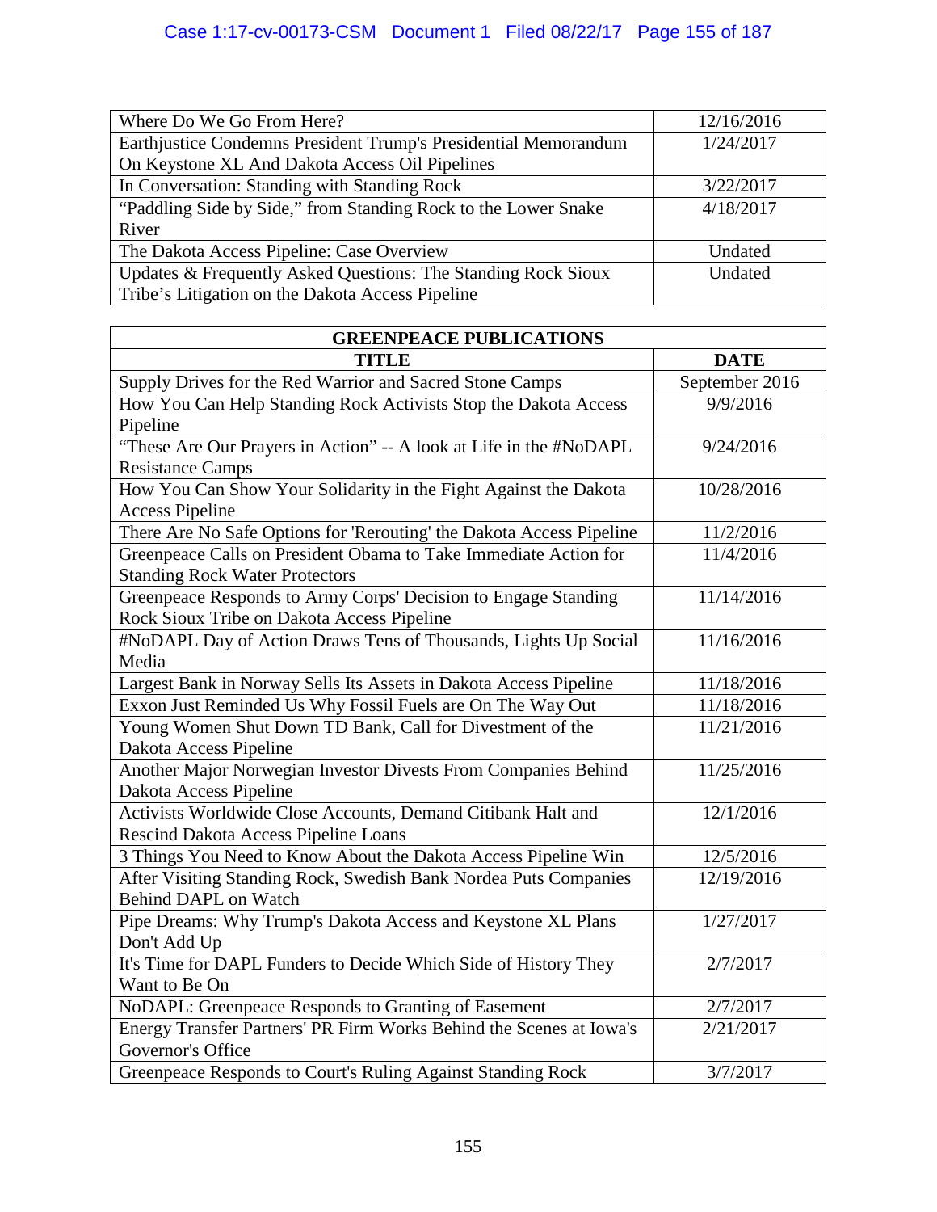| | |
|---|---|
| Where Do We Go From Here? | 12/16/2016 |
| Earthjustice Condemns President Trump's Presidential Memorandum On Keystone XL And Dakota Access Oil Pipelines | 1/24/2017 |
| In Conversation: Standing with Standing Rock | 3/22/2017 |
| "Paddling Side by Side," from Standing Rock to the Lower Snake River | 4/18/2017 |
| The Dakota Access Pipeline: Case Overview | Undated |
| Updates & Frequently Asked Questions: The Standing Rock Sioux Tribe's Litigation on the Dakota Access Pipeline | Undated |

| **GREENPEACE PUBLICATIONS** | |
|---|---|
| **TITLE** | **DATE** |
| Supply Drives for the Red Warrior and Sacred Stone Camps | September 2016 |
| How You Can Help Standing Rock Activists Stop the Dakota Access Pipeline | 9/9/2016 |
| "These Are Our Prayers in Action" -- A look at Life in the #NoDAPL Resistance Camps | 9/24/2016 |
| How You Can Show Your Solidarity in the Fight Against the Dakota Access Pipeline | 10/28/2016 |
| There Are No Safe Options for 'Rerouting' the Dakota Access Pipeline | 11/2/2016 |
| Greenpeace Calls on President Obama to Take Immediate Action for Standing Rock Water Protectors | 11/4/2016 |
| Greenpeace Responds to Army Corps' Decision to Engage Standing Rock Sioux Tribe on Dakota Access Pipeline | 11/14/2016 |
| #NoDAPL Day of Action Draws Tens of Thousands, Lights Up Social Media | 11/16/2016 |
| Largest Bank in Norway Sells Its Assets in Dakota Access Pipeline | 11/18/2016 |
| Exxon Just Reminded Us Why Fossil Fuels are On The Way Out | 11/18/2016 |
| Young Women Shut Down TD Bank, Call for Divestment of the Dakota Access Pipeline | 11/21/2016 |
| Another Major Norwegian Investor Divests From Companies Behind Dakota Access Pipeline | 11/25/2016 |
| Activists Worldwide Close Accounts, Demand Citibank Halt and Rescind Dakota Access Pipeline Loans | 12/1/2016 |
| 3 Things You Need to Know About the Dakota Access Pipeline Win | 12/5/2016 |
| After Visiting Standing Rock, Swedish Bank Nordea Puts Companies Behind DAPL on Watch | 12/19/2016 |
| Pipe Dreams: Why Trump's Dakota Access and Keystone XL Plans Don't Add Up | 1/27/2017 |
| It's Time for DAPL Funders to Decide Which Side of History They Want to Be On | 2/7/2017 |
| NoDAPL: Greenpeace Responds to Granting of Easement | 2/7/2017 |
| Energy Transfer Partners' PR Firm Works Behind the Scenes at Iowa's Governor's Office | 2/21/2017 |
| Greenpeace Responds to Court's Ruling Against Standing Rock | 3/7/2017 |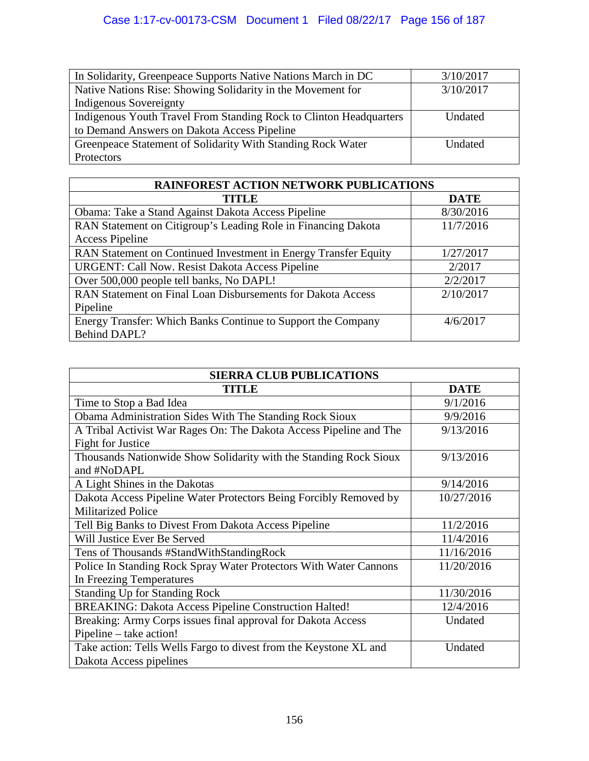| | |
|---|---|
| In Solidarity, Greenpeace Supports Native Nations March in DC | 3/10/2017 |
| Native Nations Rise: Showing Solidarity in the Movement for Indigenous Sovereignty | 3/10/2017 |
| Indigenous Youth Travel From Standing Rock to Clinton Headquarters to Demand Answers on Dakota Access Pipeline | Undated |
| Greenpeace Statement of Solidarity With Standing Rock Water Protectors | Undated |

| RAINFOREST ACTION NETWORK PUBLICATIONS | |
|---|---|
| **TITLE** | **DATE** |
| Obama: Take a Stand Against Dakota Access Pipeline | 8/30/2016 |
| RAN Statement on Citigroup's Leading Role in Financing Dakota Access Pipeline | 11/7/2016 |
| RAN Statement on Continued Investment in Energy Transfer Equity | 1/27/2017 |
| URGENT: Call Now. Resist Dakota Access Pipeline | 2/2017 |
| Over 500,000 people tell banks, No DAPL! | 2/2/2017 |
| RAN Statement on Final Loan Disbursements for Dakota Access Pipeline | 2/10/2017 |
| Energy Transfer: Which Banks Continue to Support the Company Behind DAPL? | 4/6/2017 |

| SIERRA CLUB PUBLICATIONS | |
|---|---|
| **TITLE** | **DATE** |
| Time to Stop a Bad Idea | 9/1/2016 |
| Obama Administration Sides With The Standing Rock Sioux | 9/9/2016 |
| A Tribal Activist War Rages On: The Dakota Access Pipeline and The Fight for Justice | 9/13/2016 |
| Thousands Nationwide Show Solidarity with the Standing Rock Sioux and #NoDAPL | 9/13/2016 |
| A Light Shines in the Dakotas | 9/14/2016 |
| Dakota Access Pipeline Water Protectors Being Forcibly Removed by Militarized Police | 10/27/2016 |
| Tell Big Banks to Divest From Dakota Access Pipeline | 11/2/2016 |
| Will Justice Ever Be Served | 11/4/2016 |
| Tens of Thousands #StandWithStandingRock | 11/16/2016 |
| Police In Standing Rock Spray Water Protectors With Water Cannons In Freezing Temperatures | 11/20/2016 |
| Standing Up for Standing Rock | 11/30/2016 |
| BREAKING: Dakota Access Pipeline Construction Halted! | 12/4/2016 |
| Breaking: Army Corps issues final approval for Dakota Access Pipeline – take action! | Undated |
| Take action: Tells Wells Fargo to divest from the Keystone XL and Dakota Access pipelines | Undated |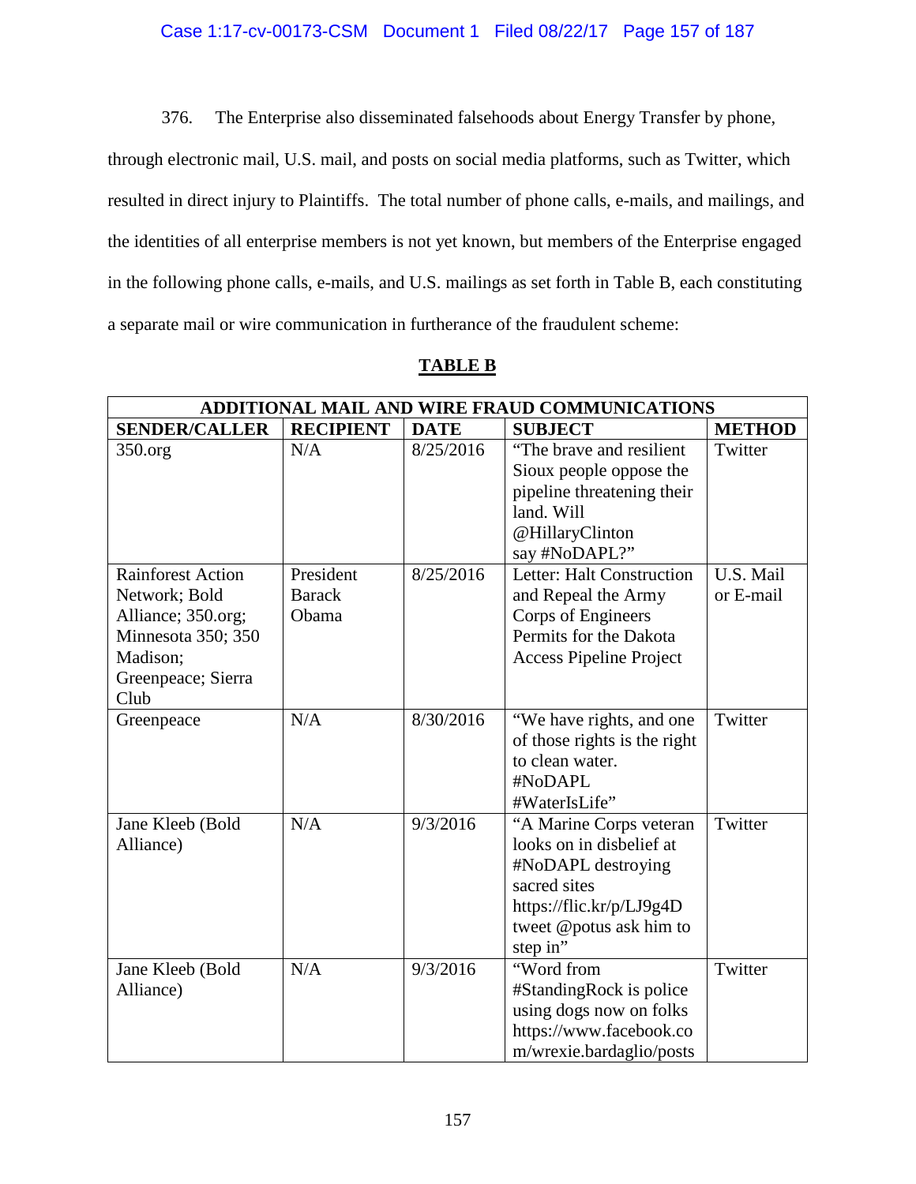376. The Enterprise also disseminated falsehoods about Energy Transfer by phone, through electronic mail, U.S. mail, and posts on social media platforms, such as Twitter, which resulted in direct injury to Plaintiffs. The total number of phone calls, e-mails, and mailings, and the identities of all enterprise members is not yet known, but members of the Enterprise engaged in the following phone calls, e-mails, and U.S. mailings as set forth in Table B, each constituting a separate mail or wire communication in furtherance of the fraudulent scheme:

**TABLE B**

| ADDITIONAL MAIL AND WIRE FRAUD COMMUNICATIONS | | | | |
|---|---|---|---|---|
| **SENDER/CALLER** | **RECIPIENT** | **DATE** | **SUBJECT** | **METHOD** |
| 350.org | N/A | 8/25/2016 | "The brave and resilient Sioux people oppose the pipeline threatening their land. Will @HillaryClinton say #NoDAPL?" | Twitter |
| Rainforest Action Network; Bold Alliance; 350.org; Minnesota 350; 350 Madison; Greenpeace; Sierra Club | President Barack Obama | 8/25/2016 | Letter: Halt Construction and Repeal the Army Corps of Engineers Permits for the Dakota Access Pipeline Project | U.S. Mail or E-mail |
| Greenpeace | N/A | 8/30/2016 | "We have rights, and one of those rights is the right to clean water. #NoDAPL #WaterIsLife" | Twitter |
| Jane Kleeb (Bold Alliance) | N/A | 9/3/2016 | "A Marine Corps veteran looks on in disbelief at #NoDAPL destroying sacred sites https://flic.kr/p/LJ9g4D tweet @potus ask him to step in" | Twitter |
| Jane Kleeb (Bold Alliance) | N/A | 9/3/2016 | "Word from #StandingRock is police using dogs now on folks https://www.facebook.com/wrexie.bardaglio/posts | Twitter |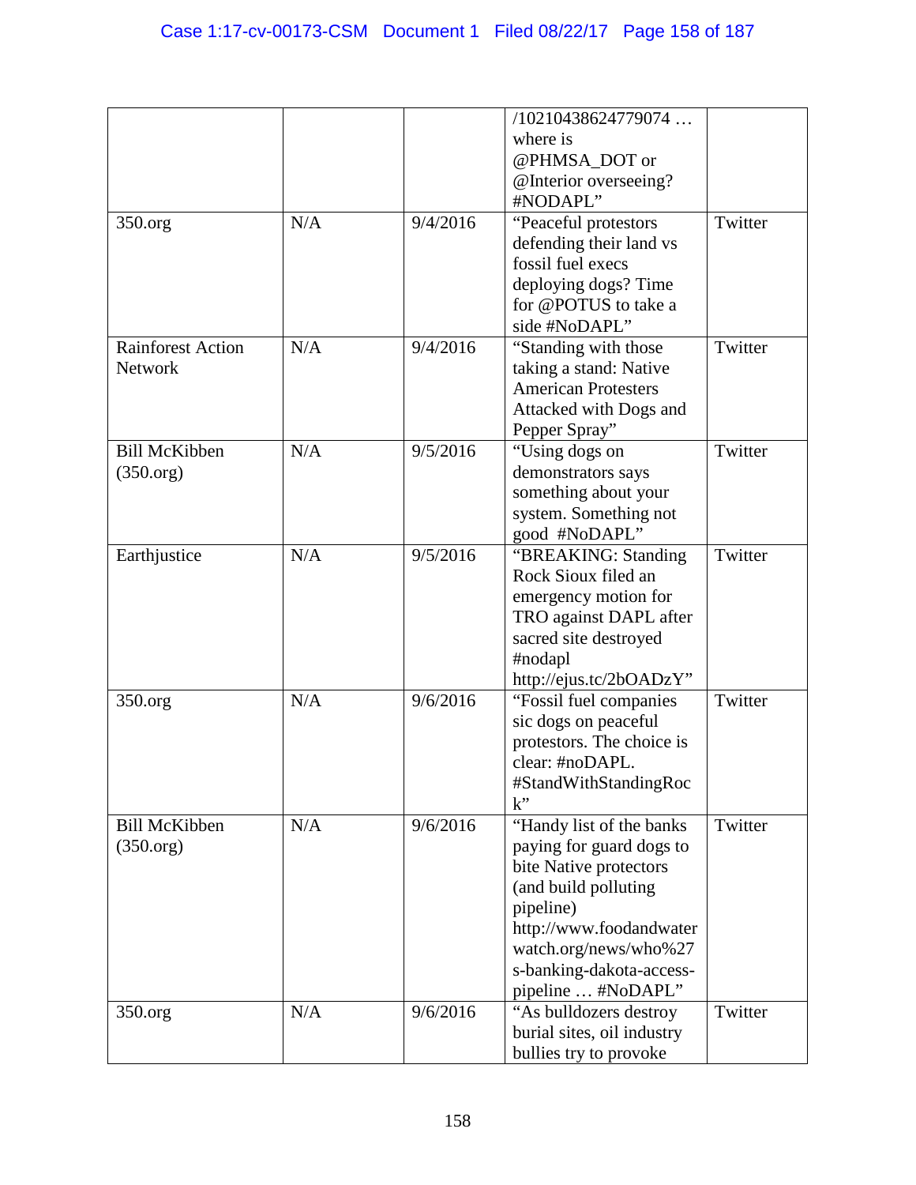| | | | /10210438624779074 … where is @PHMSA_DOT or @Interior overseeing? #NODAPL” | |
|---|---|---|---|---|
| 350.org | N/A | 9/4/2016 | “Peaceful protestors defending their land vs fossil fuel execs deploying dogs? Time for @POTUS to take a side #NoDAPL” | Twitter |
| Rainforest Action Network | N/A | 9/4/2016 | “Standing with those taking a stand: Native American Protesters Attacked with Dogs and Pepper Spray” | Twitter |
| Bill McKibben (350.org) | N/A | 9/5/2016 | “Using dogs on demonstrators says something about your system. Something not good #NoDAPL” | Twitter |
| Earthjustice | N/A | 9/5/2016 | “BREAKING: Standing Rock Sioux filed an emergency motion for TRO against DAPL after sacred site destroyed #nodapl http://ejus.tc/2bOADzY” | Twitter |
| 350.org | N/A | 9/6/2016 | “Fossil fuel companies sic dogs on peaceful protestors. The choice is clear: #noDAPL. #StandWithStandingRock” | Twitter |
| Bill McKibben (350.org) | N/A | 9/6/2016 | “Handy list of the banks paying for guard dogs to bite Native protectors (and build polluting pipeline) http://www.foodandwaterwatch.org/news/who%27s-banking-dakota-access-pipeline … #NoDAPL” | Twitter |
| 350.org | N/A | 9/6/2016 | “As bulldozers destroy burial sites, oil industry bullies try to provoke | Twitter |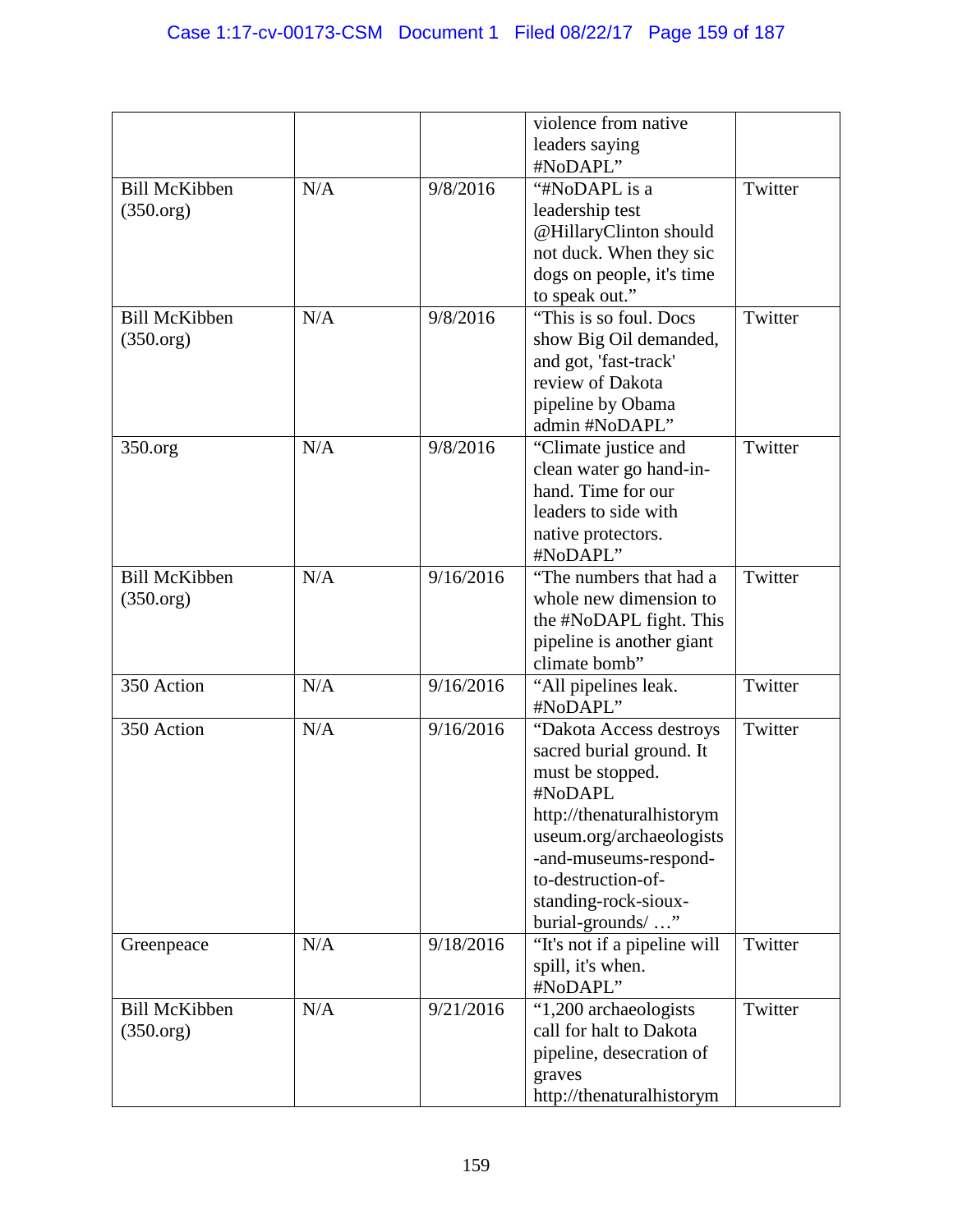| | | | violence from native leaders saying #NoDAPL” | |
|---|---|---|---|---|
| Bill McKibben (350.org) | N/A | 9/8/2016 | “#NoDAPL is a leadership test @HillaryClinton should not duck. When they sic dogs on people, it's time to speak out.” | Twitter |
| Bill McKibben (350.org) | N/A | 9/8/2016 | “This is so foul. Docs show Big Oil demanded, and got, 'fast-track' review of Dakota pipeline by Obama admin #NoDAPL” | Twitter |
| 350.org | N/A | 9/8/2016 | “Climate justice and clean water go hand-in-hand. Time for our leaders to side with native protectors. #NoDAPL” | Twitter |
| Bill McKibben (350.org) | N/A | 9/16/2016 | “The numbers that had a whole new dimension to the #NoDAPL fight. This pipeline is another giant climate bomb” | Twitter |
| 350 Action | N/A | 9/16/2016 | “All pipelines leak. #NoDAPL” | Twitter |
| 350 Action | N/A | 9/16/2016 | “Dakota Access destroys sacred burial ground. It must be stopped. #NoDAPL http://thenaturalhistorymuseum.org/archaeologists-and-museums-respond-to-destruction-of-standing-rock-sioux-burial-grounds/ …” | Twitter |
| Greenpeace | N/A | 9/18/2016 | “It's not if a pipeline will spill, it's when. #NoDAPL” | Twitter |
| Bill McKibben (350.org) | N/A | 9/21/2016 | “1,200 archaeologists call for halt to Dakota pipeline, desecration of graves http://thenaturalhistorym | Twitter |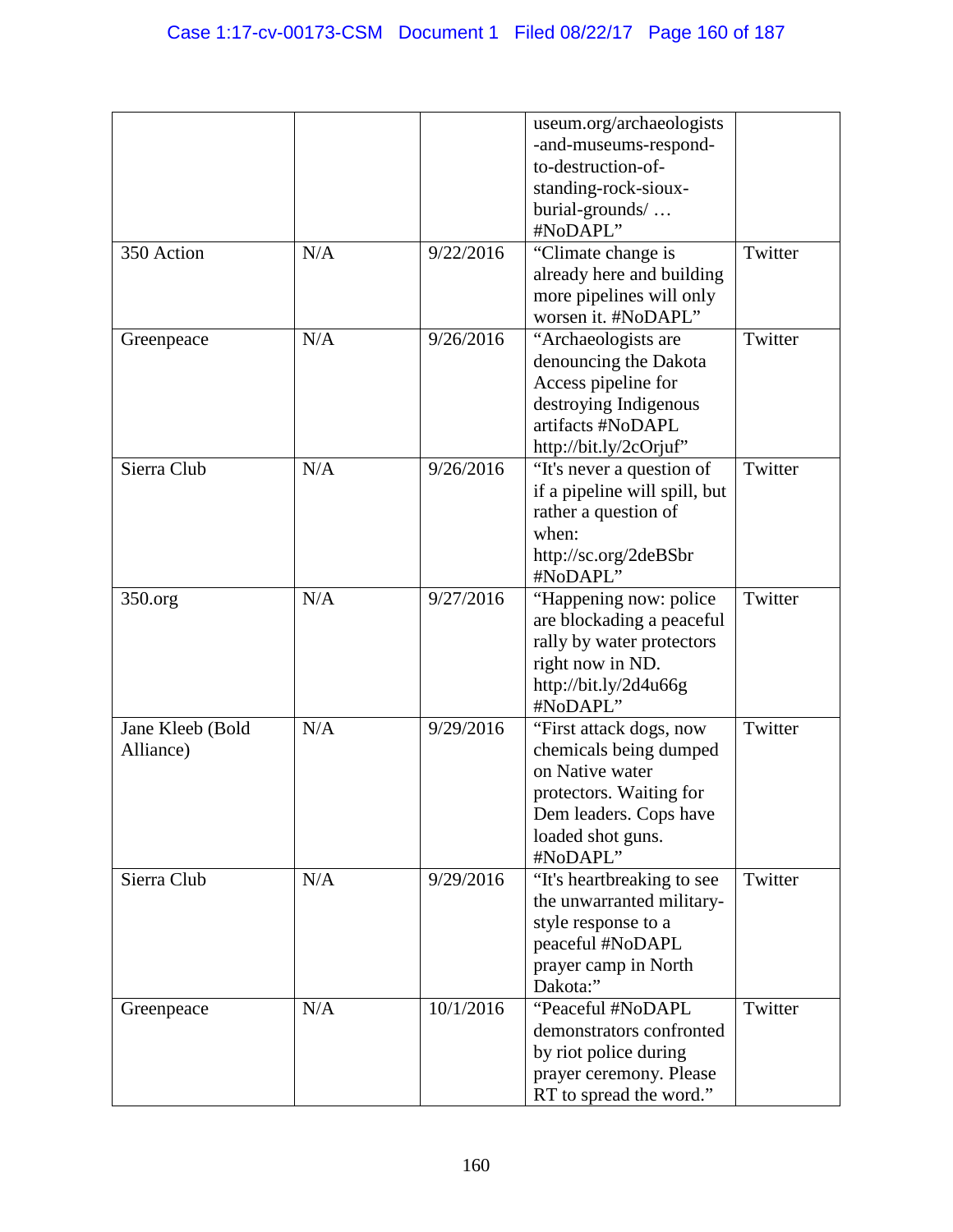| | | | useum.org/archaeologists-and-museums-respond-to-destruction-of-standing-rock-sioux-burial-grounds/ … #NoDAPL” | |
|---|---|---|---|---|
| 350 Action | N/A | 9/22/2016 | “Climate change is already here and building more pipelines will only worsen it. #NoDAPL” | Twitter |
| Greenpeace | N/A | 9/26/2016 | “Archaeologists are denouncing the Dakota Access pipeline for destroying Indigenous artifacts #NoDAPL http://bit.ly/2cOrjuf” | Twitter |
| Sierra Club | N/A | 9/26/2016 | “It's never a question of if a pipeline will spill, but rather a question of when: http://sc.org/2deBSbr #NoDAPL” | Twitter |
| 350.org | N/A | 9/27/2016 | “Happening now: police are blockading a peaceful rally by water protectors right now in ND. http://bit.ly/2d4u66g #NoDAPL” | Twitter |
| Jane Kleeb (Bold Alliance) | N/A | 9/29/2016 | “First attack dogs, now chemicals being dumped on Native water protectors. Waiting for Dem leaders. Cops have loaded shot guns. #NoDAPL” | Twitter |
| Sierra Club | N/A | 9/29/2016 | “It's heartbreaking to see the unwarranted military-style response to a peaceful #NoDAPL prayer camp in North Dakota:” | Twitter |
| Greenpeace | N/A | 10/1/2016 | “Peaceful #NoDAPL demonstrators confronted by riot police during prayer ceremony. Please RT to spread the word.” | Twitter |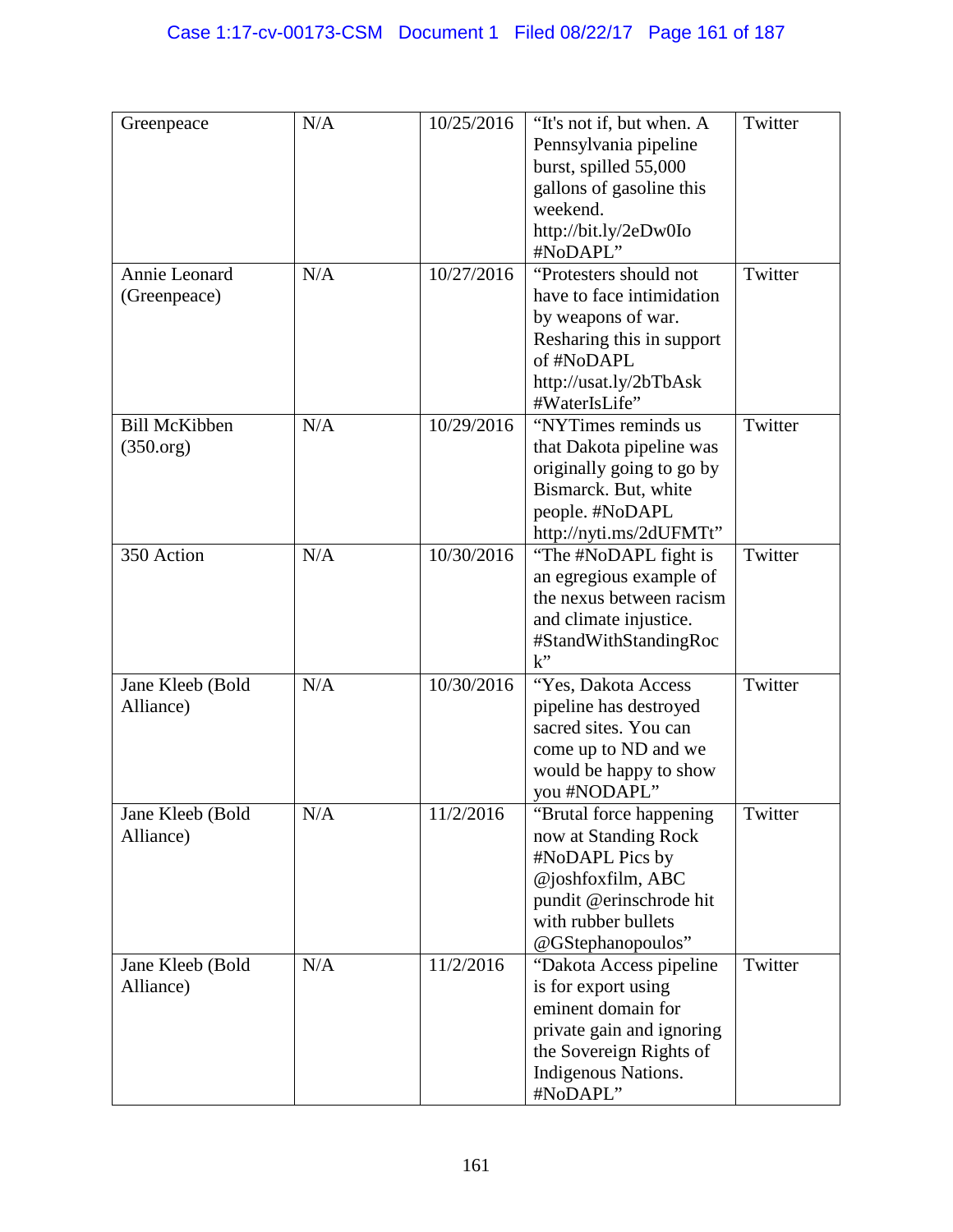| Greenpeace | N/A | 10/25/2016 | "It's not if, but when. A Pennsylvania pipeline burst, spilled 55,000 gallons of gasoline this weekend. http://bit.ly/2eDw0Io #NoDAPL" | Twitter |
|---|---|---|---|---|
| Annie Leonard (Greenpeace) | N/A | 10/27/2016 | "Protesters should not have to face intimidation by weapons of war. Resharing this in support of #NoDAPL http://usat.ly/2bTbAsk #WaterIsLife" | Twitter |
| Bill McKibben (350.org) | N/A | 10/29/2016 | "NYTimes reminds us that Dakota pipeline was originally going to go by Bismarck. But, white people. #NoDAPL http://nyti.ms/2dUFMTt" | Twitter |
| 350 Action | N/A | 10/30/2016 | "The #NoDAPL fight is an egregious example of the nexus between racism and climate injustice. #StandWithStandingRock" | Twitter |
| Jane Kleeb (Bold Alliance) | N/A | 10/30/2016 | "Yes, Dakota Access pipeline has destroyed sacred sites. You can come up to ND and we would be happy to show you #NODAPL" | Twitter |
| Jane Kleeb (Bold Alliance) | N/A | 11/2/2016 | "Brutal force happening now at Standing Rock #NoDAPL Pics by @joshfoxfilm, ABC pundit @erinschrode hit with rubber bullets @GStephanopoulos" | Twitter |
| Jane Kleeb (Bold Alliance) | N/A | 11/2/2016 | "Dakota Access pipeline is for export using eminent domain for private gain and ignoring the Sovereign Rights of Indigenous Nations. #NoDAPL" | Twitter |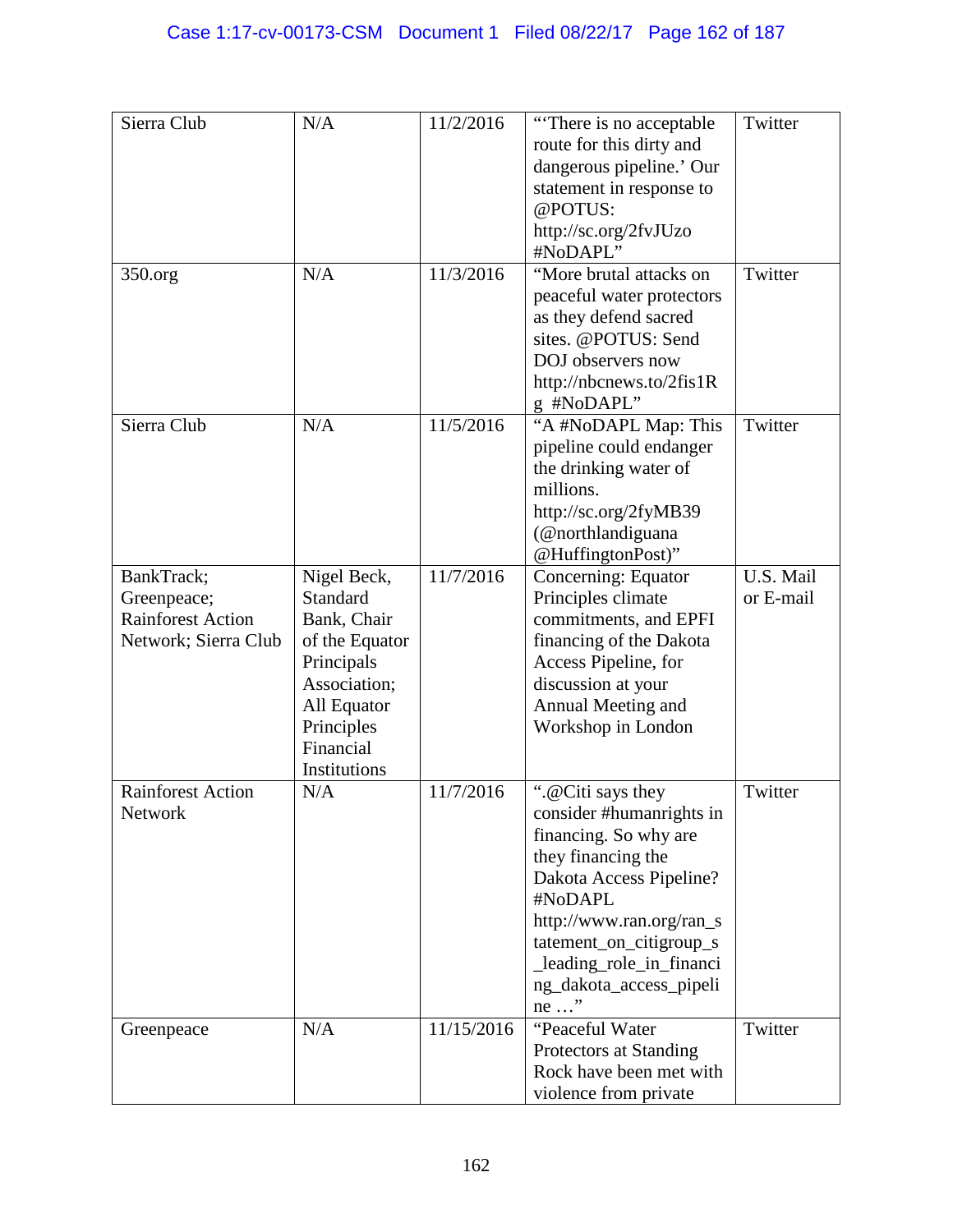| Sierra Club | N/A | 11/2/2016 | "'There is no acceptable route for this dirty and dangerous pipeline.' Our statement in response to @POTUS: http://sc.org/2fvJUzo #NoDAPL" | Twitter |
|---|---|---|---|---|
| 350.org | N/A | 11/3/2016 | "More brutal attacks on peaceful water protectors as they defend sacred sites. @POTUS: Send DOJ observers now http://nbcnews.to/2fis1Rg #NoDAPL" | Twitter |
| Sierra Club | N/A | 11/5/2016 | "A #NoDAPL Map: This pipeline could endanger the drinking water of millions. http://sc.org/2fyMB39 (@northlandiguana @HuffingtonPost)" | Twitter |
| BankTrack; Greenpeace; Rainforest Action Network; Sierra Club | Nigel Beck, Standard Bank, Chair of the Equator Principles Association; All Equator Principles Financial Institutions | 11/7/2016 | Concerning: Equator Principles climate commitments, and EPFI financing of the Dakota Access Pipeline, for discussion at your Annual Meeting and Workshop in London | U.S. Mail or E-mail |
| Rainforest Action Network | N/A | 11/7/2016 | ".@Citi says they consider #humanrights in financing. So why are they financing the Dakota Access Pipeline? #NoDAPL http://www.ran.org/ran_statement_on_citigroup_s_leading_role_in_financing_dakota_access_pipeline …" | Twitter |
| Greenpeace | N/A | 11/15/2016 | "Peaceful Water Protectors at Standing Rock have been met with violence from private | Twitter |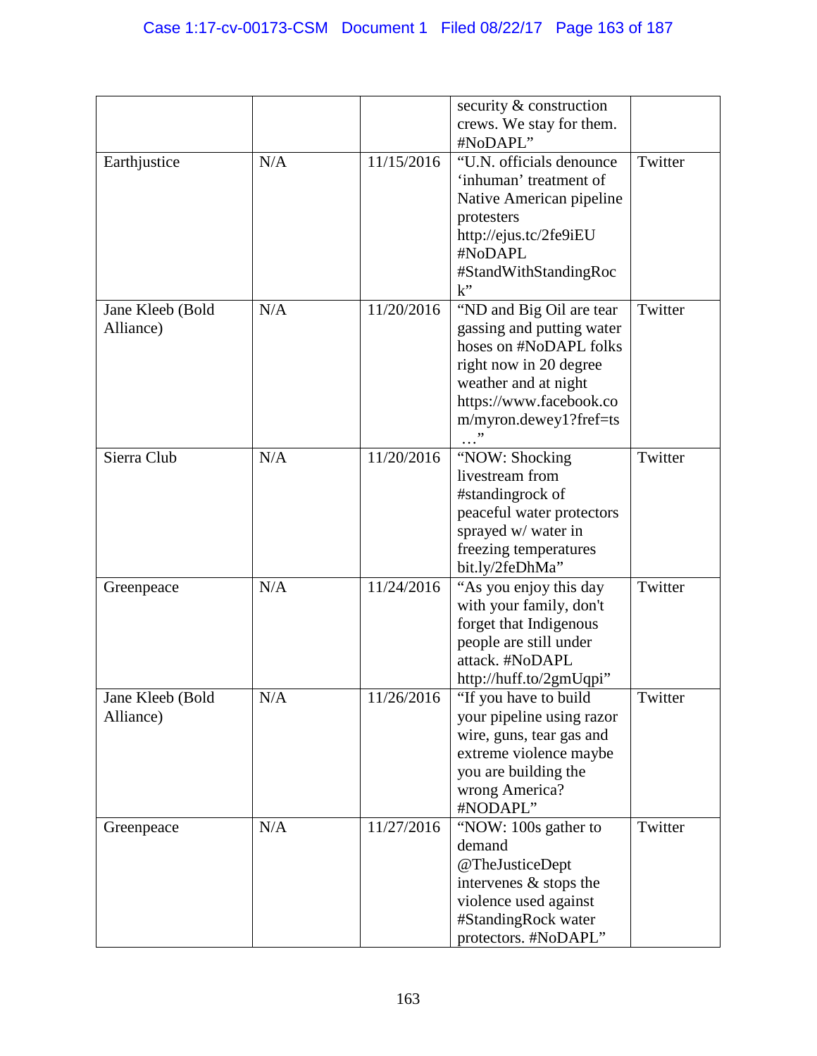| | | | security & construction crews. We stay for them. #NoDAPL” | |
|---|---|---|---|---|
| Earthjustice | N/A | 11/15/2016 | “U.N. officials denounce ‘inhuman’ treatment of Native American pipeline protesters http://ejus.tc/2fe9iEU #NoDAPL #StandWithStandingRock” | Twitter |
| Jane Kleeb (Bold Alliance) | N/A | 11/20/2016 | “ND and Big Oil are tear gassing and putting water hoses on #NoDAPL folks right now in 20 degree weather and at night https://www.facebook.com/myron.dewey1?fref=ts …” | Twitter |
| Sierra Club | N/A | 11/20/2016 | “NOW: Shocking livestream from #standingrock of peaceful water protectors sprayed w/ water in freezing temperatures bit.ly/2feDhMa” | Twitter |
| Greenpeace | N/A | 11/24/2016 | “As you enjoy this day with your family, don't forget that Indigenous people are still under attack. #NoDAPL http://huff.to/2gmUqpi” | Twitter |
| Jane Kleeb (Bold Alliance) | N/A | 11/26/2016 | “If you have to build your pipeline using razor wire, guns, tear gas and extreme violence maybe you are building the wrong America? #NODAPL” | Twitter |
| Greenpeace | N/A | 11/27/2016 | “NOW: 100s gather to demand @TheJusticeDept intervenes & stops the violence used against #StandingRock water protectors. #NoDAPL” | Twitter |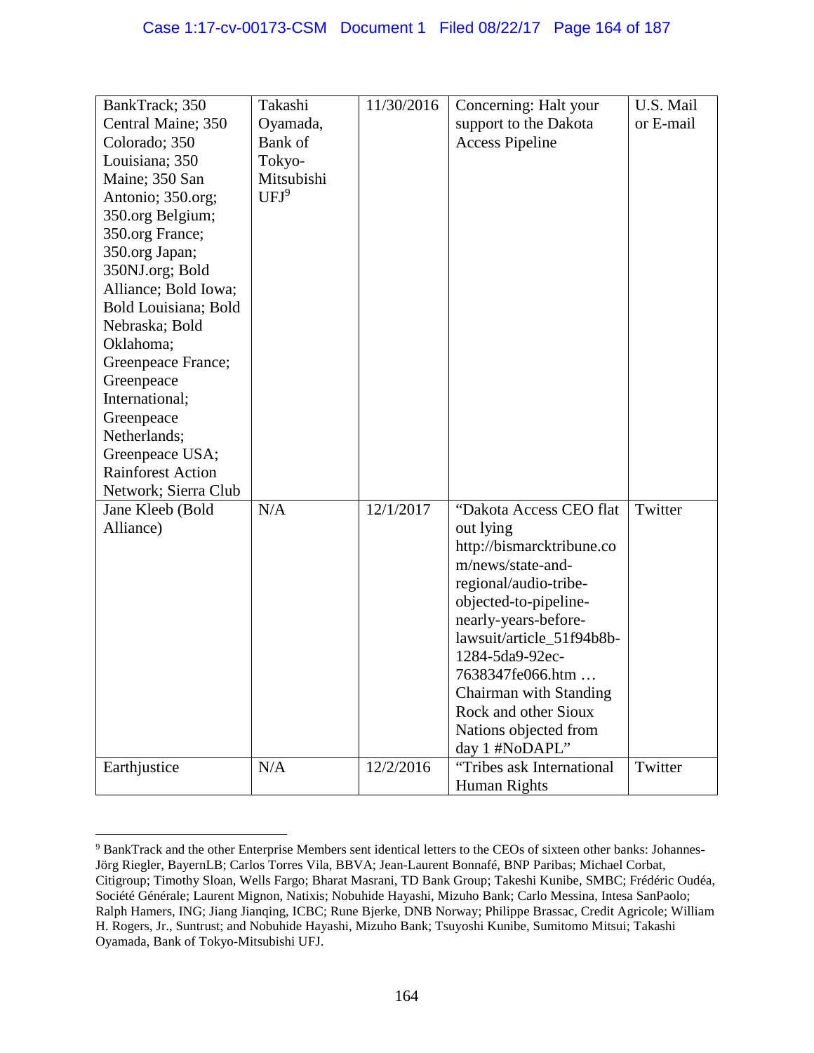| | | | | |
|---|---|---|---|---|
| BankTrack; 350 Central Maine; 350 Colorado; 350 Louisiana; 350 Maine; 350 San Antonio; 350.org; 350.org Belgium; 350.org France; 350.org Japan; 350NJ.org; Bold Alliance; Bold Iowa; Bold Louisiana; Bold Nebraska; Bold Oklahoma; Greenpeace France; Greenpeace International; Greenpeace Netherlands; Greenpeace USA; Rainforest Action Network; Sierra Club | Takashi Oyamada, Bank of Tokyo-Mitsubishi UFJ[9] | 11/30/2016 | Concerning: Halt your support to the Dakota Access Pipeline | U.S. Mail or E-mail |
| Jane Kleeb (Bold Alliance) | N/A | 12/1/2017 | "Dakota Access CEO flat out lying http://bismarcktribune.com/news/state-and-regional/audio-tribe-objected-to-pipeline-nearly-years-before-lawsuit/article_51f94b8b-1284-5da9-92ec-7638347fe066.htm … Chairman with Standing Rock and other Sioux Nations objected from day 1 #NoDAPL" | Twitter |
| Earthjustice | N/A | 12/2/2016 | "Tribes ask International Human Rights | Twitter |

[9] BankTrack and the other Enterprise Members sent identical letters to the CEOs of sixteen other banks: Johannes-Jörg Riegler, BayernLB; Carlos Torres Vila, BBVA; Jean-Laurent Bonnafé, BNP Paribas; Michael Corbat, Citigroup; Timothy Sloan, Wells Fargo; Bharat Masrani, TD Bank Group; Takeshi Kunibe, SMBC; Frédéric Oudéa, Société Générale; Laurent Mignon, Natixis; Nobuhide Hayashi, Mizuho Bank; Carlo Messina, Intesa SanPaolo; Ralph Hamers, ING; Jiang Jianqing, ICBC; Rune Bjerke, DNB Norway; Philippe Brassac, Credit Agricole; William H. Rogers, Jr., Suntrust; and Nobuhide Hayashi, Mizuho Bank; Tsuyoshi Kunibe, Sumitomo Mitsui; Takashi Oyamada, Bank of Tokyo-Mitsubishi UFJ.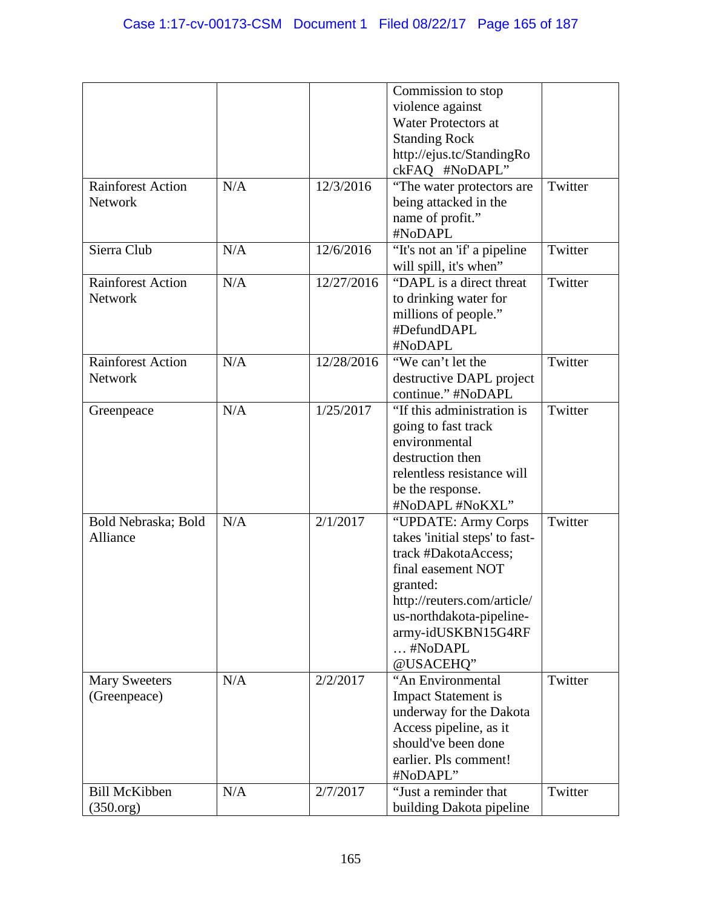| | | | Commission to stop violence against Water Protectors at Standing Rock http://ejus.tc/StandingRockFAQ #NoDAPL” | |
|---|---|---|---|---|
| Rainforest Action Network | N/A | 12/3/2016 | “The water protectors are being attacked in the name of profit.” #NoDAPL | Twitter |
| Sierra Club | N/A | 12/6/2016 | “It's not an 'if' a pipeline will spill, it's when” | Twitter |
| Rainforest Action Network | N/A | 12/27/2016 | “DAPL is a direct threat to drinking water for millions of people.” #DefundDAPL #NoDAPL | Twitter |
| Rainforest Action Network | N/A | 12/28/2016 | “We can’t let the destructive DAPL project continue.” #NoDAPL | Twitter |
| Greenpeace | N/A | 1/25/2017 | “If this administration is going to fast track environmental destruction then relentless resistance will be the response. #NoDAPL #NoKXL” | Twitter |
| Bold Nebraska; Bold Alliance | N/A | 2/1/2017 | “UPDATE: Army Corps takes 'initial steps' to fast-track #DakotaAccess; final easement NOT granted: http://reuters.com/article/us-northdakota-pipeline-army-idUSKBN15G4RF … #NoDAPL @USACEHQ” | Twitter |
| Mary Sweeters (Greenpeace) | N/A | 2/2/2017 | “An Environmental Impact Statement is underway for the Dakota Access pipeline, as it should've been done earlier. Pls comment! #NoDAPL” | Twitter |
| Bill McKibben (350.org) | N/A | 2/7/2017 | “Just a reminder that building Dakota pipeline | Twitter |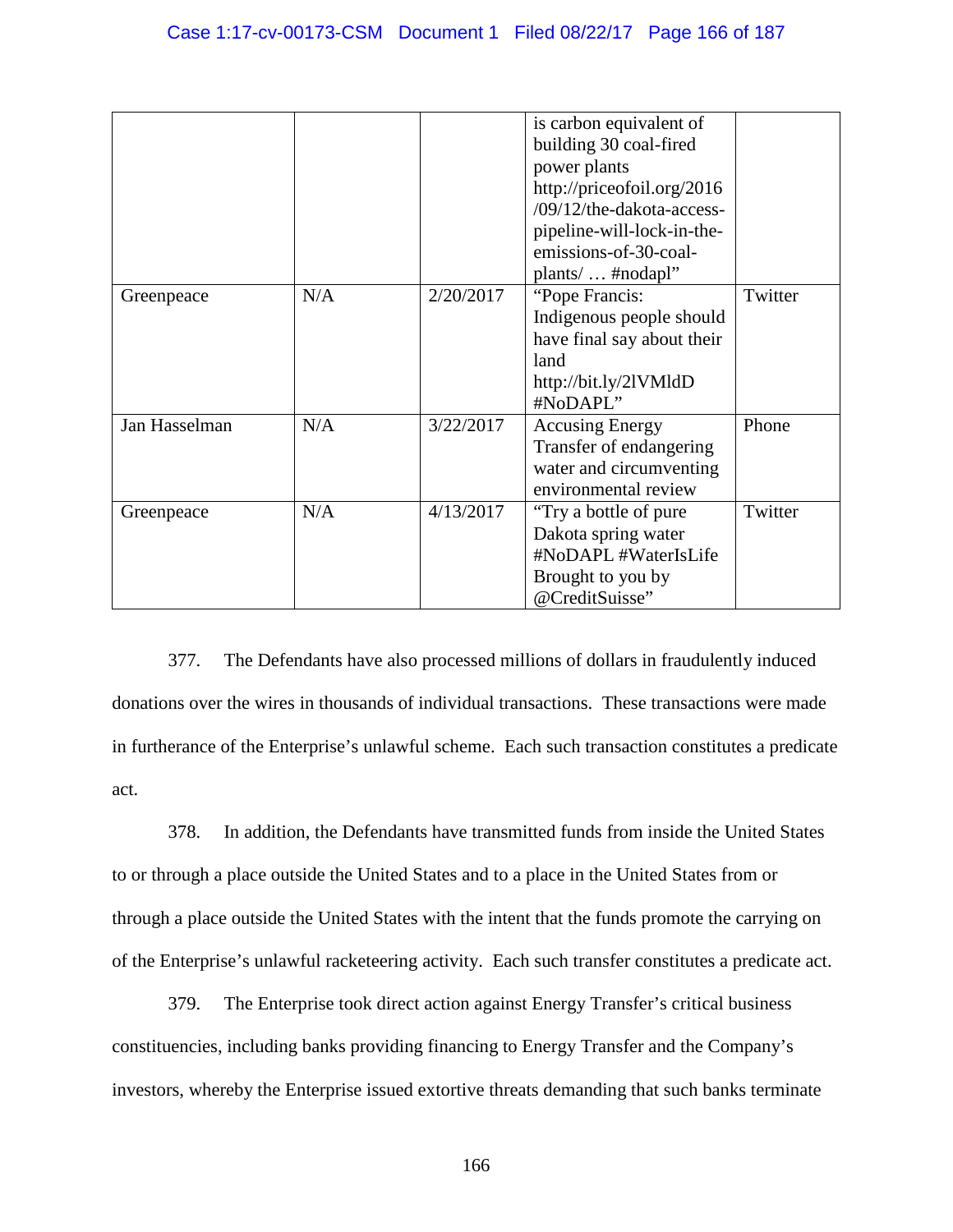| | | | is carbon equivalent of building 30 coal-fired power plants http://priceofoil.org/2016/09/12/the-dakota-access-pipeline-will-lock-in-the-emissions-of-30-coal-plants/ … #nodapl" | |
|---|---|---|---|---|
| Greenpeace | N/A | 2/20/2017 | "Pope Francis: Indigenous people should have final say about their land http://bit.ly/2lVMldD #NoDAPL" | Twitter |
| Jan Hasselman | N/A | 3/22/2017 | Accusing Energy Transfer of endangering water and circumventing environmental review | Phone |
| Greenpeace | N/A | 4/13/2017 | "Try a bottle of pure Dakota spring water #NoDAPL #WaterIsLife Brought to you by @CreditSuisse" | Twitter |

377. The Defendants have also processed millions of dollars in fraudulently induced donations over the wires in thousands of individual transactions. These transactions were made in furtherance of the Enterprise's unlawful scheme. Each such transaction constitutes a predicate act.

378. In addition, the Defendants have transmitted funds from inside the United States to or through a place outside the United States and to a place in the United States from or through a place outside the United States with the intent that the funds promote the carrying on of the Enterprise's unlawful racketeering activity. Each such transfer constitutes a predicate act.

379. The Enterprise took direct action against Energy Transfer's critical business constituencies, including banks providing financing to Energy Transfer and the Company's investors, whereby the Enterprise issued extortive threats demanding that such banks terminate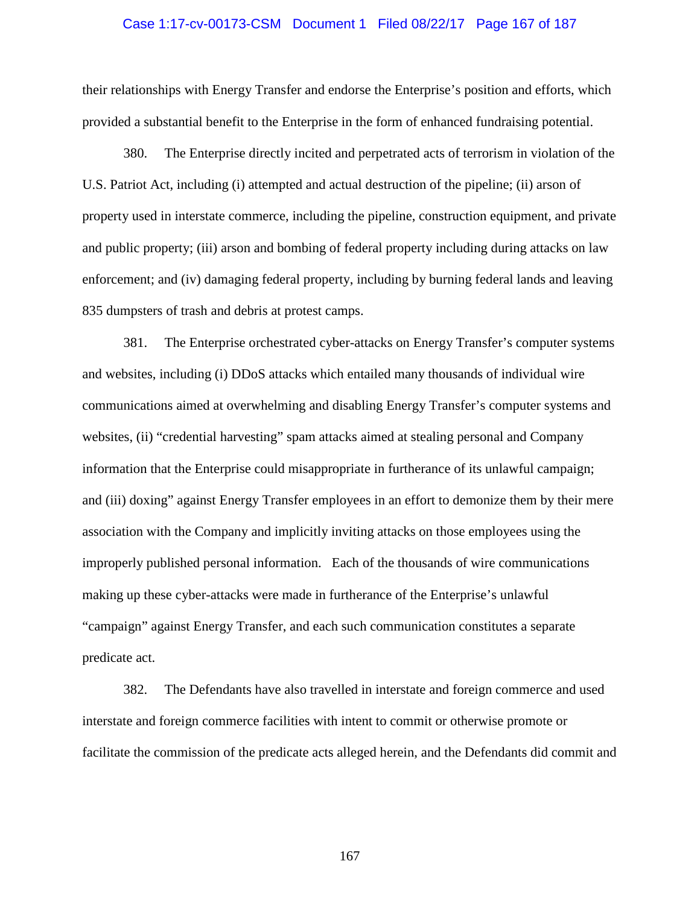their relationships with Energy Transfer and endorse the Enterprise's position and efforts, which provided a substantial benefit to the Enterprise in the form of enhanced fundraising potential.

380. The Enterprise directly incited and perpetrated acts of terrorism in violation of the U.S. Patriot Act, including (i) attempted and actual destruction of the pipeline; (ii) arson of property used in interstate commerce, including the pipeline, construction equipment, and private and public property; (iii) arson and bombing of federal property including during attacks on law enforcement; and (iv) damaging federal property, including by burning federal lands and leaving 835 dumpsters of trash and debris at protest camps.

381. The Enterprise orchestrated cyber-attacks on Energy Transfer's computer systems and websites, including (i) DDoS attacks which entailed many thousands of individual wire communications aimed at overwhelming and disabling Energy Transfer's computer systems and websites, (ii) "credential harvesting" spam attacks aimed at stealing personal and Company information that the Enterprise could misappropriate in furtherance of its unlawful campaign; and (iii) doxing" against Energy Transfer employees in an effort to demonize them by their mere association with the Company and implicitly inviting attacks on those employees using the improperly published personal information. Each of the thousands of wire communications making up these cyber-attacks were made in furtherance of the Enterprise's unlawful "campaign" against Energy Transfer, and each such communication constitutes a separate predicate act.

382. The Defendants have also travelled in interstate and foreign commerce and used interstate and foreign commerce facilities with intent to commit or otherwise promote or facilitate the commission of the predicate acts alleged herein, and the Defendants did commit and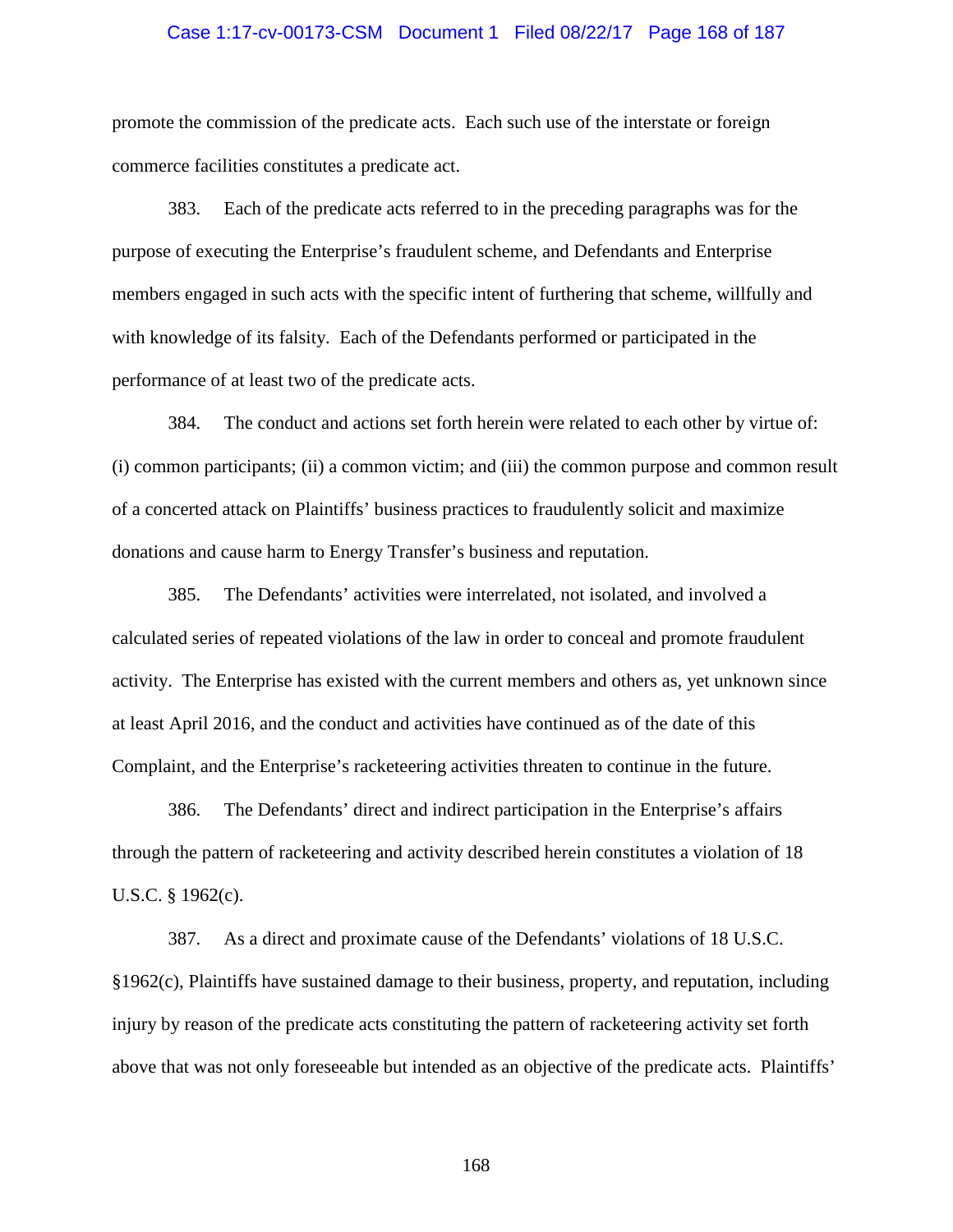promote the commission of the predicate acts. Each such use of the interstate or foreign commerce facilities constitutes a predicate act.

383. Each of the predicate acts referred to in the preceding paragraphs was for the purpose of executing the Enterprise's fraudulent scheme, and Defendants and Enterprise members engaged in such acts with the specific intent of furthering that scheme, willfully and with knowledge of its falsity. Each of the Defendants performed or participated in the performance of at least two of the predicate acts.

384. The conduct and actions set forth herein were related to each other by virtue of: (i) common participants; (ii) a common victim; and (iii) the common purpose and common result of a concerted attack on Plaintiffs' business practices to fraudulently solicit and maximize donations and cause harm to Energy Transfer's business and reputation.

385. The Defendants' activities were interrelated, not isolated, and involved a calculated series of repeated violations of the law in order to conceal and promote fraudulent activity. The Enterprise has existed with the current members and others as, yet unknown since at least April 2016, and the conduct and activities have continued as of the date of this Complaint, and the Enterprise's racketeering activities threaten to continue in the future.

386. The Defendants' direct and indirect participation in the Enterprise's affairs through the pattern of racketeering and activity described herein constitutes a violation of 18 U.S.C. § 1962(c).

387. As a direct and proximate cause of the Defendants' violations of 18 U.S.C. §1962(c), Plaintiffs have sustained damage to their business, property, and reputation, including injury by reason of the predicate acts constituting the pattern of racketeering activity set forth above that was not only foreseeable but intended as an objective of the predicate acts. Plaintiffs'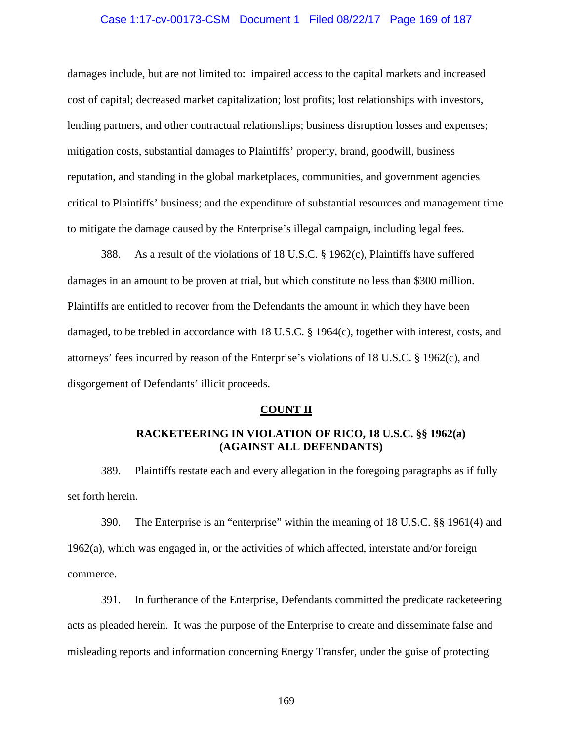damages include, but are not limited to: impaired access to the capital markets and increased cost of capital; decreased market capitalization; lost profits; lost relationships with investors, lending partners, and other contractual relationships; business disruption losses and expenses; mitigation costs, substantial damages to Plaintiffs' property, brand, goodwill, business reputation, and standing in the global marketplaces, communities, and government agencies critical to Plaintiffs' business; and the expenditure of substantial resources and management time to mitigate the damage caused by the Enterprise's illegal campaign, including legal fees.

388. As a result of the violations of 18 U.S.C. § 1962(c), Plaintiffs have suffered damages in an amount to be proven at trial, but which constitute no less than $300 million. Plaintiffs are entitled to recover from the Defendants the amount in which they have been damaged, to be trebled in accordance with 18 U.S.C. § 1964(c), together with interest, costs, and attorneys' fees incurred by reason of the Enterprise's violations of 18 U.S.C. § 1962(c), and disgorgement of Defendants' illicit proceeds.

## COUNT II

### RACKETEERING IN VIOLATION OF RICO, 18 U.S.C. §§ 1962(a) (AGAINST ALL DEFENDANTS)

389. Plaintiffs restate each and every allegation in the foregoing paragraphs as if fully set forth herein.

390. The Enterprise is an "enterprise" within the meaning of 18 U.S.C. §§ 1961(4) and 1962(a), which was engaged in, or the activities of which affected, interstate and/or foreign commerce.

391. In furtherance of the Enterprise, Defendants committed the predicate racketeering acts as pleaded herein. It was the purpose of the Enterprise to create and disseminate false and misleading reports and information concerning Energy Transfer, under the guise of protecting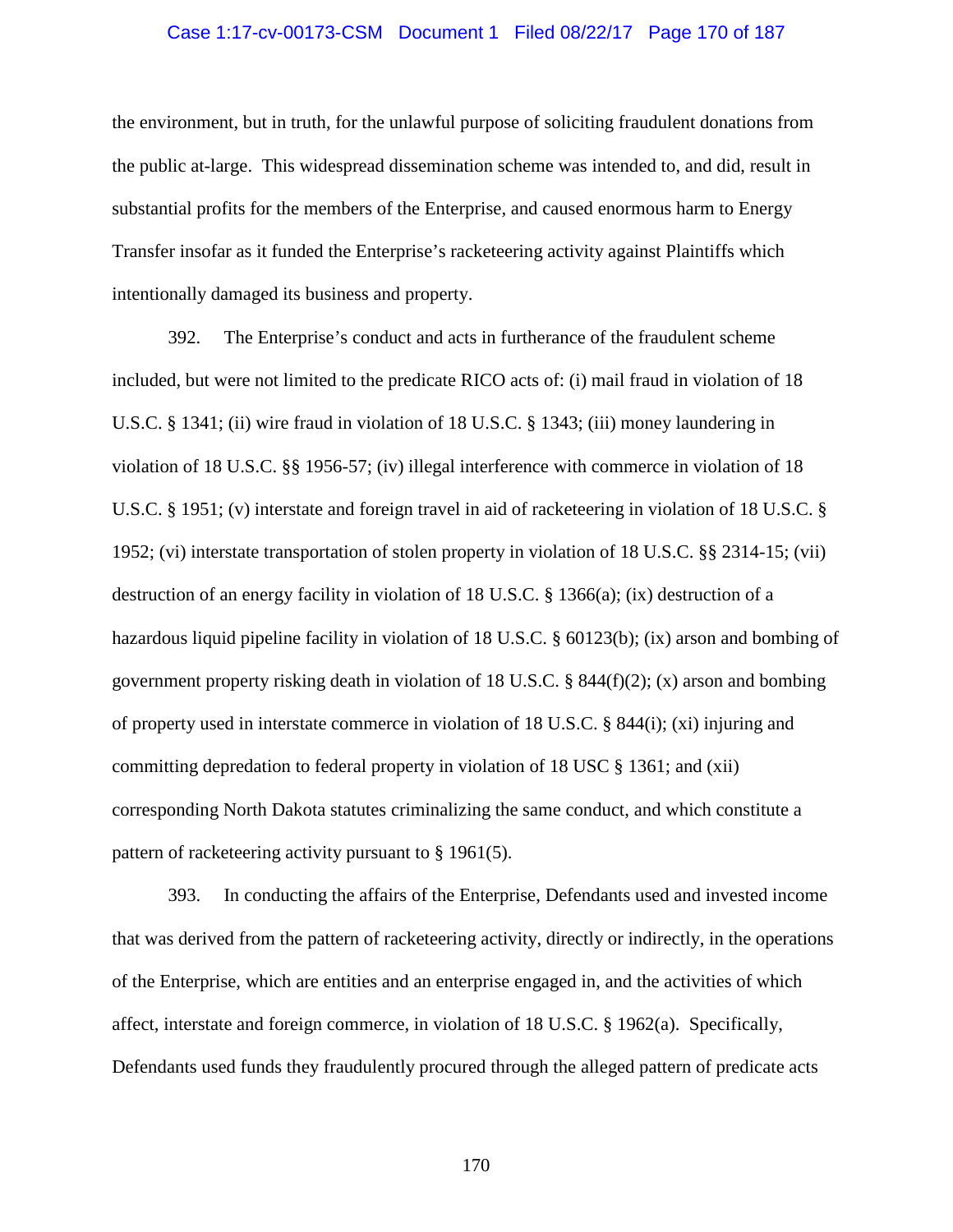the environment, but in truth, for the unlawful purpose of soliciting fraudulent donations from the public at-large. This widespread dissemination scheme was intended to, and did, result in substantial profits for the members of the Enterprise, and caused enormous harm to Energy Transfer insofar as it funded the Enterprise's racketeering activity against Plaintiffs which intentionally damaged its business and property.

392. The Enterprise's conduct and acts in furtherance of the fraudulent scheme included, but were not limited to the predicate RICO acts of: (i) mail fraud in violation of 18 U.S.C. § 1341; (ii) wire fraud in violation of 18 U.S.C. § 1343; (iii) money laundering in violation of 18 U.S.C. §§ 1956-57; (iv) illegal interference with commerce in violation of 18 U.S.C. § 1951; (v) interstate and foreign travel in aid of racketeering in violation of 18 U.S.C. § 1952; (vi) interstate transportation of stolen property in violation of 18 U.S.C. §§ 2314-15; (vii) destruction of an energy facility in violation of 18 U.S.C. § 1366(a); (ix) destruction of a hazardous liquid pipeline facility in violation of 18 U.S.C. § 60123(b); (ix) arson and bombing of government property risking death in violation of 18 U.S.C. § 844(f)(2); (x) arson and bombing of property used in interstate commerce in violation of 18 U.S.C. § 844(i); (xi) injuring and committing depredation to federal property in violation of 18 USC § 1361; and (xii) corresponding North Dakota statutes criminalizing the same conduct, and which constitute a pattern of racketeering activity pursuant to § 1961(5).

393. In conducting the affairs of the Enterprise, Defendants used and invested income that was derived from the pattern of racketeering activity, directly or indirectly, in the operations of the Enterprise, which are entities and an enterprise engaged in, and the activities of which affect, interstate and foreign commerce, in violation of 18 U.S.C. § 1962(a). Specifically, Defendants used funds they fraudulently procured through the alleged pattern of predicate acts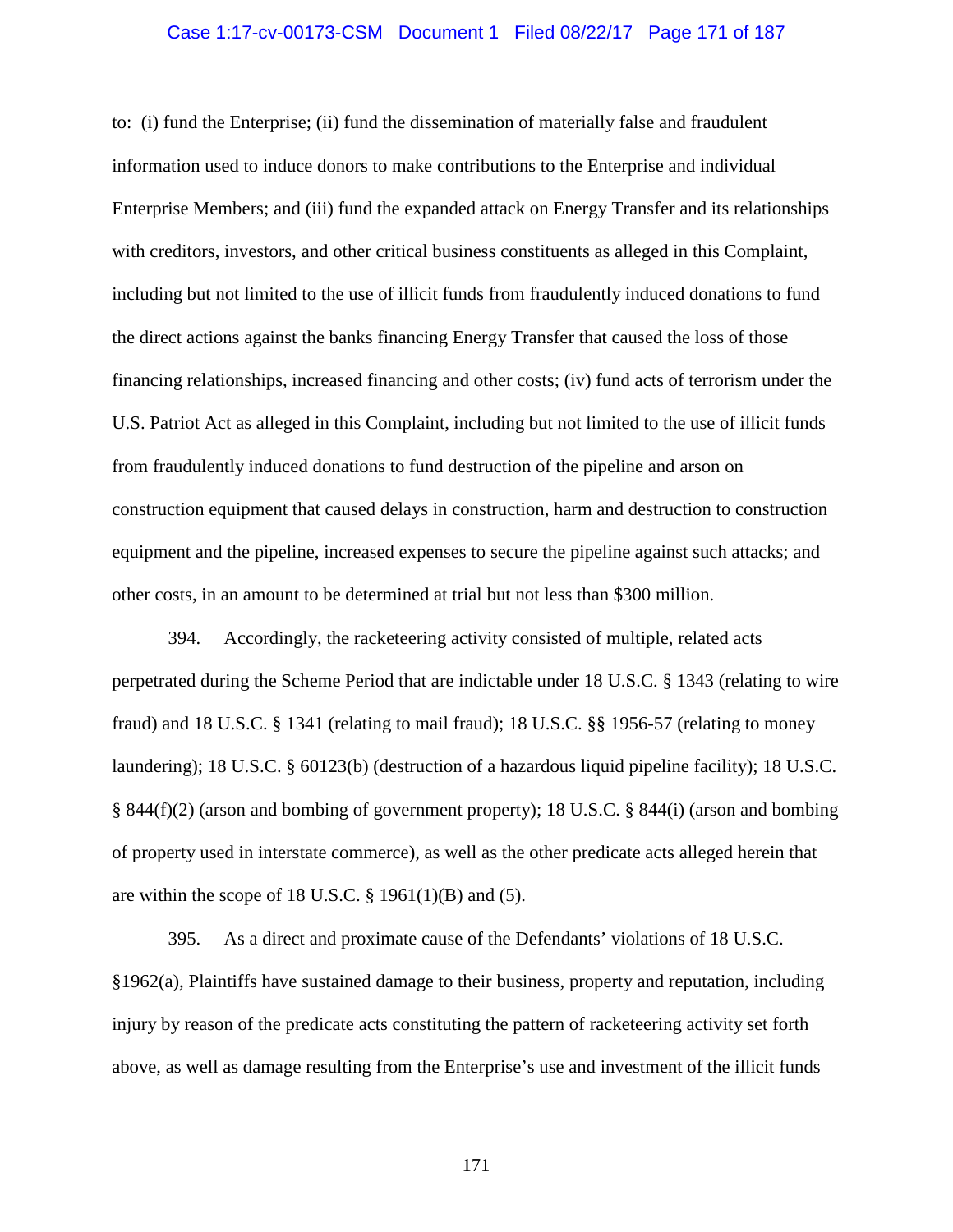to: (i) fund the Enterprise; (ii) fund the dissemination of materially false and fraudulent information used to induce donors to make contributions to the Enterprise and individual Enterprise Members; and (iii) fund the expanded attack on Energy Transfer and its relationships with creditors, investors, and other critical business constituents as alleged in this Complaint, including but not limited to the use of illicit funds from fraudulently induced donations to fund the direct actions against the banks financing Energy Transfer that caused the loss of those financing relationships, increased financing and other costs; (iv) fund acts of terrorism under the U.S. Patriot Act as alleged in this Complaint, including but not limited to the use of illicit funds from fraudulently induced donations to fund destruction of the pipeline and arson on construction equipment that caused delays in construction, harm and destruction to construction equipment and the pipeline, increased expenses to secure the pipeline against such attacks; and other costs, in an amount to be determined at trial but not less than $300 million.

394. Accordingly, the racketeering activity consisted of multiple, related acts perpetrated during the Scheme Period that are indictable under 18 U.S.C. § 1343 (relating to wire fraud) and 18 U.S.C. § 1341 (relating to mail fraud); 18 U.S.C. §§ 1956-57 (relating to money laundering); 18 U.S.C. § 60123(b) (destruction of a hazardous liquid pipeline facility); 18 U.S.C. § 844(f)(2) (arson and bombing of government property); 18 U.S.C. § 844(i) (arson and bombing of property used in interstate commerce), as well as the other predicate acts alleged herein that are within the scope of 18 U.S.C. § 1961(1)(B) and (5).

395. As a direct and proximate cause of the Defendants' violations of 18 U.S.C. §1962(a), Plaintiffs have sustained damage to their business, property and reputation, including injury by reason of the predicate acts constituting the pattern of racketeering activity set forth above, as well as damage resulting from the Enterprise's use and investment of the illicit funds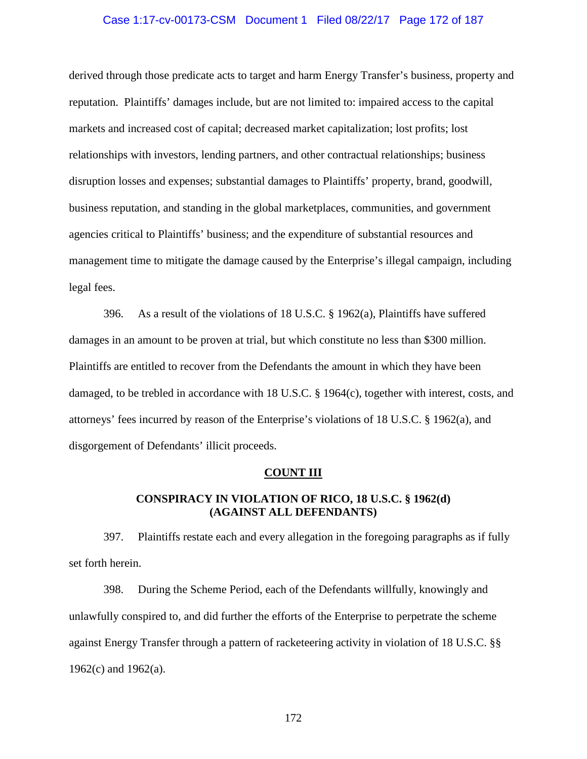derived through those predicate acts to target and harm Energy Transfer's business, property and reputation. Plaintiffs' damages include, but are not limited to: impaired access to the capital markets and increased cost of capital; decreased market capitalization; lost profits; lost relationships with investors, lending partners, and other contractual relationships; business disruption losses and expenses; substantial damages to Plaintiffs' property, brand, goodwill, business reputation, and standing in the global marketplaces, communities, and government agencies critical to Plaintiffs' business; and the expenditure of substantial resources and management time to mitigate the damage caused by the Enterprise's illegal campaign, including legal fees.

396. As a result of the violations of 18 U.S.C. § 1962(a), Plaintiffs have suffered damages in an amount to be proven at trial, but which constitute no less than $300 million. Plaintiffs are entitled to recover from the Defendants the amount in which they have been damaged, to be trebled in accordance with 18 U.S.C. § 1964(c), together with interest, costs, and attorneys' fees incurred by reason of the Enterprise's violations of 18 U.S.C. § 1962(a), and disgorgement of Defendants' illicit proceeds.

## COUNT III

### CONSPIRACY IN VIOLATION OF RICO, 18 U.S.C. § 1962(d) (AGAINST ALL DEFENDANTS)

397. Plaintiffs restate each and every allegation in the foregoing paragraphs as if fully set forth herein.

398. During the Scheme Period, each of the Defendants willfully, knowingly and unlawfully conspired to, and did further the efforts of the Enterprise to perpetrate the scheme against Energy Transfer through a pattern of racketeering activity in violation of 18 U.S.C. §§ 1962(c) and 1962(a).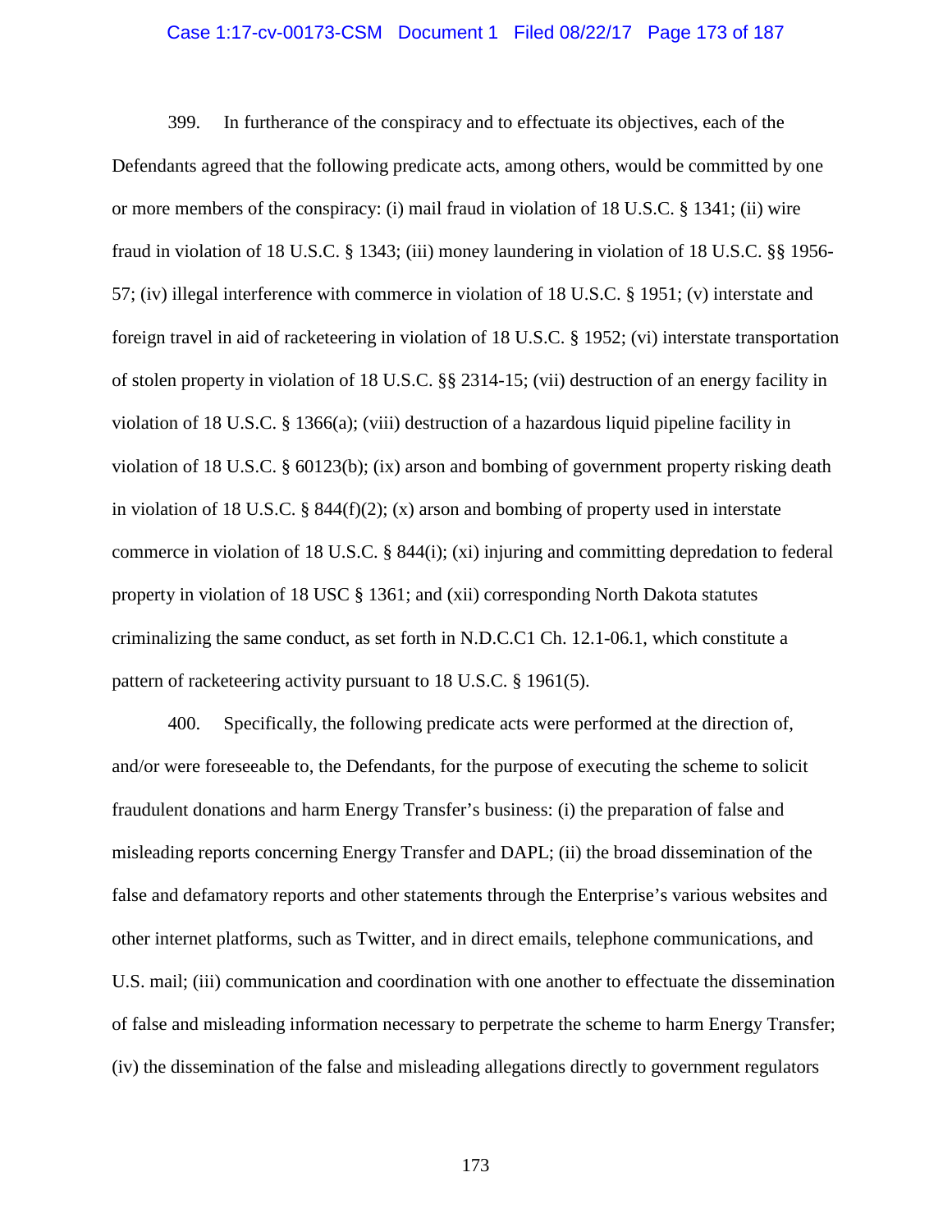399. In furtherance of the conspiracy and to effectuate its objectives, each of the Defendants agreed that the following predicate acts, among others, would be committed by one or more members of the conspiracy: (i) mail fraud in violation of 18 U.S.C. § 1341; (ii) wire fraud in violation of 18 U.S.C. § 1343; (iii) money laundering in violation of 18 U.S.C. §§ 1956-57; (iv) illegal interference with commerce in violation of 18 U.S.C. § 1951; (v) interstate and foreign travel in aid of racketeering in violation of 18 U.S.C. § 1952; (vi) interstate transportation of stolen property in violation of 18 U.S.C. §§ 2314-15; (vii) destruction of an energy facility in violation of 18 U.S.C. § 1366(a); (viii) destruction of a hazardous liquid pipeline facility in violation of 18 U.S.C. § 60123(b); (ix) arson and bombing of government property risking death in violation of 18 U.S.C. § 844(f)(2); (x) arson and bombing of property used in interstate commerce in violation of 18 U.S.C. § 844(i); (xi) injuring and committing depredation to federal property in violation of 18 USC § 1361; and (xii) corresponding North Dakota statutes criminalizing the same conduct, as set forth in N.D.C.C1 Ch. 12.1-06.1, which constitute a pattern of racketeering activity pursuant to 18 U.S.C. § 1961(5).

400. Specifically, the following predicate acts were performed at the direction of, and/or were foreseeable to, the Defendants, for the purpose of executing the scheme to solicit fraudulent donations and harm Energy Transfer's business: (i) the preparation of false and misleading reports concerning Energy Transfer and DAPL; (ii) the broad dissemination of the false and defamatory reports and other statements through the Enterprise's various websites and other internet platforms, such as Twitter, and in direct emails, telephone communications, and U.S. mail; (iii) communication and coordination with one another to effectuate the dissemination of false and misleading information necessary to perpetrate the scheme to harm Energy Transfer; (iv) the dissemination of the false and misleading allegations directly to government regulators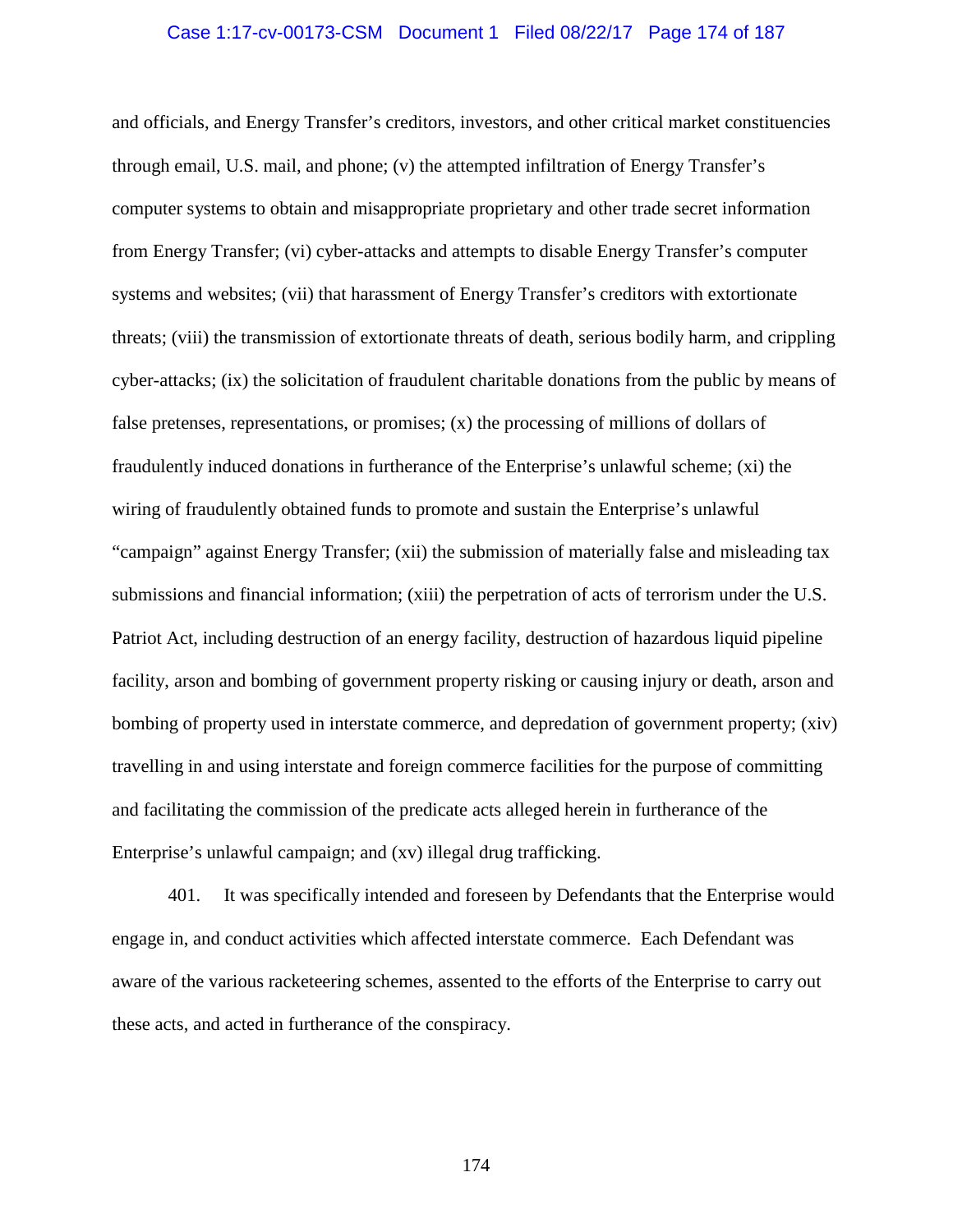and officials, and Energy Transfer's creditors, investors, and other critical market constituencies through email, U.S. mail, and phone; (v) the attempted infiltration of Energy Transfer's computer systems to obtain and misappropriate proprietary and other trade secret information from Energy Transfer; (vi) cyber-attacks and attempts to disable Energy Transfer's computer systems and websites; (vii) that harassment of Energy Transfer's creditors with extortionate threats; (viii) the transmission of extortionate threats of death, serious bodily harm, and crippling cyber-attacks; (ix) the solicitation of fraudulent charitable donations from the public by means of false pretenses, representations, or promises; (x) the processing of millions of dollars of fraudulently induced donations in furtherance of the Enterprise's unlawful scheme; (xi) the wiring of fraudulently obtained funds to promote and sustain the Enterprise's unlawful "campaign" against Energy Transfer; (xii) the submission of materially false and misleading tax submissions and financial information; (xiii) the perpetration of acts of terrorism under the U.S. Patriot Act, including destruction of an energy facility, destruction of hazardous liquid pipeline facility, arson and bombing of government property risking or causing injury or death, arson and bombing of property used in interstate commerce, and depredation of government property; (xiv) travelling in and using interstate and foreign commerce facilities for the purpose of committing and facilitating the commission of the predicate acts alleged herein in furtherance of the Enterprise's unlawful campaign; and (xv) illegal drug trafficking.

401. It was specifically intended and foreseen by Defendants that the Enterprise would engage in, and conduct activities which affected interstate commerce. Each Defendant was aware of the various racketeering schemes, assented to the efforts of the Enterprise to carry out these acts, and acted in furtherance of the conspiracy.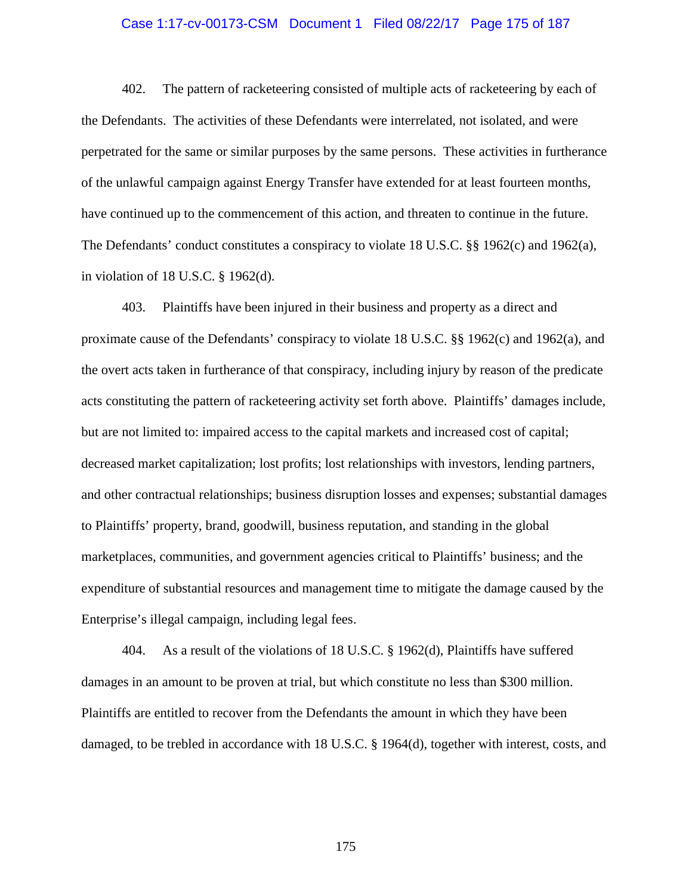402. The pattern of racketeering consisted of multiple acts of racketeering by each of the Defendants. The activities of these Defendants were interrelated, not isolated, and were perpetrated for the same or similar purposes by the same persons. These activities in furtherance of the unlawful campaign against Energy Transfer have extended for at least fourteen months, have continued up to the commencement of this action, and threaten to continue in the future. The Defendants' conduct constitutes a conspiracy to violate 18 U.S.C. §§ 1962(c) and 1962(a), in violation of 18 U.S.C. § 1962(d).

403. Plaintiffs have been injured in their business and property as a direct and proximate cause of the Defendants' conspiracy to violate 18 U.S.C. §§ 1962(c) and 1962(a), and the overt acts taken in furtherance of that conspiracy, including injury by reason of the predicate acts constituting the pattern of racketeering activity set forth above. Plaintiffs' damages include, but are not limited to: impaired access to the capital markets and increased cost of capital; decreased market capitalization; lost profits; lost relationships with investors, lending partners, and other contractual relationships; business disruption losses and expenses; substantial damages to Plaintiffs' property, brand, goodwill, business reputation, and standing in the global marketplaces, communities, and government agencies critical to Plaintiffs' business; and the expenditure of substantial resources and management time to mitigate the damage caused by the Enterprise's illegal campaign, including legal fees.

404. As a result of the violations of 18 U.S.C. § 1962(d), Plaintiffs have suffered damages in an amount to be proven at trial, but which constitute no less than $300 million. Plaintiffs are entitled to recover from the Defendants the amount in which they have been damaged, to be trebled in accordance with 18 U.S.C. § 1964(d), together with interest, costs, and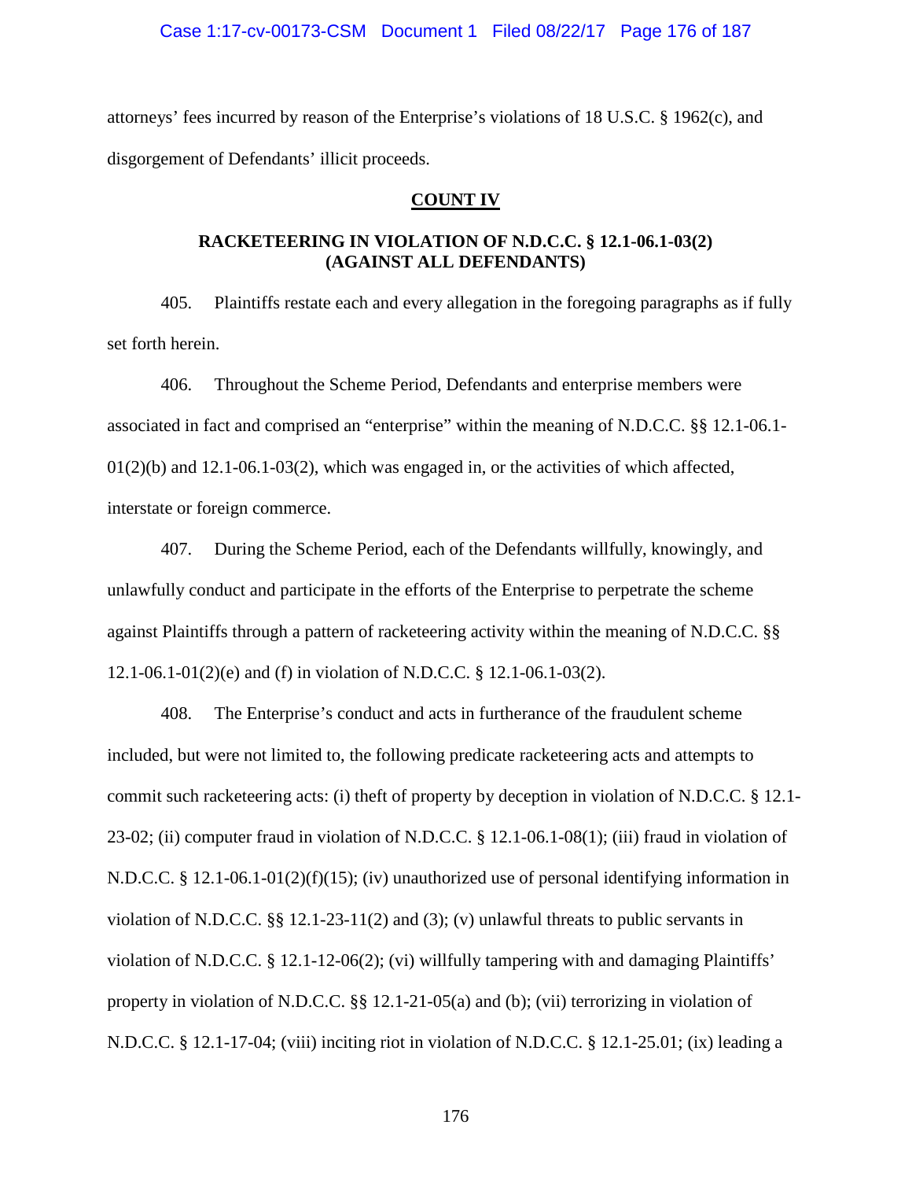attorneys' fees incurred by reason of the Enterprise's violations of 18 U.S.C. § 1962(c), and disgorgement of Defendants' illicit proceeds.

## COUNT IV

### RACKETEERING IN VIOLATION OF N.D.C.C. § 12.1-06.1-03(2) (AGAINST ALL DEFENDANTS)

405. Plaintiffs restate each and every allegation in the foregoing paragraphs as if fully set forth herein.

406. Throughout the Scheme Period, Defendants and enterprise members were associated in fact and comprised an "enterprise" within the meaning of N.D.C.C. §§ 12.1-06.1-01(2)(b) and 12.1-06.1-03(2), which was engaged in, or the activities of which affected, interstate or foreign commerce.

407. During the Scheme Period, each of the Defendants willfully, knowingly, and unlawfully conduct and participate in the efforts of the Enterprise to perpetrate the scheme against Plaintiffs through a pattern of racketeering activity within the meaning of N.D.C.C. §§ 12.1-06.1-01(2)(e) and (f) in violation of N.D.C.C. § 12.1-06.1-03(2).

408. The Enterprise's conduct and acts in furtherance of the fraudulent scheme included, but were not limited to, the following predicate racketeering acts and attempts to commit such racketeering acts: (i) theft of property by deception in violation of N.D.C.C. § 12.1-23-02; (ii) computer fraud in violation of N.D.C.C. § 12.1-06.1-08(1); (iii) fraud in violation of N.D.C.C. § 12.1-06.1-01(2)(f)(15); (iv) unauthorized use of personal identifying information in violation of N.D.C.C. §§ 12.1-23-11(2) and (3); (v) unlawful threats to public servants in violation of N.D.C.C. § 12.1-12-06(2); (vi) willfully tampering with and damaging Plaintiffs' property in violation of N.D.C.C. §§ 12.1-21-05(a) and (b); (vii) terrorizing in violation of N.D.C.C. § 12.1-17-04; (viii) inciting riot in violation of N.D.C.C. § 12.1-25.01; (ix) leading a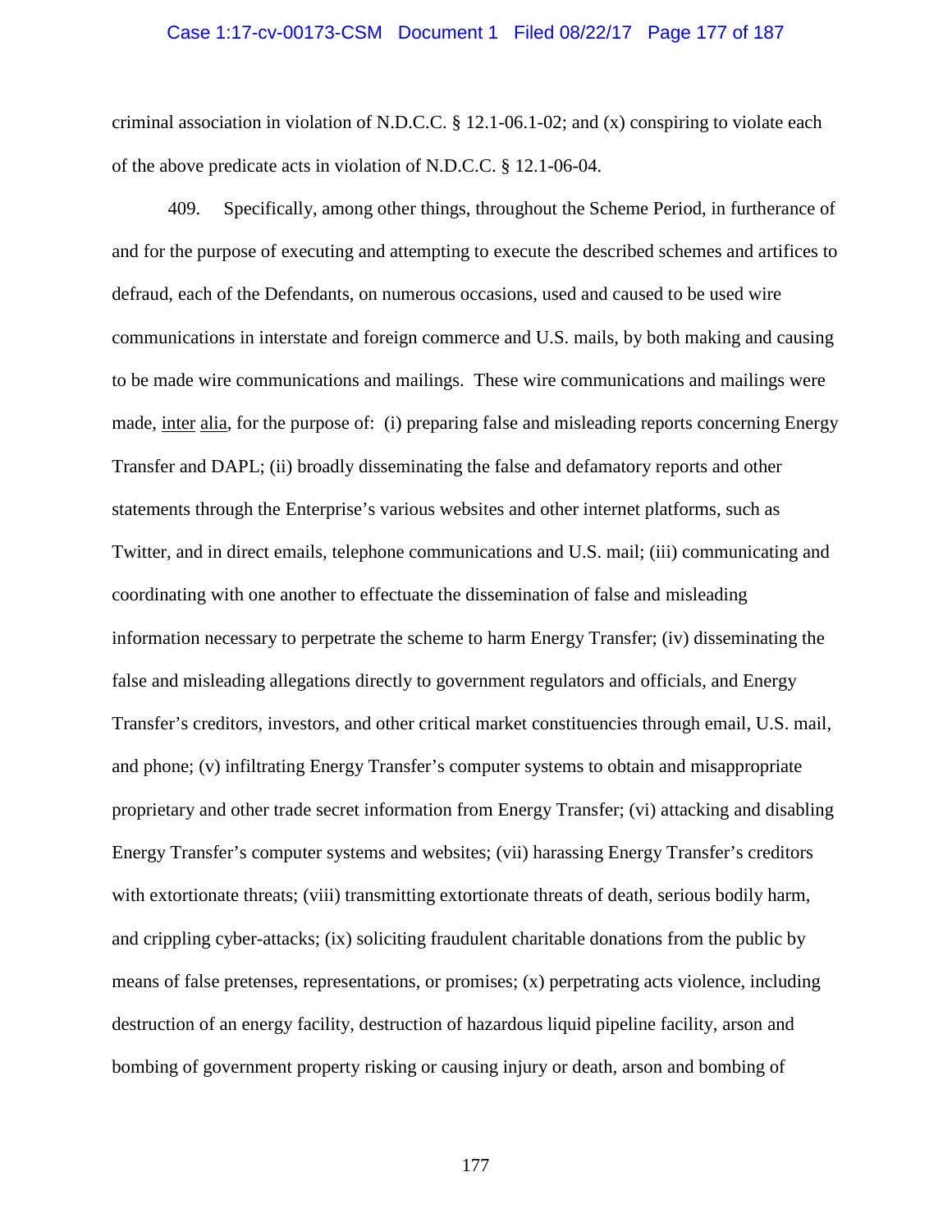criminal association in violation of N.D.C.C. § 12.1-06.1-02; and (x) conspiring to violate each of the above predicate acts in violation of N.D.C.C. § 12.1-06-04.

409. Specifically, among other things, throughout the Scheme Period, in furtherance of and for the purpose of executing and attempting to execute the described schemes and artifices to defraud, each of the Defendants, on numerous occasions, used and caused to be used wire communications in interstate and foreign commerce and U.S. mails, by both making and causing to be made wire communications and mailings. These wire communications and mailings were made, inter alia, for the purpose of: (i) preparing false and misleading reports concerning Energy Transfer and DAPL; (ii) broadly disseminating the false and defamatory reports and other statements through the Enterprise's various websites and other internet platforms, such as Twitter, and in direct emails, telephone communications and U.S. mail; (iii) communicating and coordinating with one another to effectuate the dissemination of false and misleading information necessary to perpetrate the scheme to harm Energy Transfer; (iv) disseminating the false and misleading allegations directly to government regulators and officials, and Energy Transfer's creditors, investors, and other critical market constituencies through email, U.S. mail, and phone; (v) infiltrating Energy Transfer's computer systems to obtain and misappropriate proprietary and other trade secret information from Energy Transfer; (vi) attacking and disabling Energy Transfer's computer systems and websites; (vii) harassing Energy Transfer's creditors with extortionate threats; (viii) transmitting extortionate threats of death, serious bodily harm, and crippling cyber-attacks; (ix) soliciting fraudulent charitable donations from the public by means of false pretenses, representations, or promises; (x) perpetrating acts violence, including destruction of an energy facility, destruction of hazardous liquid pipeline facility, arson and bombing of government property risking or causing injury or death, arson and bombing of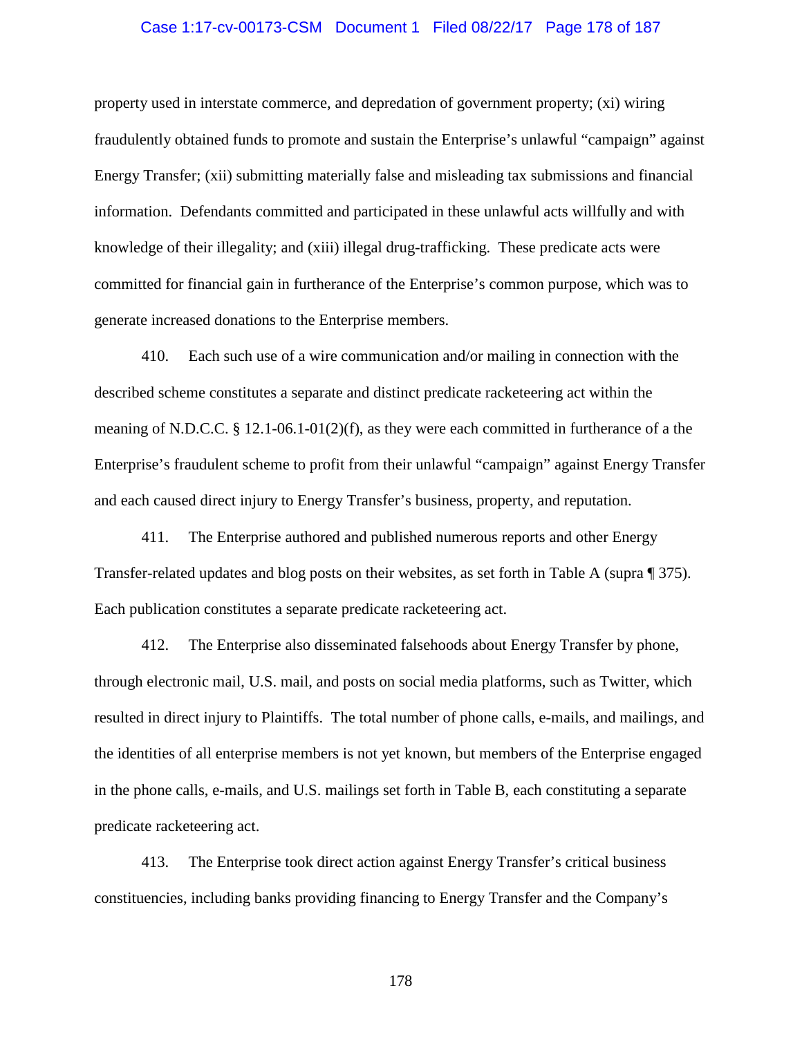property used in interstate commerce, and depredation of government property; (xi) wiring fraudulently obtained funds to promote and sustain the Enterprise's unlawful "campaign" against Energy Transfer; (xii) submitting materially false and misleading tax submissions and financial information. Defendants committed and participated in these unlawful acts willfully and with knowledge of their illegality; and (xiii) illegal drug-trafficking. These predicate acts were committed for financial gain in furtherance of the Enterprise's common purpose, which was to generate increased donations to the Enterprise members.

410. Each such use of a wire communication and/or mailing in connection with the described scheme constitutes a separate and distinct predicate racketeering act within the meaning of N.D.C.C. § 12.1-06.1-01(2)(f), as they were each committed in furtherance of a the Enterprise's fraudulent scheme to profit from their unlawful "campaign" against Energy Transfer and each caused direct injury to Energy Transfer's business, property, and reputation.

411. The Enterprise authored and published numerous reports and other Energy Transfer-related updates and blog posts on their websites, as set forth in Table A (supra ¶ 375). Each publication constitutes a separate predicate racketeering act.

412. The Enterprise also disseminated falsehoods about Energy Transfer by phone, through electronic mail, U.S. mail, and posts on social media platforms, such as Twitter, which resulted in direct injury to Plaintiffs. The total number of phone calls, e-mails, and mailings, and the identities of all enterprise members is not yet known, but members of the Enterprise engaged in the phone calls, e-mails, and U.S. mailings set forth in Table B, each constituting a separate predicate racketeering act.

413. The Enterprise took direct action against Energy Transfer's critical business constituencies, including banks providing financing to Energy Transfer and the Company's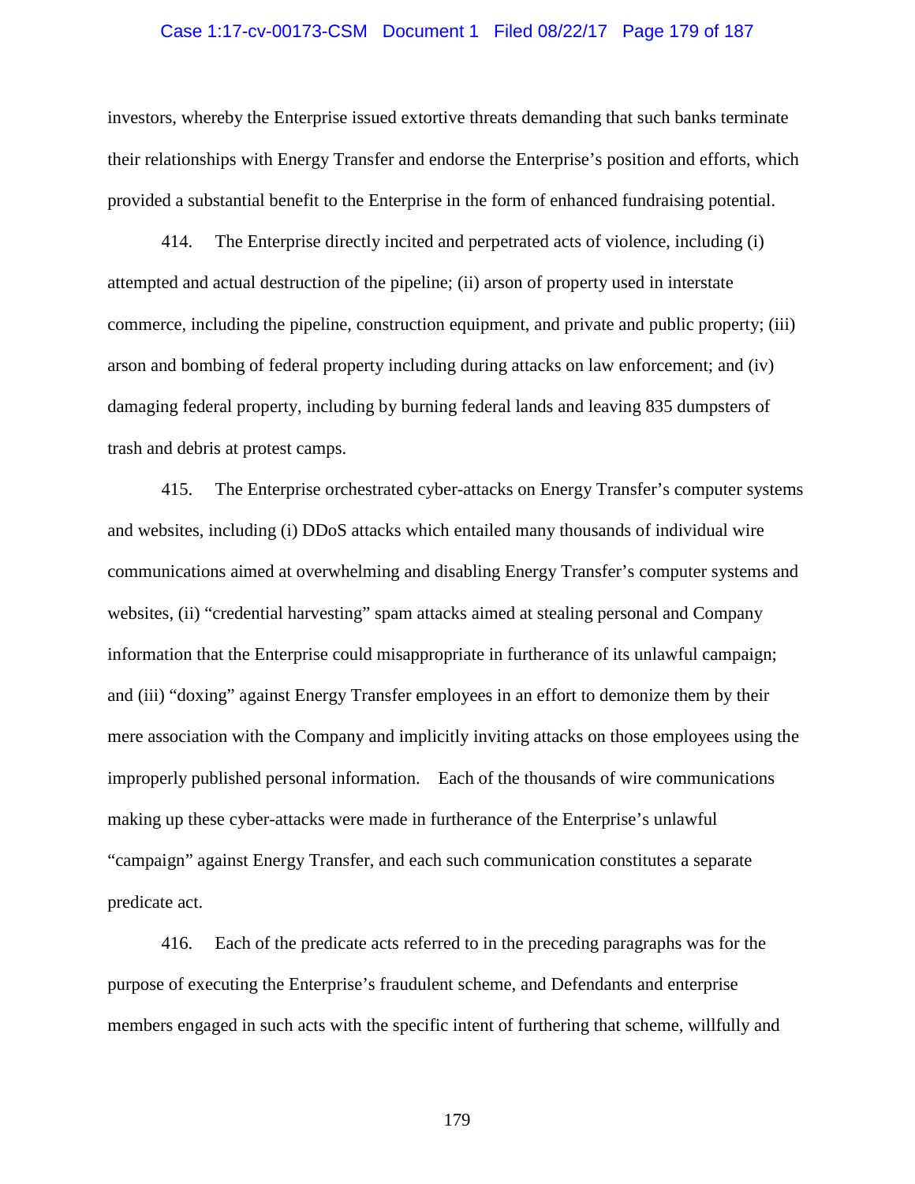investors, whereby the Enterprise issued extortive threats demanding that such banks terminate their relationships with Energy Transfer and endorse the Enterprise's position and efforts, which provided a substantial benefit to the Enterprise in the form of enhanced fundraising potential.

414. The Enterprise directly incited and perpetrated acts of violence, including (i) attempted and actual destruction of the pipeline; (ii) arson of property used in interstate commerce, including the pipeline, construction equipment, and private and public property; (iii) arson and bombing of federal property including during attacks on law enforcement; and (iv) damaging federal property, including by burning federal lands and leaving 835 dumpsters of trash and debris at protest camps.

415. The Enterprise orchestrated cyber-attacks on Energy Transfer's computer systems and websites, including (i) DDoS attacks which entailed many thousands of individual wire communications aimed at overwhelming and disabling Energy Transfer's computer systems and websites, (ii) "credential harvesting" spam attacks aimed at stealing personal and Company information that the Enterprise could misappropriate in furtherance of its unlawful campaign; and (iii) "doxing" against Energy Transfer employees in an effort to demonize them by their mere association with the Company and implicitly inviting attacks on those employees using the improperly published personal information. Each of the thousands of wire communications making up these cyber-attacks were made in furtherance of the Enterprise's unlawful "campaign" against Energy Transfer, and each such communication constitutes a separate predicate act.

416. Each of the predicate acts referred to in the preceding paragraphs was for the purpose of executing the Enterprise's fraudulent scheme, and Defendants and enterprise members engaged in such acts with the specific intent of furthering that scheme, willfully and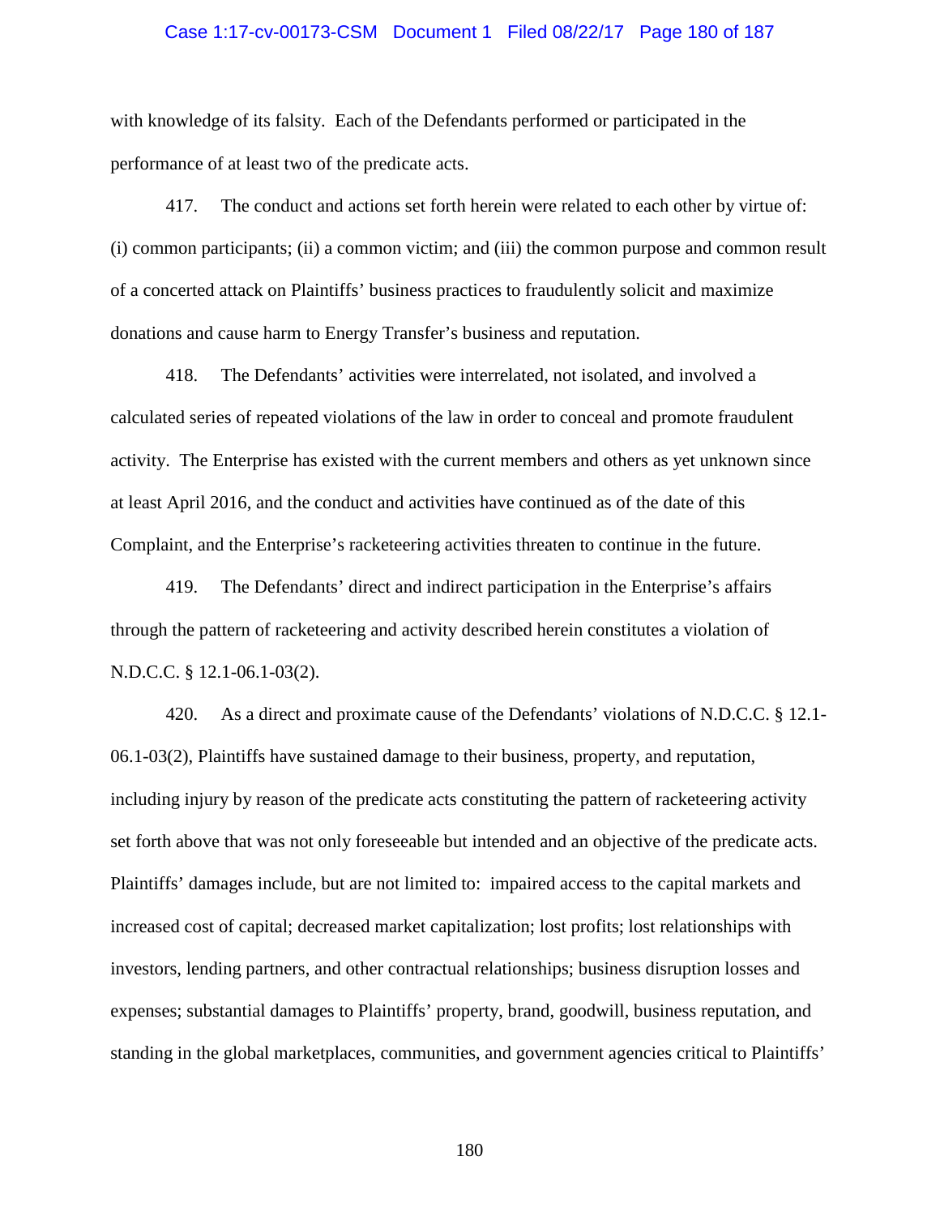with knowledge of its falsity. Each of the Defendants performed or participated in the performance of at least two of the predicate acts.

417. The conduct and actions set forth herein were related to each other by virtue of: (i) common participants; (ii) a common victim; and (iii) the common purpose and common result of a concerted attack on Plaintiffs' business practices to fraudulently solicit and maximize donations and cause harm to Energy Transfer's business and reputation.

418. The Defendants' activities were interrelated, not isolated, and involved a calculated series of repeated violations of the law in order to conceal and promote fraudulent activity. The Enterprise has existed with the current members and others as yet unknown since at least April 2016, and the conduct and activities have continued as of the date of this Complaint, and the Enterprise's racketeering activities threaten to continue in the future.

419. The Defendants' direct and indirect participation in the Enterprise's affairs through the pattern of racketeering and activity described herein constitutes a violation of N.D.C.C. § 12.1-06.1-03(2).

420. As a direct and proximate cause of the Defendants' violations of N.D.C.C. § 12.1-06.1-03(2), Plaintiffs have sustained damage to their business, property, and reputation, including injury by reason of the predicate acts constituting the pattern of racketeering activity set forth above that was not only foreseeable but intended and an objective of the predicate acts. Plaintiffs' damages include, but are not limited to: impaired access to the capital markets and increased cost of capital; decreased market capitalization; lost profits; lost relationships with investors, lending partners, and other contractual relationships; business disruption losses and expenses; substantial damages to Plaintiffs' property, brand, goodwill, business reputation, and standing in the global marketplaces, communities, and government agencies critical to Plaintiffs'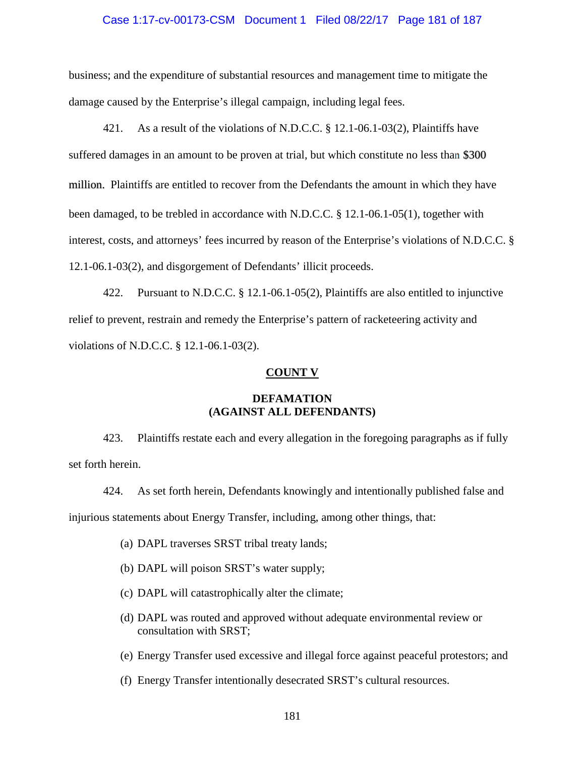business; and the expenditure of substantial resources and management time to mitigate the damage caused by the Enterprise's illegal campaign, including legal fees.

421. As a result of the violations of N.D.C.C. § 12.1-06.1-03(2), Plaintiffs have suffered damages in an amount to be proven at trial, but which constitute no less than $300 million. Plaintiffs are entitled to recover from the Defendants the amount in which they have been damaged, to be trebled in accordance with N.D.C.C. § 12.1-06.1-05(1), together with interest, costs, and attorneys' fees incurred by reason of the Enterprise's violations of N.D.C.C. § 12.1-06.1-03(2), and disgorgement of Defendants' illicit proceeds.

422. Pursuant to N.D.C.C. § 12.1-06.1-05(2), Plaintiffs are also entitled to injunctive relief to prevent, restrain and remedy the Enterprise's pattern of racketeering activity and violations of N.D.C.C. § 12.1-06.1-03(2).

## COUNT V

### DEFAMATION
### (AGAINST ALL DEFENDANTS)

423. Plaintiffs restate each and every allegation in the foregoing paragraphs as if fully set forth herein.

424. As set forth herein, Defendants knowingly and intentionally published false and injurious statements about Energy Transfer, including, among other things, that:

(a) DAPL traverses SRST tribal treaty lands;

(b) DAPL will poison SRST's water supply;

(c) DAPL will catastrophically alter the climate;

(d) DAPL was routed and approved without adequate environmental review or consultation with SRST;

(e) Energy Transfer used excessive and illegal force against peaceful protestors; and

(f) Energy Transfer intentionally desecrated SRST's cultural resources.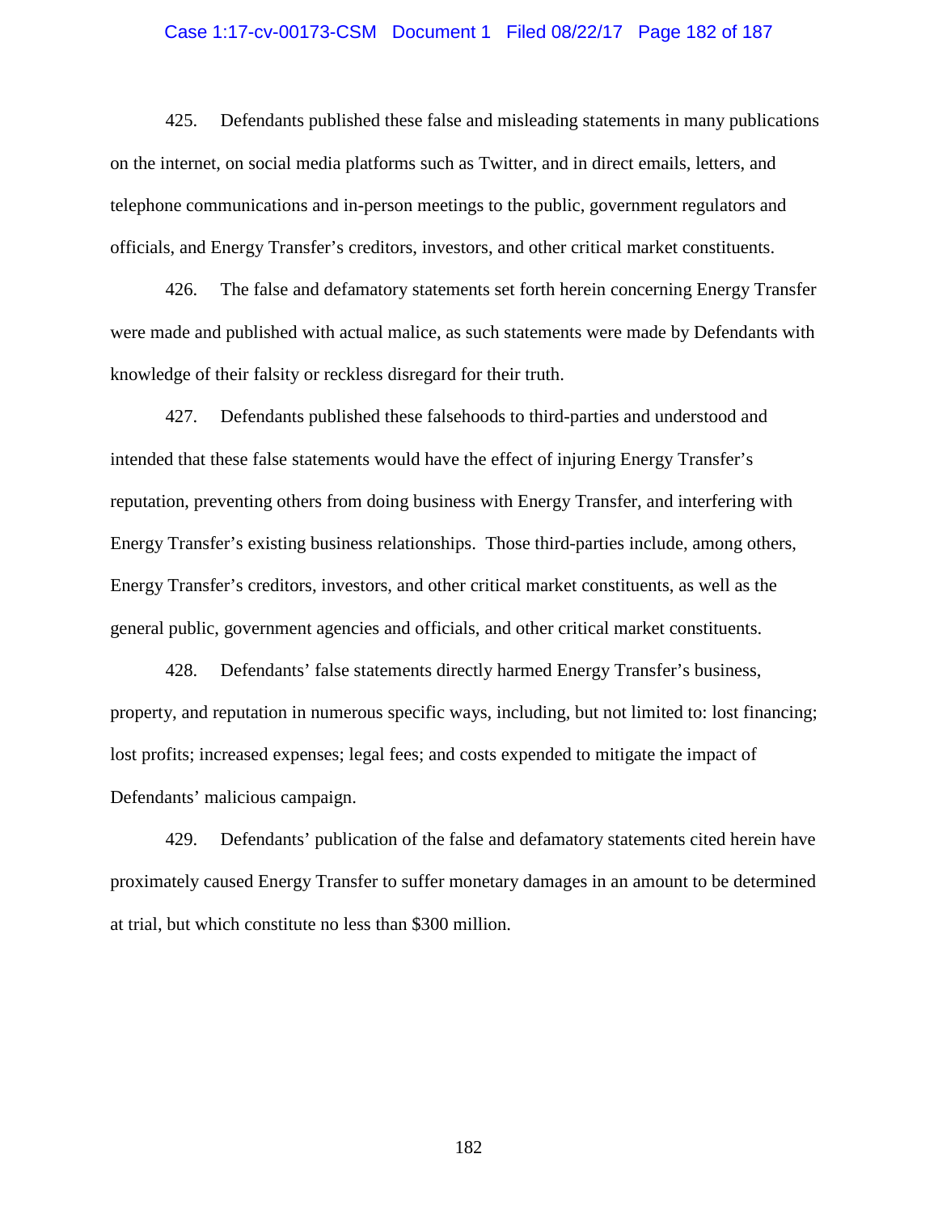425. Defendants published these false and misleading statements in many publications on the internet, on social media platforms such as Twitter, and in direct emails, letters, and telephone communications and in-person meetings to the public, government regulators and officials, and Energy Transfer's creditors, investors, and other critical market constituents.

426. The false and defamatory statements set forth herein concerning Energy Transfer were made and published with actual malice, as such statements were made by Defendants with knowledge of their falsity or reckless disregard for their truth.

427. Defendants published these falsehoods to third-parties and understood and intended that these false statements would have the effect of injuring Energy Transfer's reputation, preventing others from doing business with Energy Transfer, and interfering with Energy Transfer's existing business relationships. Those third-parties include, among others, Energy Transfer's creditors, investors, and other critical market constituents, as well as the general public, government agencies and officials, and other critical market constituents.

428. Defendants' false statements directly harmed Energy Transfer's business, property, and reputation in numerous specific ways, including, but not limited to: lost financing; lost profits; increased expenses; legal fees; and costs expended to mitigate the impact of Defendants' malicious campaign.

429. Defendants' publication of the false and defamatory statements cited herein have proximately caused Energy Transfer to suffer monetary damages in an amount to be determined at trial, but which constitute no less than $300 million.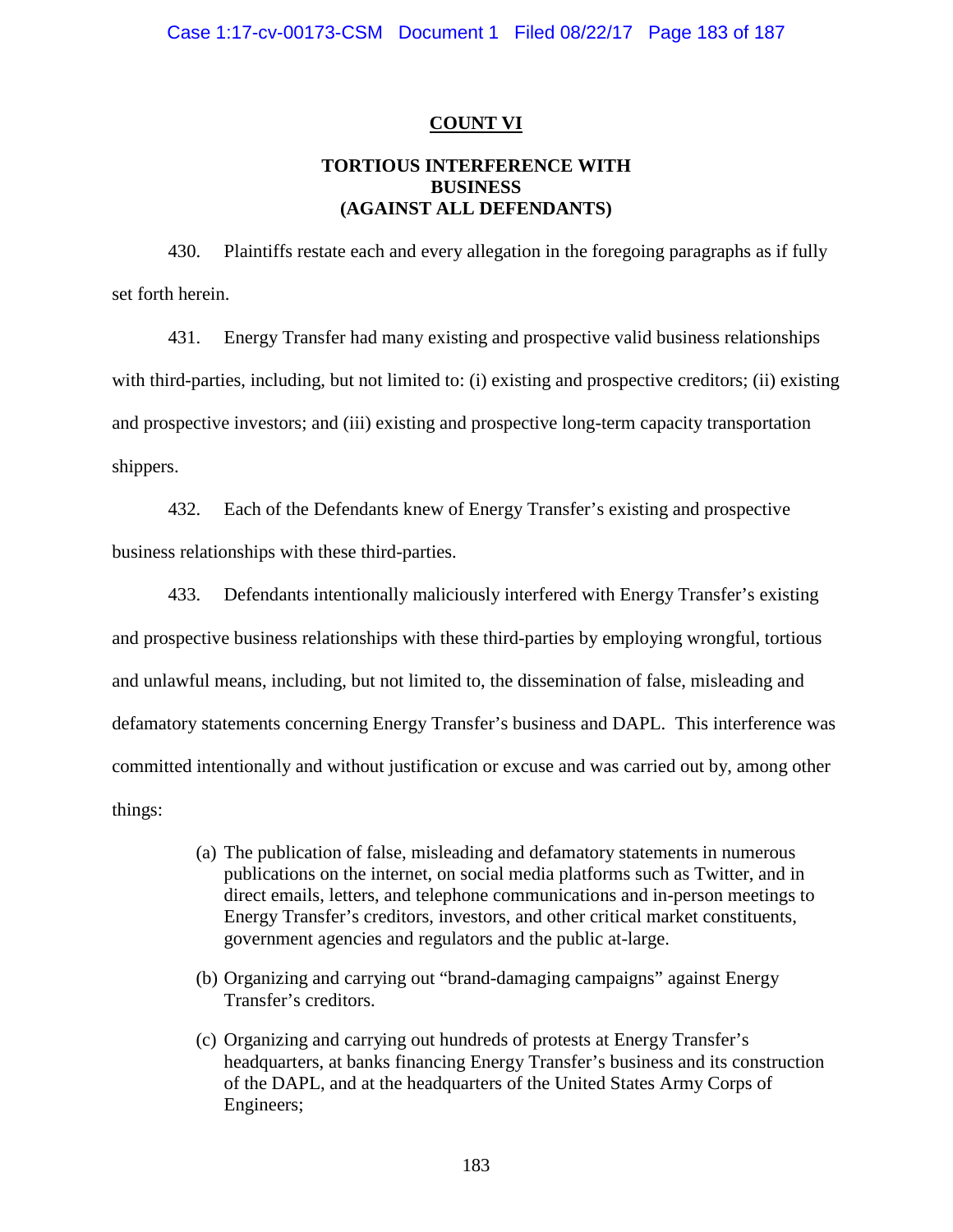## COUNT VI

### TORTIOUS INTERFERENCE WITH BUSINESS (AGAINST ALL DEFENDANTS)

430. Plaintiffs restate each and every allegation in the foregoing paragraphs as if fully set forth herein.

431. Energy Transfer had many existing and prospective valid business relationships with third-parties, including, but not limited to: (i) existing and prospective creditors; (ii) existing and prospective investors; and (iii) existing and prospective long-term capacity transportation shippers.

432. Each of the Defendants knew of Energy Transfer's existing and prospective business relationships with these third-parties.

433. Defendants intentionally maliciously interfered with Energy Transfer's existing and prospective business relationships with these third-parties by employing wrongful, tortious and unlawful means, including, but not limited to, the dissemination of false, misleading and defamatory statements concerning Energy Transfer's business and DAPL. This interference was committed intentionally and without justification or excuse and was carried out by, among other things:

(a) The publication of false, misleading and defamatory statements in numerous publications on the internet, on social media platforms such as Twitter, and in direct emails, letters, and telephone communications and in-person meetings to Energy Transfer's creditors, investors, and other critical market constituents, government agencies and regulators and the public at-large.

(b) Organizing and carrying out "brand-damaging campaigns" against Energy Transfer's creditors.

(c) Organizing and carrying out hundreds of protests at Energy Transfer's headquarters, at banks financing Energy Transfer's business and its construction of the DAPL, and at the headquarters of the United States Army Corps of Engineers;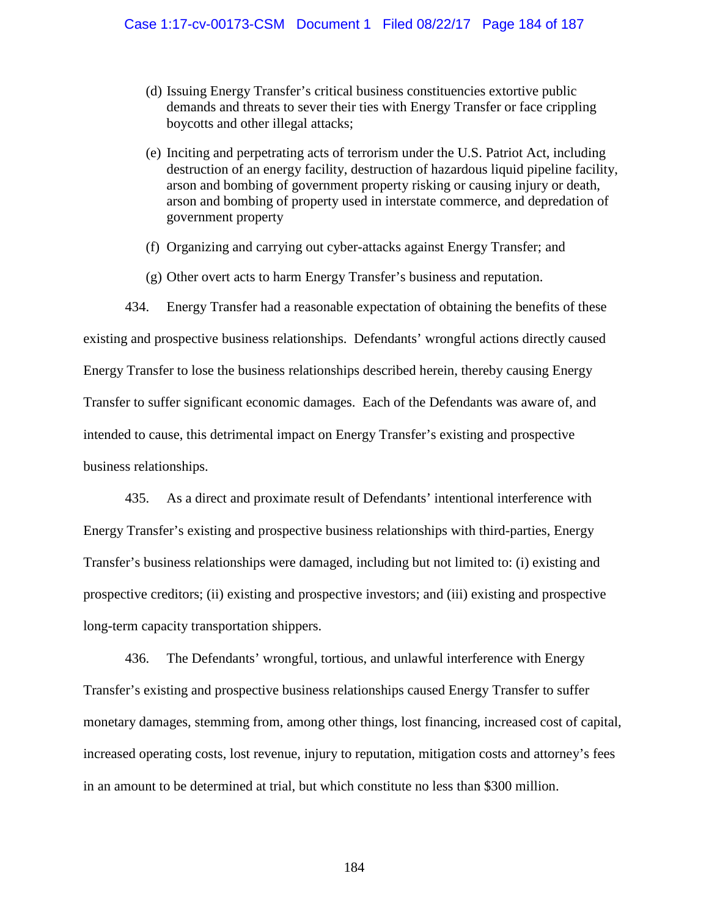(d) Issuing Energy Transfer's critical business constituencies extortive public demands and threats to sever their ties with Energy Transfer or face crippling boycotts and other illegal attacks;

(e) Inciting and perpetrating acts of terrorism under the U.S. Patriot Act, including destruction of an energy facility, destruction of hazardous liquid pipeline facility, arson and bombing of government property risking or causing injury or death, arson and bombing of property used in interstate commerce, and depredation of government property

(f) Organizing and carrying out cyber-attacks against Energy Transfer; and

(g) Other overt acts to harm Energy Transfer's business and reputation.

434. Energy Transfer had a reasonable expectation of obtaining the benefits of these existing and prospective business relationships. Defendants' wrongful actions directly caused Energy Transfer to lose the business relationships described herein, thereby causing Energy Transfer to suffer significant economic damages. Each of the Defendants was aware of, and intended to cause, this detrimental impact on Energy Transfer's existing and prospective business relationships.

435. As a direct and proximate result of Defendants' intentional interference with Energy Transfer's existing and prospective business relationships with third-parties, Energy Transfer's business relationships were damaged, including but not limited to: (i) existing and prospective creditors; (ii) existing and prospective investors; and (iii) existing and prospective long-term capacity transportation shippers.

436. The Defendants' wrongful, tortious, and unlawful interference with Energy Transfer's existing and prospective business relationships caused Energy Transfer to suffer monetary damages, stemming from, among other things, lost financing, increased cost of capital, increased operating costs, lost revenue, injury to reputation, mitigation costs and attorney's fees in an amount to be determined at trial, but which constitute no less than $300 million.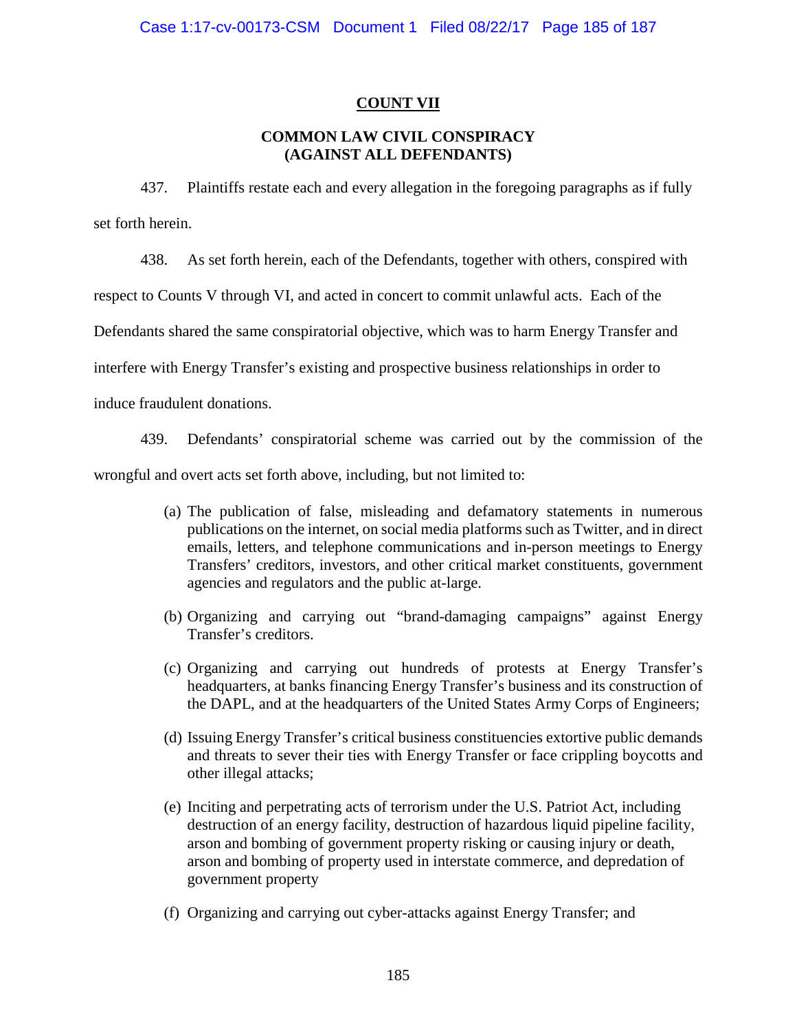## COUNT VII

### COMMON LAW CIVIL CONSPIRACY (AGAINST ALL DEFENDANTS)

437. Plaintiffs restate each and every allegation in the foregoing paragraphs as if fully set forth herein.

438. As set forth herein, each of the Defendants, together with others, conspired with respect to Counts V through VI, and acted in concert to commit unlawful acts. Each of the Defendants shared the same conspiratorial objective, which was to harm Energy Transfer and interfere with Energy Transfer's existing and prospective business relationships in order to induce fraudulent donations.

439. Defendants' conspiratorial scheme was carried out by the commission of the wrongful and overt acts set forth above, including, but not limited to:

(a) The publication of false, misleading and defamatory statements in numerous publications on the internet, on social media platforms such as Twitter, and in direct emails, letters, and telephone communications and in-person meetings to Energy Transfers' creditors, investors, and other critical market constituents, government agencies and regulators and the public at-large.

(b) Organizing and carrying out "brand-damaging campaigns" against Energy Transfer's creditors.

(c) Organizing and carrying out hundreds of protests at Energy Transfer's headquarters, at banks financing Energy Transfer's business and its construction of the DAPL, and at the headquarters of the United States Army Corps of Engineers;

(d) Issuing Energy Transfer's critical business constituencies extortive public demands and threats to sever their ties with Energy Transfer or face crippling boycotts and other illegal attacks;

(e) Inciting and perpetrating acts of terrorism under the U.S. Patriot Act, including destruction of an energy facility, destruction of hazardous liquid pipeline facility, arson and bombing of government property risking or causing injury or death, arson and bombing of property used in interstate commerce, and depredation of government property

(f) Organizing and carrying out cyber-attacks against Energy Transfer; and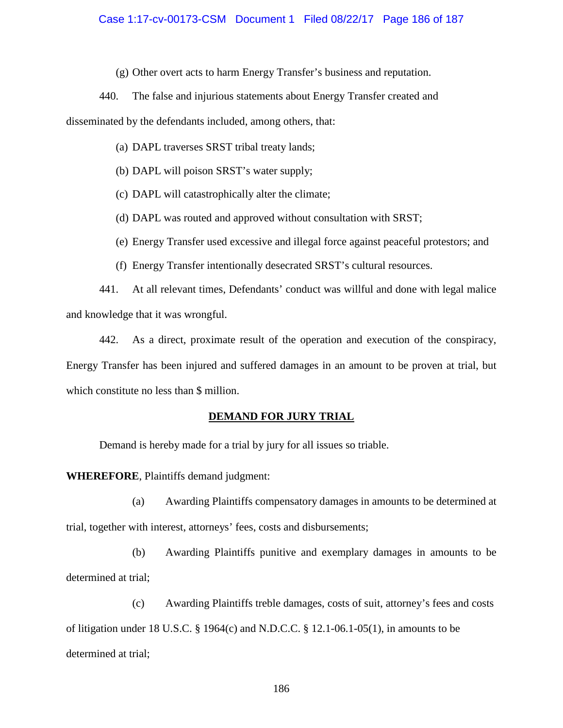(g) Other overt acts to harm Energy Transfer's business and reputation.

440. The false and injurious statements about Energy Transfer created and disseminated by the defendants included, among others, that:

(a) DAPL traverses SRST tribal treaty lands;

(b) DAPL will poison SRST's water supply;

(c) DAPL will catastrophically alter the climate;

(d) DAPL was routed and approved without consultation with SRST;

(e) Energy Transfer used excessive and illegal force against peaceful protestors; and

(f) Energy Transfer intentionally desecrated SRST's cultural resources.

441. At all relevant times, Defendants' conduct was willful and done with legal malice and knowledge that it was wrongful.

442. As a direct, proximate result of the operation and execution of the conspiracy, Energy Transfer has been injured and suffered damages in an amount to be proven at trial, but which constitute no less than $ million.

## DEMAND FOR JURY TRIAL

Demand is hereby made for a trial by jury for all issues so triable.

**WHEREFORE**, Plaintiffs demand judgment:

(a) Awarding Plaintiffs compensatory damages in amounts to be determined at trial, together with interest, attorneys' fees, costs and disbursements;

(b) Awarding Plaintiffs punitive and exemplary damages in amounts to be determined at trial;

(c) Awarding Plaintiffs treble damages, costs of suit, attorney's fees and costs of litigation under 18 U.S.C. § 1964(c) and N.D.C.C. § 12.1-06.1-05(1), in amounts to be determined at trial;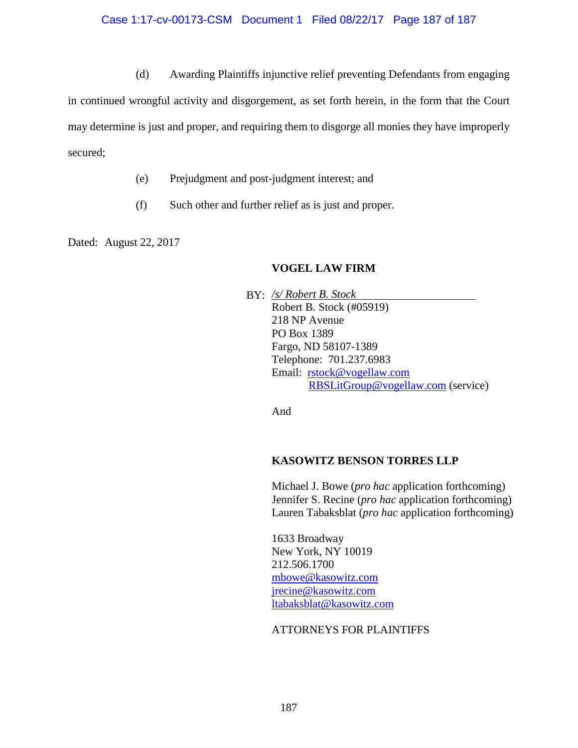(d) Awarding Plaintiffs injunctive relief preventing Defendants from engaging in continued wrongful activity and disgorgement, as set forth herein, in the form that the Court may determine is just and proper, and requiring them to disgorge all monies they have improperly secured;

(e) Prejudgment and post-judgment interest; and

(f) Such other and further relief as is just and proper.

Dated: August 22, 2017

**VOGEL LAW FIRM**

BY: */s/ Robert B. Stock*
Robert B. Stock (#05919)
218 NP Avenue
PO Box 1389
Fargo, ND 58107-1389
Telephone: 701.237.6983
Email: rstock@vogellaw.com
RBSLitGroup@vogellaw.com (service)

And

**KASOWITZ BENSON TORRES LLP**

Michael J. Bowe (*pro hac* application forthcoming)
Jennifer S. Recine (*pro hac* application forthcoming)
Lauren Tabaksblat (*pro hac* application forthcoming)

1633 Broadway
New York, NY 10019
212.506.1700
mbowe@kasowitz.com
jrecine@kasowitz.com
ltabaksblat@kasowitz.com

ATTORNEYS FOR PLAINTIFFS